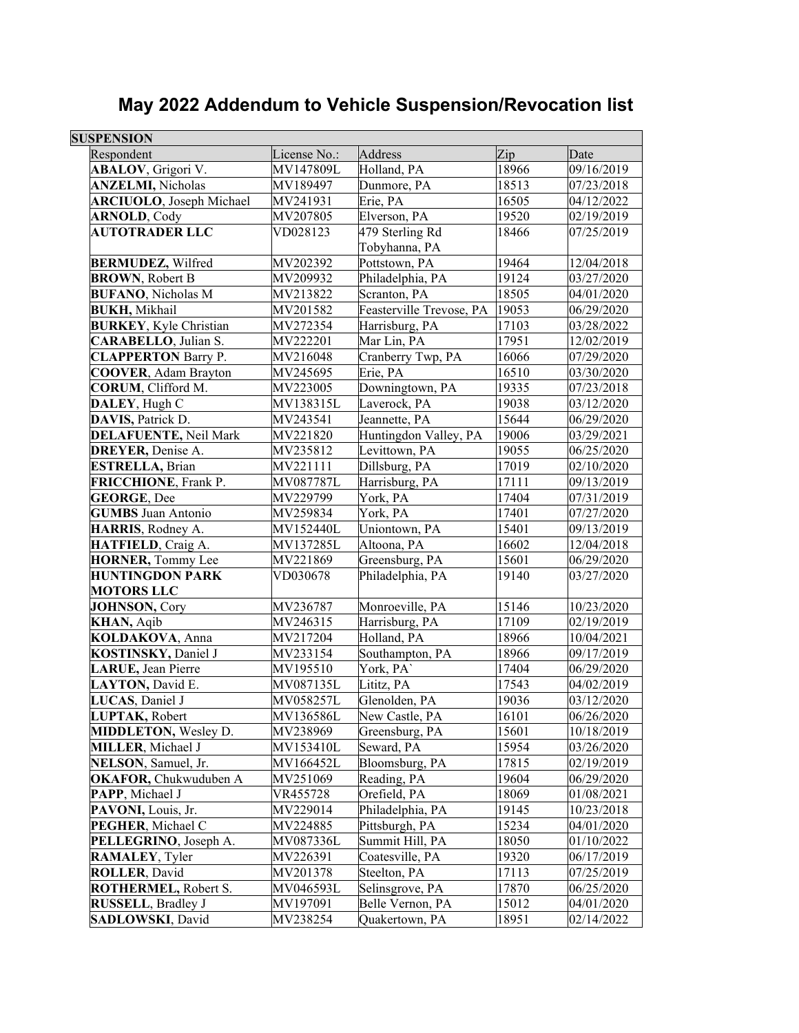# May 2022 Addendum to Vehicle Suspension/Revocation list

| SUSPENSION | | | | |
|---|---|---|---|---|
| Respondent | License No.: | Address | Zip | Date |
| **ABALOV**, Grigori V. | MV147809L | Holland, PA | 18966 | 09/16/2019 |
| **ANZELMI,** Nicholas | MV189497 | Dunmore, PA | 18513 | 07/23/2018 |
| **ARCIUOLO**, Joseph Michael | MV241931 | Erie, PA | 16505 | 04/12/2022 |
| **ARNOLD**, Cody | MV207805 | Elverson, PA | 19520 | 02/19/2019 |
| **AUTOTRADER LLC** | VD028123 | 479 Sterling Rd Tobyhanna, PA | 18466 | 07/25/2019 |
| **BERMUDEZ,** Wilfred | MV202392 | Pottstown, PA | 19464 | 12/04/2018 |
| **BROWN**, Robert B | MV209932 | Philadelphia, PA | 19124 | 03/27/2020 |
| **BUFANO**, Nicholas M | MV213822 | Scranton, PA | 18505 | 04/01/2020 |
| **BUKH,** Mikhail | MV201582 | Feasterville Trevose, PA | 19053 | 06/29/2020 |
| **BURKEY**, Kyle Christian | MV272354 | Harrisburg, PA | 17103 | 03/28/2022 |
| **CARABELLO**, Julian S. | MV222201 | Mar Lin, PA | 17951 | 12/02/2019 |
| **CLAPPERTON** Barry P. | MV216048 | Cranberry Twp, PA | 16066 | 07/29/2020 |
| **COOVER**, Adam Brayton | MV245695 | Erie, PA | 16510 | 03/30/2020 |
| **CORUM**, Clifford M. | MV223005 | Downingtown, PA | 19335 | 07/23/2018 |
| **DALEY**, Hugh C | MV138315L | Laverock, PA | 19038 | 03/12/2020 |
| **DAVIS,** Patrick D. | MV243541 | Jeannette, PA | 15644 | 06/29/2020 |
| **DELAFUENTE,** Neil Mark | MV221820 | Huntingdon Valley, PA | 19006 | 03/29/2021 |
| **DREYER,** Denise A. | MV235812 | Levittown, PA | 19055 | 06/25/2020 |
| **ESTRELLA,** Brian | MV221111 | Dillsburg, PA | 17019 | 02/10/2020 |
| **FRICCHIONE**, Frank P. | MV087787L | Harrisburg, PA | 17111 | 09/13/2019 |
| **GEORGE**, Dee | MV229799 | York, PA | 17404 | 07/31/2019 |
| **GUMBS** Juan Antonio | MV259834 | York, PA | 17401 | 07/27/2020 |
| **HARRIS**, Rodney A. | MV152440L | Uniontown, PA | 15401 | 09/13/2019 |
| **HATFIELD**, Craig A. | MV137285L | Altoona, PA | 16602 | 12/04/2018 |
| **HORNER,** Tommy Lee | MV221869 | Greensburg, PA | 15601 | 06/29/2020 |
| **HUNTINGDON PARK MOTORS LLC** | VD030678 | Philadelphia, PA | 19140 | 03/27/2020 |
| **JOHNSON,** Cory | MV236787 | Monroeville, PA | 15146 | 10/23/2020 |
| **KHAN,** Aqib | MV246315 | Harrisburg, PA | 17109 | 02/19/2019 |
| **KOLDAKOVA**, Anna | MV217204 | Holland, PA | 18966 | 10/04/2021 |
| **KOSTINSKY,** Daniel J | MV233154 | Southampton, PA | 18966 | 09/17/2019 |
| **LARUE,** Jean Pierre | MV195510 | York, PA` | 17404 | 06/29/2020 |
| **LAYTON,** David E. | MV087135L | Lititz, PA | 17543 | 04/02/2019 |
| **LUCAS**, Daniel J | MV058257L | Glenolden, PA | 19036 | 03/12/2020 |
| **LUPTAK,** Robert | MV136586L | New Castle, PA | 16101 | 06/26/2020 |
| **MIDDLETON,** Wesley D. | MV238969 | Greensburg, PA | 15601 | 10/18/2019 |
| **MILLER**, Michael J | MV153410L | Seward, PA | 15954 | 03/26/2020 |
| **NELSON**, Samuel, Jr. | MV166452L | Bloomsburg, PA | 17815 | 02/19/2019 |
| **OKAFOR,** Chukwuduben A | MV251069 | Reading, PA | 19604 | 06/29/2020 |
| **PAPP**, Michael J | VR455728 | Orefield, PA | 18069 | 01/08/2021 |
| **PAVONI,** Louis, Jr. | MV229014 | Philadelphia, PA | 19145 | 10/23/2018 |
| **PEGHER**, Michael C | MV224885 | Pittsburgh, PA | 15234 | 04/01/2020 |
| **PELLEGRINO**, Joseph A. | MV087336L | Summit Hill, PA | 18050 | 01/10/2022 |
| **RAMALEY**, Tyler | MV226391 | Coatesville, PA | 19320 | 06/17/2019 |
| **ROLLER**, David | MV201378 | Steelton, PA | 17113 | 07/25/2019 |
| **ROTHERMEL,** Robert S. | MV046593L | Selinsgrove, PA | 17870 | 06/25/2020 |
| **RUSSELL**, Bradley J | MV197091 | Belle Vernon, PA | 15012 | 04/01/2020 |
| **SADLOWSKI**, David | MV238254 | Quakertown, PA | 18951 | 02/14/2022 |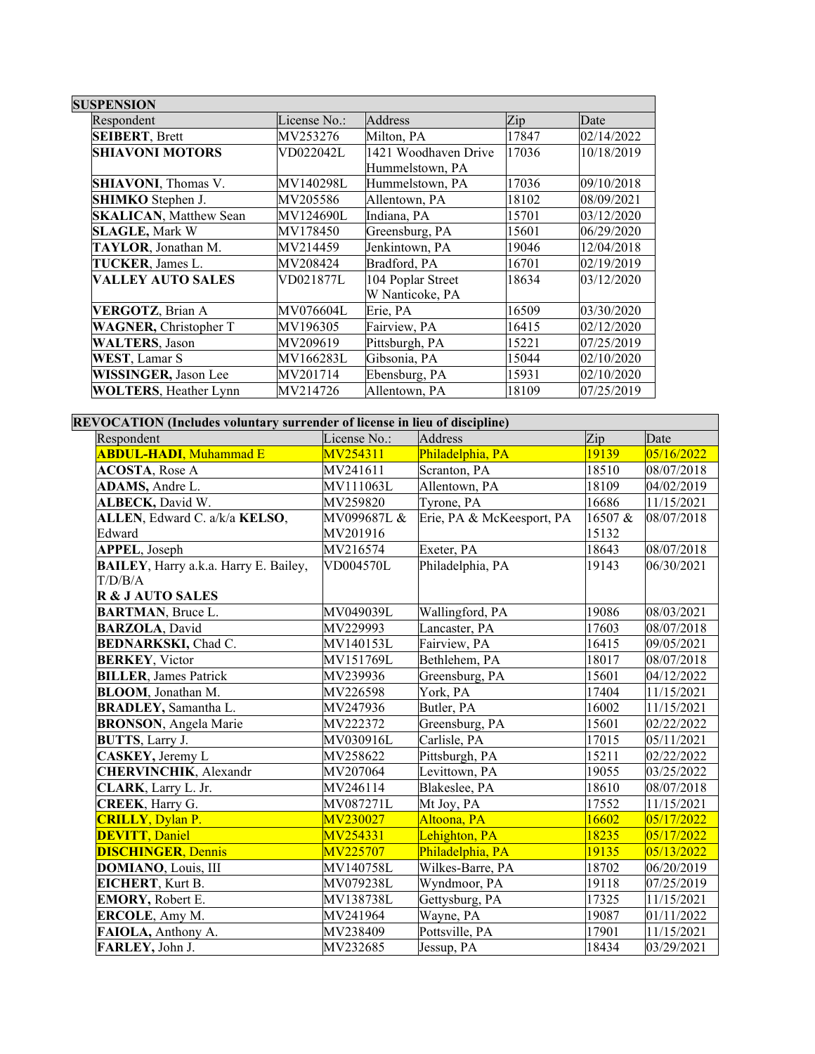**SUSPENSION**

| Respondent | License No.: | Address | Zip | Date |
|---|---|---|---|---|
| **SEIBERT**, Brett | MV253276 | Milton, PA | 17847 | 02/14/2022 |
| **SHIAVONI MOTORS** | VD022042L | 1421 Woodhaven Drive Hummelstown, PA | 17036 | 10/18/2019 |
| **SHIAVONI**, Thomas V. | MV140298L | Hummelstown, PA | 17036 | 09/10/2018 |
| **SHIMKO** Stephen J. | MV205586 | Allentown, PA | 18102 | 08/09/2021 |
| **SKALICAN**, Matthew Sean | MV124690L | Indiana, PA | 15701 | 03/12/2020 |
| **SLAGLE,** Mark W | MV178450 | Greensburg, PA | 15601 | 06/29/2020 |
| **TAYLOR**, Jonathan M. | MV214459 | Jenkintown, PA | 19046 | 12/04/2018 |
| **TUCKER**, James L. | MV208424 | Bradford, PA | 16701 | 02/19/2019 |
| **VALLEY AUTO SALES** | VD021877L | 104 Poplar Street W Nanticoke, PA | 18634 | 03/12/2020 |
| **VERGOTZ**, Brian A | MV076604L | Erie, PA | 16509 | 03/30/2020 |
| **WAGNER,** Christopher T | MV196305 | Fairview, PA | 16415 | 02/12/2020 |
| **WALTERS**, Jason | MV209619 | Pittsburgh, PA | 15221 | 07/25/2019 |
| **WEST**, Lamar S | MV166283L | Gibsonia, PA | 15044 | 02/10/2020 |
| **WISSINGER,** Jason Lee | MV201714 | Ebensburg, PA | 15931 | 02/10/2020 |
| **WOLTERS**, Heather Lynn | MV214726 | Allentown, PA | 18109 | 07/25/2019 |

**REVOCATION (Includes voluntary surrender of license in lieu of discipline)**

| Respondent | License No.: | Address | Zip | Date |
|---|---|---|---|---|
| **ABDUL-HADI**, Muhammad E | MV254311 | Philadelphia, PA | 19139 | 05/16/2022 |
| **ACOSTA**, Rose A | MV241611 | Scranton, PA | 18510 | 08/07/2018 |
| **ADAMS,** Andre L. | MV111063L | Allentown, PA | 18109 | 04/02/2019 |
| **ALBECK**, David W. | MV259820 | Tyrone, PA | 16686 | 11/15/2021 |
| **ALLEN**, Edward C. a/k/a **KELSO**, Edward | MV099687L & MV201916 | Erie, PA & McKeesport, PA | 16507 & 15132 | 08/07/2018 |
| **APPEL**, Joseph | MV216574 | Exeter, PA | 18643 | 08/07/2018 |
| **BAILEY**, Harry a.k.a. Harry E. Bailey, T/D/B/A **R & J AUTO SALES** | VD004570L | Philadelphia, PA | 19143 | 06/30/2021 |
| **BARTMAN**, Bruce L. | MV049039L | Wallingford, PA | 19086 | 08/03/2021 |
| **BARZOLA**, David | MV229993 | Lancaster, PA | 17603 | 08/07/2018 |
| **BEDNARKSKI,** Chad C. | MV140153L | Fairview, PA | 16415 | 09/05/2021 |
| **BERKEY**, Victor | MV151769L | Bethlehem, PA | 18017 | 08/07/2018 |
| **BILLER**, James Patrick | MV239936 | Greensburg, PA | 15601 | 04/12/2022 |
| **BLOOM**, Jonathan M. | MV226598 | York, PA | 17404 | 11/15/2021 |
| **BRADLEY,** Samantha L. | MV247936 | Butler, PA | 16002 | 11/15/2021 |
| **BRONSON**, Angela Marie | MV222372 | Greensburg, PA | 15601 | 02/22/2022 |
| **BUTTS**, Larry J. | MV030916L | Carlisle, PA | 17015 | 05/11/2021 |
| **CASKEY,** Jeremy L | MV258622 | Pittsburgh, PA | 15211 | 02/22/2022 |
| **CHERVINCHIK**, Alexandr | MV207064 | Levittown, PA | 19055 | 03/25/2022 |
| **CLARK**, Larry L. Jr. | MV246114 | Blakeslee, PA | 18610 | 08/07/2018 |
| **CREEK**, Harry G. | MV087271L | Mt Joy, PA | 17552 | 11/15/2021 |
| **CRILLY**, Dylan P. | MV230027 | Altoona, PA | 16602 | 05/17/2022 |
| **DEVITT**, Daniel | MV254331 | Lehighton, PA | 18235 | 05/17/2022 |
| **DISCHINGER**, Dennis | MV225707 | Philadelphia, PA | 19135 | 05/13/2022 |
| **DOMIANO**, Louis, III | MV140758L | Wilkes-Barre, PA | 18702 | 06/20/2019 |
| **EICHERT**, Kurt B. | MV079238L | Wyndmoor, PA | 19118 | 07/25/2019 |
| **EMORY,** Robert E. | MV138738L | Gettysburg, PA | 17325 | 11/15/2021 |
| **ERCOLE**, Amy M. | MV241964 | Wayne, PA | 19087 | 01/11/2022 |
| **FAIOLA,** Anthony A. | MV238409 | Pottsville, PA | 17901 | 11/15/2021 |
| **FARLEY,** John J. | MV232685 | Jessup, PA | 18434 | 03/29/2021 |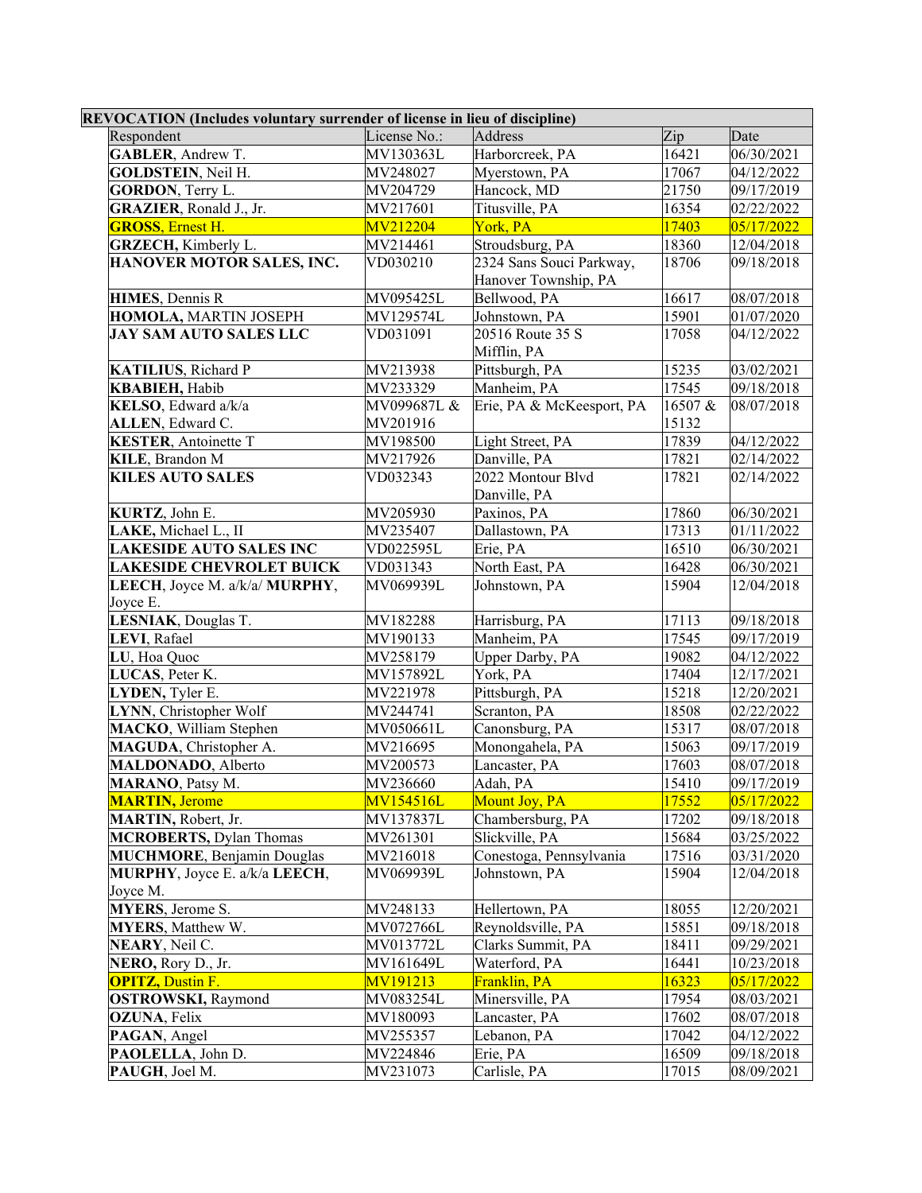| **REVOCATION (Includes voluntary surrender of license in lieu of discipline)** | | | | |
|---|---|---|---|---|
| Respondent | License No.: | Address | Zip | Date |
| **GABLER**, Andrew T. | MV130363L | Harborcreek, PA | 16421 | 06/30/2021 |
| **GOLDSTEIN**, Neil H. | MV248027 | Myerstown, PA | 17067 | 04/12/2022 |
| **GORDON**, Terry L. | MV204729 | Hancock, MD | 21750 | 09/17/2019 |
| **GRAZIER**, Ronald J., Jr. | MV217601 | Titusville, PA | 16354 | 02/22/2022 |
| **GROSS**, Ernest H. | MV212204 | York, PA | 17403 | 05/17/2022 |
| **GRZECH,** Kimberly L. | MV214461 | Stroudsburg, PA | 18360 | 12/04/2018 |
| **HANOVER MOTOR SALES, INC.** | VD030210 | 2324 Sans Souci Parkway, Hanover Township, PA | 18706 | 09/18/2018 |
| **HIMES**, Dennis R | MV095425L | Bellwood, PA | 16617 | 08/07/2018 |
| **HOMOLA,** MARTIN JOSEPH | MV129574L | Johnstown, PA | 15901 | 01/07/2020 |
| **JAY SAM AUTO SALES LLC** | VD031091 | 20516 Route 35 S Mifflin, PA | 17058 | 04/12/2022 |
| **KATILIUS**, Richard P | MV213938 | Pittsburgh, PA | 15235 | 03/02/2021 |
| **KBABIEH,** Habib | MV233329 | Manheim, PA | 17545 | 09/18/2018 |
| **KELSO**, Edward a/k/a **ALLEN**, Edward C. | MV099687L & MV201916 | Erie, PA & McKeesport, PA | 16507 & 15132 | 08/07/2018 |
| **KESTER**, Antoinette T | MV198500 | Light Street, PA | 17839 | 04/12/2022 |
| **KILE**, Brandon M | MV217926 | Danville, PA | 17821 | 02/14/2022 |
| **KILES AUTO SALES** | VD032343 | 2022 Montour Blvd Danville, PA | 17821 | 02/14/2022 |
| **KURTZ**, John E. | MV205930 | Paxinos, PA | 17860 | 06/30/2021 |
| **LAKE**, Michael L., II | MV235407 | Dallastown, PA | 17313 | 01/11/2022 |
| **LAKESIDE AUTO SALES INC** | VD022595L | Erie, PA | 16510 | 06/30/2021 |
| **LAKESIDE CHEVROLET BUICK** | VD031343 | North East, PA | 16428 | 06/30/2021 |
| **LEECH**, Joyce M. a/k/a/ **MURPHY**, Joyce E. | MV069939L | Johnstown, PA | 15904 | 12/04/2018 |
| **LESNIAK**, Douglas T. | MV182288 | Harrisburg, PA | 17113 | 09/18/2018 |
| **LEVI**, Rafael | MV190133 | Manheim, PA | 17545 | 09/17/2019 |
| **LU**, Hoa Quoc | MV258179 | Upper Darby, PA | 19082 | 04/12/2022 |
| **LUCAS**, Peter K. | MV157892L | York, PA | 17404 | 12/17/2021 |
| **LYDEN,** Tyler E. | MV221978 | Pittsburgh, PA | 15218 | 12/20/2021 |
| **LYNN**, Christopher Wolf | MV244741 | Scranton, PA | 18508 | 02/22/2022 |
| **MACKO**, William Stephen | MV050661L | Canonsburg, PA | 15317 | 08/07/2018 |
| **MAGUDA**, Christopher A. | MV216695 | Monongahela, PA | 15063 | 09/17/2019 |
| **MALDONADO**, Alberto | MV200573 | Lancaster, PA | 17603 | 08/07/2018 |
| **MARANO**, Patsy M. | MV236660 | Adah, PA | 15410 | 09/17/2019 |
| **MARTIN,** Jerome | MV154516L | Mount Joy, PA | 17552 | 05/17/2022 |
| **MARTIN,** Robert, Jr. | MV137837L | Chambersburg, PA | 17202 | 09/18/2018 |
| **MCROBERTS,** Dylan Thomas | MV261301 | Slickville, PA | 15684 | 03/25/2022 |
| **MUCHMORE**, Benjamin Douglas | MV216018 | Conestoga, Pennsylvania | 17516 | 03/31/2020 |
| **MURPHY**, Joyce E. a/k/a **LEECH**, Joyce M. | MV069939L | Johnstown, PA | 15904 | 12/04/2018 |
| **MYERS**, Jerome S. | MV248133 | Hellertown, PA | 18055 | 12/20/2021 |
| **MYERS**, Matthew W. | MV072766L | Reynoldsville, PA | 15851 | 09/18/2018 |
| **NEARY**, Neil C. | MV013772L | Clarks Summit, PA | 18411 | 09/29/2021 |
| **NERO,** Rory D., Jr. | MV161649L | Waterford, PA | 16441 | 10/23/2018 |
| **OPITZ,** Dustin F. | MV191213 | Franklin, PA | 16323 | 05/17/2022 |
| **OSTROWSKI,** Raymond | MV083254L | Minersville, PA | 17954 | 08/03/2021 |
| **OZUNA**, Felix | MV180093 | Lancaster, PA | 17602 | 08/07/2018 |
| **PAGAN**, Angel | MV255357 | Lebanon, PA | 17042 | 04/12/2022 |
| **PAOLELLA**, John D. | MV224846 | Erie, PA | 16509 | 09/18/2018 |
| **PAUGH**, Joel M. | MV231073 | Carlisle, PA | 17015 | 08/09/2021 |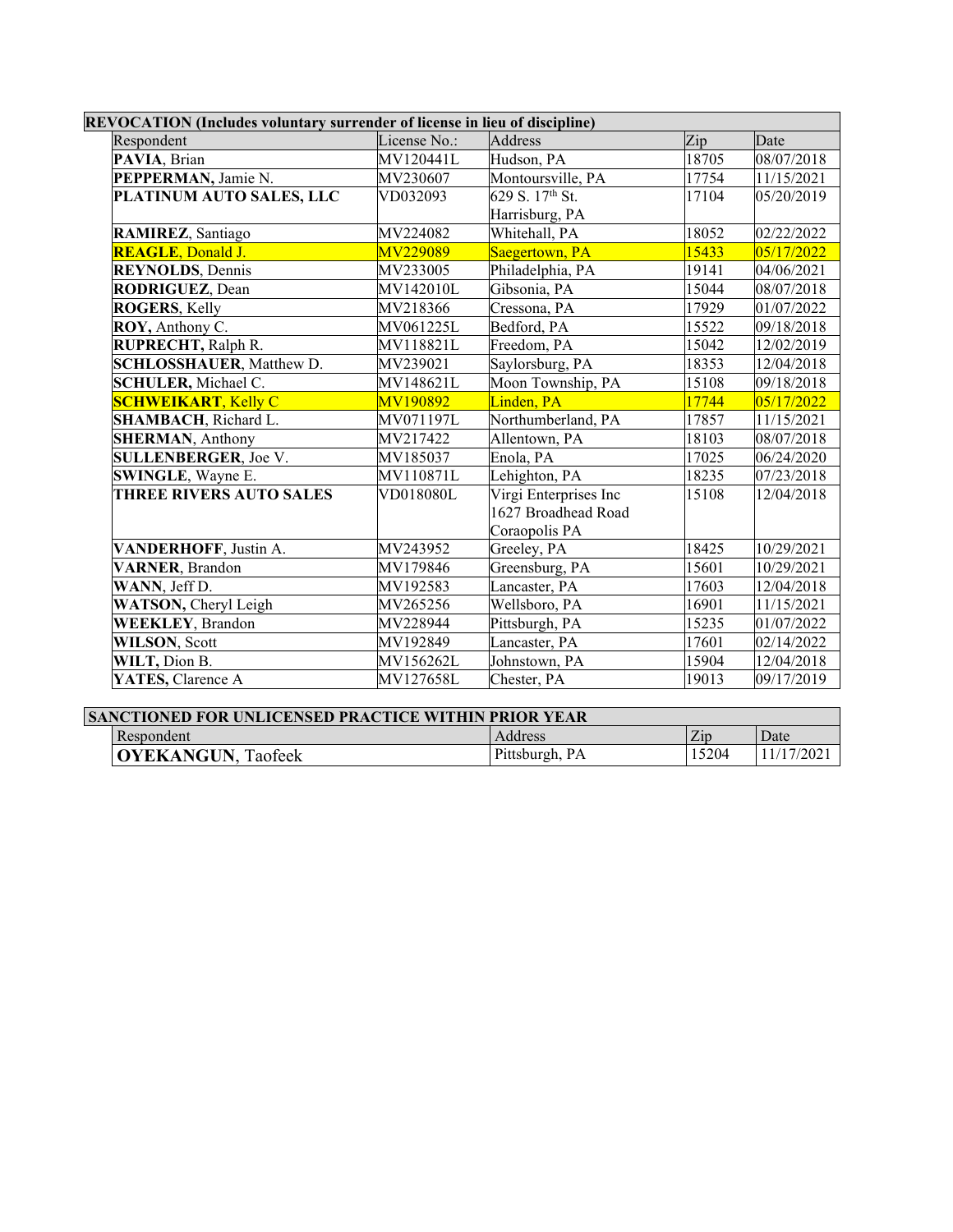**REVOCATION (Includes voluntary surrender of license in lieu of discipline)**

| Respondent | License No.: | Address | Zip | Date |
|---|---|---|---|---|
| **PAVIA**, Brian | MV120441L | Hudson, PA | 18705 | 08/07/2018 |
| **PEPPERMAN,** Jamie N. | MV230607 | Montoursville, PA | 17754 | 11/15/2021 |
| **PLATINUM AUTO SALES, LLC** | VD032093 | 629 S. 17th St. Harrisburg, PA | 17104 | 05/20/2019 |
| **RAMIREZ**, Santiago | MV224082 | Whitehall, PA | 18052 | 02/22/2022 |
| **REAGLE**, Donald J. | MV229089 | Saegertown, PA | 15433 | 05/17/2022 |
| **REYNOLDS**, Dennis | MV233005 | Philadelphia, PA | 19141 | 04/06/2021 |
| **RODRIGUEZ**, Dean | MV142010L | Gibsonia, PA | 15044 | 08/07/2018 |
| **ROGERS**, Kelly | MV218366 | Cressona, PA | 17929 | 01/07/2022 |
| **ROY,** Anthony C. | MV061225L | Bedford, PA | 15522 | 09/18/2018 |
| **RUPRECHT,** Ralph R. | MV118821L | Freedom, PA | 15042 | 12/02/2019 |
| **SCHLOSSHAUER**, Matthew D. | MV239021 | Saylorsburg, PA | 18353 | 12/04/2018 |
| **SCHULER,** Michael C. | MV148621L | Moon Township, PA | 15108 | 09/18/2018 |
| **SCHWEIKART**, Kelly C | MV190892 | Linden, PA | 17744 | 05/17/2022 |
| **SHAMBACH**, Richard L. | MV071197L | Northumberland, PA | 17857 | 11/15/2021 |
| **SHERMAN**, Anthony | MV217422 | Allentown, PA | 18103 | 08/07/2018 |
| **SULLENBERGER**, Joe V. | MV185037 | Enola, PA | 17025 | 06/24/2020 |
| **SWINGLE**, Wayne E. | MV110871L | Lehighton, PA | 18235 | 07/23/2018 |
| **THREE RIVERS AUTO SALES** | VD018080L | Virgi Enterprises Inc 1627 Broadhead Road Coraopolis PA | 15108 | 12/04/2018 |
| **VANDERHOFF**, Justin A. | MV243952 | Greeley, PA | 18425 | 10/29/2021 |
| **VARNER**, Brandon | MV179846 | Greensburg, PA | 15601 | 10/29/2021 |
| **WANN**, Jeff D. | MV192583 | Lancaster, PA | 17603 | 12/04/2018 |
| **WATSON,** Cheryl Leigh | MV265256 | Wellsboro, PA | 16901 | 11/15/2021 |
| **WEEKLEY**, Brandon | MV228944 | Pittsburgh, PA | 15235 | 01/07/2022 |
| **WILSON**, Scott | MV192849 | Lancaster, PA | 17601 | 02/14/2022 |
| **WILT,** Dion B. | MV156262L | Johnstown, PA | 15904 | 12/04/2018 |
| **YATES,** Clarence A | MV127658L | Chester, PA | 19013 | 09/17/2019 |

**SANCTIONED FOR UNLICENSED PRACTICE WITHIN PRIOR YEAR**

| Respondent | Address | Zip | Date |
|---|---|---|---|
| **OYEKANGUN**, Taofeek | Pittsburgh, PA | 15204 | 11/17/2021 |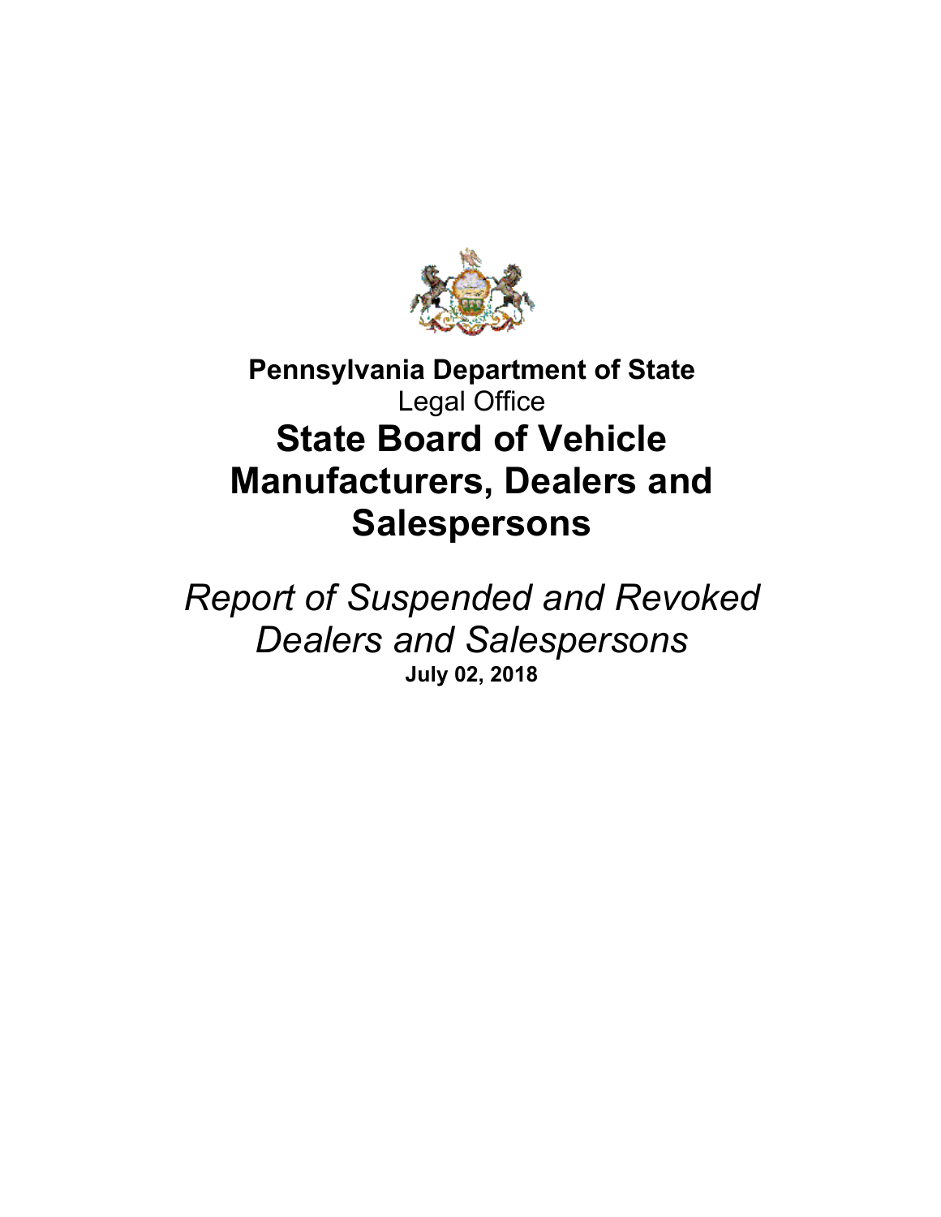**Pennsylvania Department of State**

Legal Office

# State Board of Vehicle Manufacturers, Dealers and Salespersons

## *Report of Suspended and Revoked Dealers and Salespersons*

**July 02, 2018**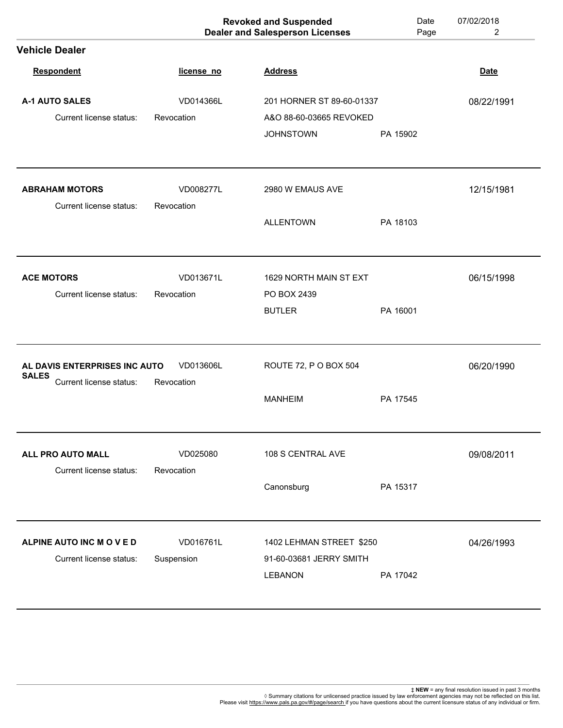## Vehicle Dealer

| Respondent | license_no | Address | | Date |
|---|---|---|---|---|
| **A-1 AUTO SALES**<br>Current license status: Revocation | VD014366L | 201 HORNER ST 89-60-01337<br>A&O 88-60-03665 REVOKED<br>JOHNSTOWN | PA 15902 | 08/22/1991 |
| **ABRAHAM MOTORS**<br>Current license status: Revocation | VD008277L | 2980 W EMAUS AVE<br>ALLENTOWN | PA 18103 | 12/15/1981 |
| **ACE MOTORS**<br>Current license status: Revocation | VD013671L | 1629 NORTH MAIN ST EXT<br>PO BOX 2439<br>BUTLER | PA 16001 | 06/15/1998 |
| **AL DAVIS ENTERPRISES INC AUTO SALES**<br>Current license status: Revocation | VD013606L | ROUTE 72, P O BOX 504<br>MANHEIM | PA 17545 | 06/20/1990 |
| **ALL PRO AUTO MALL**<br>Current license status: Revocation | VD025080 | 108 S CENTRAL AVE<br>Canonsburg | PA 15317 | 09/08/2011 |
| **ALPINE AUTO INC M O V E D**<br>Current license status: Suspension | VD016761L | 1402 LEHMAN STREET $250<br>91-60-03681 JERRY SMITH<br>LEBANON | PA 17042 | 04/26/1993 |

‡ **NEW** = any final resolution issued in past 3 months
◊ Summary citations for unlicensed practice issued by law enforcement agencies may not be reflected on this list.
Please visit https://www.pals.pa.gov/#/page/search if you have questions about the current licensure status of any individual or firm.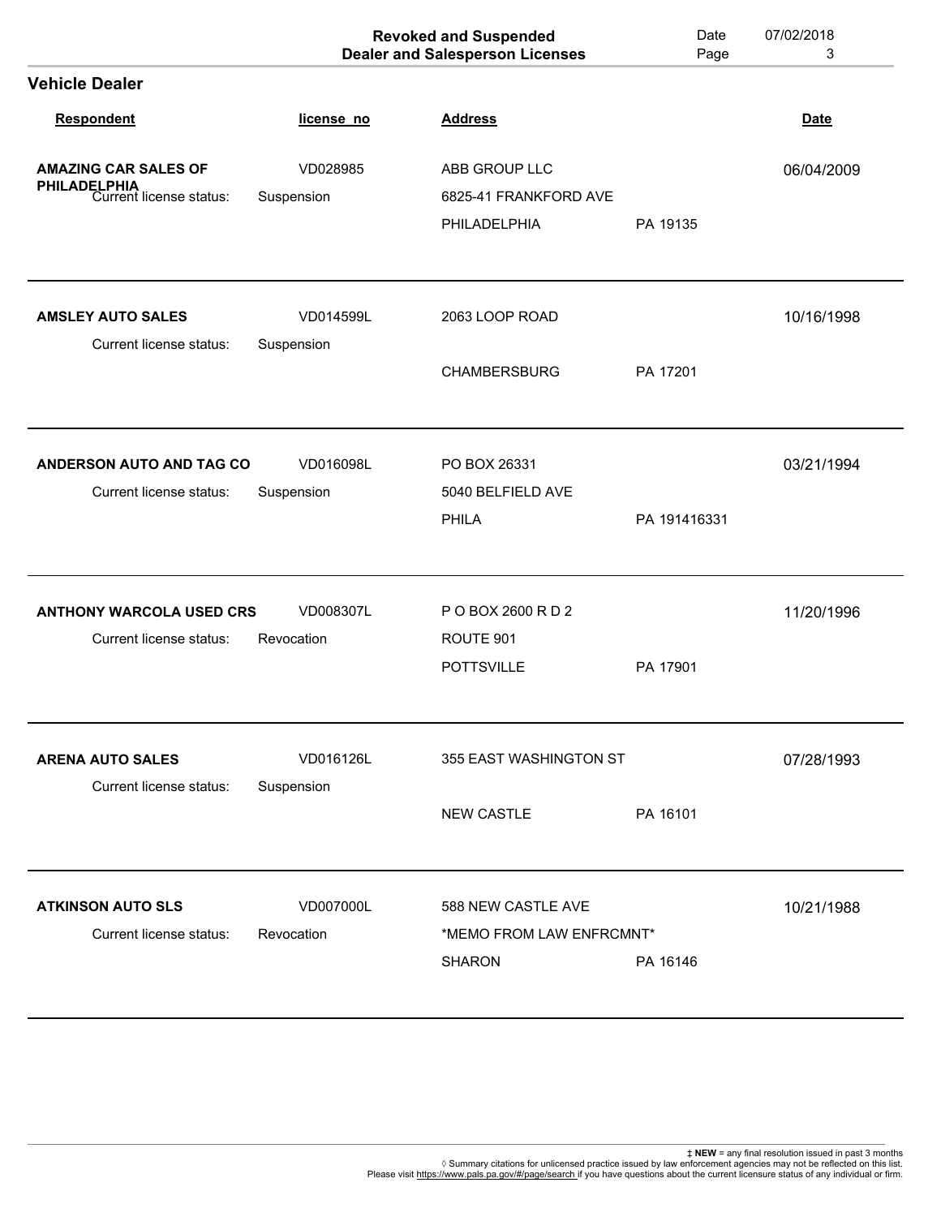## Vehicle Dealer

| Respondent | license_no | Address | | Date |
|---|---|---|---|---|
| **AMAZING CAR SALES OF PHILADELPHIA** | VD028985 | ABB GROUP LLC | | 06/04/2009 |
| Current license status: | Suspension | 6825-41 FRANKFORD AVE | | |
| | | PHILADELPHIA | PA 19135 | |
| **AMSLEY AUTO SALES** | VD014599L | 2063 LOOP ROAD | | 10/16/1998 |
| Current license status: | Suspension | | | |
| | | CHAMBERSBURG | PA 17201 | |
| **ANDERSON AUTO AND TAG CO** | VD016098L | PO BOX 26331 | | 03/21/1994 |
| Current license status: | Suspension | 5040 BELFIELD AVE | | |
| | | PHILA | PA 191416331 | |
| **ANTHONY WARCOLA USED CRS** | VD008307L | P O BOX 2600 R D 2 | | 11/20/1996 |
| Current license status: | Revocation | ROUTE 901 | | |
| | | POTTSVILLE | PA 17901 | |
| **ARENA AUTO SALES** | VD016126L | 355 EAST WASHINGTON ST | | 07/28/1993 |
| Current license status: | Suspension | | | |
| | | NEW CASTLE | PA 16101 | |
| **ATKINSON AUTO SLS** | VD007000L | 588 NEW CASTLE AVE | | 10/21/1988 |
| Current license status: | Revocation | *MEMO FROM LAW ENFRCMNT* | | |
| | | SHARON | PA 16146 | |

‡ **NEW** = any final resolution issued in past 3 months
◊ Summary citations for unlicensed practice issued by law enforcement agencies may not be reflected on this list.
Please visit https://www.pals.pa.gov/#/page/search if you have questions about the current licensure status of any individual or firm.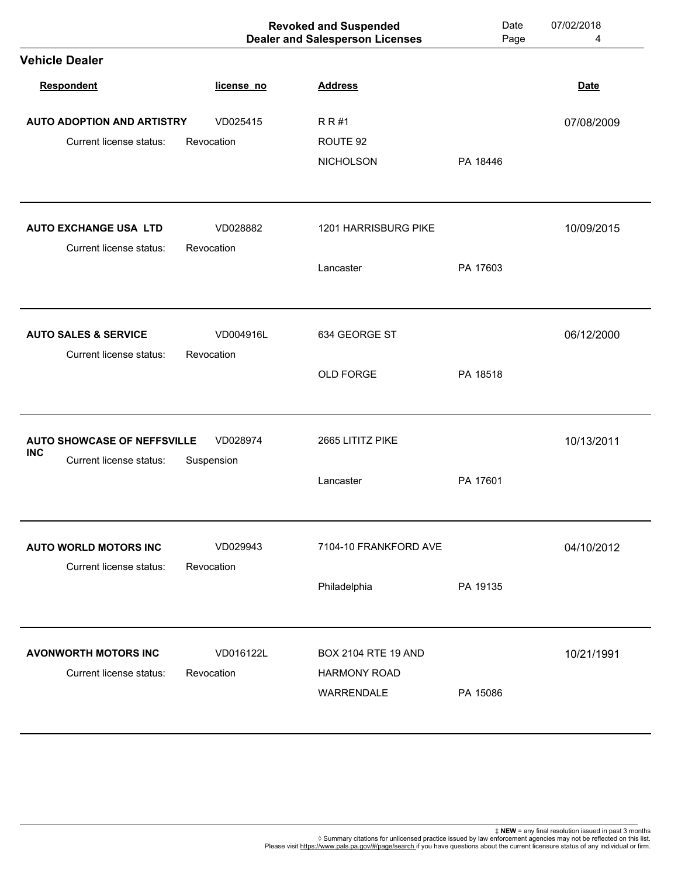## Vehicle Dealer

| Respondent | license_no | Address | | Date |
|---|---|---|---|---|
| **AUTO ADOPTION AND ARTISTRY**<br>Current license status: Revocation | VD025415 | R R #1<br>ROUTE 92<br>NICHOLSON | PA 18446 | 07/08/2009 |
| **AUTO EXCHANGE USA LTD**<br>Current license status: Revocation | VD028882 | 1201 HARRISBURG PIKE<br>Lancaster | PA 17603 | 10/09/2015 |
| **AUTO SALES & SERVICE**<br>Current license status: Revocation | VD004916L | 634 GEORGE ST<br>OLD FORGE | PA 18518 | 06/12/2000 |
| **AUTO SHOWCASE OF NEFFSVILLE INC**<br>Current license status: Suspension | VD028974 | 2665 LITITZ PIKE<br>Lancaster | PA 17601 | 10/13/2011 |
| **AUTO WORLD MOTORS INC**<br>Current license status: Revocation | VD029943 | 7104-10 FRANKFORD AVE<br>Philadelphia | PA 19135 | 04/10/2012 |
| **AVONWORTH MOTORS INC**<br>Current license status: Revocation | VD016122L | BOX 2104 RTE 19 AND<br>HARMONY ROAD<br>WARRENDALE | PA 15086 | 10/21/1991 |

‡ **NEW** = any final resolution issued in past 3 months
◊ Summary citations for unlicensed practice issued by law enforcement agencies may not be reflected on this list.
Please visit https://www.pals.pa.gov/#/page/search if you have questions about the current licensure status of any individual or firm.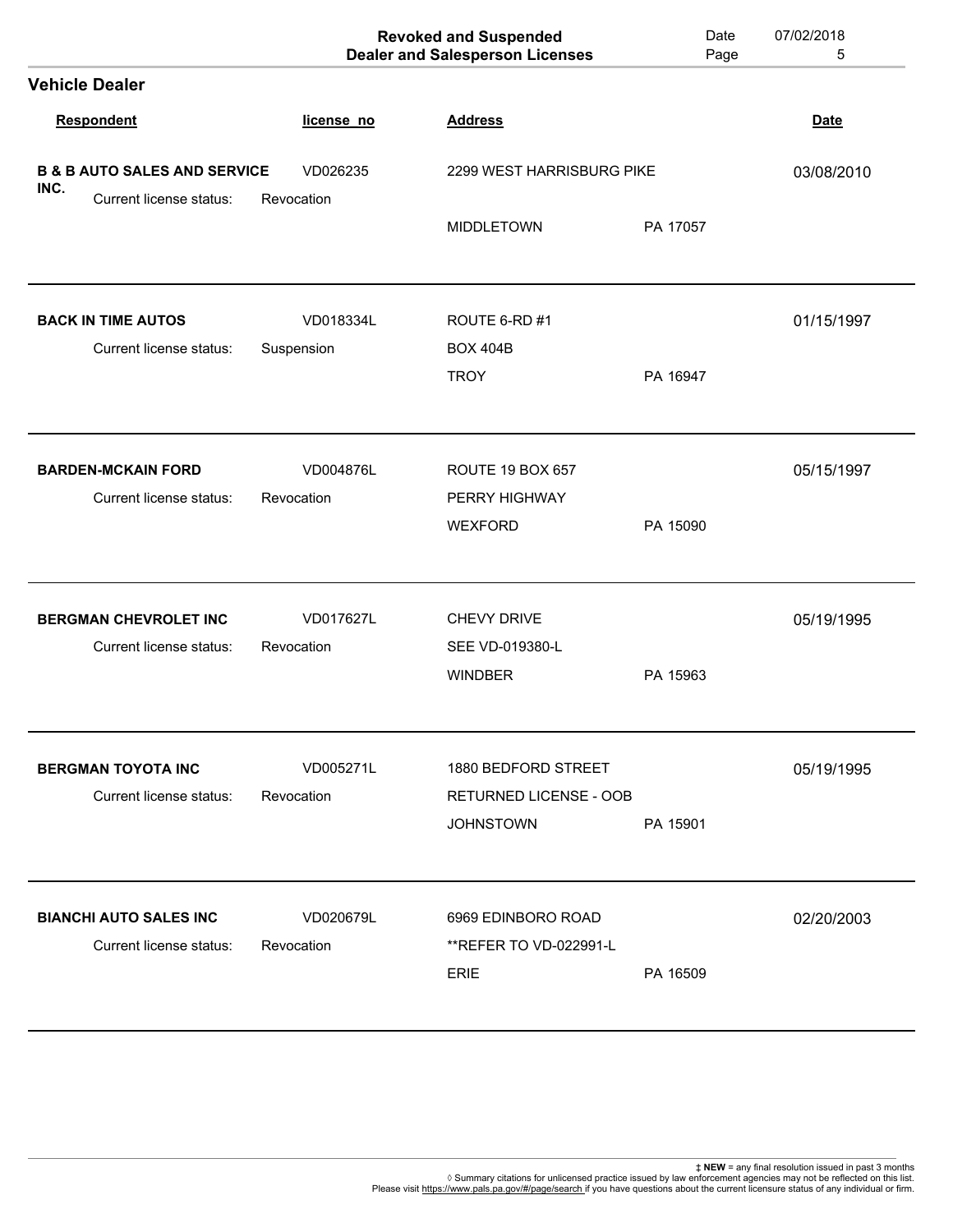## Vehicle Dealer

| Respondent | license_no | Address | | Date |
|---|---|---|---|---|
| **B & B AUTO SALES AND SERVICE INC.** | VD026235 | 2299 WEST HARRISBURG PIKE | | 03/08/2010 |
| Current license status: | Revocation | | | |
| | | MIDDLETOWN | PA 17057 | |
| **BACK IN TIME AUTOS** | VD018334L | ROUTE 6-RD #1 | | 01/15/1997 |
| Current license status: | Suspension | BOX 404B | | |
| | | TROY | PA 16947 | |
| **BARDEN-MCKAIN FORD** | VD004876L | ROUTE 19 BOX 657 | | 05/15/1997 |
| Current license status: | Revocation | PERRY HIGHWAY | | |
| | | WEXFORD | PA 15090 | |
| **BERGMAN CHEVROLET INC** | VD017627L | CHEVY DRIVE | | 05/19/1995 |
| Current license status: | Revocation | SEE VD-019380-L | | |
| | | WINDBER | PA 15963 | |
| **BERGMAN TOYOTA INC** | VD005271L | 1880 BEDFORD STREET | | 05/19/1995 |
| Current license status: | Revocation | RETURNED LICENSE - OOB | | |
| | | JOHNSTOWN | PA 15901 | |
| **BIANCHI AUTO SALES INC** | VD020679L | 6969 EDINBORO ROAD | | 02/20/2003 |
| Current license status: | Revocation | **REFER TO VD-022991-L | | |
| | | ERIE | PA 16509 | |

‡ **NEW** = any final resolution issued in past 3 months
◊ Summary citations for unlicensed practice issued by law enforcement agencies may not be reflected on this list.
Please visit https://www.pals.pa.gov/#/page/search if you have questions about the current licensure status of any individual or firm.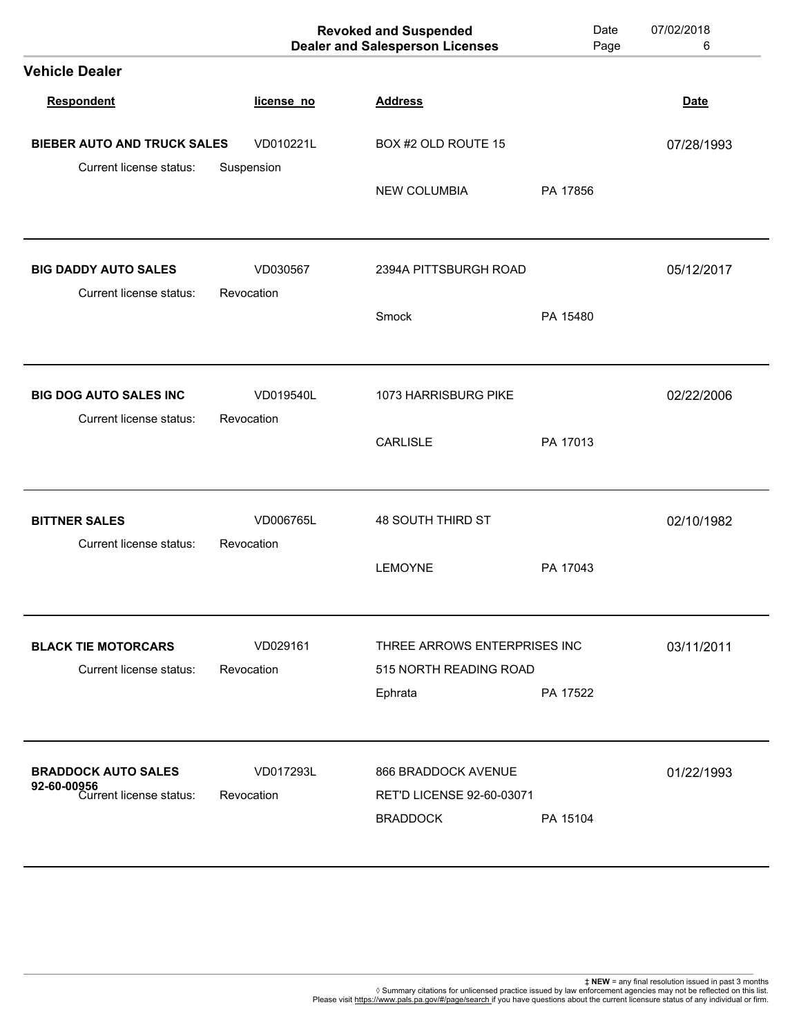## Vehicle Dealer

| Respondent | license_no | Address | | Date |
|---|---|---|---|---|
| **BIEBER AUTO AND TRUCK SALES** | VD010221L | BOX #2 OLD ROUTE 15 | | 07/28/1993 |
| Current license status: | Suspension | | | |
| | | NEW COLUMBIA | PA 17856 | |
| **BIG DADDY AUTO SALES** | VD030567 | 2394A PITTSBURGH ROAD | | 05/12/2017 |
| Current license status: | Revocation | | | |
| | | Smock | PA 15480 | |
| **BIG DOG AUTO SALES INC** | VD019540L | 1073 HARRISBURG PIKE | | 02/22/2006 |
| Current license status: | Revocation | | | |
| | | CARLISLE | PA 17013 | |
| **BITTNER SALES** | VD006765L | 48 SOUTH THIRD ST | | 02/10/1982 |
| Current license status: | Revocation | | | |
| | | LEMOYNE | PA 17043 | |
| **BLACK TIE MOTORCARS** | VD029161 | THREE ARROWS ENTERPRISES INC | | 03/11/2011 |
| Current license status: | Revocation | 515 NORTH READING ROAD | | |
| | | Ephrata | PA 17522 | |
| **BRADDOCK AUTO SALES** **92-60-00956** | VD017293L | 866 BRADDOCK AVENUE | | 01/22/1993 |
| Current license status: | Revocation | RET'D LICENSE 92-60-03071 | | |
| | | BRADDOCK | PA 15104 | |

‡ **NEW** = any final resolution issued in past 3 months
◊ Summary citations for unlicensed practice issued by law enforcement agencies may not be reflected on this list.
Please visit https://www.pals.pa.gov/#/page/search if you have questions about the current licensure status of any individual or firm.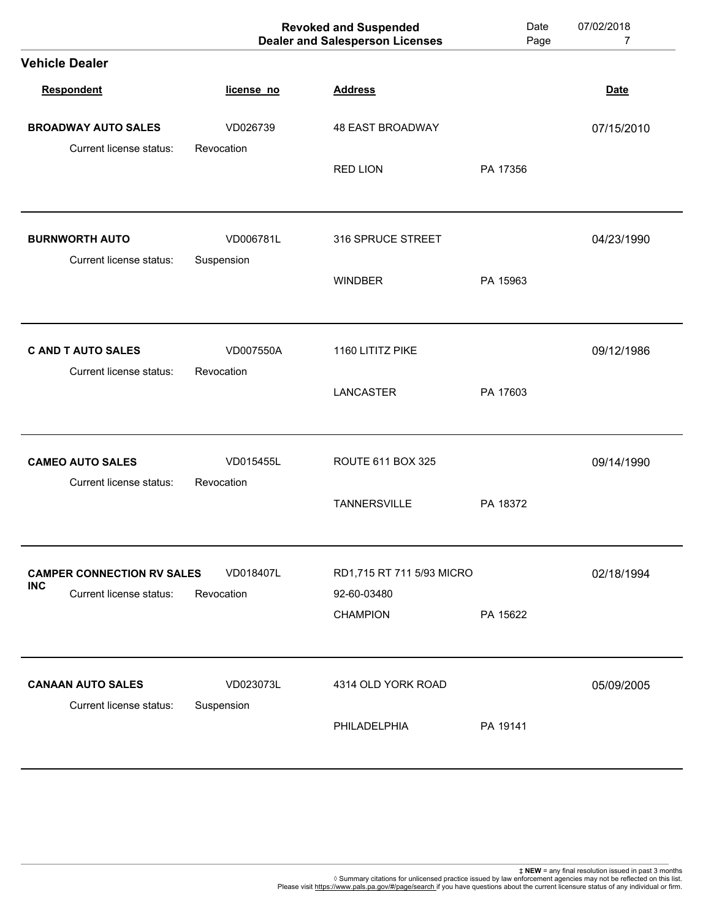## Vehicle Dealer

| Respondent | license_no | Address | | Date |
| --- | --- | --- | --- | --- |
| **BROADWAY AUTO SALES** | VD026739 | 48 EAST BROADWAY | | 07/15/2010 |
| Current license status: | Revocation | RED LION | PA 17356 | |
| **BURNWORTH AUTO** | VD006781L | 316 SPRUCE STREET | | 04/23/1990 |
| Current license status: | Suspension | WINDBER | PA 15963 | |
| **C AND T AUTO SALES** | VD007550A | 1160 LITITZ PIKE | | 09/12/1986 |
| Current license status: | Revocation | LANCASTER | PA 17603 | |
| **CAMEO AUTO SALES** | VD015455L | ROUTE 611 BOX 325 | | 09/14/1990 |
| Current license status: | Revocation | TANNERSVILLE | PA 18372 | |
| **CAMPER CONNECTION RV SALES INC** | VD018407L | RD1,715 RT 711 5/93 MICRO | | 02/18/1994 |
| Current license status: | Revocation | 92-60-03480 | | |
| | | CHAMPION | PA 15622 | |
| **CANAAN AUTO SALES** | VD023073L | 4314 OLD YORK ROAD | | 05/09/2005 |
| Current license status: | Suspension | PHILADELPHIA | PA 19141 | |

‡ **NEW** = any final resolution issued in past 3 months
◊ Summary citations for unlicensed practice issued by law enforcement agencies may not be reflected on this list.
Please visit https://www.pals.pa.gov/#/page/search if you have questions about the current licensure status of any individual or firm.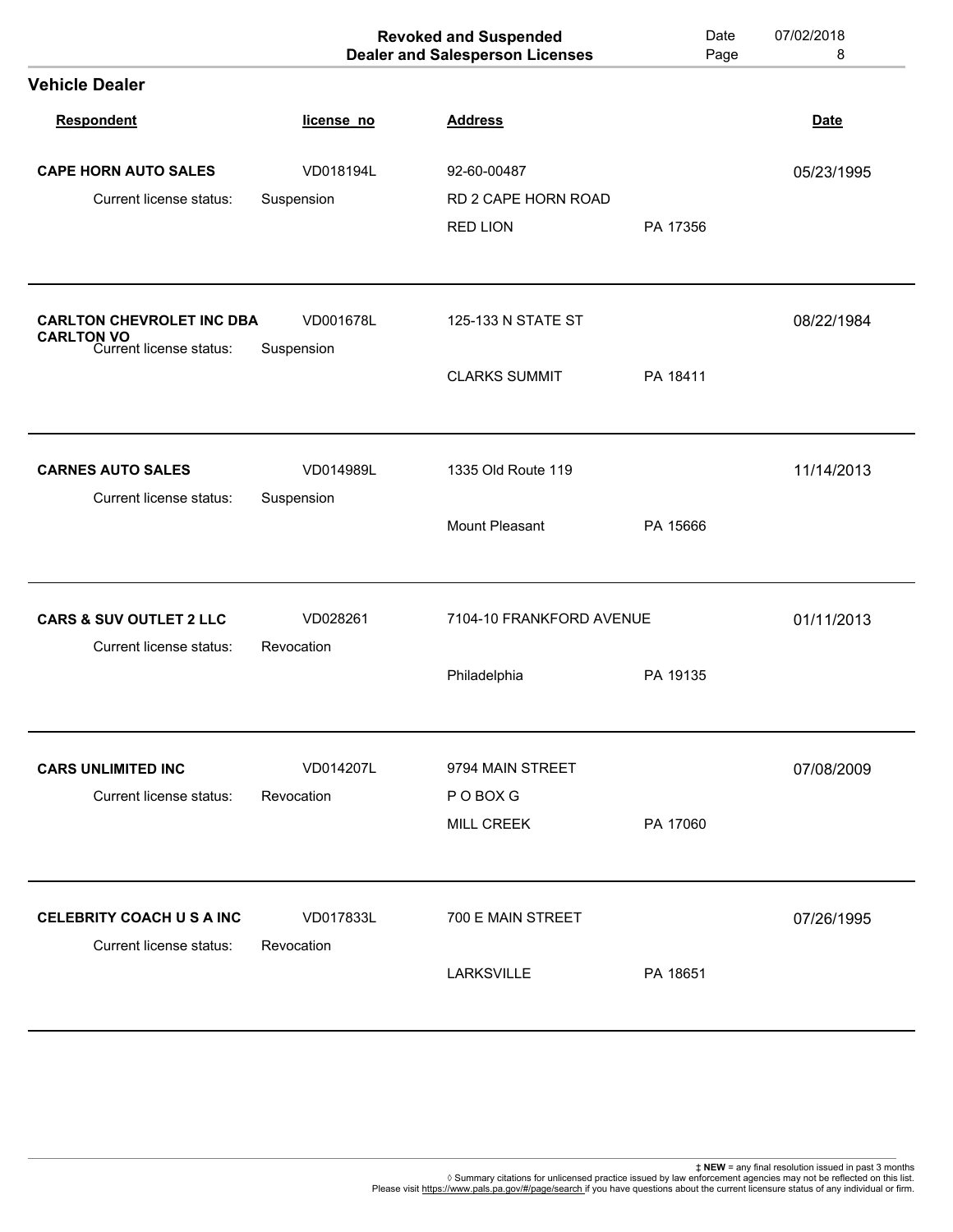## Vehicle Dealer

| Respondent | license no | Address | | Date |
| --- | --- | --- | --- | --- |
| **CAPE HORN AUTO SALES** | VD018194L | 92-60-00487 | | 05/23/1995 |
| Current license status: | Suspension | RD 2 CAPE HORN ROAD | | |
| | | RED LION | PA 17356 | |
| **CARLTON CHEVROLET INC DBA CARLTON VO** | VD001678L | 125-133 N STATE ST | | 08/22/1984 |
| Current license status: | Suspension | | | |
| | | CLARKS SUMMIT | PA 18411 | |
| **CARNES AUTO SALES** | VD014989L | 1335 Old Route 119 | | 11/14/2013 |
| Current license status: | Suspension | | | |
| | | Mount Pleasant | PA 15666 | |
| **CARS & SUV OUTLET 2 LLC** | VD028261 | 7104-10 FRANKFORD AVENUE | | 01/11/2013 |
| Current license status: | Revocation | | | |
| | | Philadelphia | PA 19135 | |
| **CARS UNLIMITED INC** | VD014207L | 9794 MAIN STREET | | 07/08/2009 |
| Current license status: | Revocation | P O BOX G | | |
| | | MILL CREEK | PA 17060 | |
| **CELEBRITY COACH U S A INC** | VD017833L | 700 E MAIN STREET | | 07/26/1995 |
| Current license status: | Revocation | | | |
| | | LARKSVILLE | PA 18651 | |

‡ **NEW** = any final resolution issued in past 3 months
◊ Summary citations for unlicensed practice issued by law enforcement agencies may not be reflected on this list.
Please visit https://www.pals.pa.gov/#/page/search if you have questions about the current licensure status of any individual or firm.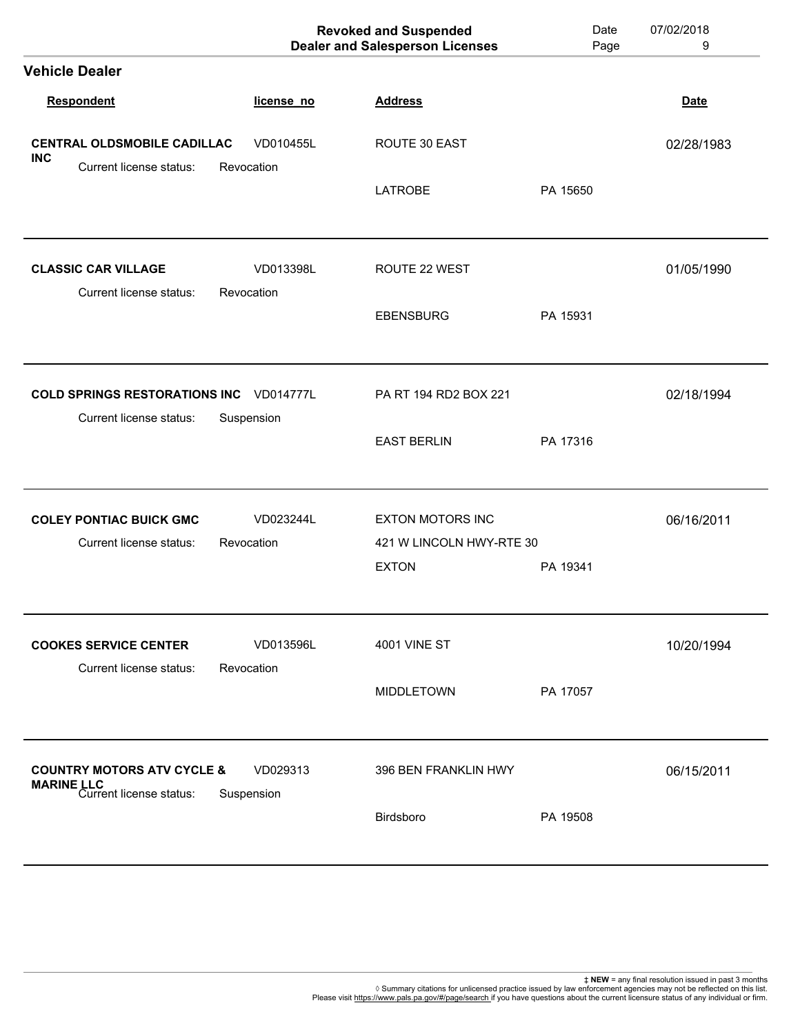## Vehicle Dealer

| Respondent | license_no | Address | | Date |
|---|---|---|---|---|
| **CENTRAL OLDSMOBILE CADILLAC INC** | VD010455L | ROUTE 30 EAST | | 02/28/1983 |
| Current license status: Revocation | | LATROBE | PA 15650 | |
| **CLASSIC CAR VILLAGE** | VD013398L | ROUTE 22 WEST | | 01/05/1990 |
| Current license status: Revocation | | EBENSBURG | PA 15931 | |
| **COLD SPRINGS RESTORATIONS INC** | VD014777L | PA RT 194 RD2 BOX 221 | | 02/18/1994 |
| Current license status: Suspension | | EAST BERLIN | PA 17316 | |
| **COLEY PONTIAC BUICK GMC** | VD023244L | EXTON MOTORS INC | | 06/16/2011 |
| Current license status: Revocation | | 421 W LINCOLN HWY-RTE 30 | | |
| | | EXTON | PA 19341 | |
| **COOKES SERVICE CENTER** | VD013596L | 4001 VINE ST | | 10/20/1994 |
| Current license status: Revocation | | MIDDLETOWN | PA 17057 | |
| **COUNTRY MOTORS ATV CYCLE & MARINE LLC** | VD029313 | 396 BEN FRANKLIN HWY | | 06/15/2011 |
| Current license status: Suspension | | Birdsboro | PA 19508 | |

‡ **NEW** = any final resolution issued in past 3 months
◊ Summary citations for unlicensed practice issued by law enforcement agencies may not be reflected on this list.
Please visit https://www.pals.pa.gov/#/page/search if you have questions about the current licensure status of any individual or firm.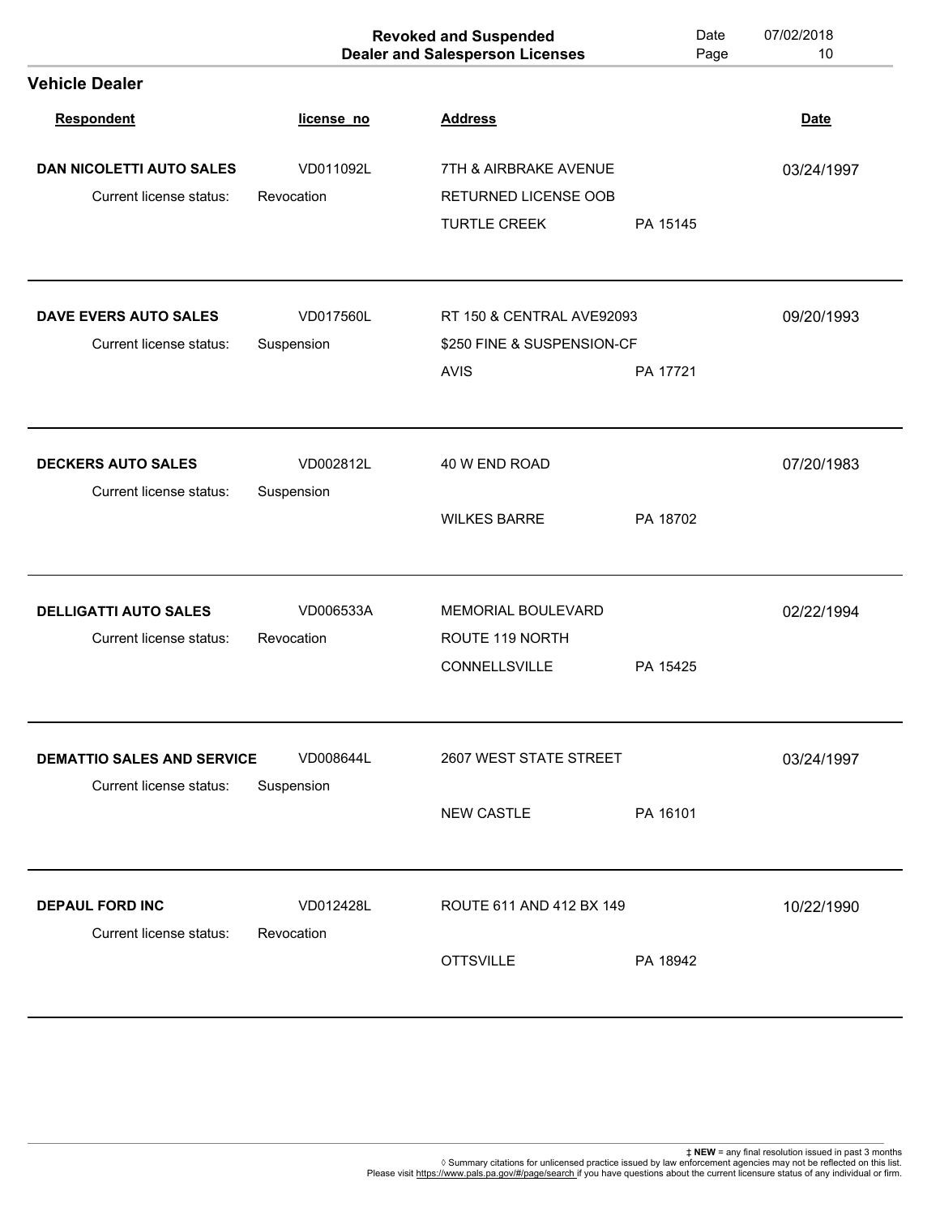## Vehicle Dealer

| Respondent | license_no | Address | | Date |
|---|---|---|---|---|
| **DAN NICOLETTI AUTO SALES** | VD011092L | 7TH & AIRBRAKE AVENUE | | 03/24/1997 |
| Current license status: | Revocation | RETURNED LICENSE OOB | | |
| | | TURTLE CREEK | PA 15145 | |
| **DAVE EVERS AUTO SALES** | VD017560L | RT 150 & CENTRAL AVE92093 | | 09/20/1993 |
| Current license status: | Suspension | $250 FINE & SUSPENSION-CF | | |
| | | AVIS | PA 17721 | |
| **DECKERS AUTO SALES** | VD002812L | 40 W END ROAD | | 07/20/1983 |
| Current license status: | Suspension | | | |
| | | WILKES BARRE | PA 18702 | |
| **DELLIGATTI AUTO SALES** | VD006533A | MEMORIAL BOULEVARD | | 02/22/1994 |
| Current license status: | Revocation | ROUTE 119 NORTH | | |
| | | CONNELLSVILLE | PA 15425 | |
| **DEMATTIO SALES AND SERVICE** | VD008644L | 2607 WEST STATE STREET | | 03/24/1997 |
| Current license status: | Suspension | | | |
| | | NEW CASTLE | PA 16101 | |
| **DEPAUL FORD INC** | VD012428L | ROUTE 611 AND 412 BX 149 | | 10/22/1990 |
| Current license status: | Revocation | | | |
| | | OTTSVILLE | PA 18942 | |

‡ **NEW** = any final resolution issued in past 3 months
◊ Summary citations for unlicensed practice issued by law enforcement agencies may not be reflected on this list.
Please visit https://www.pals.pa.gov/#/page/search if you have questions about the current licensure status of any individual or firm.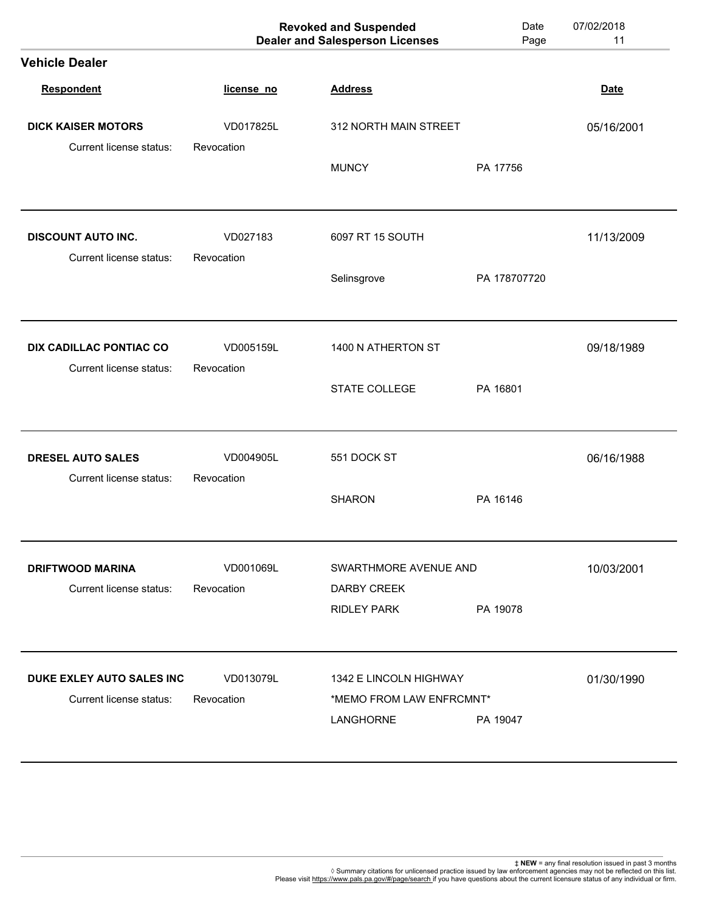## Vehicle Dealer

| Respondent | license_no | Address | | Date |
|---|---|---|---|---|
| **DICK KAISER MOTORS** | VD017825L | 312 NORTH MAIN STREET | | 05/16/2001 |
| Current license status: | Revocation | | | |
| | | MUNCY | PA 17756 | |
| **DISCOUNT AUTO INC.** | VD027183 | 6097 RT 15 SOUTH | | 11/13/2009 |
| Current license status: | Revocation | | | |
| | | Selinsgrove | PA 178707720 | |
| **DIX CADILLAC PONTIAC CO** | VD005159L | 1400 N ATHERTON ST | | 09/18/1989 |
| Current license status: | Revocation | | | |
| | | STATE COLLEGE | PA 16801 | |
| **DRESEL AUTO SALES** | VD004905L | 551 DOCK ST | | 06/16/1988 |
| Current license status: | Revocation | | | |
| | | SHARON | PA 16146 | |
| **DRIFTWOOD MARINA** | VD001069L | SWARTHMORE AVENUE AND | | 10/03/2001 |
| Current license status: | Revocation | DARBY CREEK | | |
| | | RIDLEY PARK | PA 19078 | |
| **DUKE EXLEY AUTO SALES INC** | VD013079L | 1342 E LINCOLN HIGHWAY | | 01/30/1990 |
| Current license status: | Revocation | *MEMO FROM LAW ENFRCMNT* | | |
| | | LANGHORNE | PA 19047 | |

‡ **NEW** = any final resolution issued in past 3 months
◊ Summary citations for unlicensed practice issued by law enforcement agencies may not be reflected on this list.
Please visit https://www.pals.pa.gov/#/page/search if you have questions about the current licensure status of any individual or firm.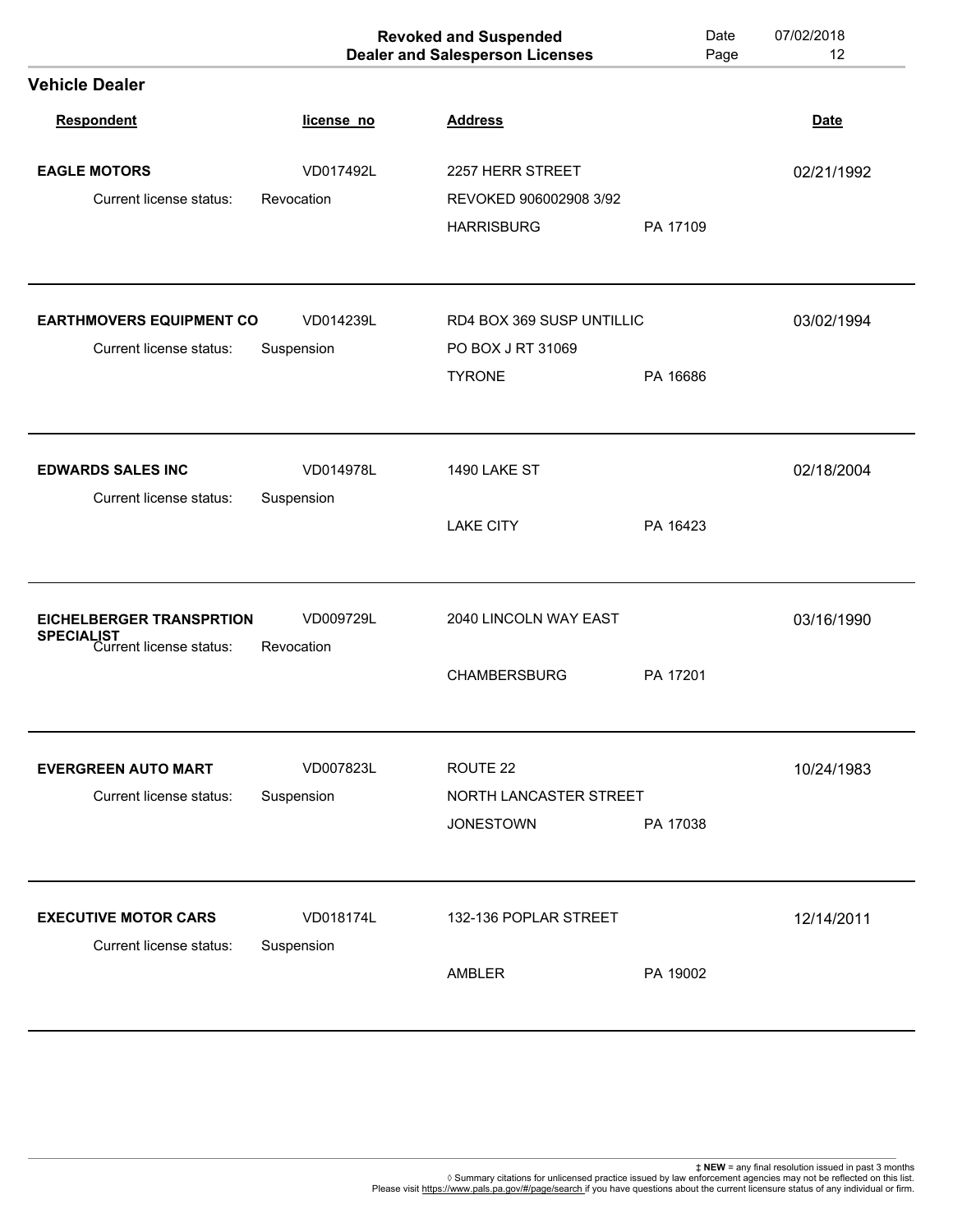## Vehicle Dealer

| Respondent | license_no | Address | | Date |
|---|---|---|---|---|
| **EAGLE MOTORS** | VD017492L | 2257 HERR STREET | | 02/21/1992 |
| Current license status: | Revocation | REVOKED 906002908 3/92 | | |
| | | HARRISBURG | PA 17109 | |
| **EARTHMOVERS EQUIPMENT CO** | VD014239L | RD4 BOX 369 SUSP UNTILLIC | | 03/02/1994 |
| Current license status: | Suspension | PO BOX J RT 31069 | | |
| | | TYRONE | PA 16686 | |
| **EDWARDS SALES INC** | VD014978L | 1490 LAKE ST | | 02/18/2004 |
| Current license status: | Suspension | | | |
| | | LAKE CITY | PA 16423 | |
| **EICHELBERGER TRANSPRTION SPECIALIST** | VD009729L | 2040 LINCOLN WAY EAST | | 03/16/1990 |
| Current license status: | Revocation | | | |
| | | CHAMBERSBURG | PA 17201 | |
| **EVERGREEN AUTO MART** | VD007823L | ROUTE 22 | | 10/24/1983 |
| Current license status: | Suspension | NORTH LANCASTER STREET | | |
| | | JONESTOWN | PA 17038 | |
| **EXECUTIVE MOTOR CARS** | VD018174L | 132-136 POPLAR STREET | | 12/14/2011 |
| Current license status: | Suspension | | | |
| | | AMBLER | PA 19002 | |

‡ **NEW** = any final resolution issued in past 3 months
◊ Summary citations for unlicensed practice issued by law enforcement agencies may not be reflected on this list.
Please visit https://www.pals.pa.gov/#/page/search if you have questions about the current licensure status of any individual or firm.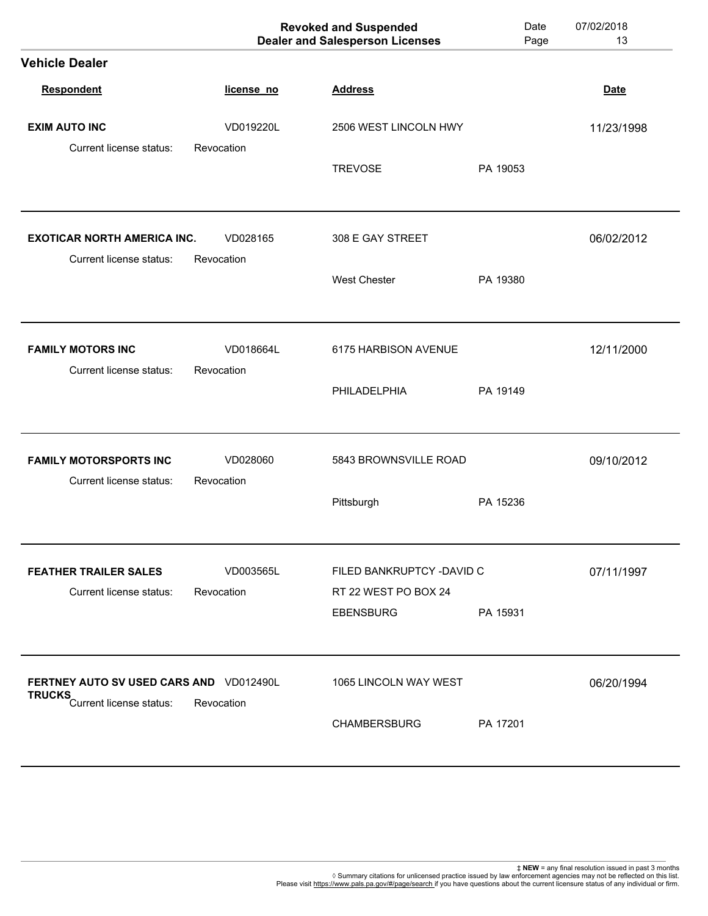## Vehicle Dealer

| Respondent | license_no | Address | | Date |
|---|---|---|---|---|
| **EXIM AUTO INC** | VD019220L | 2506 WEST LINCOLN HWY | | 11/23/1998 |
| Current license status: | Revocation | | | |
| | | TREVOSE | PA 19053 | |
| **EXOTICAR NORTH AMERICA INC.** | VD028165 | 308 E GAY STREET | | 06/02/2012 |
| Current license status: | Revocation | | | |
| | | West Chester | PA 19380 | |
| **FAMILY MOTORS INC** | VD018664L | 6175 HARBISON AVENUE | | 12/11/2000 |
| Current license status: | Revocation | | | |
| | | PHILADELPHIA | PA 19149 | |
| **FAMILY MOTORSPORTS INC** | VD028060 | 5843 BROWNSVILLE ROAD | | 09/10/2012 |
| Current license status: | Revocation | | | |
| | | Pittsburgh | PA 15236 | |
| **FEATHER TRAILER SALES** | VD003565L | FILED BANKRUPTCY -DAVID C | | 07/11/1997 |
| Current license status: | Revocation | RT 22 WEST PO BOX 24 | | |
| | | EBENSBURG | PA 15931 | |
| **FERTNEY AUTO SV USED CARS AND TRUCKS** | VD012490L | 1065 LINCOLN WAY WEST | | 06/20/1994 |
| Current license status: | Revocation | | | |
| | | CHAMBERSBURG | PA 17201 | |

‡ **NEW** = any final resolution issued in past 3 months
◊ Summary citations for unlicensed practice issued by law enforcement agencies may not be reflected on this list.
Please visit https://www.pals.pa.gov/#/page/search if you have questions about the current licensure status of any individual or firm.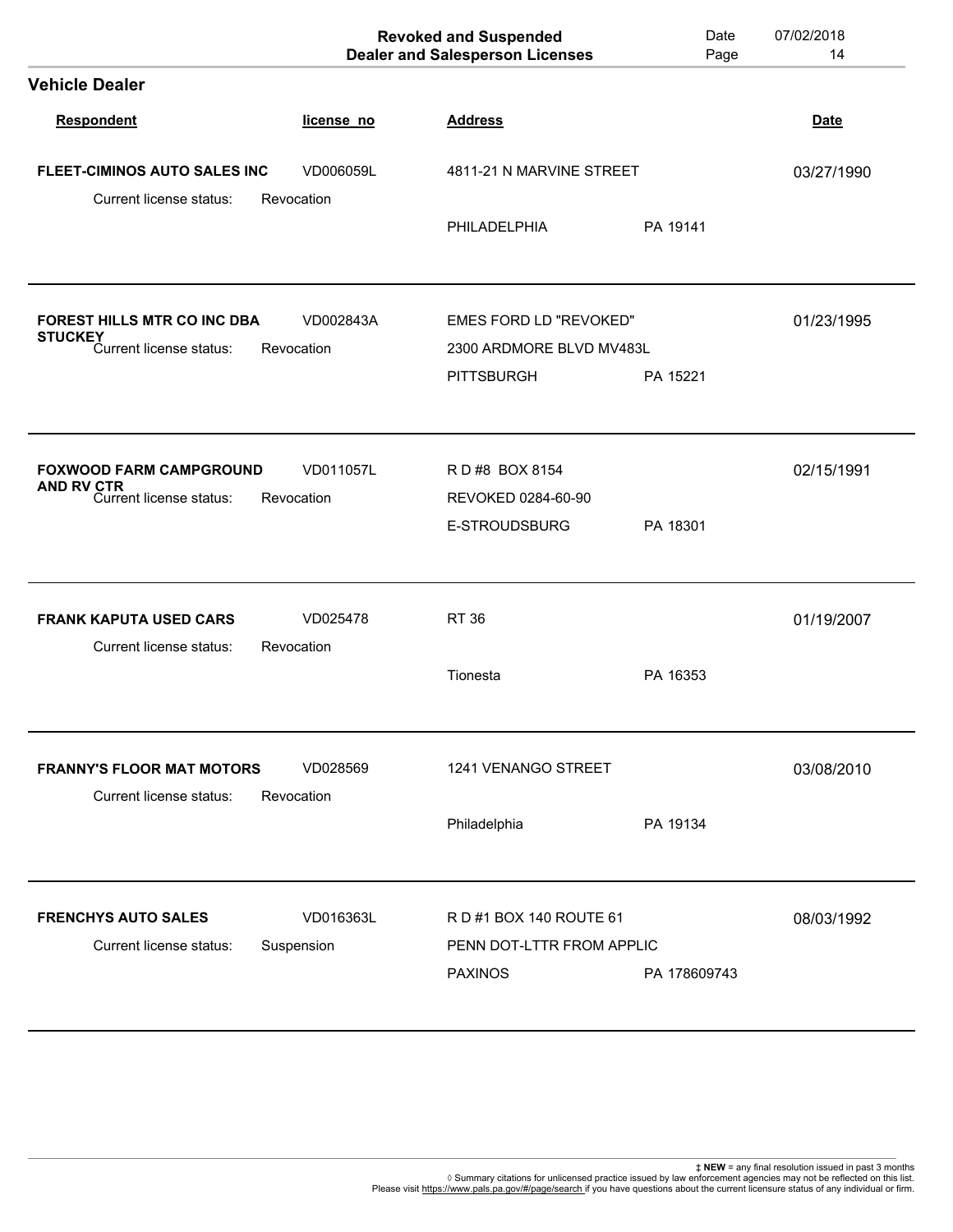## Vehicle Dealer

| Respondent | license_no | Address | | Date |
|---|---|---|---|---|
| **FLEET-CIMINOS AUTO SALES INC** | VD006059L | 4811-21 N MARVINE STREET | | 03/27/1990 |
| Current license status: Revocation | | PHILADELPHIA | PA 19141 | |
| **FOREST HILLS MTR CO INC DBA STUCKEY** | VD002843A | EMES FORD LD "REVOKED" | | 01/23/1995 |
| Current license status: Revocation | | 2300 ARDMORE BLVD MV483L | | |
| | | PITTSBURGH | PA 15221 | |
| **FOXWOOD FARM CAMPGROUND AND RV CTR** | VD011057L | R D #8 BOX 8154 | | 02/15/1991 |
| Current license status: Revocation | | REVOKED 0284-60-90 | | |
| | | E-STROUDSBURG | PA 18301 | |
| **FRANK KAPUTA USED CARS** | VD025478 | RT 36 | | 01/19/2007 |
| Current license status: Revocation | | Tionesta | PA 16353 | |
| **FRANNY'S FLOOR MAT MOTORS** | VD028569 | 1241 VENANGO STREET | | 03/08/2010 |
| Current license status: Revocation | | Philadelphia | PA 19134 | |
| **FRENCHYS AUTO SALES** | VD016363L | R D #1 BOX 140 ROUTE 61 | | 08/03/1992 |
| Current license status: Suspension | | PENN DOT-LTTR FROM APPLIC | | |
| | | PAXINOS | PA 178609743 | |

‡ **NEW** = any final resolution issued in past 3 months
◊ Summary citations for unlicensed practice issued by law enforcement agencies may not be reflected on this list.
Please visit https://www.pals.pa.gov/#/page/search if you have questions about the current licensure status of any individual or firm.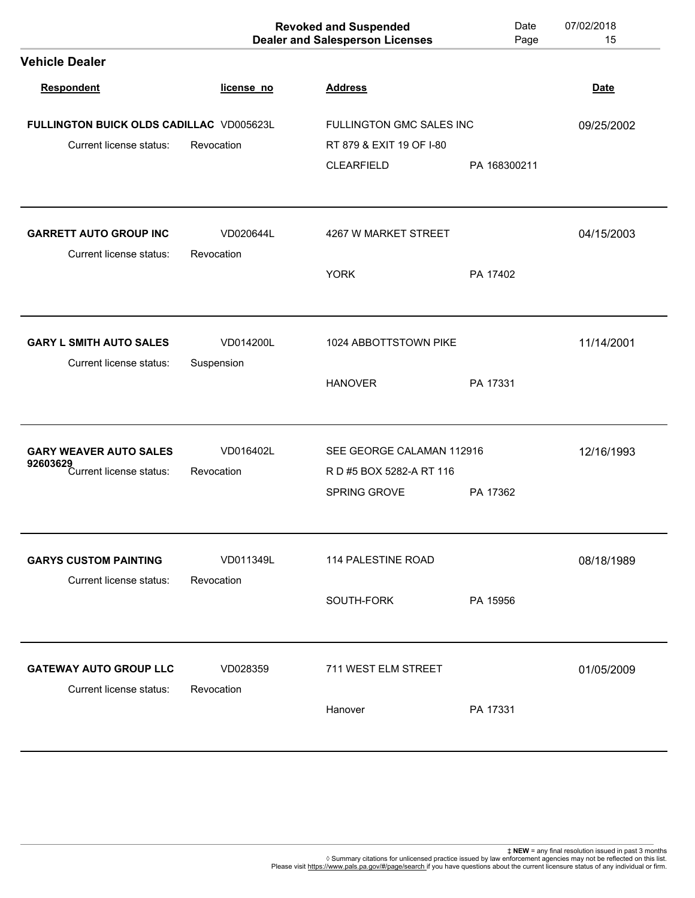## Vehicle Dealer

| Respondent | license_no | Address | | Date |
|---|---|---|---|---|
| **FULLINGTON BUICK OLDS CADILLAC** | VD005623L | FULLINGTON GMC SALES INC | | 09/25/2002 |
| Current license status: | Revocation | RT 879 & EXIT 19 OF I-80 | | |
| | | CLEARFIELD | PA 168300211 | |
| **GARRETT AUTO GROUP INC** | VD020644L | 4267 W MARKET STREET | | 04/15/2003 |
| Current license status: | Revocation | | | |
| | | YORK | PA 17402 | |
| **GARY L SMITH AUTO SALES** | VD014200L | 1024 ABBOTTSTOWN PIKE | | 11/14/2001 |
| Current license status: | Suspension | | | |
| | | HANOVER | PA 17331 | |
| **GARY WEAVER AUTO SALES 92603629** | VD016402L | SEE GEORGE CALAMAN 112916 | | 12/16/1993 |
| Current license status: | Revocation | R D #5 BOX 5282-A RT 116 | | |
| | | SPRING GROVE | PA 17362 | |
| **GARYS CUSTOM PAINTING** | VD011349L | 114 PALESTINE ROAD | | 08/18/1989 |
| Current license status: | Revocation | | | |
| | | SOUTH-FORK | PA 15956 | |
| **GATEWAY AUTO GROUP LLC** | VD028359 | 711 WEST ELM STREET | | 01/05/2009 |
| Current license status: | Revocation | | | |
| | | Hanover | PA 17331 | |

‡ **NEW** = any final resolution issued in past 3 months
◊ Summary citations for unlicensed practice issued by law enforcement agencies may not be reflected on this list.
Please visit https://www.pals.pa.gov/#/page/search if you have questions about the current licensure status of any individual or firm.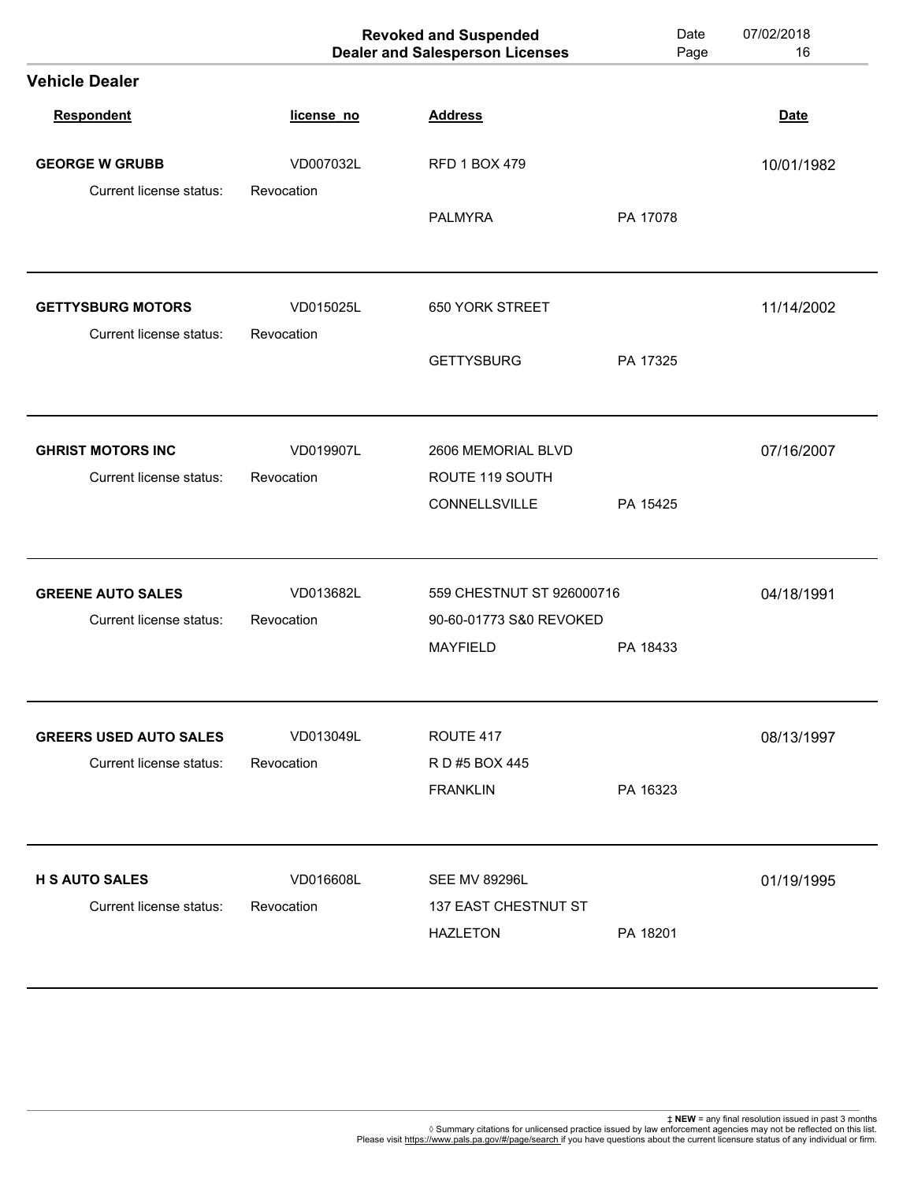## Vehicle Dealer

| Respondent | license_no | Address | | Date |
|---|---|---|---|---|
| **GEORGE W GRUBB** | VD007032L | RFD 1 BOX 479 | | 10/01/1982 |
| Current license status: | Revocation | | | |
| | | PALMYRA | PA 17078 | |
| **GETTYSBURG MOTORS** | VD015025L | 650 YORK STREET | | 11/14/2002 |
| Current license status: | Revocation | | | |
| | | GETTYSBURG | PA 17325 | |
| **GHRIST MOTORS INC** | VD019907L | 2606 MEMORIAL BLVD | | 07/16/2007 |
| Current license status: | Revocation | ROUTE 119 SOUTH | | |
| | | CONNELLSVILLE | PA 15425 | |
| **GREENE AUTO SALES** | VD013682L | 559 CHESTNUT ST 926000716 | | 04/18/1991 |
| Current license status: | Revocation | 90-60-01773 S&0 REVOKED | | |
| | | MAYFIELD | PA 18433 | |
| **GREERS USED AUTO SALES** | VD013049L | ROUTE 417 | | 08/13/1997 |
| Current license status: | Revocation | R D #5 BOX 445 | | |
| | | FRANKLIN | PA 16323 | |
| **H S AUTO SALES** | VD016608L | SEE MV 89296L | | 01/19/1995 |
| Current license status: | Revocation | 137 EAST CHESTNUT ST | | |
| | | HAZLETON | PA 18201 | |

‡ **NEW** = any final resolution issued in past 3 months
◊ Summary citations for unlicensed practice issued by law enforcement agencies may not be reflected on this list.
Please visit https://www.pals.pa.gov/#/page/search if you have questions about the current licensure status of any individual or firm.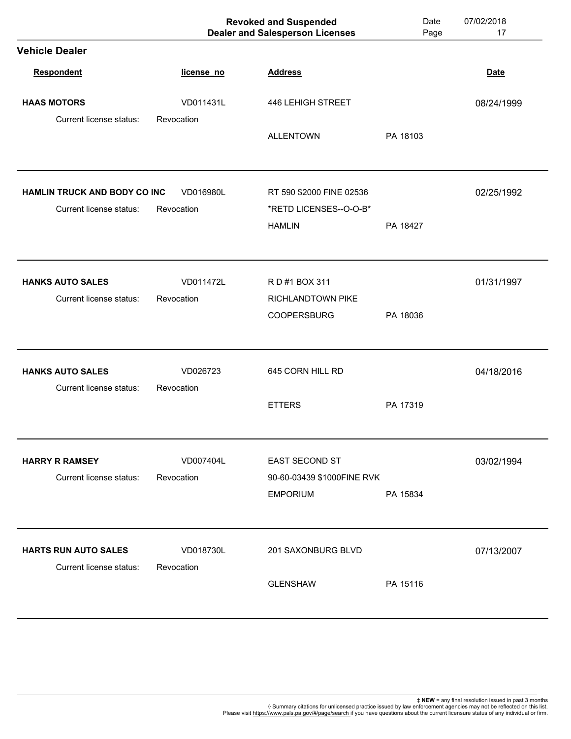## Vehicle Dealer

| Respondent | license_no | Address | | Date |
|---|---|---|---|---|
| **HAAS MOTORS** | VD011431L | 446 LEHIGH STREET | | 08/24/1999 |
| Current license status: | Revocation | | | |
| | | ALLENTOWN | PA 18103 | |
| **HAMLIN TRUCK AND BODY CO INC** | VD016980L | RT 590 $2000 FINE 02536 | | 02/25/1992 |
| Current license status: | Revocation | *RETD LICENSES--O-O-B* | | |
| | | HAMLIN | PA 18427 | |
| **HANKS AUTO SALES** | VD011472L | R D #1 BOX 311 | | 01/31/1997 |
| Current license status: | Revocation | RICHLANDTOWN PIKE | | |
| | | COOPERSBURG | PA 18036 | |
| **HANKS AUTO SALES** | VD026723 | 645 CORN HILL RD | | 04/18/2016 |
| Current license status: | Revocation | | | |
| | | ETTERS | PA 17319 | |
| **HARRY R RAMSEY** | VD007404L | EAST SECOND ST | | 03/02/1994 |
| Current license status: | Revocation | 90-60-03439 $1000FINE RVK | | |
| | | EMPORIUM | PA 15834 | |
| **HARTS RUN AUTO SALES** | VD018730L | 201 SAXONBURG BLVD | | 07/13/2007 |
| Current license status: | Revocation | | | |
| | | GLENSHAW | PA 15116 | |

‡ **NEW** = any final resolution issued in past 3 months
◊ Summary citations for unlicensed practice issued by law enforcement agencies may not be reflected on this list.
Please visit https://www.pals.pa.gov/#/page/search if you have questions about the current licensure status of any individual or firm.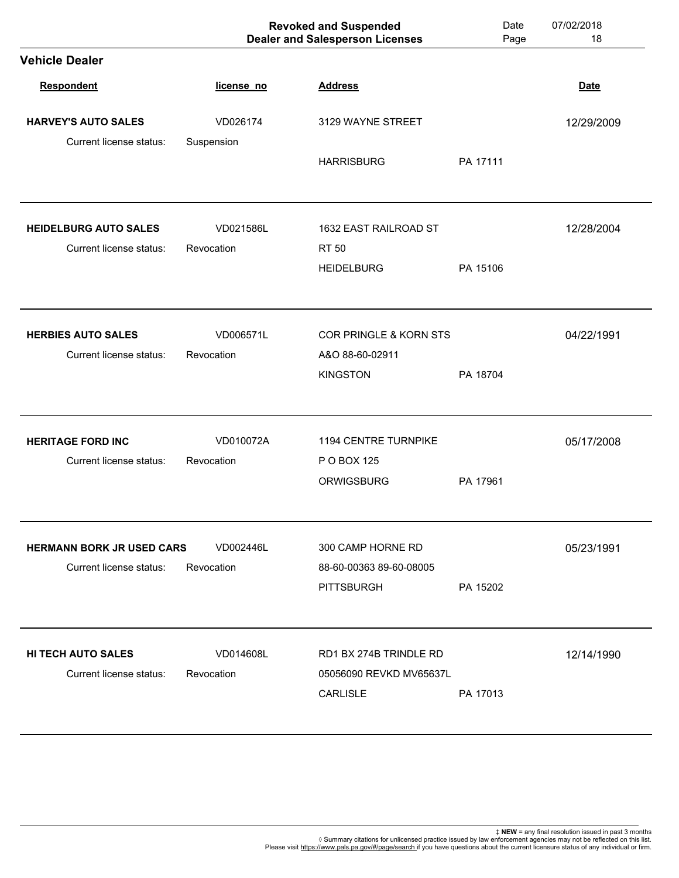## Vehicle Dealer

| Respondent | license_no | Address | | Date |
|---|---|---|---|---|
| **HARVEY'S AUTO SALES** | VD026174 | 3129 WAYNE STREET | | 12/29/2009 |
| Current license status: | Suspension | | | |
| | | HARRISBURG | PA 17111 | |
| **HEIDELBURG AUTO SALES** | VD021586L | 1632 EAST RAILROAD ST | | 12/28/2004 |
| Current license status: | Revocation | RT 50 | | |
| | | HEIDELBURG | PA 15106 | |
| **HERBIES AUTO SALES** | VD006571L | COR PRINGLE & KORN STS | | 04/22/1991 |
| Current license status: | Revocation | A&O 88-60-02911 | | |
| | | KINGSTON | PA 18704 | |
| **HERITAGE FORD INC** | VD010072A | 1194 CENTRE TURNPIKE | | 05/17/2008 |
| Current license status: | Revocation | P O BOX 125 | | |
| | | ORWIGSBURG | PA 17961 | |
| **HERMANN BORK JR USED CARS** | VD002446L | 300 CAMP HORNE RD | | 05/23/1991 |
| Current license status: | Revocation | 88-60-00363 89-60-08005 | | |
| | | PITTSBURGH | PA 15202 | |
| **HI TECH AUTO SALES** | VD014608L | RD1 BX 274B TRINDLE RD | | 12/14/1990 |
| Current license status: | Revocation | 05056090 REVKD MV65637L | | |
| | | CARLISLE | PA 17013 | |

‡ **NEW** = any final resolution issued in past 3 months
◊ Summary citations for unlicensed practice issued by law enforcement agencies may not be reflected on this list.
Please visit https://www.pals.pa.gov/#/page/search if you have questions about the current licensure status of any individual or firm.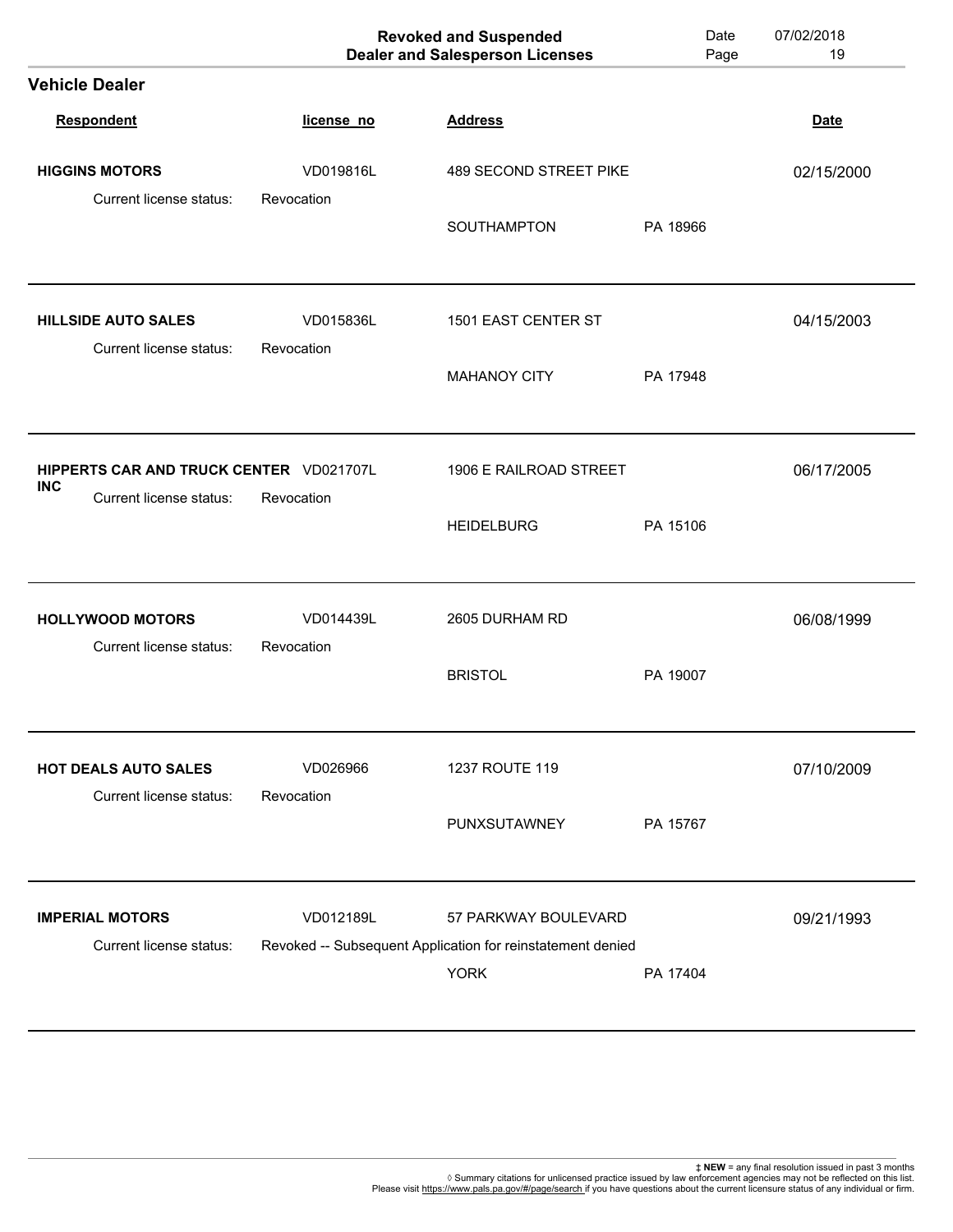## Vehicle Dealer

| Respondent | license_no | Address | | Date |
|---|---|---|---|---|
| **HIGGINS MOTORS** | VD019816L | 489 SECOND STREET PIKE | | 02/15/2000 |
| Current license status: | Revocation | SOUTHAMPTON | PA 18966 | |
| **HILLSIDE AUTO SALES** | VD015836L | 1501 EAST CENTER ST | | 04/15/2003 |
| Current license status: | Revocation | MAHANOY CITY | PA 17948 | |
| **HIPPERTS CAR AND TRUCK CENTER INC** | VD021707L | 1906 E RAILROAD STREET | | 06/17/2005 |
| Current license status: | Revocation | HEIDELBURG | PA 15106 | |
| **HOLLYWOOD MOTORS** | VD014439L | 2605 DURHAM RD | | 06/08/1999 |
| Current license status: | Revocation | BRISTOL | PA 19007 | |
| **HOT DEALS AUTO SALES** | VD026966 | 1237 ROUTE 119 | | 07/10/2009 |
| Current license status: | Revocation | PUNXSUTAWNEY | PA 15767 | |
| **IMPERIAL MOTORS** | VD012189L | 57 PARKWAY BOULEVARD | | 09/21/1993 |
| Current license status: | Revoked -- Subsequent Application for reinstatement denied | YORK | PA 17404 | |

‡ **NEW** = any final resolution issued in past 3 months
◊ Summary citations for unlicensed practice issued by law enforcement agencies may not be reflected on this list.
Please visit https://www.pals.pa.gov/#/page/search if you have questions about the current licensure status of any individual or firm.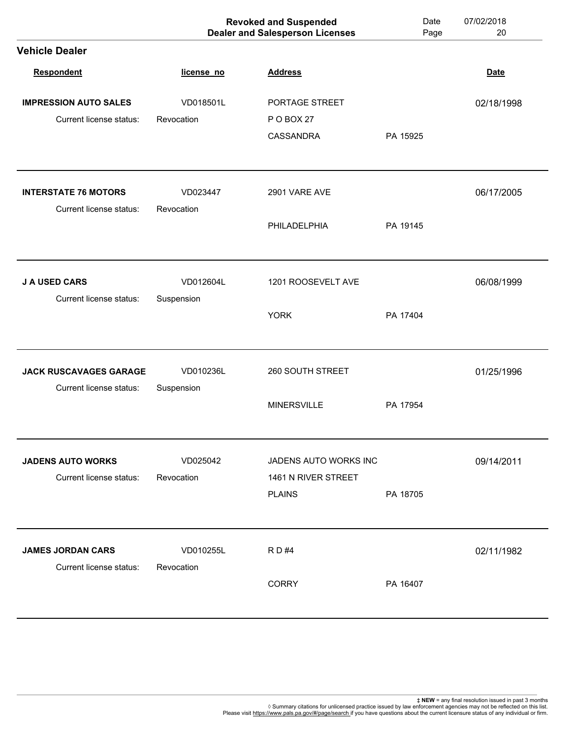## Vehicle Dealer

| Respondent | license_no | Address | | Date |
|---|---|---|---|---|
| **IMPRESSION AUTO SALES** | VD018501L | PORTAGE STREET | | 02/18/1998 |
| Current license status: | Revocation | P O BOX 27 | | |
| | | CASSANDRA | PA 15925 | |
| **INTERSTATE 76 MOTORS** | VD023447 | 2901 VARE AVE | | 06/17/2005 |
| Current license status: | Revocation | | | |
| | | PHILADELPHIA | PA 19145 | |
| **J A USED CARS** | VD012604L | 1201 ROOSEVELT AVE | | 06/08/1999 |
| Current license status: | Suspension | | | |
| | | YORK | PA 17404 | |
| **JACK RUSCAVAGES GARAGE** | VD010236L | 260 SOUTH STREET | | 01/25/1996 |
| Current license status: | Suspension | | | |
| | | MINERSVILLE | PA 17954 | |
| **JADENS AUTO WORKS** | VD025042 | JADENS AUTO WORKS INC | | 09/14/2011 |
| Current license status: | Revocation | 1461 N RIVER STREET | | |
| | | PLAINS | PA 18705 | |
| **JAMES JORDAN CARS** | VD010255L | R D #4 | | 02/11/1982 |
| Current license status: | Revocation | | | |
| | | CORRY | PA 16407 | |

‡ **NEW** = any final resolution issued in past 3 months
◊ Summary citations for unlicensed practice issued by law enforcement agencies may not be reflected on this list.
Please visit https://www.pals.pa.gov/#/page/search if you have questions about the current licensure status of any individual or firm.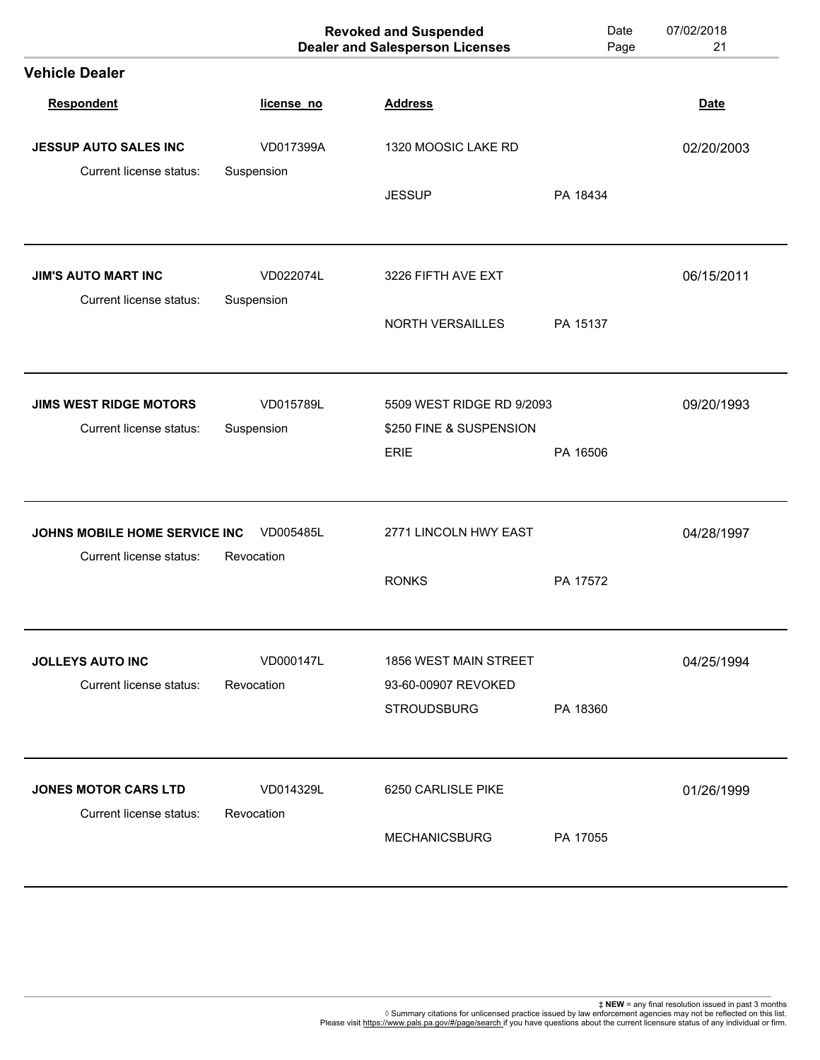## Revoked and Suspended Dealer and Salesperson Licenses

### Vehicle Dealer

| Respondent | license_no | Address | | Date |
|---|---|---|---|---|
| **JESSUP AUTO SALES INC** | VD017399A | 1320 MOOSIC LAKE RD | | 02/20/2003 |
| Current license status: | Suspension | | | |
| | | JESSUP | PA 18434 | |
| **JIM'S AUTO MART INC** | VD022074L | 3226 FIFTH AVE EXT | | 06/15/2011 |
| Current license status: | Suspension | | | |
| | | NORTH VERSAILLES | PA 15137 | |
| **JIMS WEST RIDGE MOTORS** | VD015789L | 5509 WEST RIDGE RD 9/2093 | | 09/20/1993 |
| Current license status: | Suspension | $250 FINE & SUSPENSION | | |
| | | ERIE | PA 16506 | |
| **JOHNS MOBILE HOME SERVICE INC** | VD005485L | 2771 LINCOLN HWY EAST | | 04/28/1997 |
| Current license status: | Revocation | | | |
| | | RONKS | PA 17572 | |
| **JOLLEYS AUTO INC** | VD000147L | 1856 WEST MAIN STREET | | 04/25/1994 |
| Current license status: | Revocation | 93-60-00907 REVOKED | | |
| | | STROUDSBURG | PA 18360 | |
| **JONES MOTOR CARS LTD** | VD014329L | 6250 CARLISLE PIKE | | 01/26/1999 |
| Current license status: | Revocation | | | |
| | | MECHANICSBURG | PA 17055 | |

‡ **NEW** = any final resolution issued in past 3 months
◊ Summary citations for unlicensed practice issued by law enforcement agencies may not be reflected on this list.
Please visit https://www.pals.pa.gov/#/page/search if you have questions about the current licensure status of any individual or firm.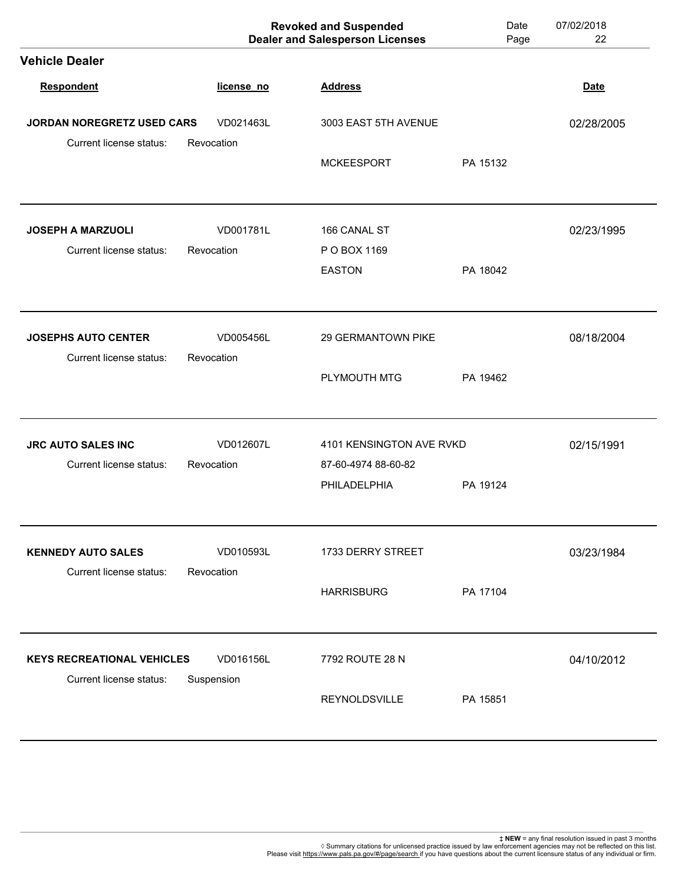## Vehicle Dealer

| Respondent | license_no | Address | | Date |
|---|---|---|---|---|
| **JORDAN NOREGRETZ USED CARS** | VD021463L | 3003 EAST 5TH AVENUE | | 02/28/2005 |
| Current license status: | Revocation | | | |
| | | MCKEESPORT | PA 15132 | |
| **JOSEPH A MARZUOLI** | VD001781L | 166 CANAL ST | | 02/23/1995 |
| Current license status: | Revocation | P O BOX 1169 | | |
| | | EASTON | PA 18042 | |
| **JOSEPHS AUTO CENTER** | VD005456L | 29 GERMANTOWN PIKE | | 08/18/2004 |
| Current license status: | Revocation | | | |
| | | PLYMOUTH MTG | PA 19462 | |
| **JRC AUTO SALES INC** | VD012607L | 4101 KENSINGTON AVE RVKD | | 02/15/1991 |
| Current license status: | Revocation | 87-60-4974 88-60-82 | | |
| | | PHILADELPHIA | PA 19124 | |
| **KENNEDY AUTO SALES** | VD010593L | 1733 DERRY STREET | | 03/23/1984 |
| Current license status: | Revocation | | | |
| | | HARRISBURG | PA 17104 | |
| **KEYS RECREATIONAL VEHICLES** | VD016156L | 7792 ROUTE 28 N | | 04/10/2012 |
| Current license status: | Suspension | | | |
| | | REYNOLDSVILLE | PA 15851 | |

‡ **NEW** = any final resolution issued in past 3 months
◊ Summary citations for unlicensed practice issued by law enforcement agencies may not be reflected on this list.
Please visit https://www.pals.pa.gov/#/page/search if you have questions about the current licensure status of any individual or firm.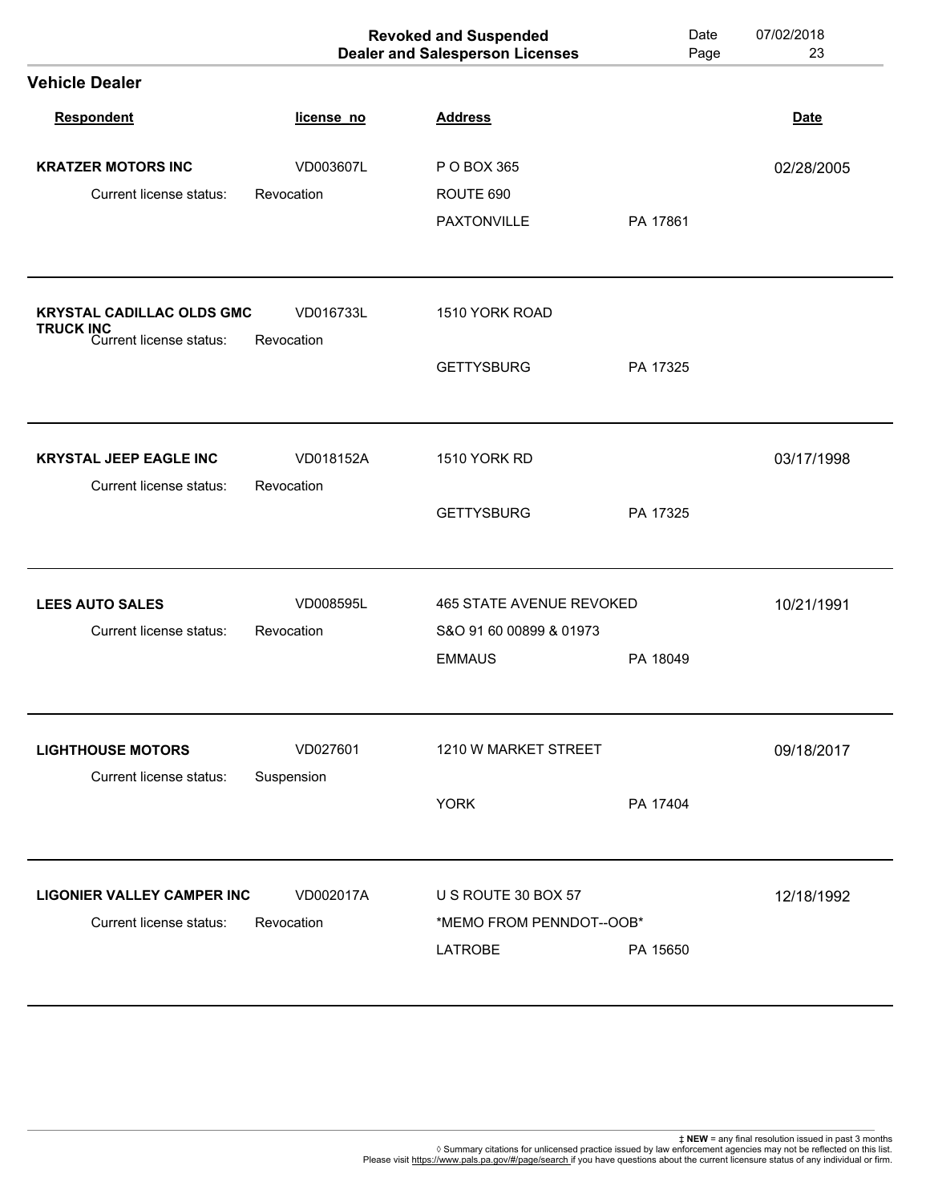## Vehicle Dealer

| Respondent | license_no | Address | | Date |
|---|---|---|---|---|
| **KRATZER MOTORS INC** | VD003607L | P O BOX 365 | | 02/28/2005 |
| Current license status: | Revocation | ROUTE 690 | | |
| | | PAXTONVILLE | PA 17861 | |
| **KRYSTAL CADILLAC OLDS GMC TRUCK INC** | VD016733L | 1510 YORK ROAD | | |
| Current license status: | Revocation | | | |
| | | GETTYSBURG | PA 17325 | |
| **KRYSTAL JEEP EAGLE INC** | VD018152A | 1510 YORK RD | | 03/17/1998 |
| Current license status: | Revocation | | | |
| | | GETTYSBURG | PA 17325 | |
| **LEES AUTO SALES** | VD008595L | 465 STATE AVENUE REVOKED | | 10/21/1991 |
| Current license status: | Revocation | S&O 91 60 00899 & 01973 | | |
| | | EMMAUS | PA 18049 | |
| **LIGHTHOUSE MOTORS** | VD027601 | 1210 W MARKET STREET | | 09/18/2017 |
| Current license status: | Suspension | | | |
| | | YORK | PA 17404 | |
| **LIGONIER VALLEY CAMPER INC** | VD002017A | U S ROUTE 30 BOX 57 | | 12/18/1992 |
| Current license status: | Revocation | *MEMO FROM PENNDOT--OOB* | | |
| | | LATROBE | PA 15650 | |

‡ **NEW** = any final resolution issued in past 3 months
◊ Summary citations for unlicensed practice issued by law enforcement agencies may not be reflected on this list.
Please visit https://www.pals.pa.gov/#/page/search if you have questions about the current licensure status of any individual or firm.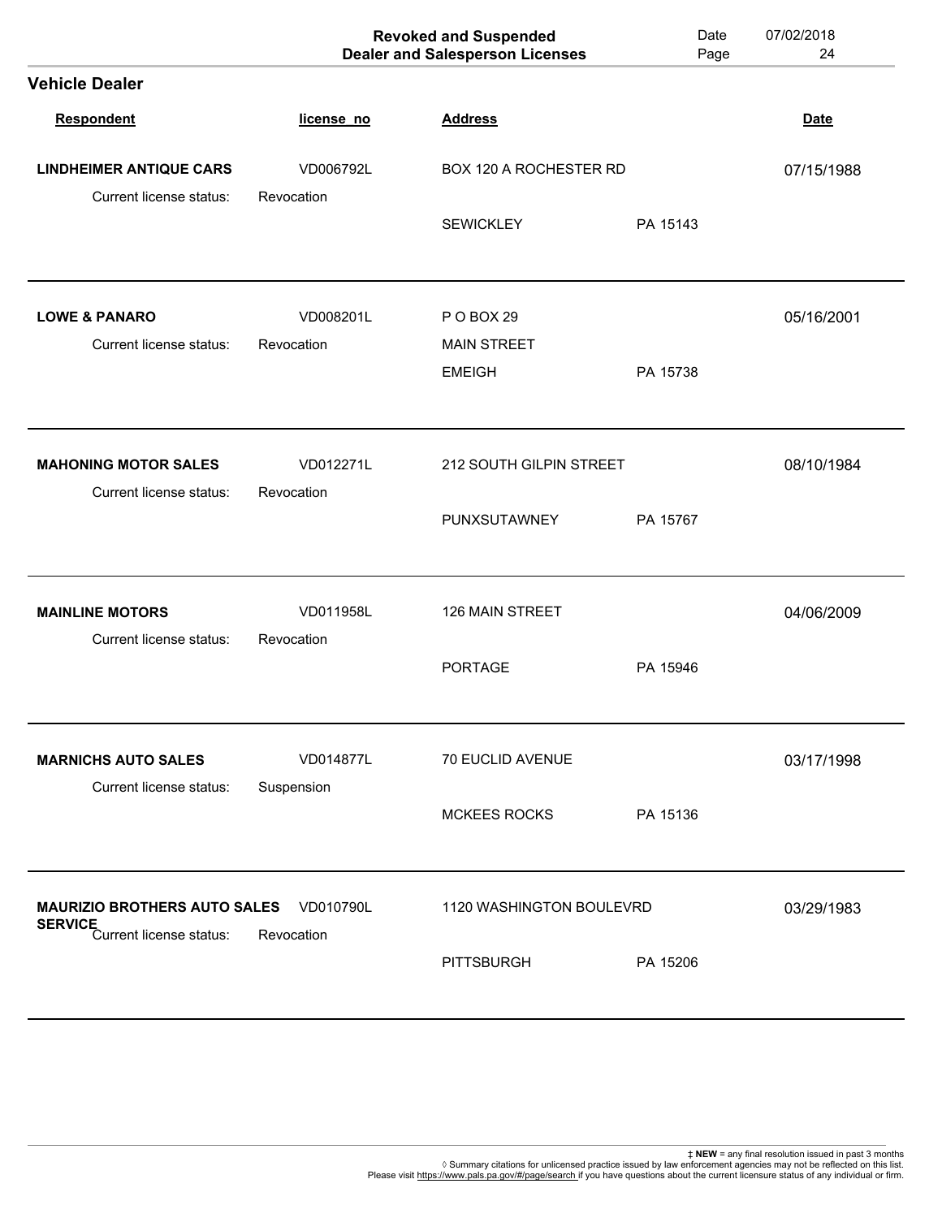## Vehicle Dealer

| Respondent | license_no | Address | | Date |
|---|---|---|---|---|
| **LINDHEIMER ANTIQUE CARS** | VD006792L | BOX 120 A ROCHESTER RD | | 07/15/1988 |
| Current license status: | Revocation | | | |
| | | SEWICKLEY | PA 15143 | |
| **LOWE & PANARO** | VD008201L | P O BOX 29 | | 05/16/2001 |
| Current license status: | Revocation | MAIN STREET | | |
| | | EMEIGH | PA 15738 | |
| **MAHONING MOTOR SALES** | VD012271L | 212 SOUTH GILPIN STREET | | 08/10/1984 |
| Current license status: | Revocation | | | |
| | | PUNXSUTAWNEY | PA 15767 | |
| **MAINLINE MOTORS** | VD011958L | 126 MAIN STREET | | 04/06/2009 |
| Current license status: | Revocation | | | |
| | | PORTAGE | PA 15946 | |
| **MARNICHS AUTO SALES** | VD014877L | 70 EUCLID AVENUE | | 03/17/1998 |
| Current license status: | Suspension | | | |
| | | MCKEES ROCKS | PA 15136 | |
| **MAURIZIO BROTHERS AUTO SALES SERVICE** | VD010790L | 1120 WASHINGTON BOULEVRD | | 03/29/1983 |
| Current license status: | Revocation | | | |
| | | PITTSBURGH | PA 15206 | |

‡ **NEW** = any final resolution issued in past 3 months
◊ Summary citations for unlicensed practice issued by law enforcement agencies may not be reflected on this list.
Please visit https://www.pals.pa.gov/#/page/search if you have questions about the current licensure status of any individual or firm.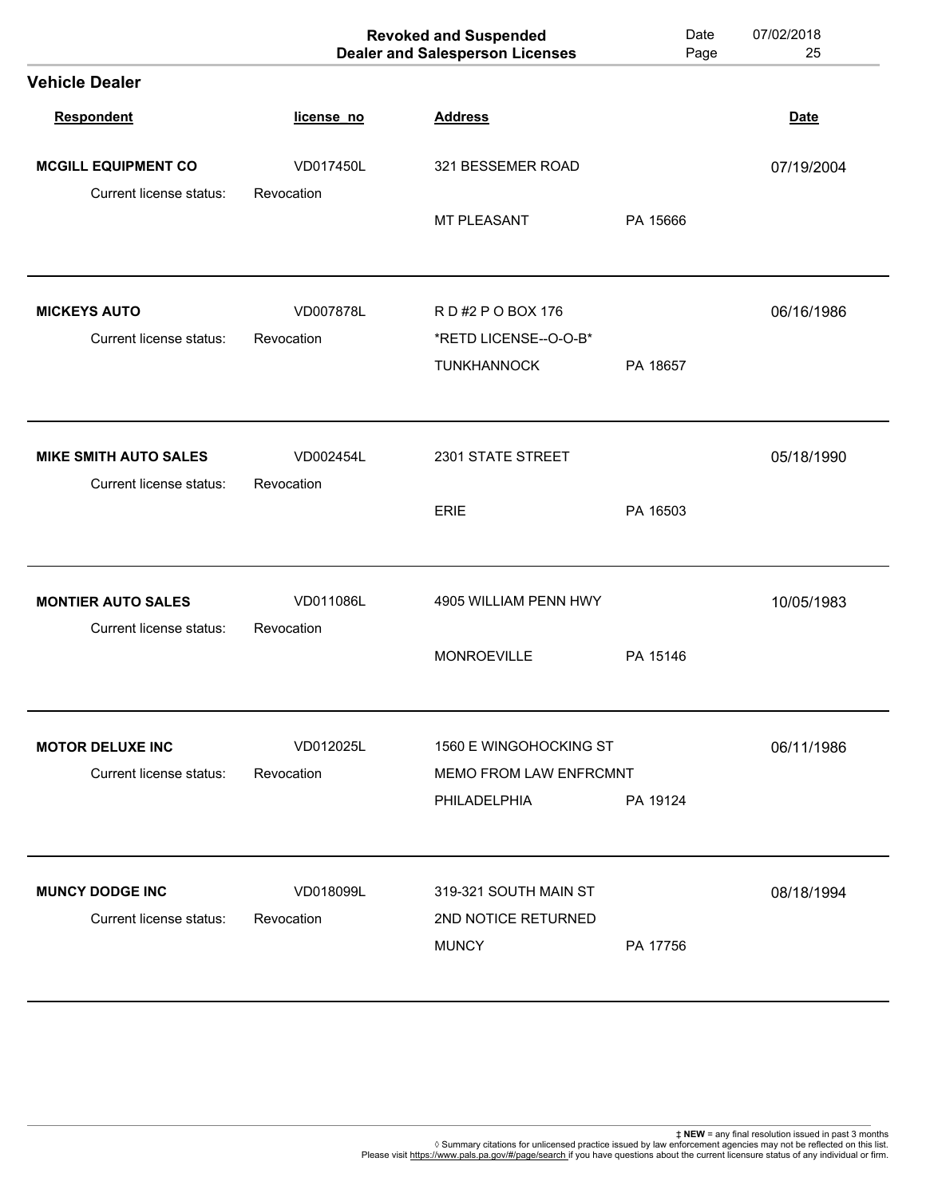## Vehicle Dealer

| Respondent | license_no | Address | | Date |
|---|---|---|---|---|
| **MCGILL EQUIPMENT CO** | VD017450L | 321 BESSEMER ROAD | | 07/19/2004 |
| Current license status: | Revocation | | | |
| | | MT PLEASANT | PA 15666 | |
| **MICKEYS AUTO** | VD007878L | R D #2 P O BOX 176 | | 06/16/1986 |
| Current license status: | Revocation | *RETD LICENSE--O-O-B* | | |
| | | TUNKHANNOCK | PA 18657 | |
| **MIKE SMITH AUTO SALES** | VD002454L | 2301 STATE STREET | | 05/18/1990 |
| Current license status: | Revocation | | | |
| | | ERIE | PA 16503 | |
| **MONTIER AUTO SALES** | VD011086L | 4905 WILLIAM PENN HWY | | 10/05/1983 |
| Current license status: | Revocation | | | |
| | | MONROEVILLE | PA 15146 | |
| **MOTOR DELUXE INC** | VD012025L | 1560 E WINGOHOCKING ST | | 06/11/1986 |
| Current license status: | Revocation | MEMO FROM LAW ENFRCMNT | | |
| | | PHILADELPHIA | PA 19124 | |
| **MUNCY DODGE INC** | VD018099L | 319-321 SOUTH MAIN ST | | 08/18/1994 |
| Current license status: | Revocation | 2ND NOTICE RETURNED | | |
| | | MUNCY | PA 17756 | |

‡ **NEW** = any final resolution issued in past 3 months
◊ Summary citations for unlicensed practice issued by law enforcement agencies may not be reflected on this list.
Please visit https://www.pals.pa.gov/#/page/search if you have questions about the current licensure status of any individual or firm.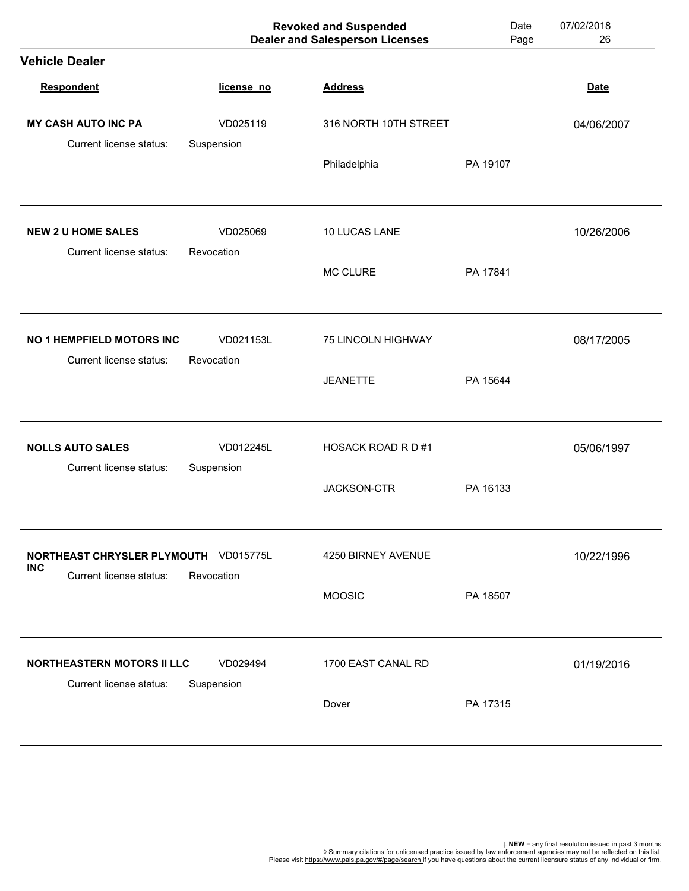## Vehicle Dealer

| Respondent | license_no | Address | | Date |
|---|---|---|---|---|
| **MY CASH AUTO INC PA** | VD025119 | 316 NORTH 10TH STREET | | 04/06/2007 |
| Current license status: | Suspension | Philadelphia | PA 19107 | |
| **NEW 2 U HOME SALES** | VD025069 | 10 LUCAS LANE | | 10/26/2006 |
| Current license status: | Revocation | MC CLURE | PA 17841 | |
| **NO 1 HEMPFIELD MOTORS INC** | VD021153L | 75 LINCOLN HIGHWAY | | 08/17/2005 |
| Current license status: | Revocation | JEANETTE | PA 15644 | |
| **NOLLS AUTO SALES** | VD012245L | HOSACK ROAD R D #1 | | 05/06/1997 |
| Current license status: | Suspension | JACKSON-CTR | PA 16133 | |
| **NORTHEAST CHRYSLER PLYMOUTH INC** | VD015775L | 4250 BIRNEY AVENUE | | 10/22/1996 |
| Current license status: | Revocation | MOOSIC | PA 18507 | |
| **NORTHEASTERN MOTORS II LLC** | VD029494 | 1700 EAST CANAL RD | | 01/19/2016 |
| Current license status: | Suspension | Dover | PA 17315 | |

‡ **NEW** = any final resolution issued in past 3 months
◊ Summary citations for unlicensed practice issued by law enforcement agencies may not be reflected on this list.
Please visit https://www.pals.pa.gov/#/page/search if you have questions about the current licensure status of any individual or firm.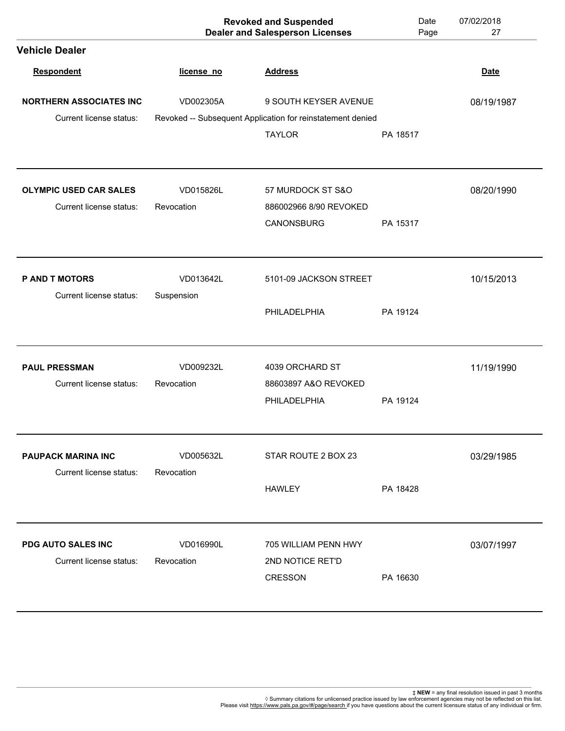## Vehicle Dealer

| Respondent | license_no | Address | | Date |
|---|---|---|---|---|
| **NORTHERN ASSOCIATES INC** | VD002305A | 9 SOUTH KEYSER AVENUE | | 08/19/1987 |
| Current license status: | Revoked -- Subsequent Application for reinstatement denied | | | |
| | | TAYLOR | PA 18517 | |
| **OLYMPIC USED CAR SALES** | VD015826L | 57 MURDOCK ST S&O | | 08/20/1990 |
| Current license status: | Revocation | 886002966 8/90 REVOKED | | |
| | | CANONSBURG | PA 15317 | |
| **P AND T MOTORS** | VD013642L | 5101-09 JACKSON STREET | | 10/15/2013 |
| Current license status: | Suspension | | | |
| | | PHILADELPHIA | PA 19124 | |
| **PAUL PRESSMAN** | VD009232L | 4039 ORCHARD ST | | 11/19/1990 |
| Current license status: | Revocation | 88603897 A&O REVOKED | | |
| | | PHILADELPHIA | PA 19124 | |
| **PAUPACK MARINA INC** | VD005632L | STAR ROUTE 2 BOX 23 | | 03/29/1985 |
| Current license status: | Revocation | | | |
| | | HAWLEY | PA 18428 | |
| **PDG AUTO SALES INC** | VD016990L | 705 WILLIAM PENN HWY | | 03/07/1997 |
| Current license status: | Revocation | 2ND NOTICE RET'D | | |
| | | CRESSON | PA 16630 | |

‡ **NEW** = any final resolution issued in past 3 months
◊ Summary citations for unlicensed practice issued by law enforcement agencies may not be reflected on this list.
Please visit https://www.pals.pa.gov/#/page/search if you have questions about the current licensure status of any individual or firm.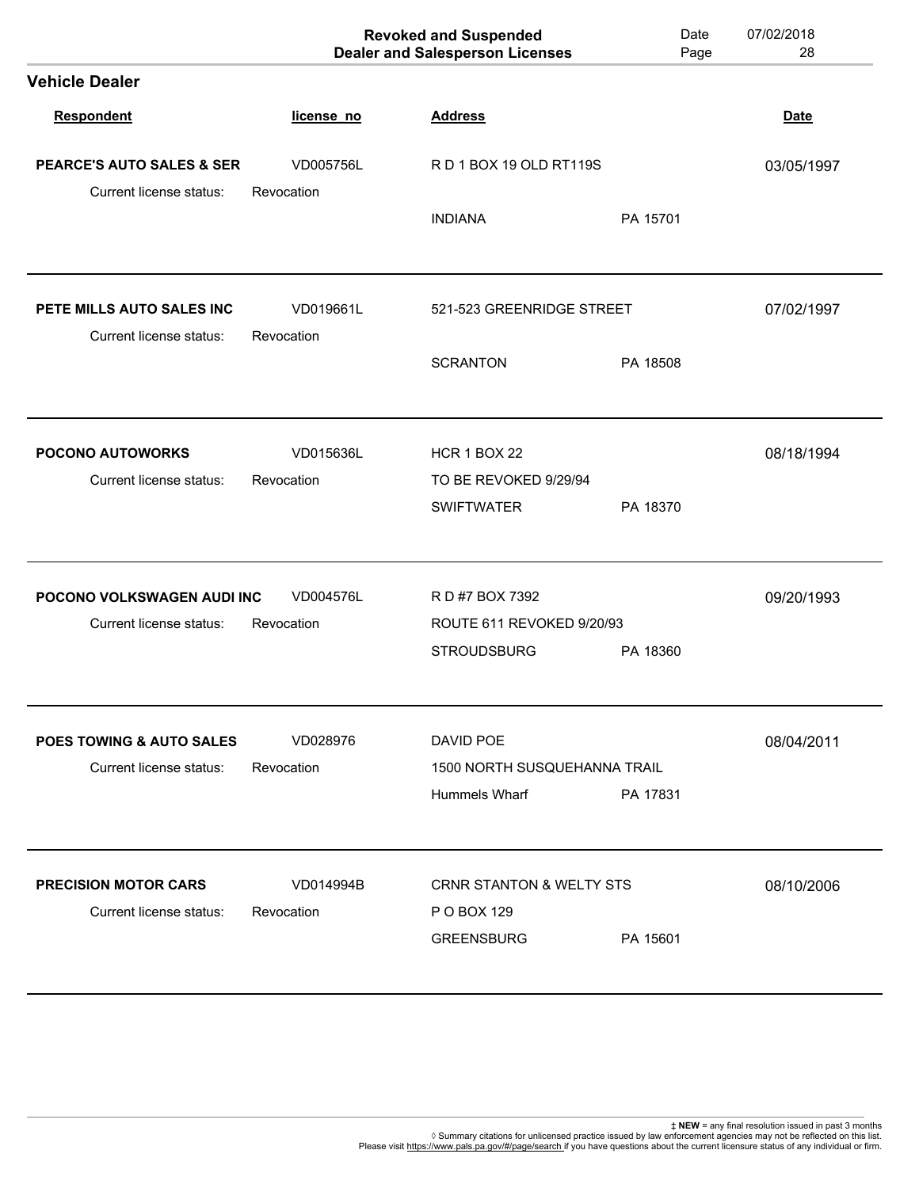## Vehicle Dealer

| Respondent | license_no | Address | | Date |
|---|---|---|---|---|
| **PEARCE'S AUTO SALES & SER** | VD005756L | R D 1 BOX 19 OLD RT119S | | 03/05/1997 |
| Current license status: | Revocation | | | |
| | | INDIANA | PA 15701 | |
| **PETE MILLS AUTO SALES INC** | VD019661L | 521-523 GREENRIDGE STREET | | 07/02/1997 |
| Current license status: | Revocation | | | |
| | | SCRANTON | PA 18508 | |
| **POCONO AUTOWORKS** | VD015636L | HCR 1 BOX 22 | | 08/18/1994 |
| Current license status: | Revocation | TO BE REVOKED 9/29/94 | | |
| | | SWIFTWATER | PA 18370 | |
| **POCONO VOLKSWAGEN AUDI INC** | VD004576L | R D #7 BOX 7392 | | 09/20/1993 |
| Current license status: | Revocation | ROUTE 611 REVOKED 9/20/93 | | |
| | | STROUDSBURG | PA 18360 | |
| **POES TOWING & AUTO SALES** | VD028976 | DAVID POE | | 08/04/2011 |
| Current license status: | Revocation | 1500 NORTH SUSQUEHANNA TRAIL | | |
| | | Hummels Wharf | PA 17831 | |
| **PRECISION MOTOR CARS** | VD014994B | CRNR STANTON & WELTY STS | | 08/10/2006 |
| Current license status: | Revocation | P O BOX 129 | | |
| | | GREENSBURG | PA 15601 | |

‡ **NEW** = any final resolution issued in past 3 months
◊ Summary citations for unlicensed practice issued by law enforcement agencies may not be reflected on this list.
Please visit https://www.pals.pa.gov/#/page/search if you have questions about the current licensure status of any individual or firm.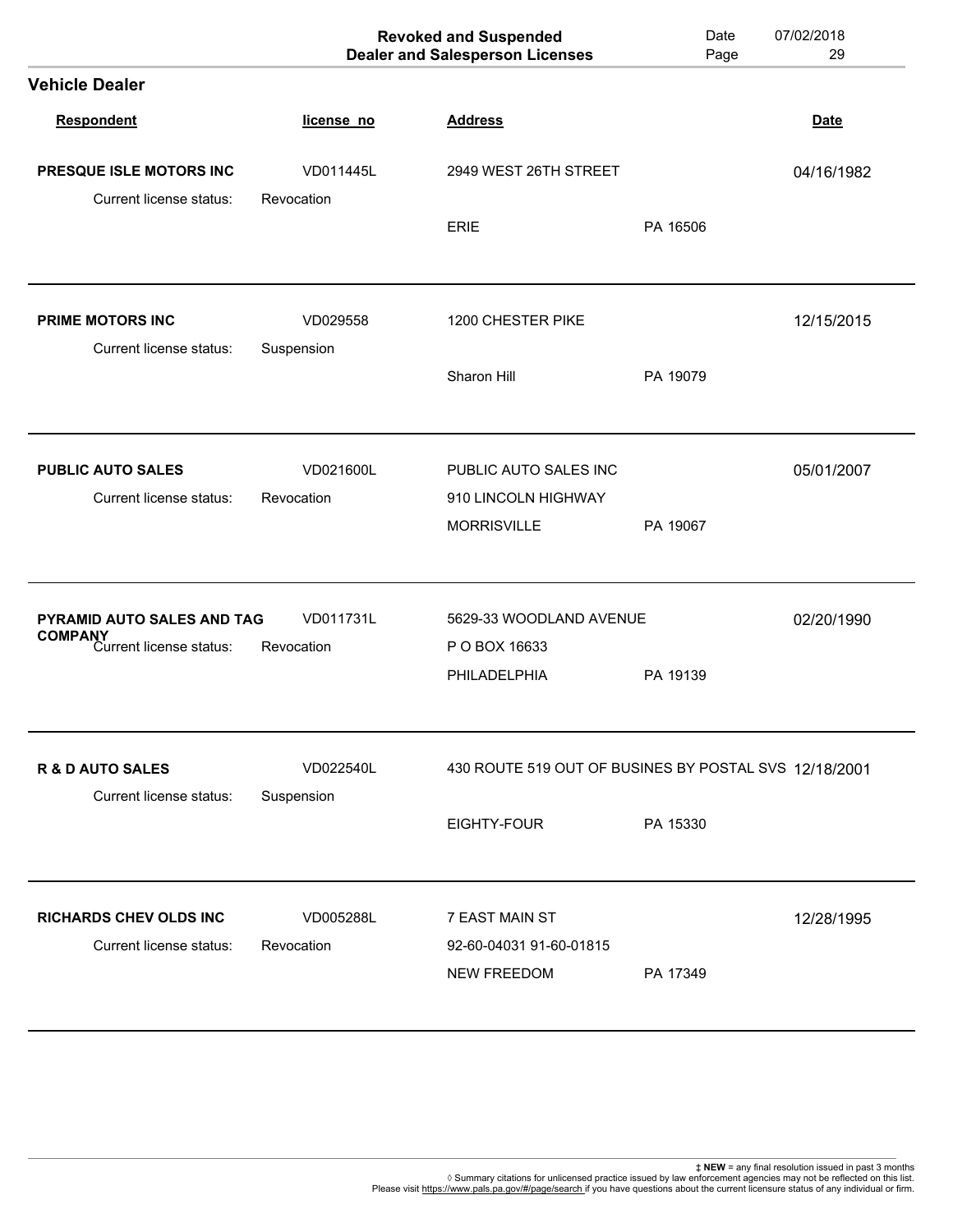## Vehicle Dealer

| Respondent | license_no | Address | | Date |
|---|---|---|---|---|
| **PRESQUE ISLE MOTORS INC** | VD011445L | 2949 WEST 26TH STREET | | 04/16/1982 |
| Current license status: | Revocation | | | |
| | | ERIE | PA 16506 | |
| **PRIME MOTORS INC** | VD029558 | 1200 CHESTER PIKE | | 12/15/2015 |
| Current license status: | Suspension | | | |
| | | Sharon Hill | PA 19079 | |
| **PUBLIC AUTO SALES** | VD021600L | PUBLIC AUTO SALES INC | | 05/01/2007 |
| Current license status: | Revocation | 910 LINCOLN HIGHWAY | | |
| | | MORRISVILLE | PA 19067 | |
| **PYRAMID AUTO SALES AND TAG COMPANY** | VD011731L | 5629-33 WOODLAND AVENUE | | 02/20/1990 |
| Current license status: | Revocation | P O BOX 16633 | | |
| | | PHILADELPHIA | PA 19139 | |
| **R & D AUTO SALES** | VD022540L | 430 ROUTE 519 OUT OF BUSINES BY POSTAL SVS | | 12/18/2001 |
| Current license status: | Suspension | | | |
| | | EIGHTY-FOUR | PA 15330 | |
| **RICHARDS CHEV OLDS INC** | VD005288L | 7 EAST MAIN ST | | 12/28/1995 |
| Current license status: | Revocation | 92-60-04031 91-60-01815 | | |
| | | NEW FREEDOM | PA 17349 | |

‡ **NEW** = any final resolution issued in past 3 months
◊ Summary citations for unlicensed practice issued by law enforcement agencies may not be reflected on this list.
Please visit https://www.pals.pa.gov/#/page/search if you have questions about the current licensure status of any individual or firm.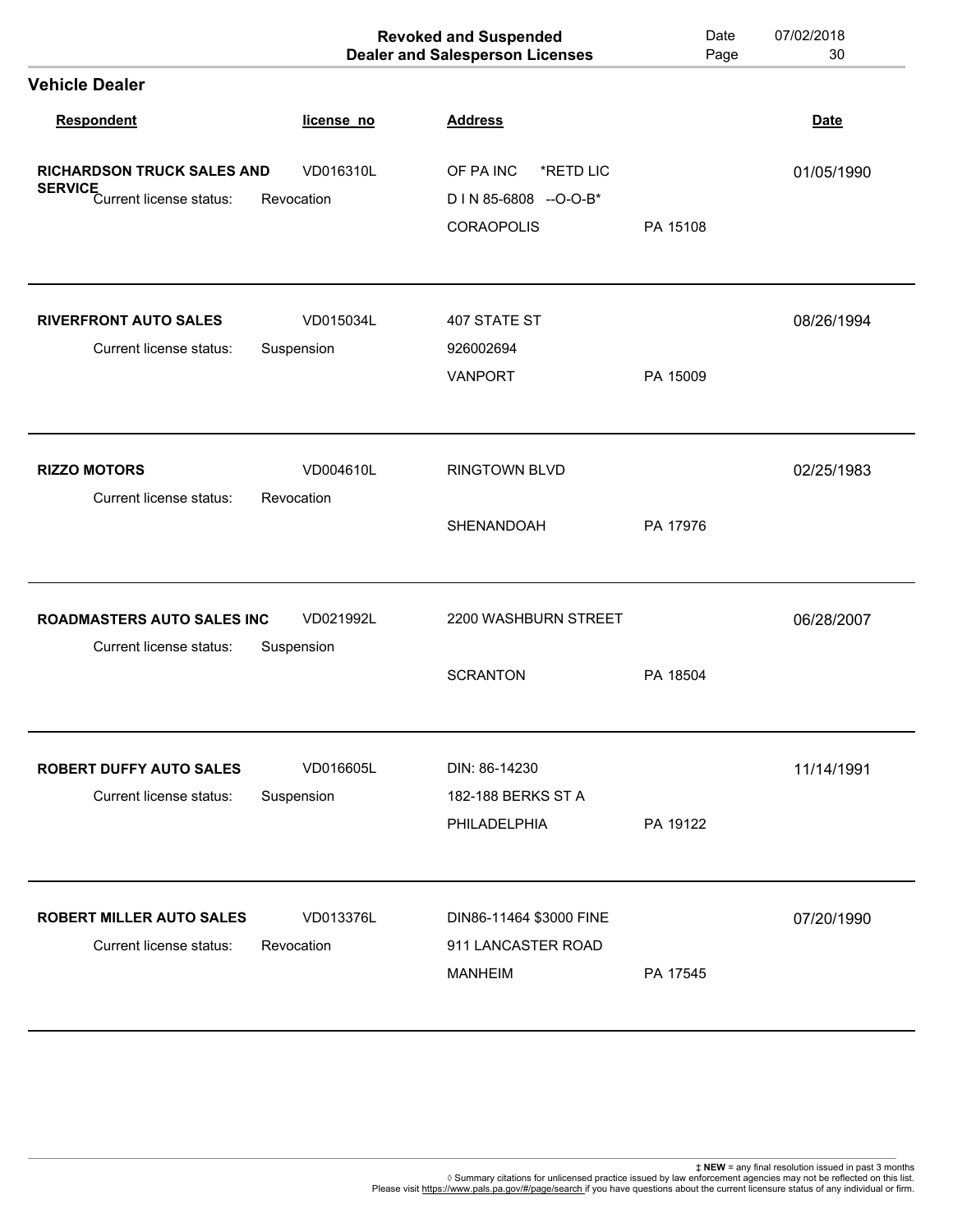## Vehicle Dealer

| Respondent | license_no | Address | | Date |
| --- | --- | --- | --- | --- |
| **RICHARDSON TRUCK SALES AND SERVICE** | VD016310L | OF PA INC *RETD LIC | | 01/05/1990 |
| Current license status: Revocation | | D I N 85-6808 --O-O-B* | | |
| | | CORAOPOLIS | PA 15108 | |
| **RIVERFRONT AUTO SALES** | VD015034L | 407 STATE ST | | 08/26/1994 |
| Current license status: Suspension | | 926002694 | | |
| | | VANPORT | PA 15009 | |
| **RIZZO MOTORS** | VD004610L | RINGTOWN BLVD | | 02/25/1983 |
| Current license status: Revocation | | | | |
| | | SHENANDOAH | PA 17976 | |
| **ROADMASTERS AUTO SALES INC** | VD021992L | 2200 WASHBURN STREET | | 06/28/2007 |
| Current license status: Suspension | | | | |
| | | SCRANTON | PA 18504 | |
| **ROBERT DUFFY AUTO SALES** | VD016605L | DIN: 86-14230 | | 11/14/1991 |
| Current license status: Suspension | | 182-188 BERKS ST A | | |
| | | PHILADELPHIA | PA 19122 | |
| **ROBERT MILLER AUTO SALES** | VD013376L | DIN86-11464 $3000 FINE | | 07/20/1990 |
| Current license status: Revocation | | 911 LANCASTER ROAD | | |
| | | MANHEIM | PA 17545 | |

‡ **NEW** = any final resolution issued in past 3 months
◊ Summary citations for unlicensed practice issued by law enforcement agencies may not be reflected on this list.
Please visit https://www.pals.pa.gov/#/page/search if you have questions about the current licensure status of any individual or firm.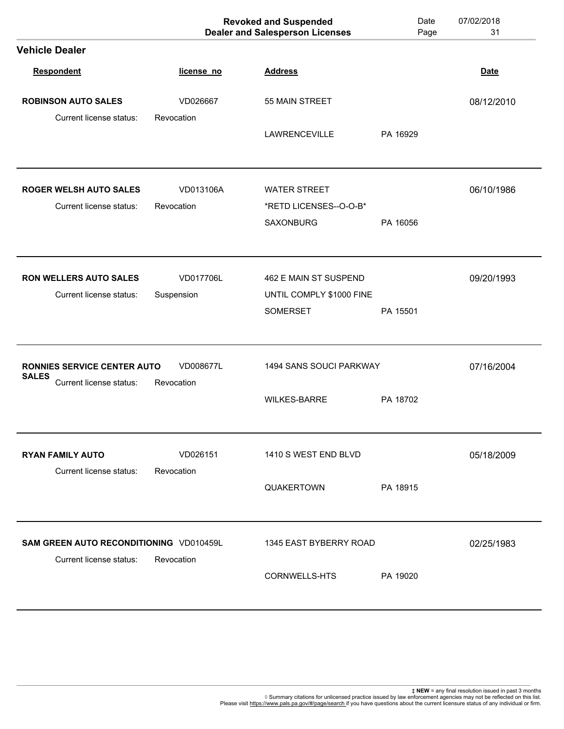## Vehicle Dealer

| Respondent | license_no | Address | | Date |
|---|---|---|---|---|
| **ROBINSON AUTO SALES** | VD026667 | 55 MAIN STREET | | 08/12/2010 |
| Current license status: | Revocation | | | |
| | | LAWRENCEVILLE | PA 16929 | |
| **ROGER WELSH AUTO SALES** | VD013106A | WATER STREET | | 06/10/1986 |
| Current license status: | Revocation | *RETD LICENSES--O-O-B* | | |
| | | SAXONBURG | PA 16056 | |
| **RON WELLERS AUTO SALES** | VD017706L | 462 E MAIN ST SUSPEND | | 09/20/1993 |
| Current license status: | Suspension | UNTIL COMPLY $1000 FINE | | |
| | | SOMERSET | PA 15501 | |
| **RONNIES SERVICE CENTER AUTO SALES** | VD008677L | 1494 SANS SOUCI PARKWAY | | 07/16/2004 |
| Current license status: | Revocation | | | |
| | | WILKES-BARRE | PA 18702 | |
| **RYAN FAMILY AUTO** | VD026151 | 1410 S WEST END BLVD | | 05/18/2009 |
| Current license status: | Revocation | | | |
| | | QUAKERTOWN | PA 18915 | |
| **SAM GREEN AUTO RECONDITIONING** | VD010459L | 1345 EAST BYBERRY ROAD | | 02/25/1983 |
| Current license status: | Revocation | | | |
| | | CORNWELLS-HTS | PA 19020 | |

‡ **NEW** = any final resolution issued in past 3 months
◊ Summary citations for unlicensed practice issued by law enforcement agencies may not be reflected on this list.
Please visit https://www.pals.pa.gov/#/page/search if you have questions about the current licensure status of any individual or firm.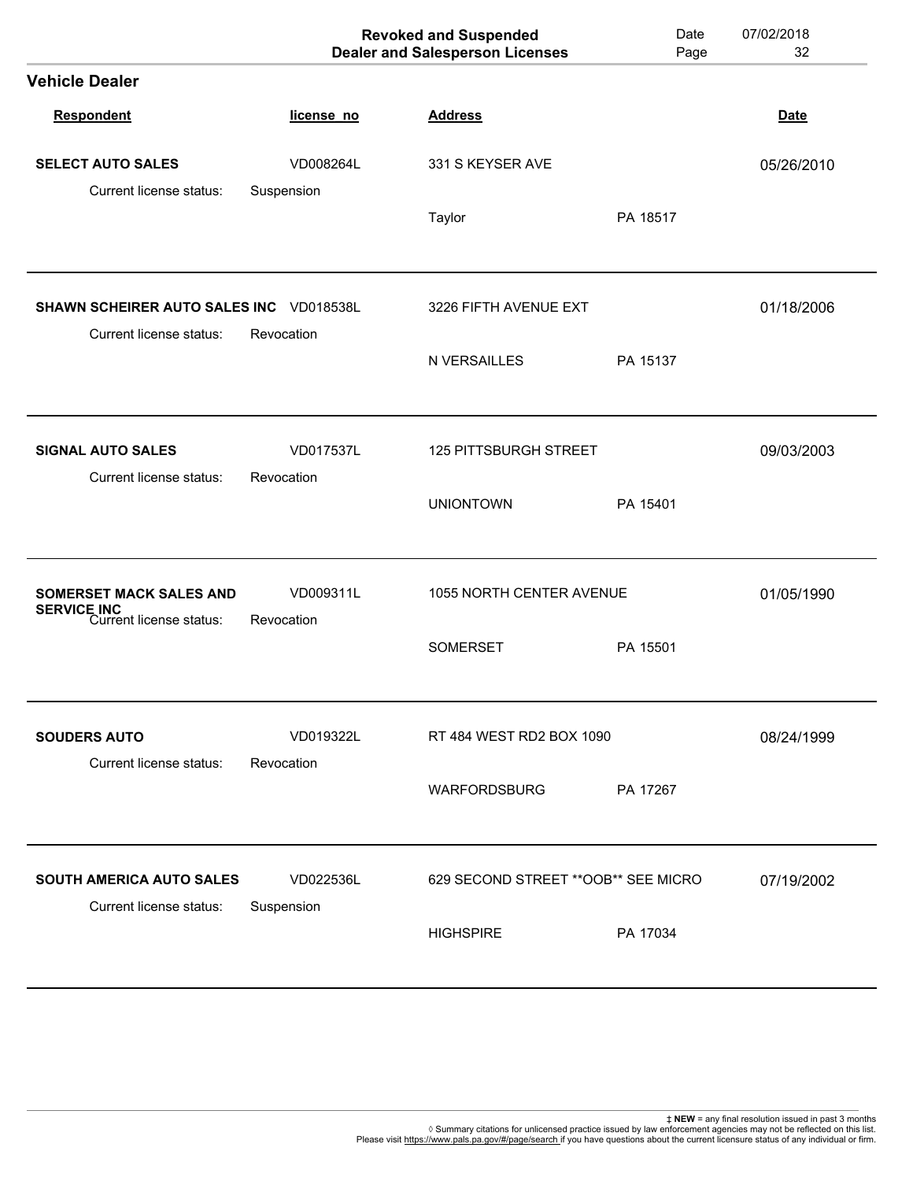## Vehicle Dealer

| Respondent | license_no | Address | | Date |
|---|---|---|---|---|
| SELECT AUTO SALES | VD008264L | 331 S KEYSER AVE | | 05/26/2010 |
| Current license status: | Suspension | Taylor | PA 18517 | |
| SHAWN SCHEIRER AUTO SALES INC | VD018538L | 3226 FIFTH AVENUE EXT | | 01/18/2006 |
| Current license status: | Revocation | N VERSAILLES | PA 15137 | |
| SIGNAL AUTO SALES | VD017537L | 125 PITTSBURGH STREET | | 09/03/2003 |
| Current license status: | Revocation | UNIONTOWN | PA 15401 | |
| SOMERSET MACK SALES AND SERVICE INC | VD009311L | 1055 NORTH CENTER AVENUE | | 01/05/1990 |
| Current license status: | Revocation | SOMERSET | PA 15501 | |
| SOUDERS AUTO | VD019322L | RT 484 WEST RD2 BOX 1090 | | 08/24/1999 |
| Current license status: | Revocation | WARFORDSBURG | PA 17267 | |
| SOUTH AMERICA AUTO SALES | VD022536L | 629 SECOND STREET **OOB** SEE MICRO | | 07/19/2002 |
| Current license status: | Suspension | HIGHSPIRE | PA 17034 | |

‡ **NEW** = any final resolution issued in past 3 months
◊ Summary citations for unlicensed practice issued by law enforcement agencies may not be reflected on this list.
Please visit https://www.pals.pa.gov/#/page/search if you have questions about the current licensure status of any individual or firm.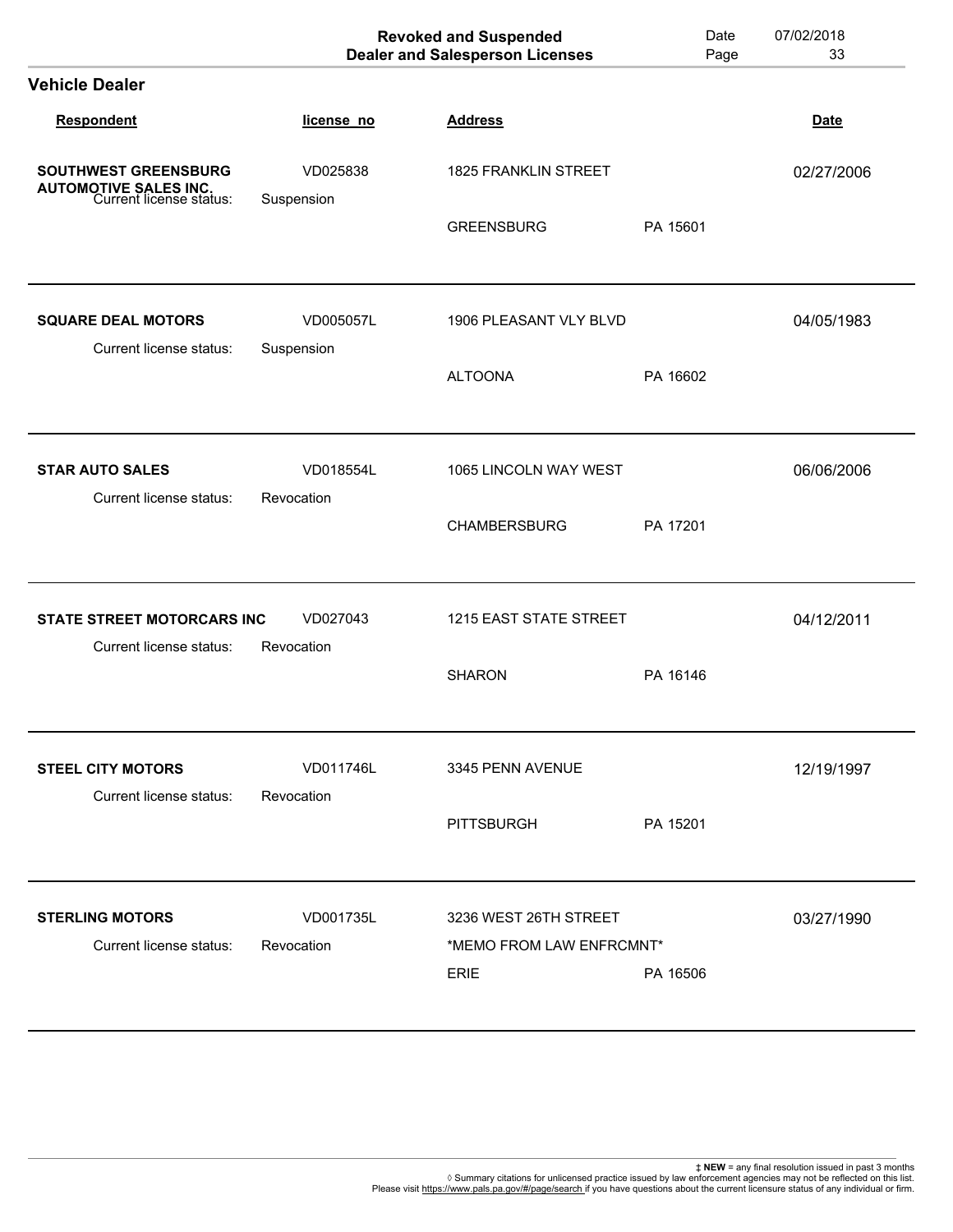## Vehicle Dealer

| Respondent | license_no | Address | | Date |
| --- | --- | --- | --- | --- |
| **SOUTHWEST GREENSBURG AUTOMOTIVE SALES INC.** | VD025838 | 1825 FRANKLIN STREET | | 02/27/2006 |
| Current license status: | Suspension | | | |
| | | GREENSBURG | PA 15601 | |
| **SQUARE DEAL MOTORS** | VD005057L | 1906 PLEASANT VLY BLVD | | 04/05/1983 |
| Current license status: | Suspension | | | |
| | | ALTOONA | PA 16602 | |
| **STAR AUTO SALES** | VD018554L | 1065 LINCOLN WAY WEST | | 06/06/2006 |
| Current license status: | Revocation | | | |
| | | CHAMBERSBURG | PA 17201 | |
| **STATE STREET MOTORCARS INC** | VD027043 | 1215 EAST STATE STREET | | 04/12/2011 |
| Current license status: | Revocation | | | |
| | | SHARON | PA 16146 | |
| **STEEL CITY MOTORS** | VD011746L | 3345 PENN AVENUE | | 12/19/1997 |
| Current license status: | Revocation | | | |
| | | PITTSBURGH | PA 15201 | |
| **STERLING MOTORS** | VD001735L | 3236 WEST 26TH STREET | | 03/27/1990 |
| Current license status: | Revocation | *MEMO FROM LAW ENFRCMNT* | | |
| | | ERIE | PA 16506 | |

‡ **NEW** = any final resolution issued in past 3 months
◊ Summary citations for unlicensed practice issued by law enforcement agencies may not be reflected on this list.
Please visit https://www.pals.pa.gov/#/page/search if you have questions about the current licensure status of any individual or firm.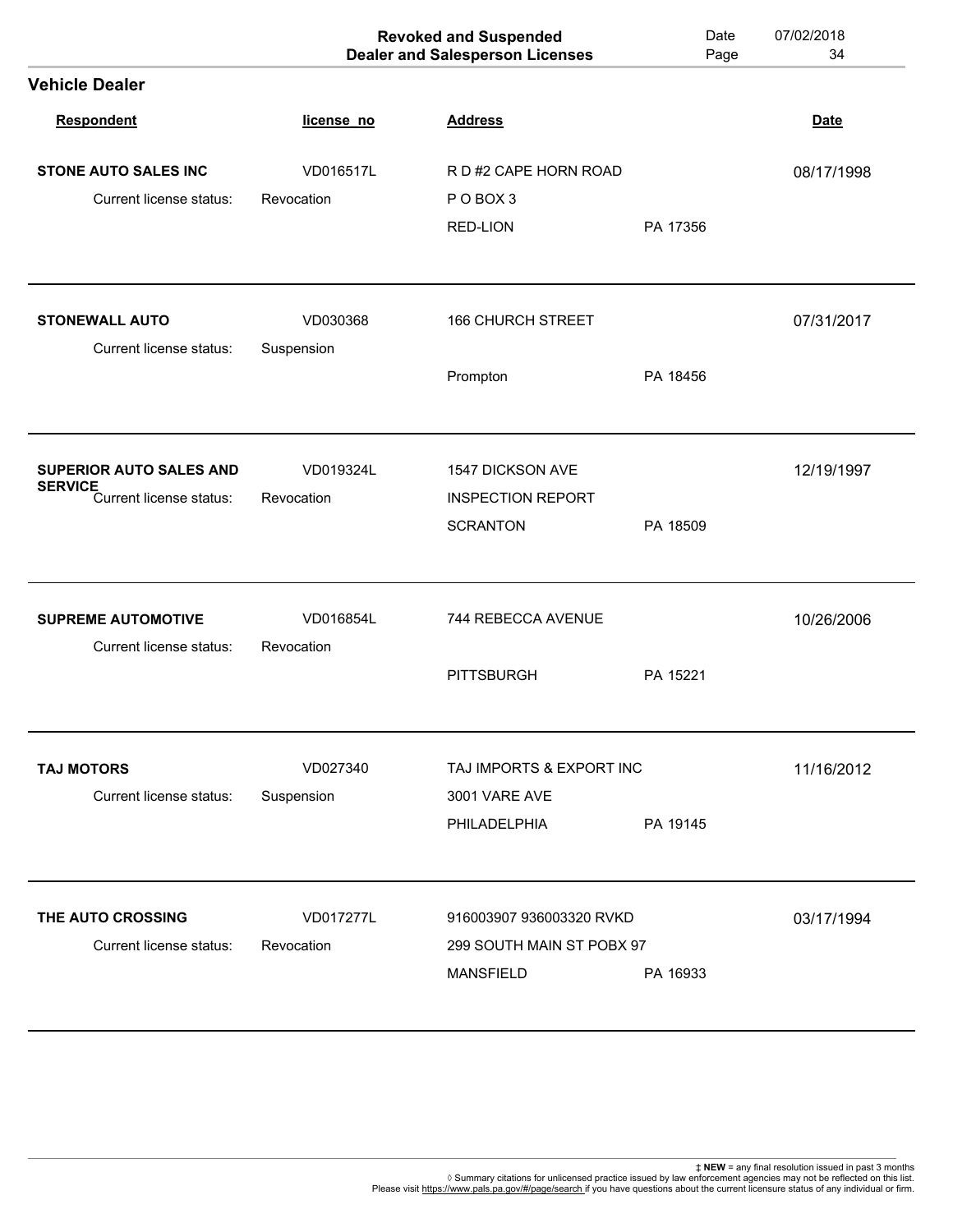## Vehicle Dealer

| Respondent | license_no | Address | | Date |
|---|---|---|---|---|
| **STONE AUTO SALES INC** | VD016517L | R D #2 CAPE HORN ROAD | | 08/17/1998 |
| Current license status: | Revocation | P O BOX 3 | | |
| | | RED-LION | PA 17356 | |
| **STONEWALL AUTO** | VD030368 | 166 CHURCH STREET | | 07/31/2017 |
| Current license status: | Suspension | | | |
| | | Prompton | PA 18456 | |
| **SUPERIOR AUTO SALES AND SERVICE** | VD019324L | 1547 DICKSON AVE | | 12/19/1997 |
| Current license status: | Revocation | INSPECTION REPORT | | |
| | | SCRANTON | PA 18509 | |
| **SUPREME AUTOMOTIVE** | VD016854L | 744 REBECCA AVENUE | | 10/26/2006 |
| Current license status: | Revocation | | | |
| | | PITTSBURGH | PA 15221 | |
| **TAJ MOTORS** | VD027340 | TAJ IMPORTS & EXPORT INC | | 11/16/2012 |
| Current license status: | Suspension | 3001 VARE AVE | | |
| | | PHILADELPHIA | PA 19145 | |
| **THE AUTO CROSSING** | VD017277L | 916003907 936003320 RVKD | | 03/17/1994 |
| Current license status: | Revocation | 299 SOUTH MAIN ST POBX 97 | | |
| | | MANSFIELD | PA 16933 | |

‡ **NEW** = any final resolution issued in past 3 months
◊ Summary citations for unlicensed practice issued by law enforcement agencies may not be reflected on this list.
Please visit https://www.pals.pa.gov/#/page/search if you have questions about the current licensure status of any individual or firm.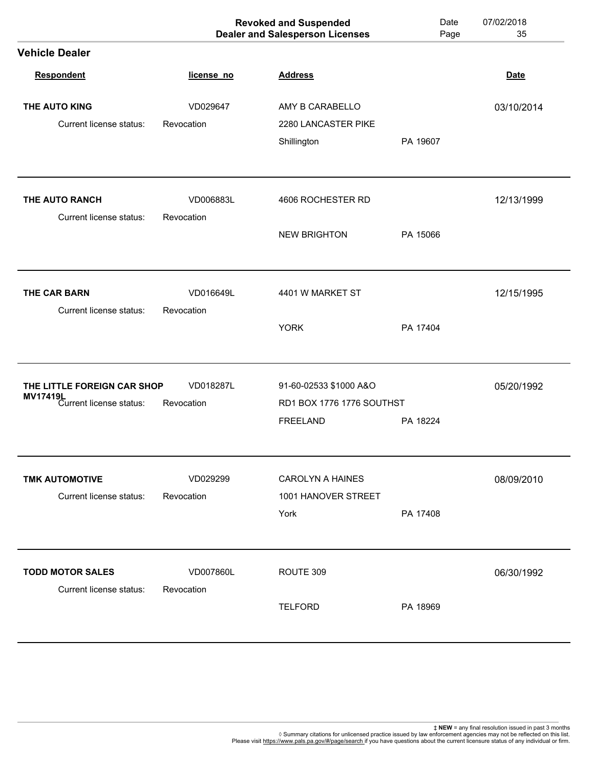## Vehicle Dealer

| Respondent | license_no | Address | | Date |
|---|---|---|---|---|
| **THE AUTO KING** | VD029647 | AMY B CARABELLO | | 03/10/2014 |
| Current license status: | Revocation | 2280 LANCASTER PIKE | | |
| | | Shillington | PA 19607 | |
| **THE AUTO RANCH** | VD006883L | 4606 ROCHESTER RD | | 12/13/1999 |
| Current license status: | Revocation | | | |
| | | NEW BRIGHTON | PA 15066 | |
| **THE CAR BARN** | VD016649L | 4401 W MARKET ST | | 12/15/1995 |
| Current license status: | Revocation | | | |
| | | YORK | PA 17404 | |
| **THE LITTLE FOREIGN CAR SHOP MV17419L** | VD018287L | 91-60-02533 $1000 A&O | | 05/20/1992 |
| Current license status: | Revocation | RD1 BOX 1776 1776 SOUTHST | | |
| | | FREELAND | PA 18224 | |
| **TMK AUTOMOTIVE** | VD029299 | CAROLYN A HAINES | | 08/09/2010 |
| Current license status: | Revocation | 1001 HANOVER STREET | | |
| | | York | PA 17408 | |
| **TODD MOTOR SALES** | VD007860L | ROUTE 309 | | 06/30/1992 |
| Current license status: | Revocation | | | |
| | | TELFORD | PA 18969 | |

‡ **NEW** = any final resolution issued in past 3 months
◊ Summary citations for unlicensed practice issued by law enforcement agencies may not be reflected on this list.
Please visit https://www.pals.pa.gov/#/page/search if you have questions about the current licensure status of any individual or firm.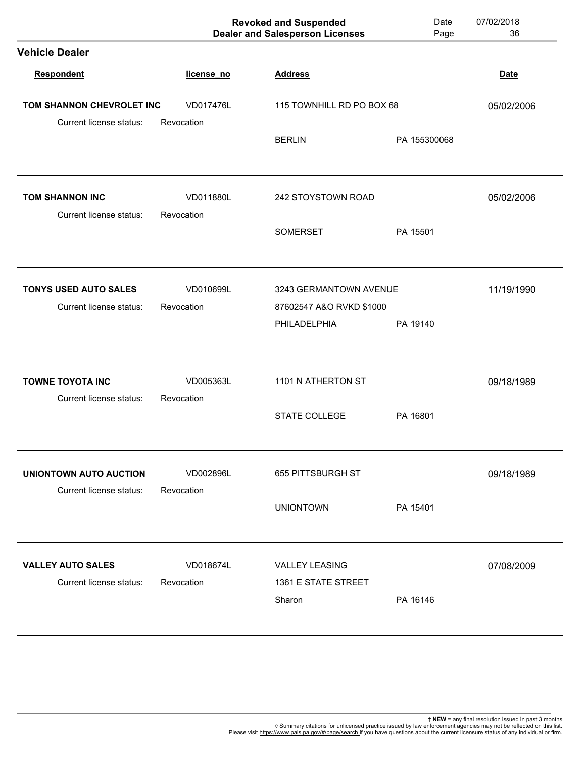## Vehicle Dealer

| Respondent | license_no | Address | | Date |
|---|---|---|---|---|
| **TOM SHANNON CHEVROLET INC** | VD017476L | 115 TOWNHILL RD PO BOX 68 | | 05/02/2006 |
| Current license status: | Revocation | BERLIN | PA 155300068 | |
| **TOM SHANNON INC** | VD011880L | 242 STOYSTOWN ROAD | | 05/02/2006 |
| Current license status: | Revocation | SOMERSET | PA 15501 | |
| **TONYS USED AUTO SALES** | VD010699L | 3243 GERMANTOWN AVENUE | | 11/19/1990 |
| Current license status: | Revocation | 87602547 A&O RVKD $1000 | | |
| | | PHILADELPHIA | PA 19140 | |
| **TOWNE TOYOTA INC** | VD005363L | 1101 N ATHERTON ST | | 09/18/1989 |
| Current license status: | Revocation | STATE COLLEGE | PA 16801 | |
| **UNIONTOWN AUTO AUCTION** | VD002896L | 655 PITTSBURGH ST | | 09/18/1989 |
| Current license status: | Revocation | UNIONTOWN | PA 15401 | |
| **VALLEY AUTO SALES** | VD018674L | VALLEY LEASING | | 07/08/2009 |
| Current license status: | Revocation | 1361 E STATE STREET | | |
| | | Sharon | PA 16146 | |

‡ **NEW** = any final resolution issued in past 3 months
◊ Summary citations for unlicensed practice issued by law enforcement agencies may not be reflected on this list.
Please visit https://www.pals.pa.gov/#/page/search if you have questions about the current licensure status of any individual or firm.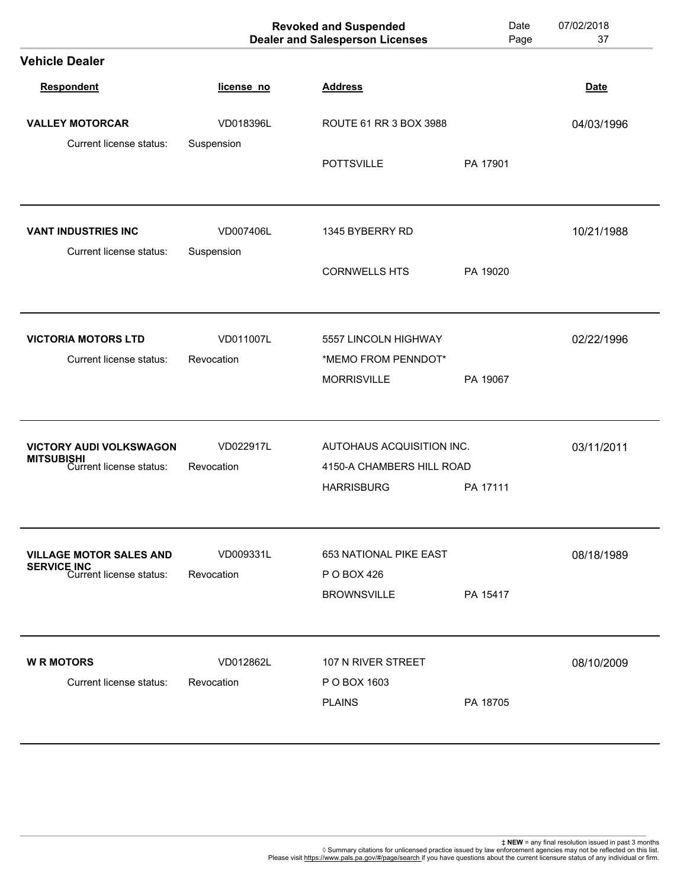## Vehicle Dealer

| Respondent | license no | Address | | Date |
|---|---|---|---|---|
| **VALLEY MOTORCAR** | VD018396L | ROUTE 61 RR 3 BOX 3988 | | 04/03/1996 |
| Current license status: | Suspension | | | |
| | | POTTSVILLE | PA 17901 | |
| **VANT INDUSTRIES INC** | VD007406L | 1345 BYBERRY RD | | 10/21/1988 |
| Current license status: | Suspension | | | |
| | | CORNWELLS HTS | PA 19020 | |
| **VICTORIA MOTORS LTD** | VD011007L | 5557 LINCOLN HIGHWAY | | 02/22/1996 |
| Current license status: | Revocation | *MEMO FROM PENNDOT* | | |
| | | MORRISVILLE | PA 19067 | |
| **VICTORY AUDI VOLKSWAGON MITSUBISHI** | VD022917L | AUTOHAUS ACQUISITION INC. | | 03/11/2011 |
| Current license status: | Revocation | 4150-A CHAMBERS HILL ROAD | | |
| | | HARRISBURG | PA 17111 | |
| **VILLAGE MOTOR SALES AND SERVICE INC** | VD009331L | 653 NATIONAL PIKE EAST | | 08/18/1989 |
| Current license status: | Revocation | P O BOX 426 | | |
| | | BROWNSVILLE | PA 15417 | |
| **W R MOTORS** | VD012862L | 107 N RIVER STREET | | 08/10/2009 |
| Current license status: | Revocation | P O BOX 1603 | | |
| | | PLAINS | PA 18705 | |

‡ **NEW** = any final resolution issued in past 3 months
◊ Summary citations for unlicensed practice issued by law enforcement agencies may not be reflected on this list.
Please visit https://www.pals.pa.gov/#/page/search if you have questions about the current licensure status of any individual or firm.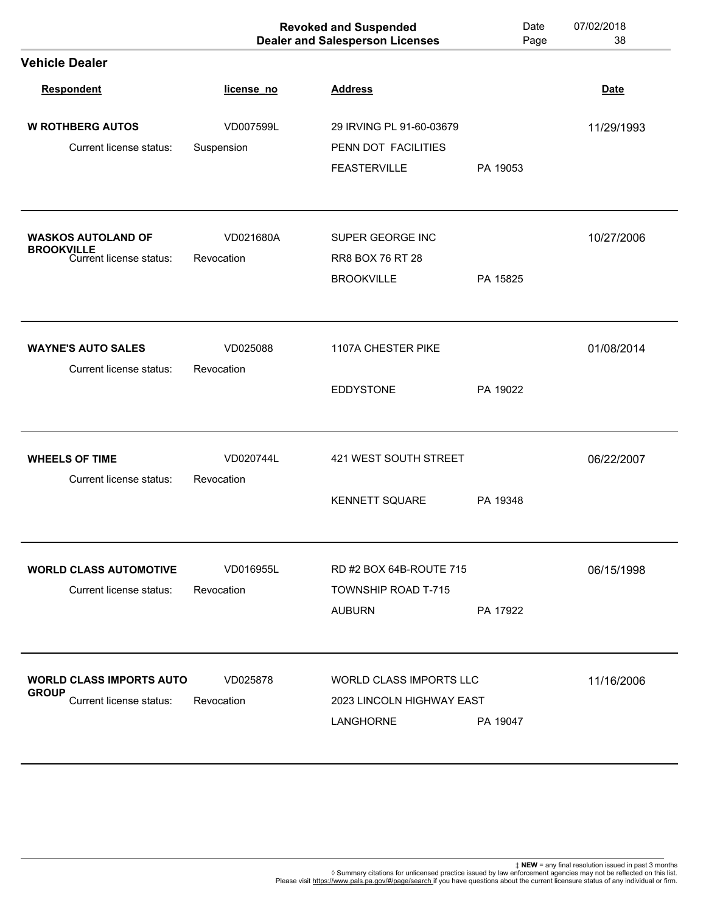## Vehicle Dealer

| Respondent | license_no | Address | | Date |
|---|---|---|---|---|
| **W ROTHBERG AUTOS** | VD007599L | 29 IRVING PL 91-60-03679 | | 11/29/1993 |
| Current license status: | Suspension | PENN DOT FACILITIES | | |
| | | FEASTERVILLE | PA 19053 | |
| **WASKOS AUTOLAND OF BROOKVILLE** | VD021680A | SUPER GEORGE INC | | 10/27/2006 |
| Current license status: | Revocation | RR8 BOX 76 RT 28 | | |
| | | BROOKVILLE | PA 15825 | |
| **WAYNE'S AUTO SALES** | VD025088 | 1107A CHESTER PIKE | | 01/08/2014 |
| Current license status: | Revocation | | | |
| | | EDDYSTONE | PA 19022 | |
| **WHEELS OF TIME** | VD020744L | 421 WEST SOUTH STREET | | 06/22/2007 |
| Current license status: | Revocation | | | |
| | | KENNETT SQUARE | PA 19348 | |
| **WORLD CLASS AUTOMOTIVE** | VD016955L | RD #2 BOX 64B-ROUTE 715 | | 06/15/1998 |
| Current license status: | Revocation | TOWNSHIP ROAD T-715 | | |
| | | AUBURN | PA 17922 | |
| **WORLD CLASS IMPORTS AUTO GROUP** | VD025878 | WORLD CLASS IMPORTS LLC | | 11/16/2006 |
| Current license status: | Revocation | 2023 LINCOLN HIGHWAY EAST | | |
| | | LANGHORNE | PA 19047 | |

‡ **NEW** = any final resolution issued in past 3 months
◊ Summary citations for unlicensed practice issued by law enforcement agencies may not be reflected on this list.
Please visit https://www.pals.pa.gov/#/page/search if you have questions about the current licensure status of any individual or firm.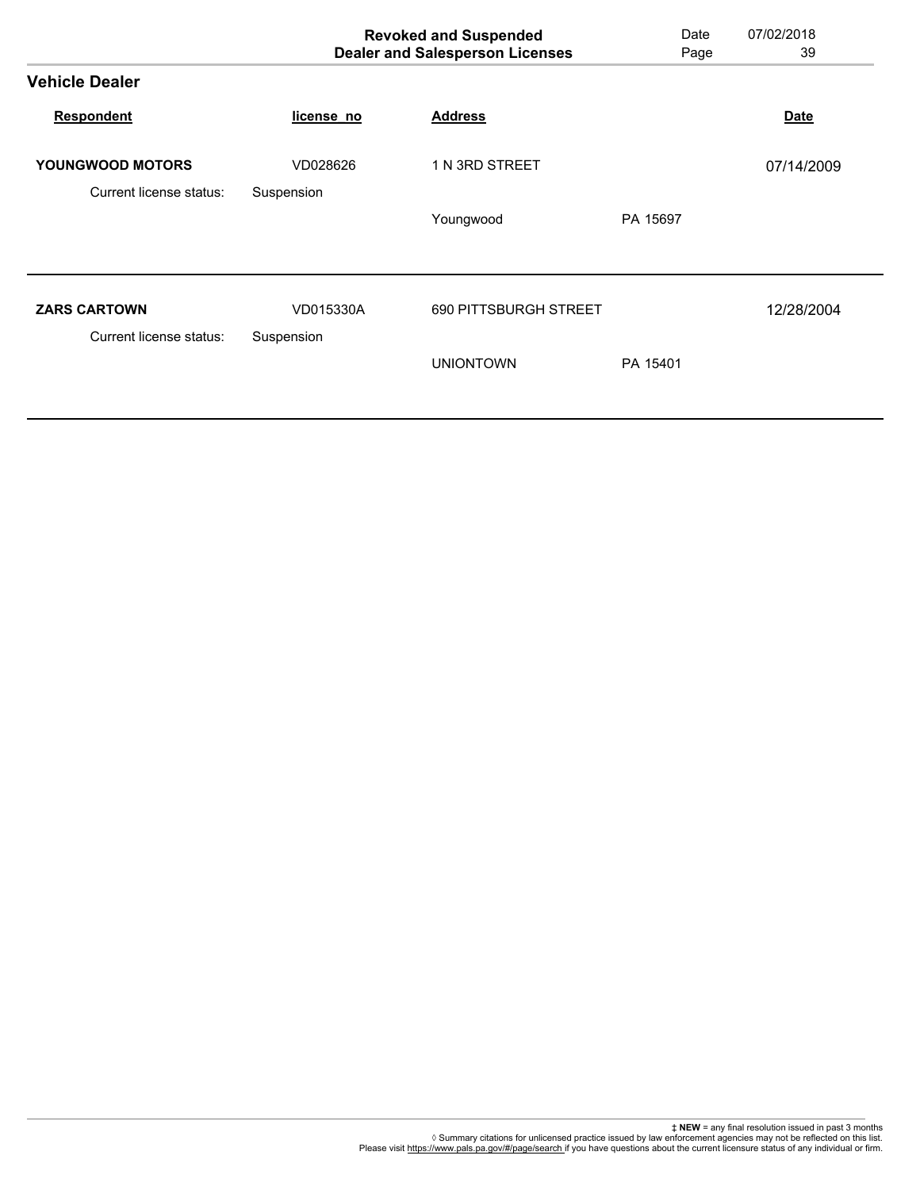## Vehicle Dealer

| Respondent | license_no | Address | | Date |
|---|---|---|---|---|
| **YOUNGWOOD MOTORS** | VD028626 | 1 N 3RD STREET | | 07/14/2009 |
| Current license status: | Suspension | | | |
| | | Youngwood | PA 15697 | |
| **ZARS CARTOWN** | VD015330A | 690 PITTSBURGH STREET | | 12/28/2004 |
| Current license status: | Suspension | | | |
| | | UNIONTOWN | PA 15401 | |

‡ **NEW** = any final resolution issued in past 3 months
◊ Summary citations for unlicensed practice issued by law enforcement agencies may not be reflected on this list.
Please visit https://www.pals.pa.gov/#/page/search if you have questions about the current licensure status of any individual or firm.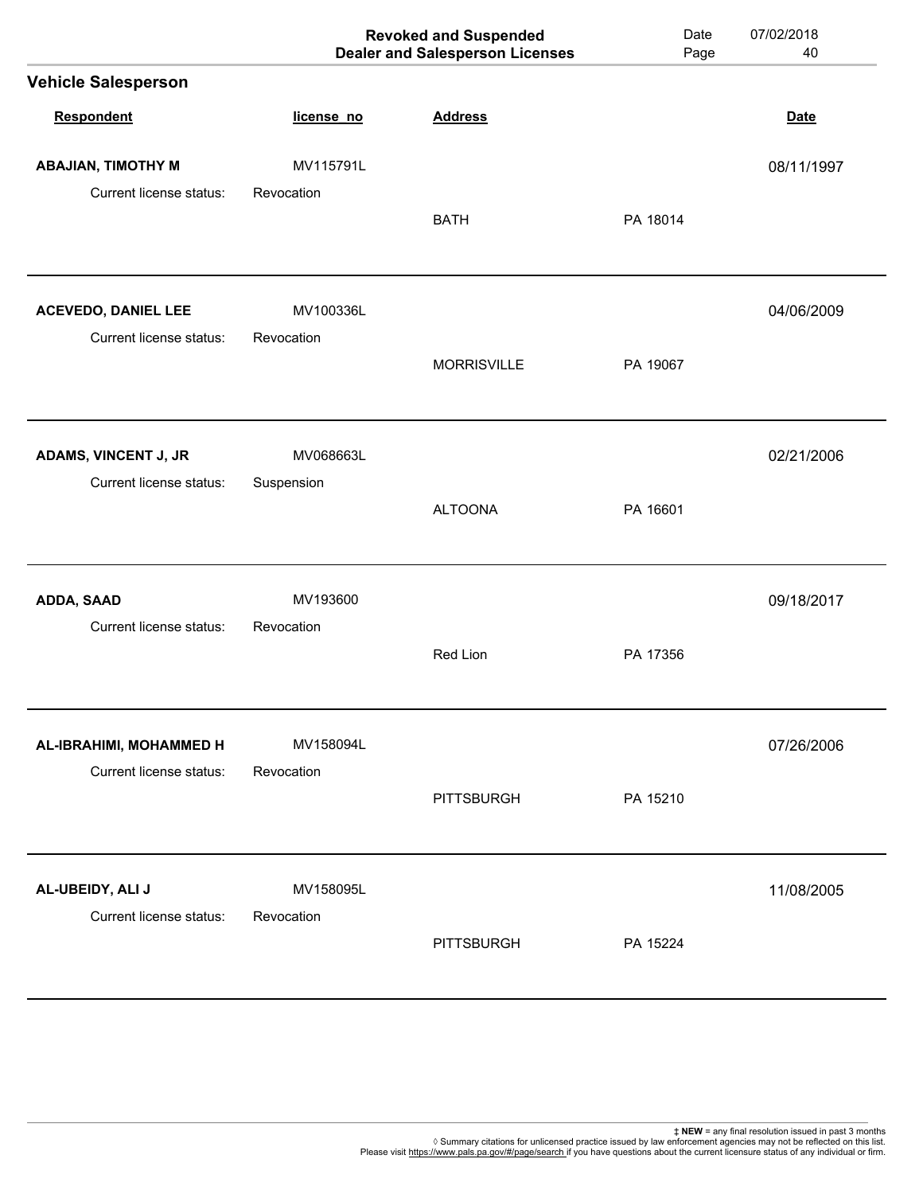## Vehicle Salesperson

| Respondent | license_no | Address | | Date |
| --- | --- | --- | --- | --- |
| **ABAJIAN, TIMOTHY M** | MV115791L | | | 08/11/1997 |
| Current license status: | Revocation | BATH | PA 18014 | |
| **ACEVEDO, DANIEL LEE** | MV100336L | | | 04/06/2009 |
| Current license status: | Revocation | MORRISVILLE | PA 19067 | |
| **ADAMS, VINCENT J, JR** | MV068663L | | | 02/21/2006 |
| Current license status: | Suspension | ALTOONA | PA 16601 | |
| **ADDA, SAAD** | MV193600 | | | 09/18/2017 |
| Current license status: | Revocation | Red Lion | PA 17356 | |
| **AL-IBRAHIMI, MOHAMMED H** | MV158094L | | | 07/26/2006 |
| Current license status: | Revocation | PITTSBURGH | PA 15210 | |
| **AL-UBEIDY, ALI J** | MV158095L | | | 11/08/2005 |
| Current license status: | Revocation | PITTSBURGH | PA 15224 | |

‡ **NEW** = any final resolution issued in past 3 months
◊ Summary citations for unlicensed practice issued by law enforcement agencies may not be reflected on this list.
Please visit https://www.pals.pa.gov/#/page/search if you have questions about the current licensure status of any individual or firm.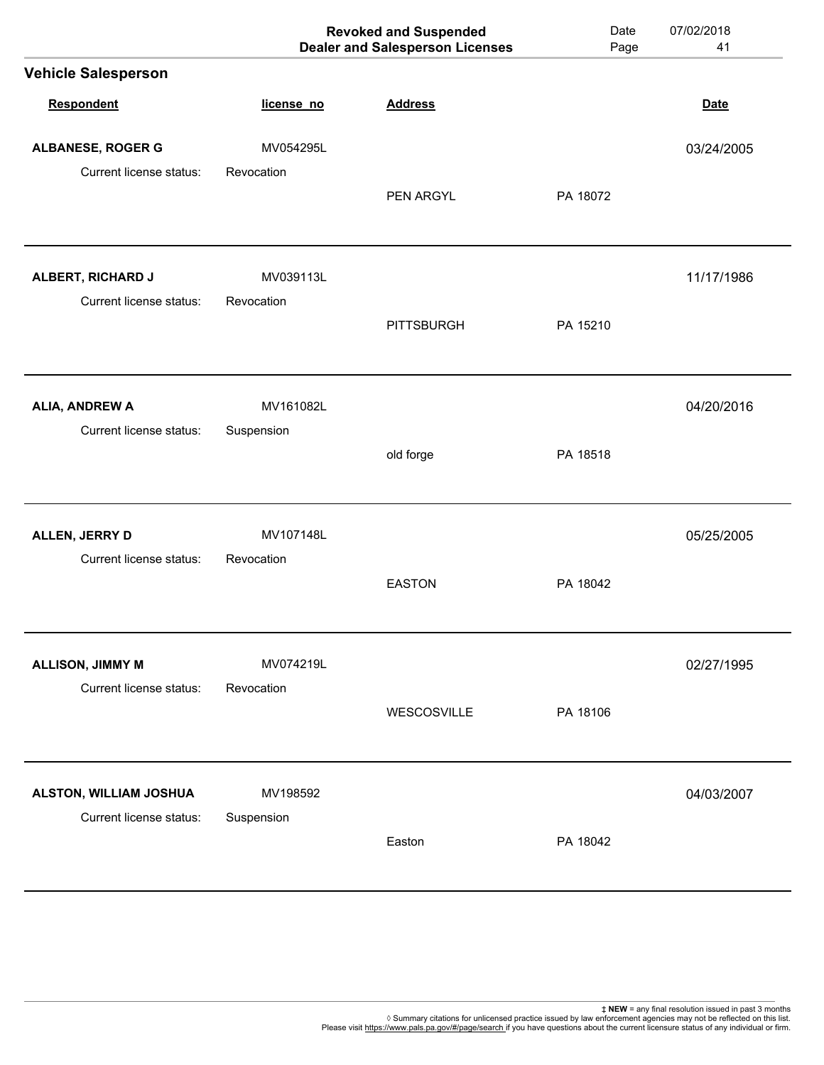## Vehicle Salesperson

| Respondent | license_no | Address | | Date |
|---|---|---|---|---|
| **ALBANESE, ROGER G** | MV054295L | | | 03/24/2005 |
| Current license status: | Revocation | PEN ARGYL | PA 18072 | |
| **ALBERT, RICHARD J** | MV039113L | | | 11/17/1986 |
| Current license status: | Revocation | PITTSBURGH | PA 15210 | |
| **ALIA, ANDREW A** | MV161082L | | | 04/20/2016 |
| Current license status: | Suspension | old forge | PA 18518 | |
| **ALLEN, JERRY D** | MV107148L | | | 05/25/2005 |
| Current license status: | Revocation | EASTON | PA 18042 | |
| **ALLISON, JIMMY M** | MV074219L | | | 02/27/1995 |
| Current license status: | Revocation | WESCOSVILLE | PA 18106 | |
| **ALSTON, WILLIAM JOSHUA** | MV198592 | | | 04/03/2007 |
| Current license status: | Suspension | Easton | PA 18042 | |

‡ **NEW** = any final resolution issued in past 3 months
◊ Summary citations for unlicensed practice issued by law enforcement agencies may not be reflected on this list.
Please visit https://www.pals.pa.gov/#/page/search if you have questions about the current licensure status of any individual or firm.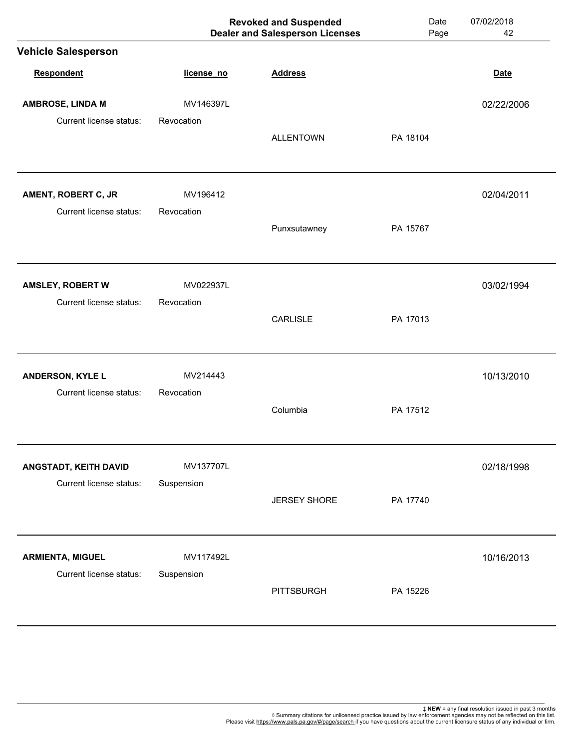## Vehicle Salesperson

| Respondent | license_no | Address | | Date |
|---|---|---|---|---|
| **AMBROSE, LINDA M** | MV146397L | | | 02/22/2006 |
| Current license status: | Revocation | ALLENTOWN | PA 18104 | |
| **AMENT, ROBERT C, JR** | MV196412 | | | 02/04/2011 |
| Current license status: | Revocation | Punxsutawney | PA 15767 | |
| **AMSLEY, ROBERT W** | MV022937L | | | 03/02/1994 |
| Current license status: | Revocation | CARLISLE | PA 17013 | |
| **ANDERSON, KYLE L** | MV214443 | | | 10/13/2010 |
| Current license status: | Revocation | Columbia | PA 17512 | |
| **ANGSTADT, KEITH DAVID** | MV137707L | | | 02/18/1998 |
| Current license status: | Suspension | JERSEY SHORE | PA 17740 | |
| **ARMIENTA, MIGUEL** | MV117492L | | | 10/16/2013 |
| Current license status: | Suspension | PITTSBURGH | PA 15226 | |

‡ **NEW** = any final resolution issued in past 3 months
◊ Summary citations for unlicensed practice issued by law enforcement agencies may not be reflected on this list.
Please visit https://www.pals.pa.gov/#/page/search if you have questions about the current licensure status of any individual or firm.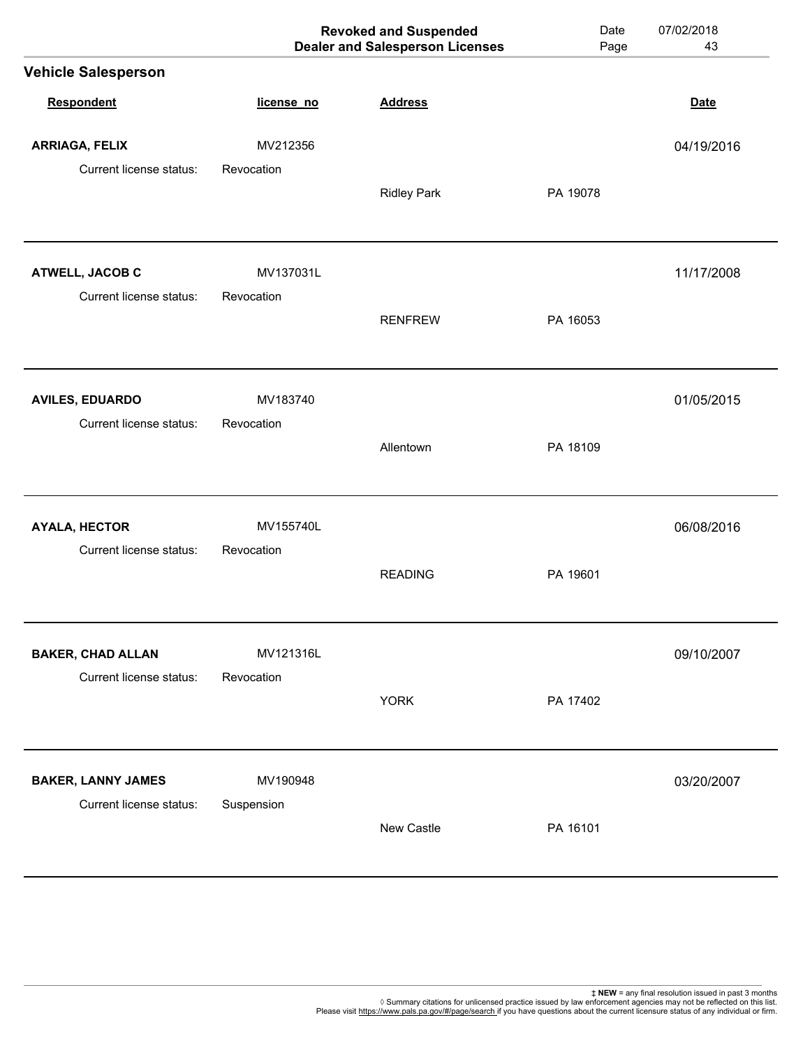## Vehicle Salesperson

| Respondent | license_no | Address | | Date |
|---|---|---|---|---|
| **ARRIAGA, FELIX** | MV212356 | | | 04/19/2016 |
| Current license status: | Revocation | | | |
| | | Ridley Park | PA 19078 | |
| **ATWELL, JACOB C** | MV137031L | | | 11/17/2008 |
| Current license status: | Revocation | | | |
| | | RENFREW | PA 16053 | |
| **AVILES, EDUARDO** | MV183740 | | | 01/05/2015 |
| Current license status: | Revocation | | | |
| | | Allentown | PA 18109 | |
| **AYALA, HECTOR** | MV155740L | | | 06/08/2016 |
| Current license status: | Revocation | | | |
| | | READING | PA 19601 | |
| **BAKER, CHAD ALLAN** | MV121316L | | | 09/10/2007 |
| Current license status: | Revocation | | | |
| | | YORK | PA 17402 | |
| **BAKER, LANNY JAMES** | MV190948 | | | 03/20/2007 |
| Current license status: | Suspension | | | |
| | | New Castle | PA 16101 | |

‡ **NEW** = any final resolution issued in past 3 months
◊ Summary citations for unlicensed practice issued by law enforcement agencies may not be reflected on this list.
Please visit https://www.pals.pa.gov/#/page/search if you have questions about the current licensure status of any individual or firm.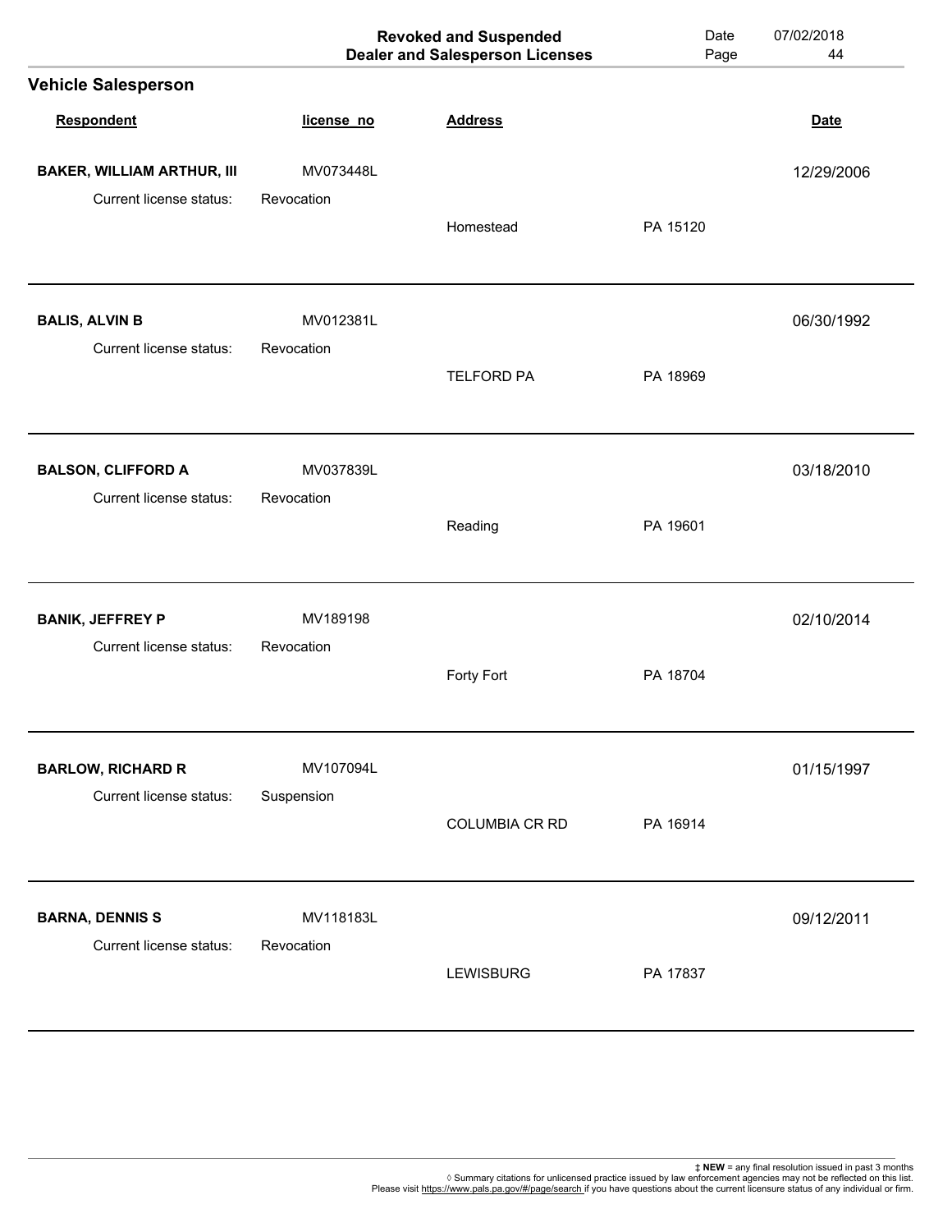## Vehicle Salesperson

| Respondent | license_no | Address | | Date |
|---|---|---|---|---|
| **BAKER, WILLIAM ARTHUR, III** | MV073448L | | | 12/29/2006 |
| Current license status: | Revocation | Homestead | PA 15120 | |
| **BALIS, ALVIN B** | MV012381L | | | 06/30/1992 |
| Current license status: | Revocation | TELFORD PA | PA 18969 | |
| **BALSON, CLIFFORD A** | MV037839L | | | 03/18/2010 |
| Current license status: | Revocation | Reading | PA 19601 | |
| **BANIK, JEFFREY P** | MV189198 | | | 02/10/2014 |
| Current license status: | Revocation | Forty Fort | PA 18704 | |
| **BARLOW, RICHARD R** | MV107094L | | | 01/15/1997 |
| Current license status: | Suspension | COLUMBIA CR RD | PA 16914 | |
| **BARNA, DENNIS S** | MV118183L | | | 09/12/2011 |
| Current license status: | Revocation | LEWISBURG | PA 17837 | |

‡ **NEW** = any final resolution issued in past 3 months
◊ Summary citations for unlicensed practice issued by law enforcement agencies may not be reflected on this list.
Please visit https://www.pals.pa.gov/#/page/search if you have questions about the current licensure status of any individual or firm.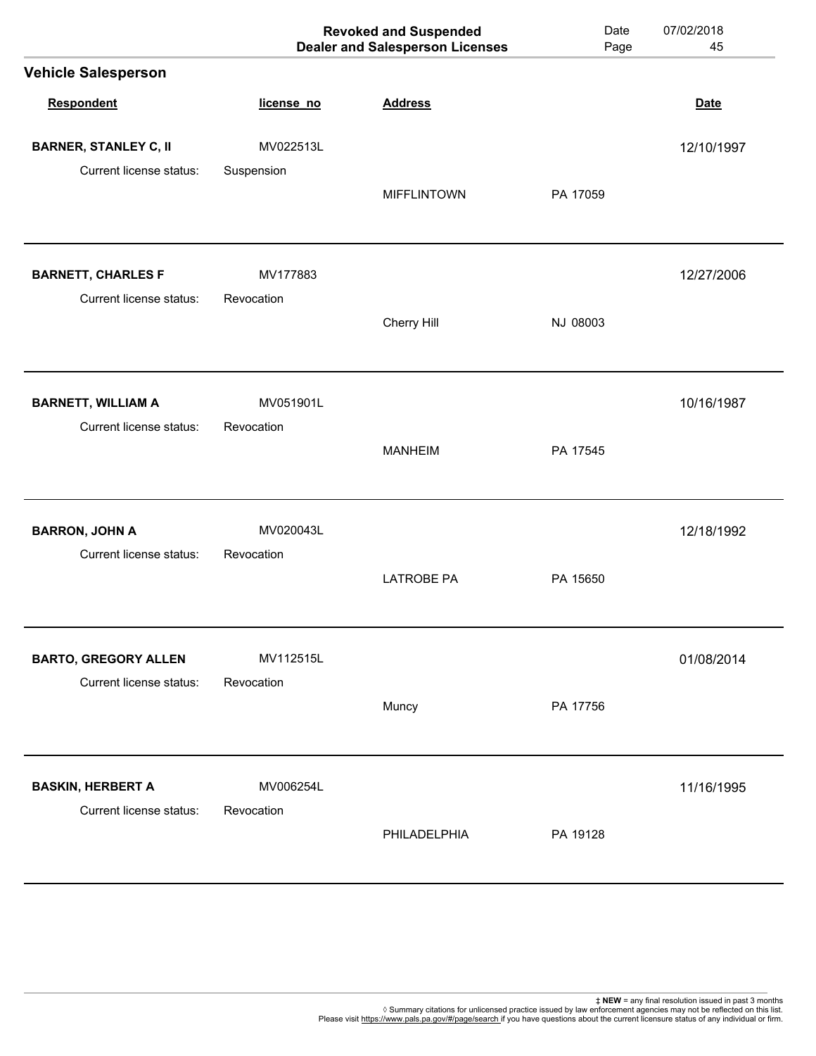## Vehicle Salesperson

| Respondent | license_no | Address | | Date |
|---|---|---|---|---|
| **BARNER, STANLEY C, II** | MV022513L | | | 12/10/1997 |
| Current license status: | Suspension | MIFFLINTOWN | PA 17059 | |
| **BARNETT, CHARLES F** | MV177883 | | | 12/27/2006 |
| Current license status: | Revocation | Cherry Hill | NJ 08003 | |
| **BARNETT, WILLIAM A** | MV051901L | | | 10/16/1987 |
| Current license status: | Revocation | MANHEIM | PA 17545 | |
| **BARRON, JOHN A** | MV020043L | | | 12/18/1992 |
| Current license status: | Revocation | LATROBE PA | PA 15650 | |
| **BARTO, GREGORY ALLEN** | MV112515L | | | 01/08/2014 |
| Current license status: | Revocation | Muncy | PA 17756 | |
| **BASKIN, HERBERT A** | MV006254L | | | 11/16/1995 |
| Current license status: | Revocation | PHILADELPHIA | PA 19128 | |

‡ **NEW** = any final resolution issued in past 3 months
◊ Summary citations for unlicensed practice issued by law enforcement agencies may not be reflected on this list.
Please visit https://www.pals.pa.gov/#/page/search if you have questions about the current licensure status of any individual or firm.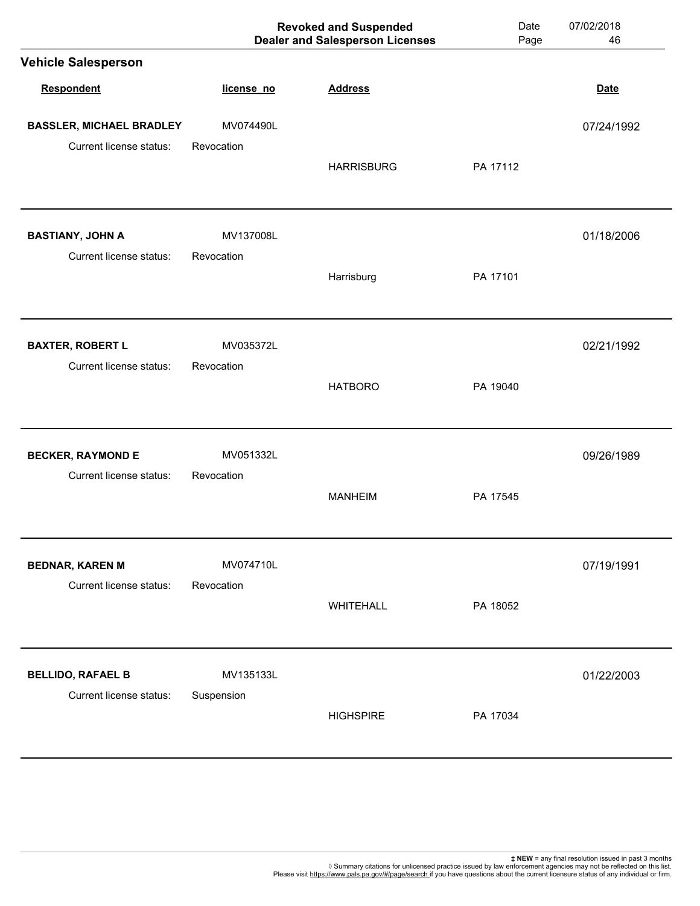## Vehicle Salesperson

| Respondent | license_no | Address | | Date |
| --- | --- | --- | --- | --- |
| **BASSLER, MICHAEL BRADLEY** | MV074490L | | | 07/24/1992 |
| Current license status: | Revocation | HARRISBURG | PA 17112 | |
| **BASTIANY, JOHN A** | MV137008L | | | 01/18/2006 |
| Current license status: | Revocation | Harrisburg | PA 17101 | |
| **BAXTER, ROBERT L** | MV035372L | | | 02/21/1992 |
| Current license status: | Revocation | HATBORO | PA 19040 | |
| **BECKER, RAYMOND E** | MV051332L | | | 09/26/1989 |
| Current license status: | Revocation | MANHEIM | PA 17545 | |
| **BEDNAR, KAREN M** | MV074710L | | | 07/19/1991 |
| Current license status: | Revocation | WHITEHALL | PA 18052 | |
| **BELLIDO, RAFAEL B** | MV135133L | | | 01/22/2003 |
| Current license status: | Suspension | HIGHSPIRE | PA 17034 | |

‡ **NEW** = any final resolution issued in past 3 months
◊ Summary citations for unlicensed practice issued by law enforcement agencies may not be reflected on this list.
Please visit https://www.pals.pa.gov/#/page/search if you have questions about the current licensure status of any individual or firm.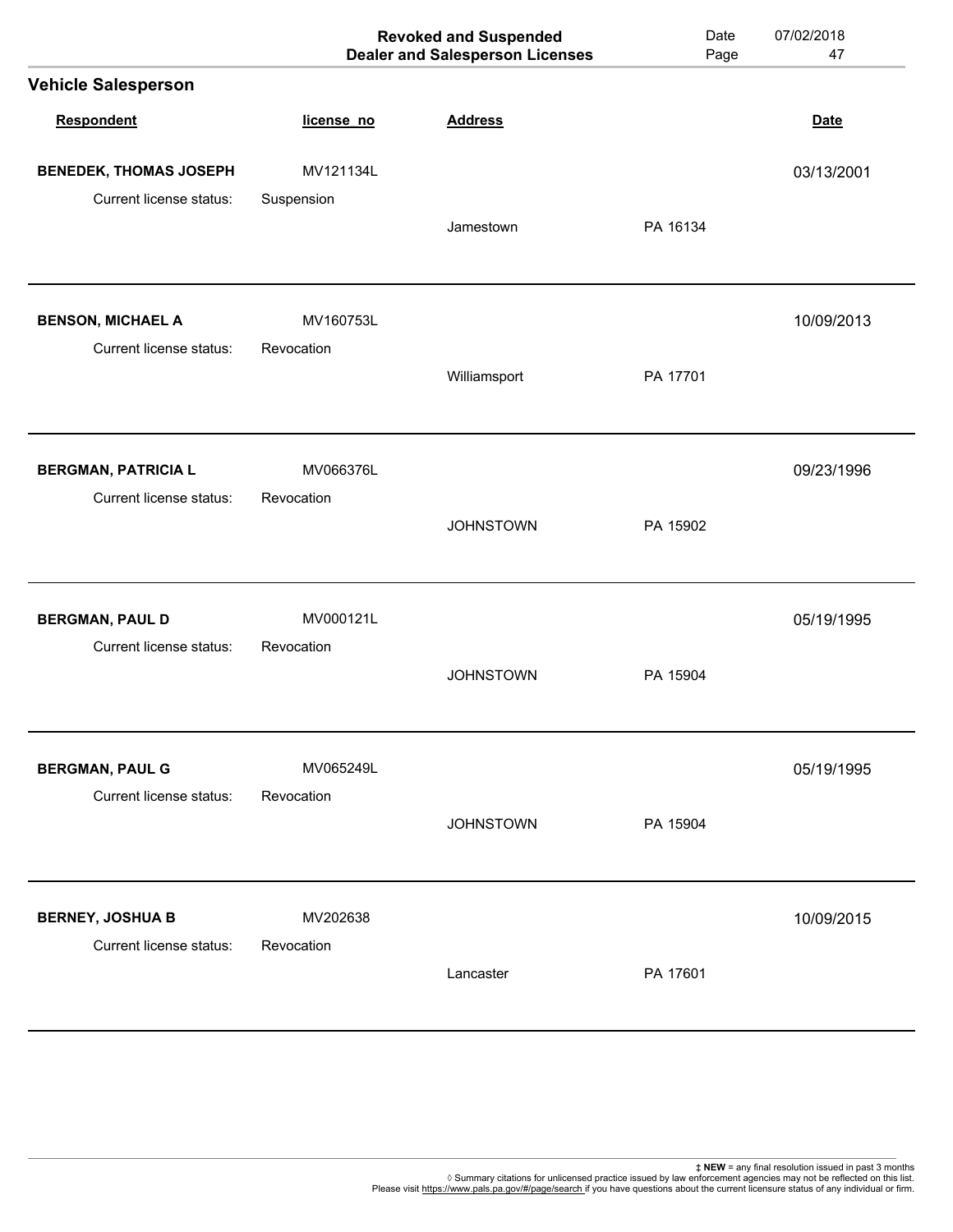## Vehicle Salesperson

| Respondent | license_no | Address | | Date |
|---|---|---|---|---|
| **BENEDEK, THOMAS JOSEPH** | MV121134L | | | 03/13/2001 |
| Current license status: | Suspension | | | |
| | | Jamestown | PA 16134 | |
| **BENSON, MICHAEL A** | MV160753L | | | 10/09/2013 |
| Current license status: | Revocation | | | |
| | | Williamsport | PA 17701 | |
| **BERGMAN, PATRICIA L** | MV066376L | | | 09/23/1996 |
| Current license status: | Revocation | | | |
| | | JOHNSTOWN | PA 15902 | |
| **BERGMAN, PAUL D** | MV000121L | | | 05/19/1995 |
| Current license status: | Revocation | | | |
| | | JOHNSTOWN | PA 15904 | |
| **BERGMAN, PAUL G** | MV065249L | | | 05/19/1995 |
| Current license status: | Revocation | | | |
| | | JOHNSTOWN | PA 15904 | |
| **BERNEY, JOSHUA B** | MV202638 | | | 10/09/2015 |
| Current license status: | Revocation | | | |
| | | Lancaster | PA 17601 | |

‡ **NEW** = any final resolution issued in past 3 months
◊ Summary citations for unlicensed practice issued by law enforcement agencies may not be reflected on this list.
Please visit https://www.pals.pa.gov/#/page/search if you have questions about the current licensure status of any individual or firm.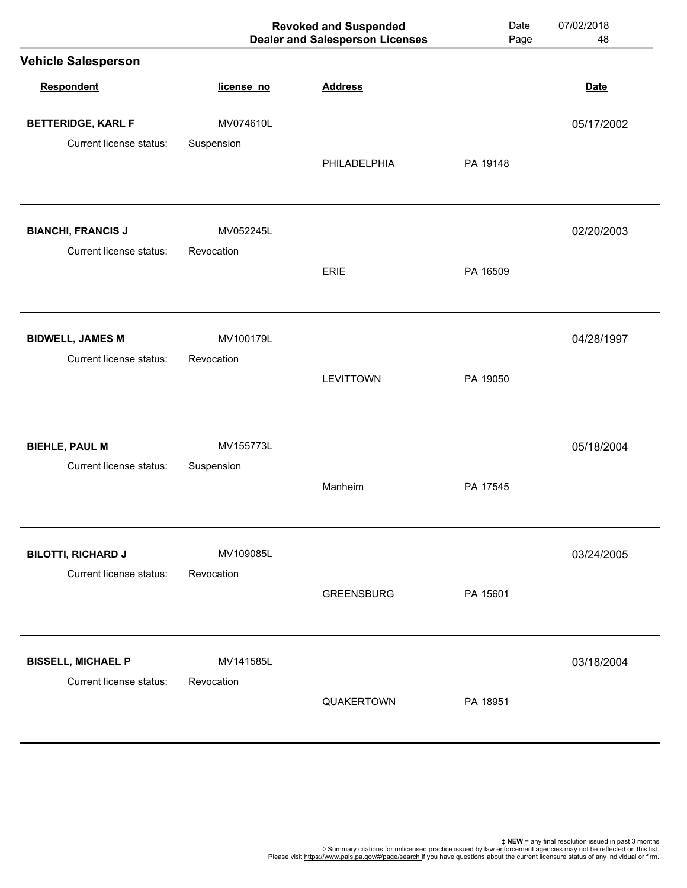## Vehicle Salesperson

| Respondent | license_no | Address | | Date |
|---|---|---|---|---|
| **BETTERIDGE, KARL F** | MV074610L | | | 05/17/2002 |
| Current license status: | Suspension | PHILADELPHIA | PA 19148 | |
| **BIANCHI, FRANCIS J** | MV052245L | | | 02/20/2003 |
| Current license status: | Revocation | ERIE | PA 16509 | |
| **BIDWELL, JAMES M** | MV100179L | | | 04/28/1997 |
| Current license status: | Revocation | LEVITTOWN | PA 19050 | |
| **BIEHLE, PAUL M** | MV155773L | | | 05/18/2004 |
| Current license status: | Suspension | Manheim | PA 17545 | |
| **BILOTTI, RICHARD J** | MV109085L | | | 03/24/2005 |
| Current license status: | Revocation | GREENSBURG | PA 15601 | |
| **BISSELL, MICHAEL P** | MV141585L | | | 03/18/2004 |
| Current license status: | Revocation | QUAKERTOWN | PA 18951 | |

‡ **NEW** = any final resolution issued in past 3 months
◊ Summary citations for unlicensed practice issued by law enforcement agencies may not be reflected on this list.
Please visit https://www.pals.pa.gov/#/page/search if you have questions about the current licensure status of any individual or firm.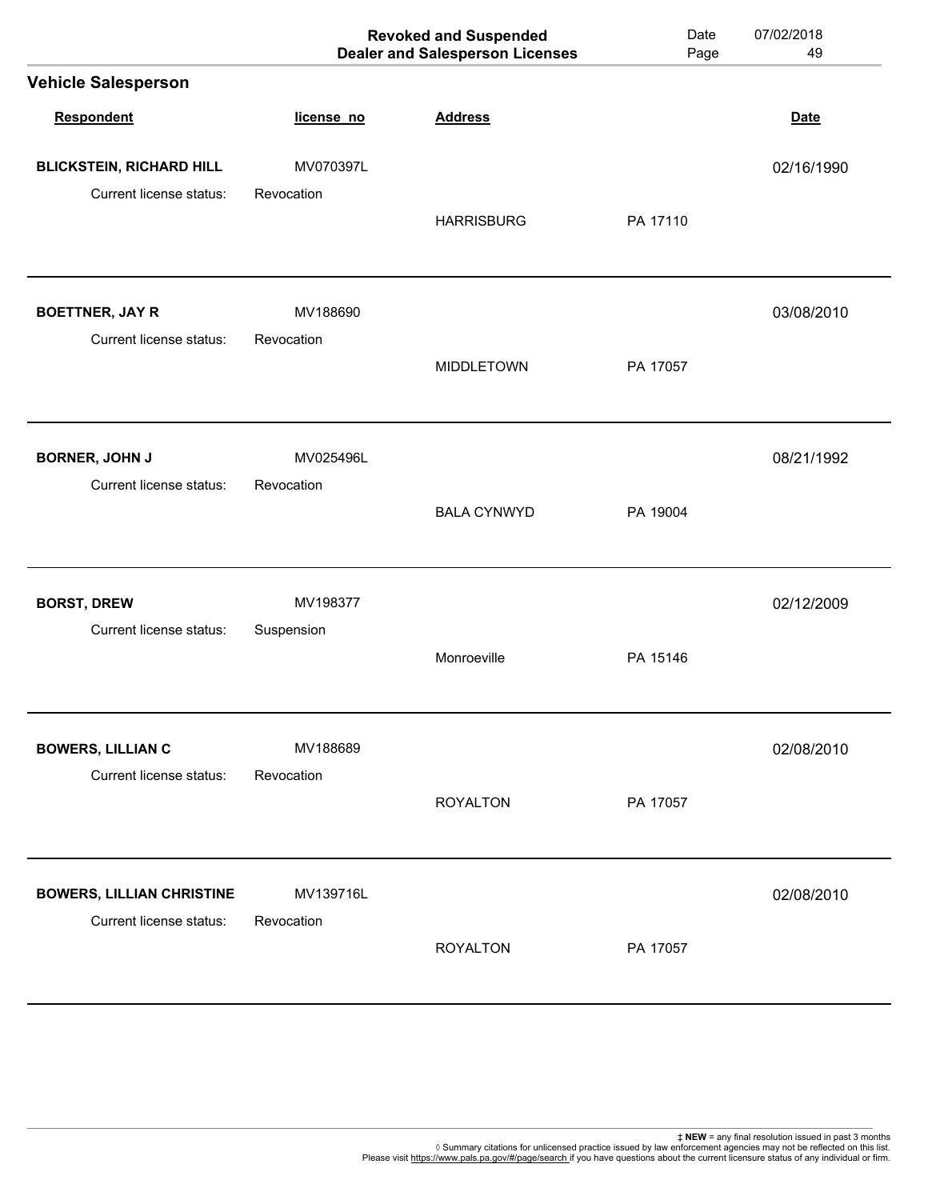## Vehicle Salesperson

| Respondent | license_no | Address | | Date |
| --- | --- | --- | --- | --- |
| **BLICKSTEIN, RICHARD HILL** | MV070397L | | | 02/16/1990 |
| Current license status: | Revocation | | | |
| | | HARRISBURG | PA 17110 | |
| **BOETTNER, JAY R** | MV188690 | | | 03/08/2010 |
| Current license status: | Revocation | | | |
| | | MIDDLETOWN | PA 17057 | |
| **BORNER, JOHN J** | MV025496L | | | 08/21/1992 |
| Current license status: | Revocation | | | |
| | | BALA CYNWYD | PA 19004 | |
| **BORST, DREW** | MV198377 | | | 02/12/2009 |
| Current license status: | Suspension | | | |
| | | Monroeville | PA 15146 | |
| **BOWERS, LILLIAN C** | MV188689 | | | 02/08/2010 |
| Current license status: | Revocation | | | |
| | | ROYALTON | PA 17057 | |
| **BOWERS, LILLIAN CHRISTINE** | MV139716L | | | 02/08/2010 |
| Current license status: | Revocation | | | |
| | | ROYALTON | PA 17057 | |

‡ **NEW** = any final resolution issued in past 3 months
◊ Summary citations for unlicensed practice issued by law enforcement agencies may not be reflected on this list.
Please visit https://www.pals.pa.gov/#/page/search if you have questions about the current licensure status of any individual or firm.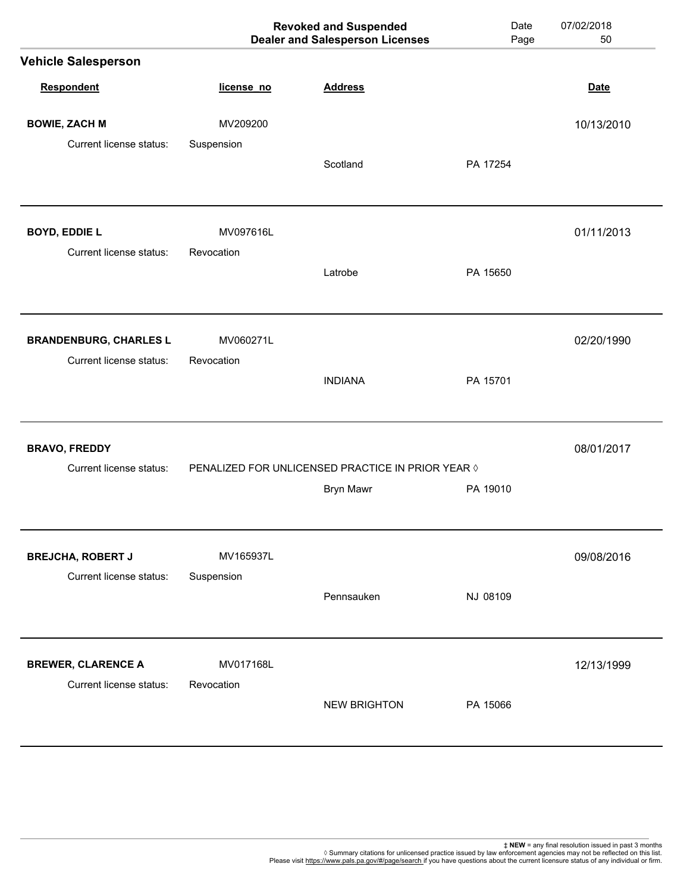## Vehicle Salesperson

| Respondent | license_no | Address | | Date |
|---|---|---|---|---|
| **BOWIE, ZACH M** | MV209200 | | | 10/13/2010 |
| Current license status: | Suspension | | | |
| | | Scotland | PA 17254 | |
| **BOYD, EDDIE L** | MV097616L | | | 01/11/2013 |
| Current license status: | Revocation | | | |
| | | Latrobe | PA 15650 | |
| **BRANDENBURG, CHARLES L** | MV060271L | | | 02/20/1990 |
| Current license status: | Revocation | | | |
| | | INDIANA | PA 15701 | |
| **BRAVO, FREDDY** | | | | 08/01/2017 |
| Current license status: | PENALIZED FOR UNLICENSED PRACTICE IN PRIOR YEAR ◊ | | | |
| | | Bryn Mawr | PA 19010 | |
| **BREJCHA, ROBERT J** | MV165937L | | | 09/08/2016 |
| Current license status: | Suspension | | | |
| | | Pennsauken | NJ 08109 | |
| **BREWER, CLARENCE A** | MV017168L | | | 12/13/1999 |
| Current license status: | Revocation | | | |
| | | NEW BRIGHTON | PA 15066 | |

‡ **NEW** = any final resolution issued in past 3 months
◊ Summary citations for unlicensed practice issued by law enforcement agencies may not be reflected on this list.
Please visit https://www.pals.pa.gov/#/page/search if you have questions about the current licensure status of any individual or firm.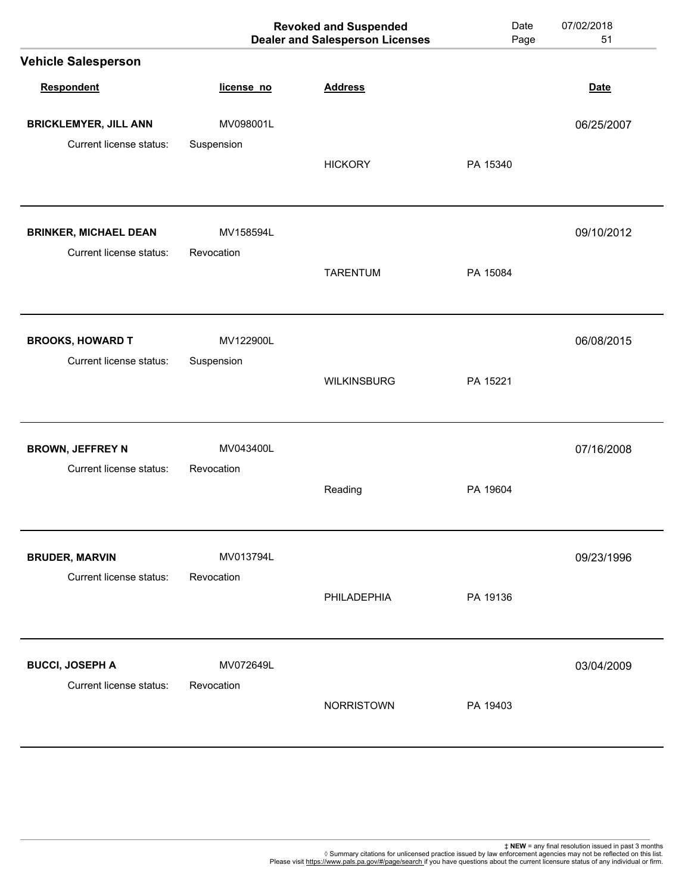## Vehicle Salesperson

| Respondent | license_no | Address | | Date |
|---|---|---|---|---|
| **BRICKLEMYER, JILL ANN** | MV098001L | | | 06/25/2007 |
| Current license status: | Suspension | HICKORY | PA 15340 | |
| **BRINKER, MICHAEL DEAN** | MV158594L | | | 09/10/2012 |
| Current license status: | Revocation | TARENTUM | PA 15084 | |
| **BROOKS, HOWARD T** | MV122900L | | | 06/08/2015 |
| Current license status: | Suspension | WILKINSBURG | PA 15221 | |
| **BROWN, JEFFREY N** | MV043400L | | | 07/16/2008 |
| Current license status: | Revocation | Reading | PA 19604 | |
| **BRUDER, MARVIN** | MV013794L | | | 09/23/1996 |
| Current license status: | Revocation | PHILADEPHIA | PA 19136 | |
| **BUCCI, JOSEPH A** | MV072649L | | | 03/04/2009 |
| Current license status: | Revocation | NORRISTOWN | PA 19403 | |

‡ **NEW** = any final resolution issued in past 3 months
◊ Summary citations for unlicensed practice issued by law enforcement agencies may not be reflected on this list.
Please visit https://www.pals.pa.gov/#/page/search if you have questions about the current licensure status of any individual or firm.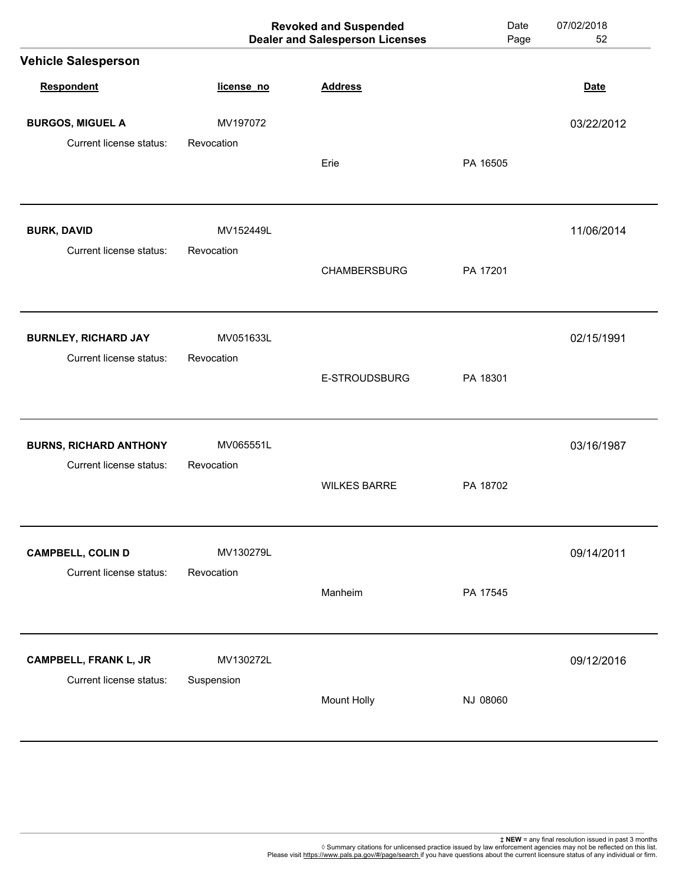## Vehicle Salesperson

| Respondent | license_no | Address | | Date |
|---|---|---|---|---|
| **BURGOS, MIGUEL A** | MV197072 | | | 03/22/2012 |
| Current license status: | Revocation | Erie | PA 16505 | |
| **BURK, DAVID** | MV152449L | | | 11/06/2014 |
| Current license status: | Revocation | CHAMBERSBURG | PA 17201 | |
| **BURNLEY, RICHARD JAY** | MV051633L | | | 02/15/1991 |
| Current license status: | Revocation | E-STROUDSBURG | PA 18301 | |
| **BURNS, RICHARD ANTHONY** | MV065551L | | | 03/16/1987 |
| Current license status: | Revocation | WILKES BARRE | PA 18702 | |
| **CAMPBELL, COLIN D** | MV130279L | | | 09/14/2011 |
| Current license status: | Revocation | Manheim | PA 17545 | |
| **CAMPBELL, FRANK L, JR** | MV130272L | | | 09/12/2016 |
| Current license status: | Suspension | Mount Holly | NJ 08060 | |

‡ **NEW** = any final resolution issued in past 3 months
◊ Summary citations for unlicensed practice issued by law enforcement agencies may not be reflected on this list.
Please visit https://www.pals.pa.gov/#/page/search if you have questions about the current licensure status of any individual or firm.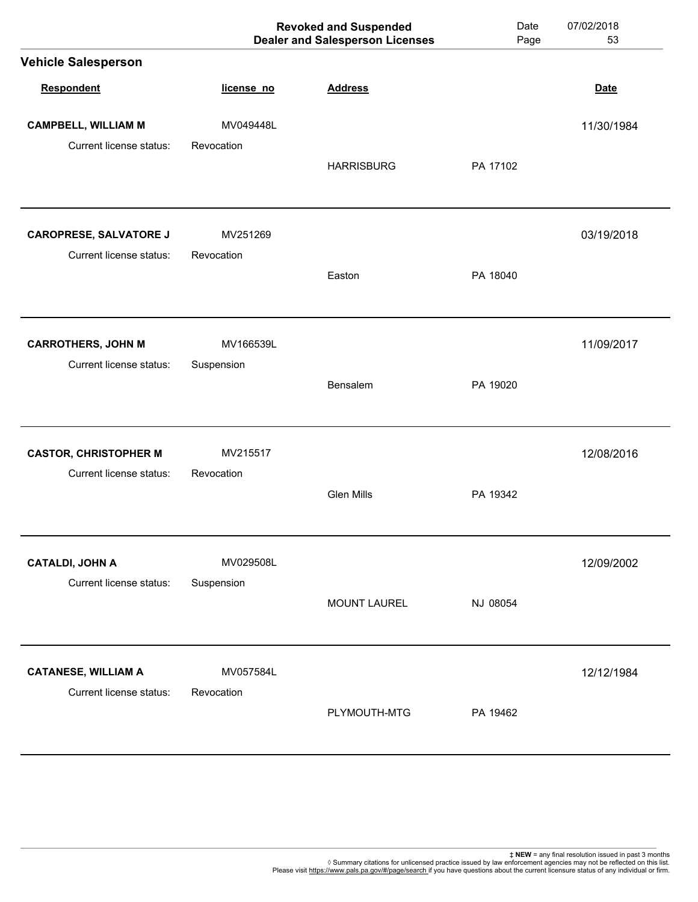## Vehicle Salesperson

| Respondent | license_no | Address | | Date |
|---|---|---|---|---|
| **CAMPBELL, WILLIAM M** | MV049448L | | | 11/30/1984 |
| Current license status: | Revocation | HARRISBURG | PA 17102 | |
| **CAROPRESE, SALVATORE J** | MV251269 | | | 03/19/2018 |
| Current license status: | Revocation | Easton | PA 18040 | |
| **CARROTHERS, JOHN M** | MV166539L | | | 11/09/2017 |
| Current license status: | Suspension | Bensalem | PA 19020 | |
| **CASTOR, CHRISTOPHER M** | MV215517 | | | 12/08/2016 |
| Current license status: | Revocation | Glen Mills | PA 19342 | |
| **CATALDI, JOHN A** | MV029508L | | | 12/09/2002 |
| Current license status: | Suspension | MOUNT LAUREL | NJ 08054 | |
| **CATANESE, WILLIAM A** | MV057584L | | | 12/12/1984 |
| Current license status: | Revocation | PLYMOUTH-MTG | PA 19462 | |

‡ **NEW** = any final resolution issued in past 3 months
◊ Summary citations for unlicensed practice issued by law enforcement agencies may not be reflected on this list.
Please visit https://www.pals.pa.gov/#/page/search if you have questions about the current licensure status of any individual or firm.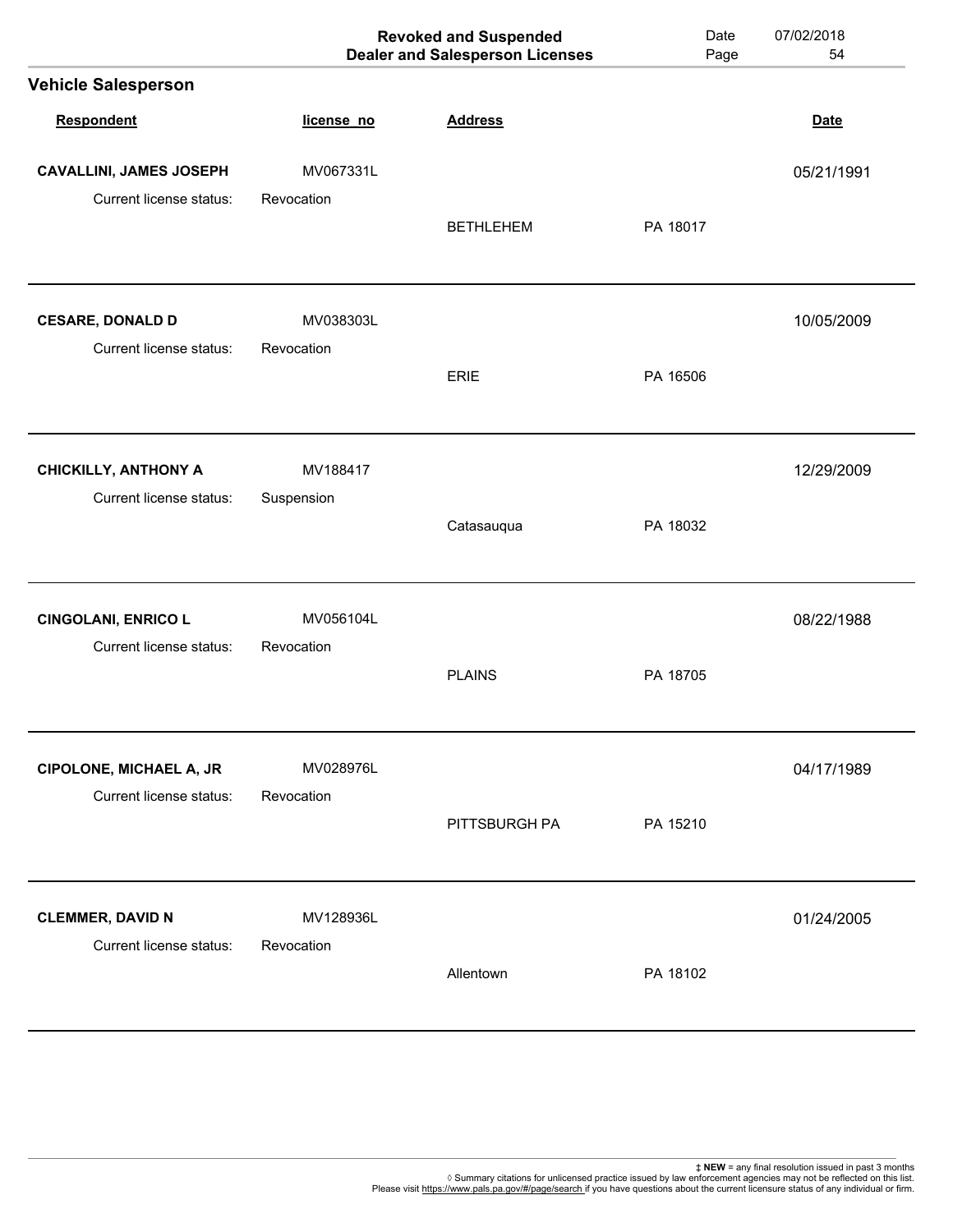## Vehicle Salesperson

| Respondent | license_no | Address | | Date |
|---|---|---|---|---|
| **CAVALLINI, JAMES JOSEPH** | MV067331L | | | 05/21/1991 |
| Current license status: | Revocation | BETHLEHEM | PA 18017 | |
| **CESARE, DONALD D** | MV038303L | | | 10/05/2009 |
| Current license status: | Revocation | ERIE | PA 16506 | |
| **CHICKILLY, ANTHONY A** | MV188417 | | | 12/29/2009 |
| Current license status: | Suspension | Catasauqua | PA 18032 | |
| **CINGOLANI, ENRICO L** | MV056104L | | | 08/22/1988 |
| Current license status: | Revocation | PLAINS | PA 18705 | |
| **CIPOLONE, MICHAEL A, JR** | MV028976L | | | 04/17/1989 |
| Current license status: | Revocation | PITTSBURGH PA | PA 15210 | |
| **CLEMMER, DAVID N** | MV128936L | | | 01/24/2005 |
| Current license status: | Revocation | Allentown | PA 18102 | |

‡ **NEW** = any final resolution issued in past 3 months
◊ Summary citations for unlicensed practice issued by law enforcement agencies may not be reflected on this list.
Please visit https://www.pals.pa.gov/#/page/search if you have questions about the current licensure status of any individual or firm.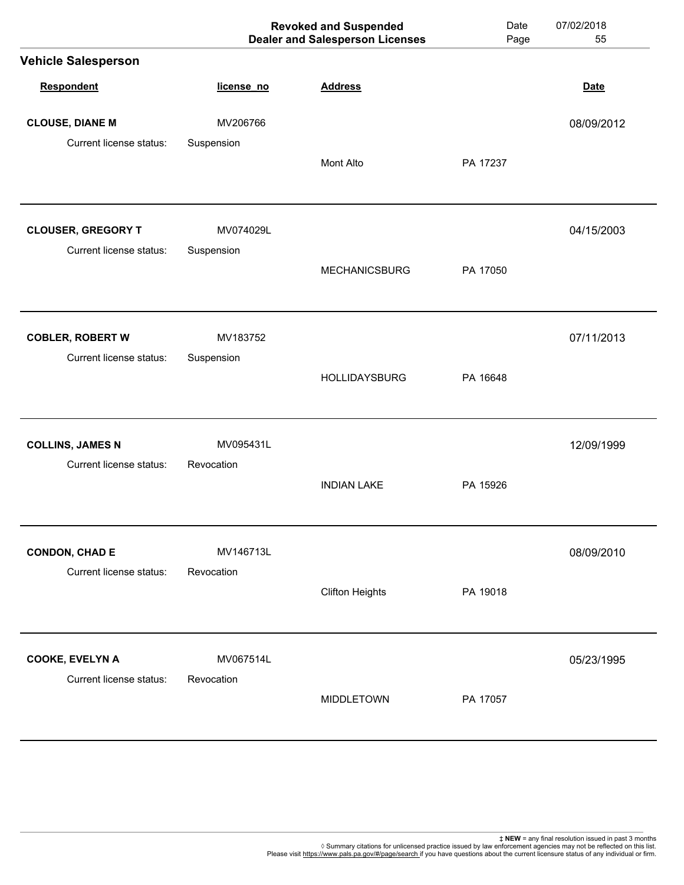**Revoked and Suspended**
**Dealer and Salesperson Licenses**

## Vehicle Salesperson

| Respondent | license_no | Address | | Date |
|---|---|---|---|---|
| **CLOUSE, DIANE M** | MV206766 | | | 08/09/2012 |
| Current license status: | Suspension | Mont Alto | PA 17237 | |
| **CLOUSER, GREGORY T** | MV074029L | | | 04/15/2003 |
| Current license status: | Suspension | MECHANICSBURG | PA 17050 | |
| **COBLER, ROBERT W** | MV183752 | | | 07/11/2013 |
| Current license status: | Suspension | HOLLIDAYSBURG | PA 16648 | |
| **COLLINS, JAMES N** | MV095431L | | | 12/09/1999 |
| Current license status: | Revocation | INDIAN LAKE | PA 15926 | |
| **CONDON, CHAD E** | MV146713L | | | 08/09/2010 |
| Current license status: | Revocation | Clifton Heights | PA 19018 | |
| **COOKE, EVELYN A** | MV067514L | | | 05/23/1995 |
| Current license status: | Revocation | MIDDLETOWN | PA 17057 | |

‡ **NEW** = any final resolution issued in past 3 months
◊ Summary citations for unlicensed practice issued by law enforcement agencies may not be reflected on this list.
Please visit https://www.pals.pa.gov/#/page/search if you have questions about the current licensure status of any individual or firm.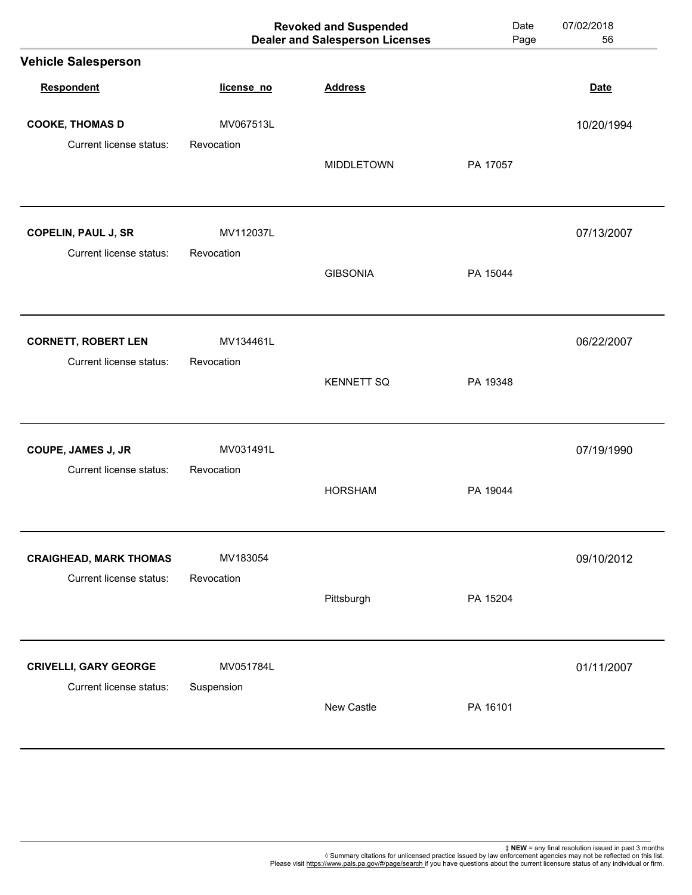## Vehicle Salesperson

| Respondent | license_no | Address | | Date |
|---|---|---|---|---|
| **COOKE, THOMAS D** | MV067513L | | | 10/20/1994 |
| Current license status: | Revocation | | | |
| | | MIDDLETOWN | PA 17057 | |
| **COPELIN, PAUL J, SR** | MV112037L | | | 07/13/2007 |
| Current license status: | Revocation | | | |
| | | GIBSONIA | PA 15044 | |
| **CORNETT, ROBERT LEN** | MV134461L | | | 06/22/2007 |
| Current license status: | Revocation | | | |
| | | KENNETT SQ | PA 19348 | |
| **COUPE, JAMES J, JR** | MV031491L | | | 07/19/1990 |
| Current license status: | Revocation | | | |
| | | HORSHAM | PA 19044 | |
| **CRAIGHEAD, MARK THOMAS** | MV183054 | | | 09/10/2012 |
| Current license status: | Revocation | | | |
| | | Pittsburgh | PA 15204 | |
| **CRIVELLI, GARY GEORGE** | MV051784L | | | 01/11/2007 |
| Current license status: | Suspension | | | |
| | | New Castle | PA 16101 | |

‡ **NEW** = any final resolution issued in past 3 months
◊ Summary citations for unlicensed practice issued by law enforcement agencies may not be reflected on this list.
Please visit https://www.pals.pa.gov/#/page/search if you have questions about the current licensure status of any individual or firm.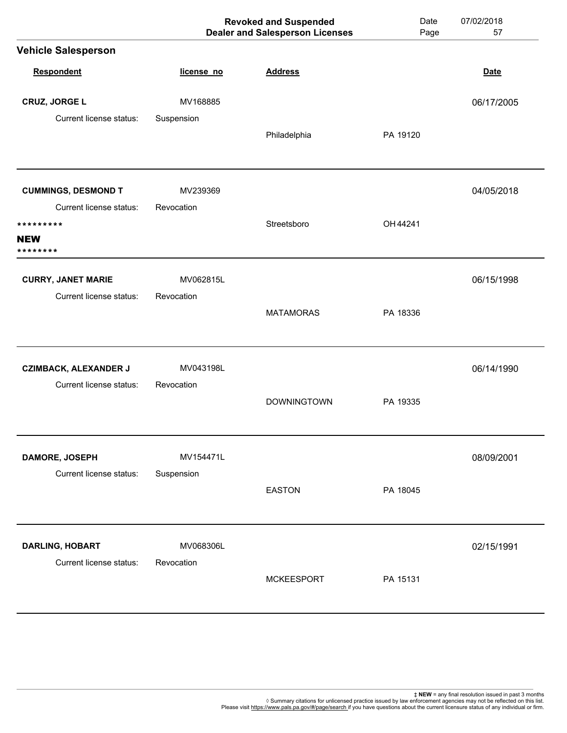## Vehicle Salesperson

| Respondent | license_no | Address | | Date |
|---|---|---|---|---|
| **CRUZ, JORGE L** | MV168885 | | | 06/17/2005 |
| Current license status: | Suspension | Philadelphia | PA 19120 | |
| **CUMMINGS, DESMOND T** | MV239369 | | | 04/05/2018 |
| Current license status: | Revocation | Streetsboro | OH 44241 | |
| ********* **NEW** ******** | | | | |
| **CURRY, JANET MARIE** | MV062815L | | | 06/15/1998 |
| Current license status: | Revocation | MATAMORAS | PA 18336 | |
| **CZIMBACK, ALEXANDER J** | MV043198L | | | 06/14/1990 |
| Current license status: | Revocation | DOWNINGTOWN | PA 19335 | |
| **DAMORE, JOSEPH** | MV154471L | | | 08/09/2001 |
| Current license status: | Suspension | EASTON | PA 18045 | |
| **DARLING, HOBART** | MV068306L | | | 02/15/1991 |
| Current license status: | Revocation | MCKEESPORT | PA 15131 | |

‡ **NEW** = any final resolution issued in past 3 months
◊ Summary citations for unlicensed practice issued by law enforcement agencies may not be reflected on this list.
Please visit https://www.pals.pa.gov/#/page/search if you have questions about the current licensure status of any individual or firm.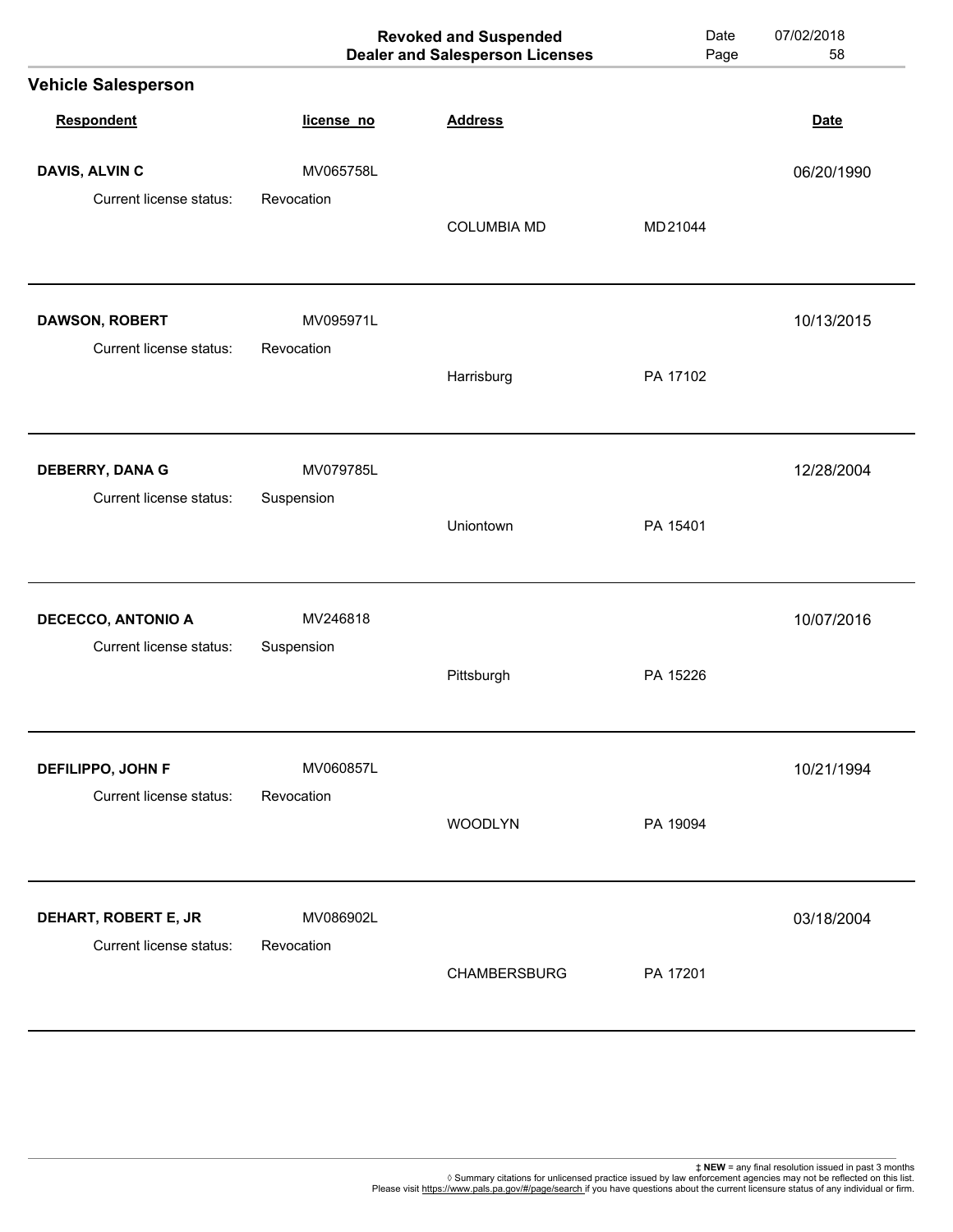## Vehicle Salesperson

| Respondent | license_no | Address | | Date |
|---|---|---|---|---|
| DAVIS, ALVIN C | MV065758L | | | 06/20/1990 |
| Current license status: | Revocation | COLUMBIA MD | MD21044 | |
| DAWSON, ROBERT | MV095971L | | | 10/13/2015 |
| Current license status: | Revocation | Harrisburg | PA 17102 | |
| DEBERRY, DANA G | MV079785L | | | 12/28/2004 |
| Current license status: | Suspension | Uniontown | PA 15401 | |
| DECECCO, ANTONIO A | MV246818 | | | 10/07/2016 |
| Current license status: | Suspension | Pittsburgh | PA 15226 | |
| DEFILIPPO, JOHN F | MV060857L | | | 10/21/1994 |
| Current license status: | Revocation | WOODLYN | PA 19094 | |
| DEHART, ROBERT E, JR | MV086902L | | | 03/18/2004 |
| Current license status: | Revocation | CHAMBERSBURG | PA 17201 | |

‡ **NEW** = any final resolution issued in past 3 months
◊ Summary citations for unlicensed practice issued by law enforcement agencies may not be reflected on this list.
Please visit https://www.pals.pa.gov/#/page/search if you have questions about the current licensure status of any individual or firm.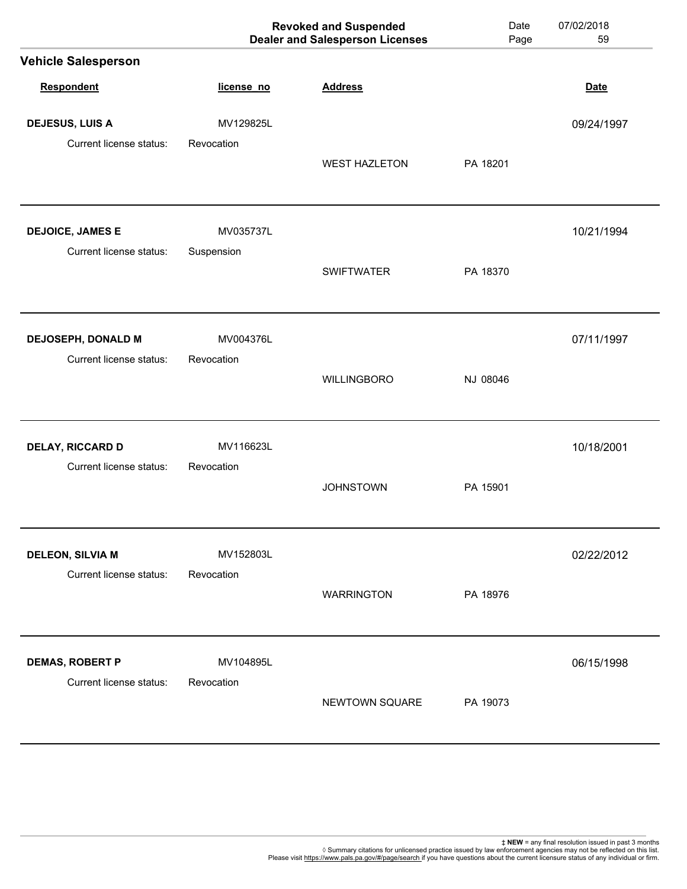## Vehicle Salesperson

| Respondent | license_no | Address | | Date |
| --- | --- | --- | --- | --- |
| **DEJESUS, LUIS A** | MV129825L | | | 09/24/1997 |
| Current license status: | Revocation | WEST HAZLETON | PA 18201 | |
| **DEJOICE, JAMES E** | MV035737L | | | 10/21/1994 |
| Current license status: | Suspension | SWIFTWATER | PA 18370 | |
| **DEJOSEPH, DONALD M** | MV004376L | | | 07/11/1997 |
| Current license status: | Revocation | WILLINGBORO | NJ 08046 | |
| **DELAY, RICCARD D** | MV116623L | | | 10/18/2001 |
| Current license status: | Revocation | JOHNSTOWN | PA 15901 | |
| **DELEON, SILVIA M** | MV152803L | | | 02/22/2012 |
| Current license status: | Revocation | WARRINGTON | PA 18976 | |
| **DEMAS, ROBERT P** | MV104895L | | | 06/15/1998 |
| Current license status: | Revocation | NEWTOWN SQUARE | PA 19073 | |

‡ **NEW** = any final resolution issued in past 3 months
◊ Summary citations for unlicensed practice issued by law enforcement agencies may not be reflected on this list.
Please visit https://www.pals.pa.gov/#/page/search if you have questions about the current licensure status of any individual or firm.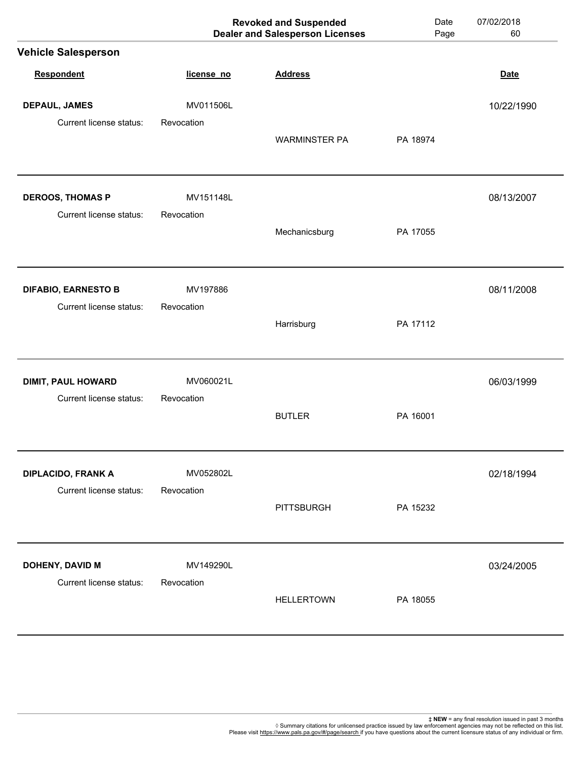## Vehicle Salesperson

| Respondent | license_no | Address | | Date |
|---|---|---|---|---|
| **DEPAUL, JAMES** | MV011506L | | | 10/22/1990 |
| Current license status: | Revocation | WARMINSTER PA | PA 18974 | |
| **DEROOS, THOMAS P** | MV151148L | | | 08/13/2007 |
| Current license status: | Revocation | Mechanicsburg | PA 17055 | |
| **DIFABIO, EARNESTO B** | MV197886 | | | 08/11/2008 |
| Current license status: | Revocation | Harrisburg | PA 17112 | |
| **DIMIT, PAUL HOWARD** | MV060021L | | | 06/03/1999 |
| Current license status: | Revocation | BUTLER | PA 16001 | |
| **DIPLACIDO, FRANK A** | MV052802L | | | 02/18/1994 |
| Current license status: | Revocation | PITTSBURGH | PA 15232 | |
| **DOHENY, DAVID M** | MV149290L | | | 03/24/2005 |
| Current license status: | Revocation | HELLERTOWN | PA 18055 | |

‡ **NEW** = any final resolution issued in past 3 months
◊ Summary citations for unlicensed practice issued by law enforcement agencies may not be reflected on this list.
Please visit https://www.pals.pa.gov/#/page/search if you have questions about the current licensure status of any individual or firm.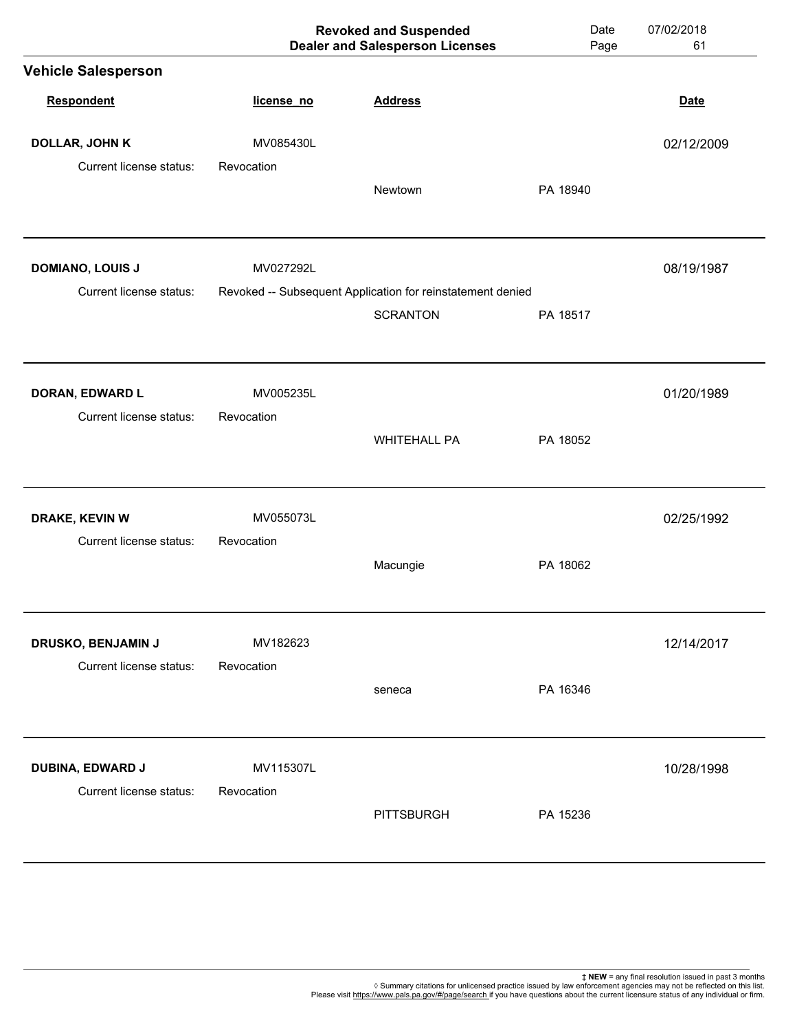## Vehicle Salesperson

| Respondent | license_no | Address | | Date |
|---|---|---|---|---|
| **DOLLAR, JOHN K** | MV085430L | | | 02/12/2009 |
| Current license status: | Revocation | | | |
| | | Newtown | PA 18940 | |
| **DOMIANO, LOUIS J** | MV027292L | | | 08/19/1987 |
| Current license status: | Revoked -- Subsequent Application for reinstatement denied | | | |
| | | SCRANTON | PA 18517 | |
| **DORAN, EDWARD L** | MV005235L | | | 01/20/1989 |
| Current license status: | Revocation | | | |
| | | WHITEHALL PA | PA 18052 | |
| **DRAKE, KEVIN W** | MV055073L | | | 02/25/1992 |
| Current license status: | Revocation | | | |
| | | Macungie | PA 18062 | |
| **DRUSKO, BENJAMIN J** | MV182623 | | | 12/14/2017 |
| Current license status: | Revocation | | | |
| | | seneca | PA 16346 | |
| **DUBINA, EDWARD J** | MV115307L | | | 10/28/1998 |
| Current license status: | Revocation | | | |
| | | PITTSBURGH | PA 15236 | |

‡ **NEW** = any final resolution issued in past 3 months
◊ Summary citations for unlicensed practice issued by law enforcement agencies may not be reflected on this list.
Please visit https://www.pals.pa.gov/#/page/search if you have questions about the current licensure status of any individual or firm.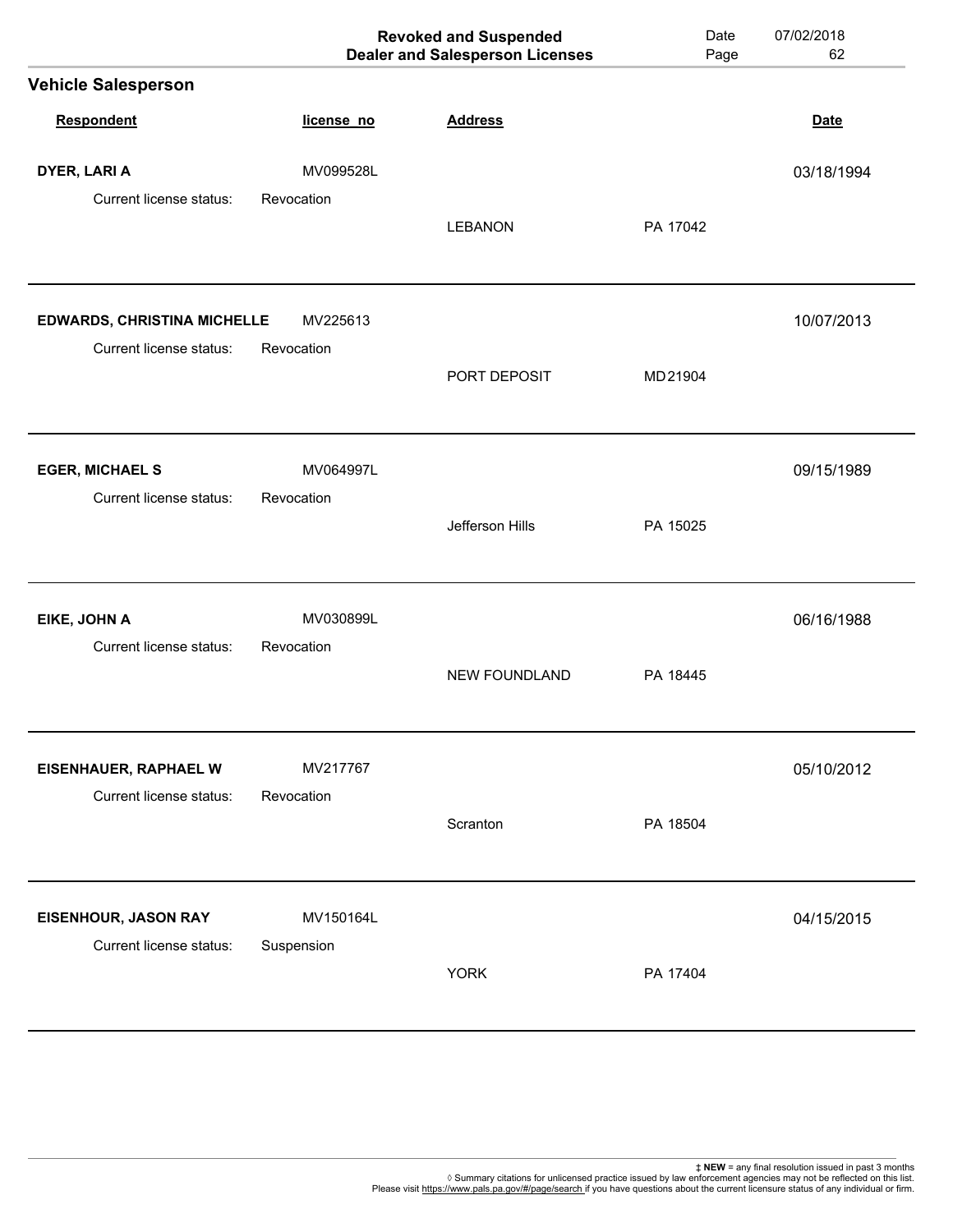## Vehicle Salesperson

| Respondent | license_no | Address | | Date |
|---|---|---|---|---|
| **DYER, LARI A** | MV099528L | | | 03/18/1994 |
| Current license status: | Revocation | LEBANON | PA 17042 | |
| **EDWARDS, CHRISTINA MICHELLE** | MV225613 | | | 10/07/2013 |
| Current license status: | Revocation | PORT DEPOSIT | MD 21904 | |
| **EGER, MICHAEL S** | MV064997L | | | 09/15/1989 |
| Current license status: | Revocation | Jefferson Hills | PA 15025 | |
| **EIKE, JOHN A** | MV030899L | | | 06/16/1988 |
| Current license status: | Revocation | NEW FOUNDLAND | PA 18445 | |
| **EISENHAUER, RAPHAEL W** | MV217767 | | | 05/10/2012 |
| Current license status: | Revocation | Scranton | PA 18504 | |
| **EISENHOUR, JASON RAY** | MV150164L | | | 04/15/2015 |
| Current license status: | Suspension | YORK | PA 17404 | |

‡ **NEW** = any final resolution issued in past 3 months
◊ Summary citations for unlicensed practice issued by law enforcement agencies may not be reflected on this list.
Please visit https://www.pals.pa.gov/#/page/search if you have questions about the current licensure status of any individual or firm.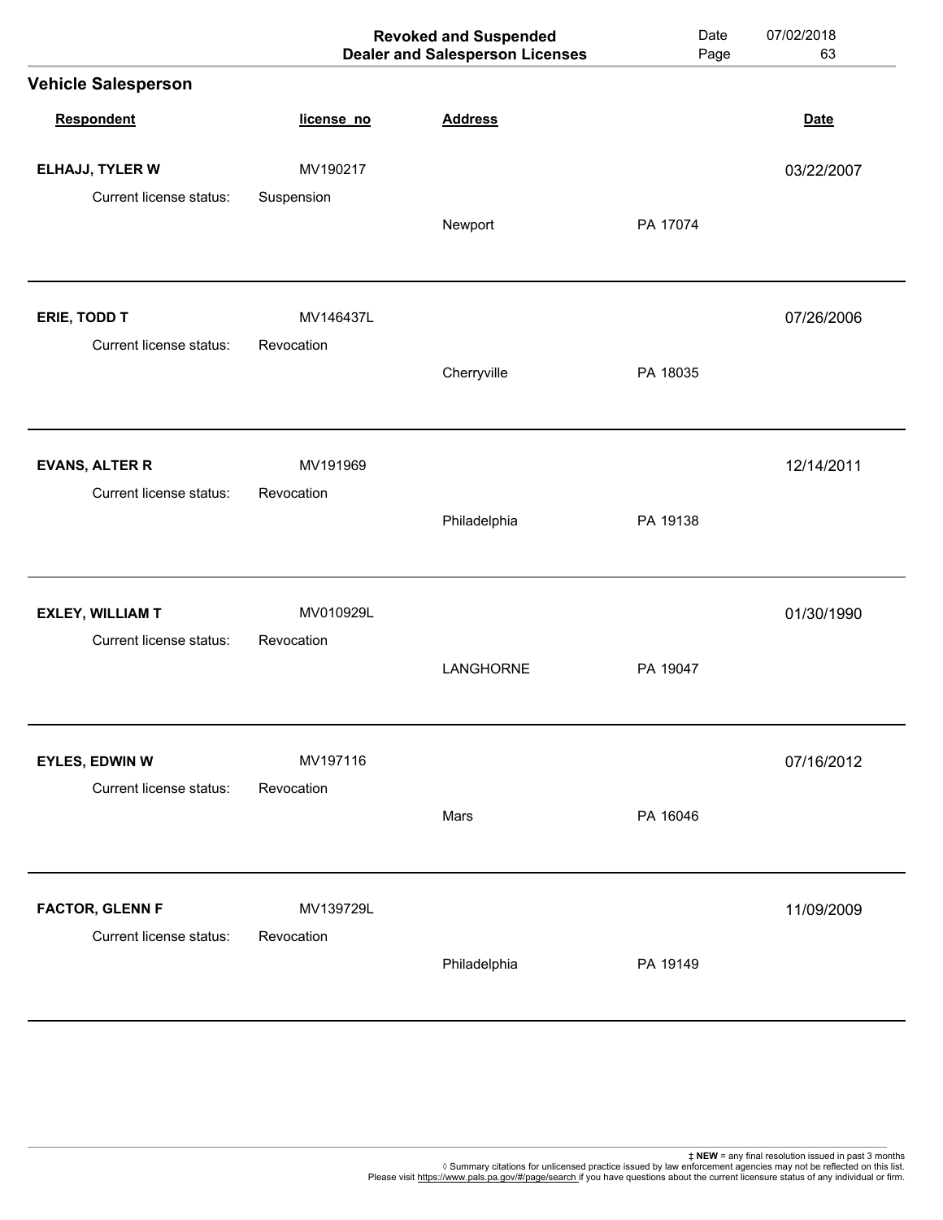## Vehicle Salesperson

| Respondent | license_no | Address | | Date |
|---|---|---|---|---|
| **ELHAJJ, TYLER W** | MV190217 | | | 03/22/2007 |
| Current license status: | Suspension | | | |
| | | Newport | PA 17074 | |
| **ERIE, TODD T** | MV146437L | | | 07/26/2006 |
| Current license status: | Revocation | | | |
| | | Cherryville | PA 18035 | |
| **EVANS, ALTER R** | MV191969 | | | 12/14/2011 |
| Current license status: | Revocation | | | |
| | | Philadelphia | PA 19138 | |
| **EXLEY, WILLIAM T** | MV010929L | | | 01/30/1990 |
| Current license status: | Revocation | | | |
| | | LANGHORNE | PA 19047 | |
| **EYLES, EDWIN W** | MV197116 | | | 07/16/2012 |
| Current license status: | Revocation | | | |
| | | Mars | PA 16046 | |
| **FACTOR, GLENN F** | MV139729L | | | 11/09/2009 |
| Current license status: | Revocation | | | |
| | | Philadelphia | PA 19149 | |

‡ **NEW** = any final resolution issued in past 3 months
◊ Summary citations for unlicensed practice issued by law enforcement agencies may not be reflected on this list.
Please visit https://www.pals.pa.gov/#/page/search if you have questions about the current licensure status of any individual or firm.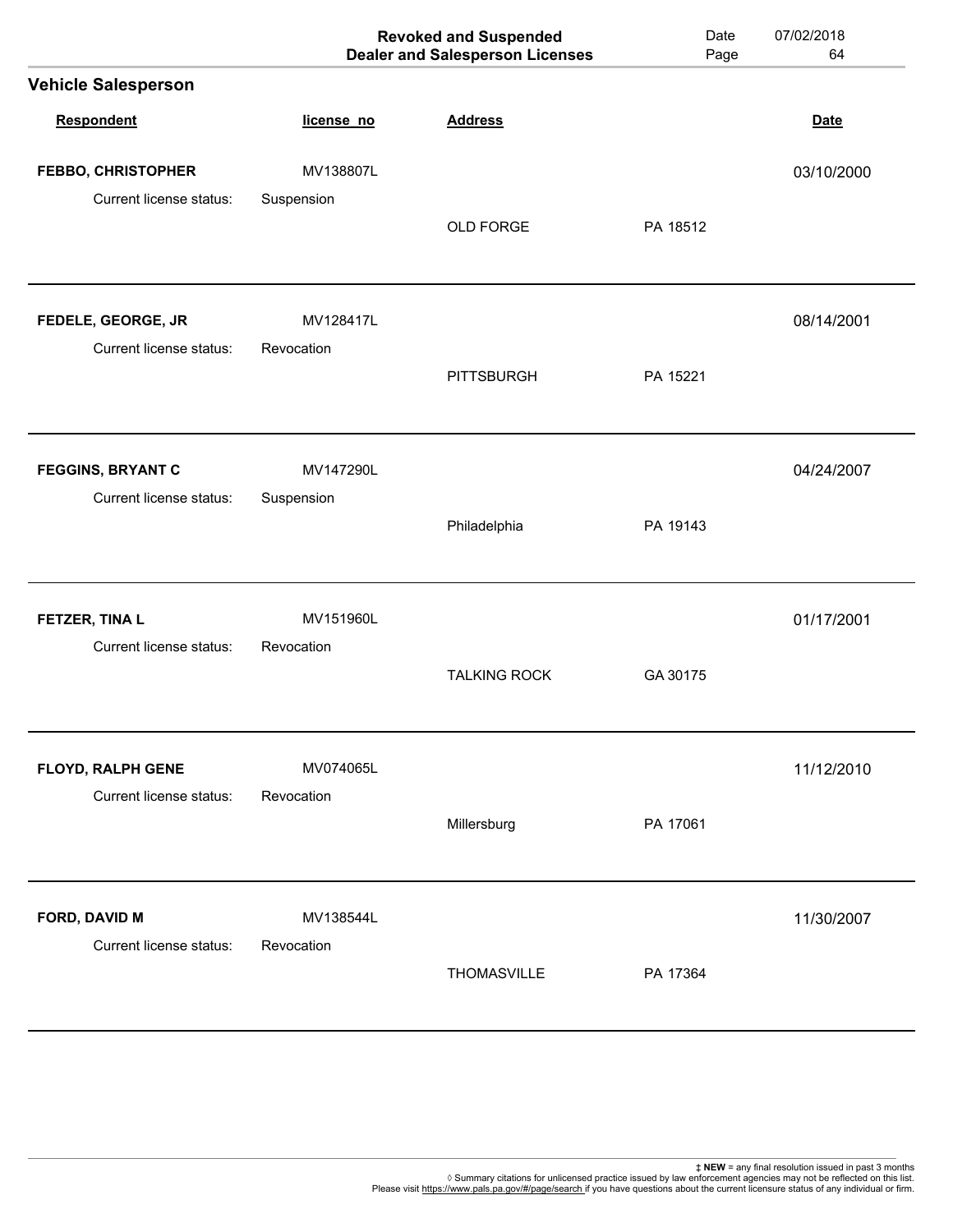## Vehicle Salesperson

| Respondent | license_no | Address | | Date |
|---|---|---|---|---|
| **FEBBO, CHRISTOPHER** | MV138807L | | | 03/10/2000 |
| Current license status: | Suspension | OLD FORGE | PA 18512 | |
| **FEDELE, GEORGE, JR** | MV128417L | | | 08/14/2001 |
| Current license status: | Revocation | PITTSBURGH | PA 15221 | |
| **FEGGINS, BRYANT C** | MV147290L | | | 04/24/2007 |
| Current license status: | Suspension | Philadelphia | PA 19143 | |
| **FETZER, TINA L** | MV151960L | | | 01/17/2001 |
| Current license status: | Revocation | TALKING ROCK | GA 30175 | |
| **FLOYD, RALPH GENE** | MV074065L | | | 11/12/2010 |
| Current license status: | Revocation | Millersburg | PA 17061 | |
| **FORD, DAVID M** | MV138544L | | | 11/30/2007 |
| Current license status: | Revocation | THOMASVILLE | PA 17364 | |

‡ **NEW** = any final resolution issued in past 3 months
◊ Summary citations for unlicensed practice issued by law enforcement agencies may not be reflected on this list.
Please visit https://www.pals.pa.gov/#/page/search if you have questions about the current licensure status of any individual or firm.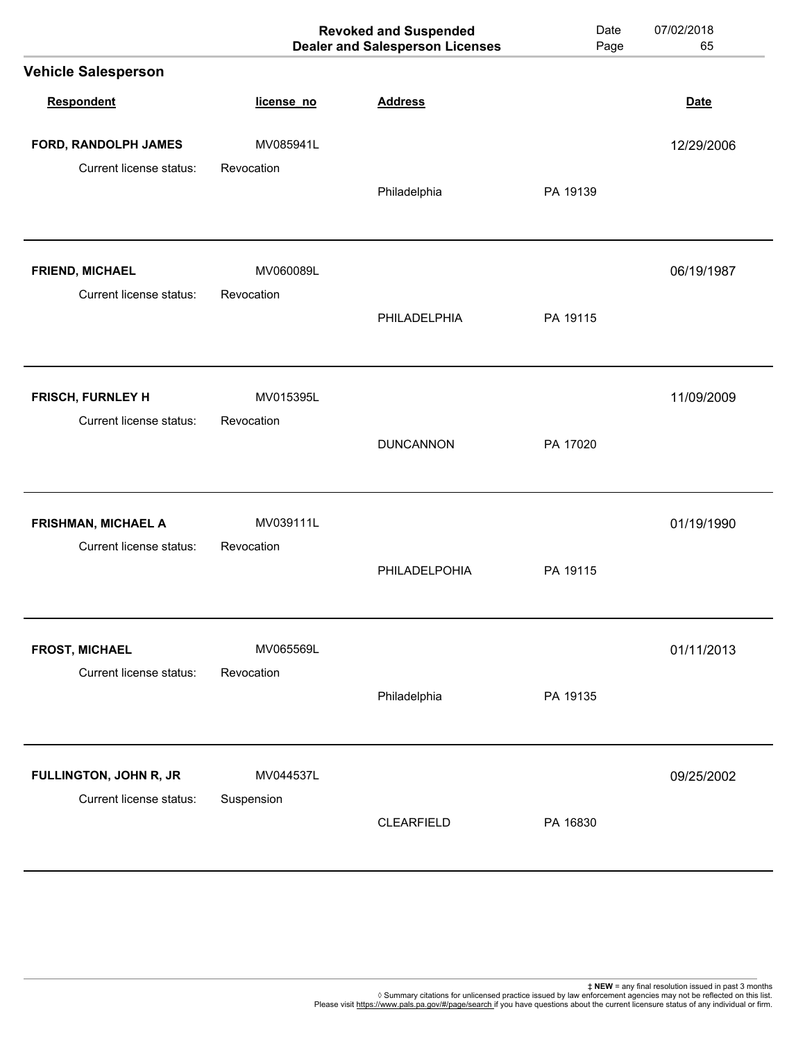## Vehicle Salesperson

| Respondent | license_no | Address | | Date |
|---|---|---|---|---|
| **FORD, RANDOLPH JAMES** | MV085941L | | | 12/29/2006 |
| Current license status: | Revocation | Philadelphia | PA 19139 | |
| **FRIEND, MICHAEL** | MV060089L | | | 06/19/1987 |
| Current license status: | Revocation | PHILADELPHIA | PA 19115 | |
| **FRISCH, FURNLEY H** | MV015395L | | | 11/09/2009 |
| Current license status: | Revocation | DUNCANNON | PA 17020 | |
| **FRISHMAN, MICHAEL A** | MV039111L | | | 01/19/1990 |
| Current license status: | Revocation | PHILADELPOHIA | PA 19115 | |
| **FROST, MICHAEL** | MV065569L | | | 01/11/2013 |
| Current license status: | Revocation | Philadelphia | PA 19135 | |
| **FULLINGTON, JOHN R, JR** | MV044537L | | | 09/25/2002 |
| Current license status: | Suspension | CLEARFIELD | PA 16830 | |

‡ **NEW** = any final resolution issued in past 3 months
◊ Summary citations for unlicensed practice issued by law enforcement agencies may not be reflected on this list.
Please visit https://www.pals.pa.gov/#/page/search if you have questions about the current licensure status of any individual or firm.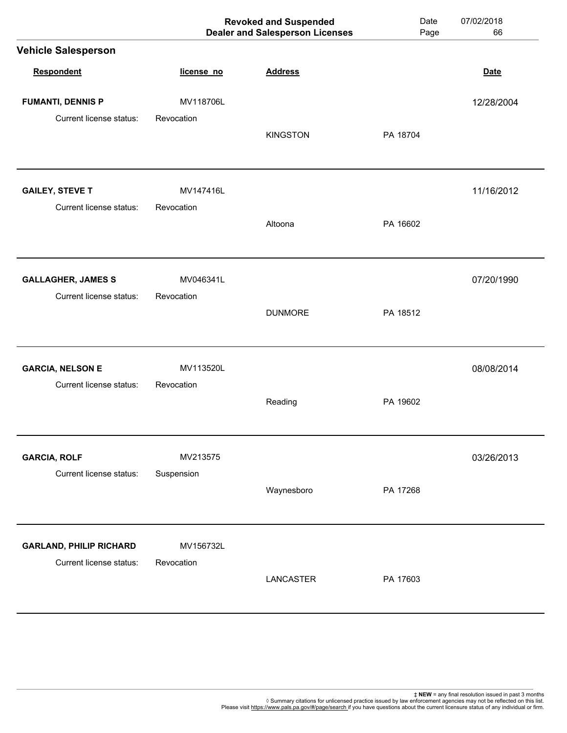## Vehicle Salesperson

| Respondent | license_no | Address | | Date |
|---|---|---|---|---|
| **FUMANTI, DENNIS P** | MV118706L | | | 12/28/2004 |
| Current license status: | Revocation | KINGSTON | PA 18704 | |
| **GAILEY, STEVE T** | MV147416L | | | 11/16/2012 |
| Current license status: | Revocation | Altoona | PA 16602 | |
| **GALLAGHER, JAMES S** | MV046341L | | | 07/20/1990 |
| Current license status: | Revocation | DUNMORE | PA 18512 | |
| **GARCIA, NELSON E** | MV113520L | | | 08/08/2014 |
| Current license status: | Revocation | Reading | PA 19602 | |
| **GARCIA, ROLF** | MV213575 | | | 03/26/2013 |
| Current license status: | Suspension | Waynesboro | PA 17268 | |
| **GARLAND, PHILIP RICHARD** | MV156732L | | | |
| Current license status: | Revocation | LANCASTER | PA 17603 | |

‡ **NEW** = any final resolution issued in past 3 months
◊ Summary citations for unlicensed practice issued by law enforcement agencies may not be reflected on this list.
Please visit https://www.pals.pa.gov/#/page/search if you have questions about the current licensure status of any individual or firm.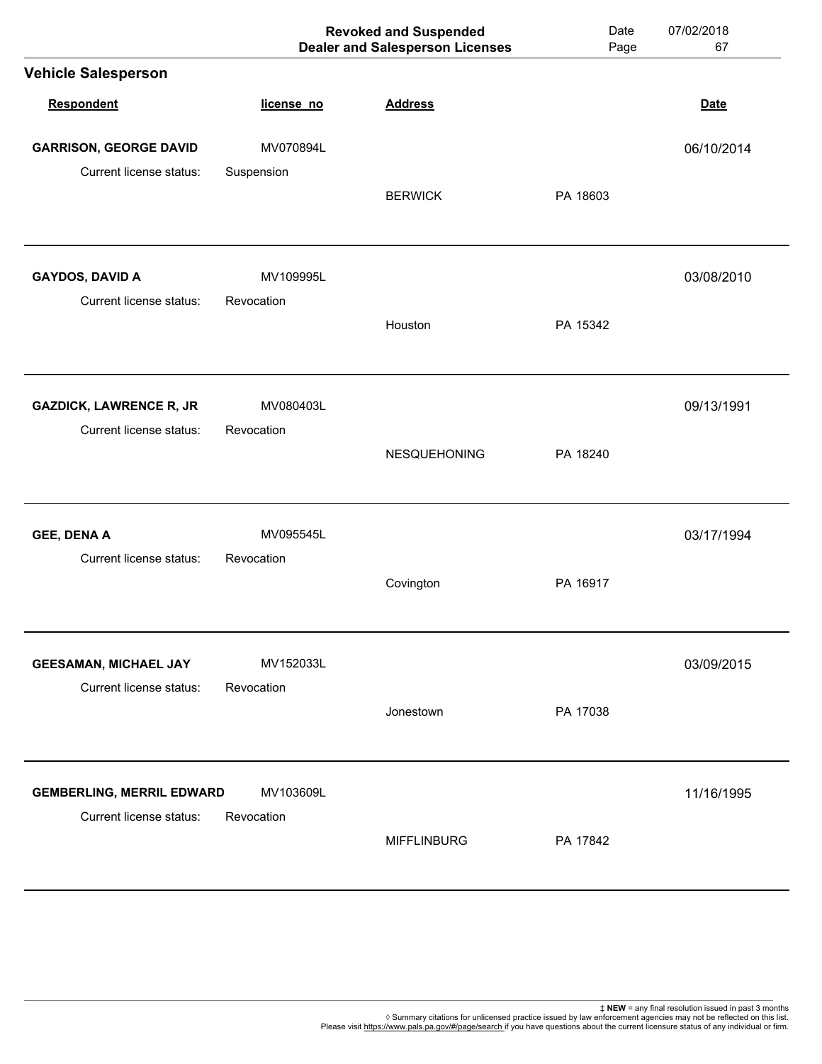## Vehicle Salesperson

| Respondent | license_no | Address | | Date |
|---|---|---|---|---|
| **GARRISON, GEORGE DAVID** | MV070894L | | | 06/10/2014 |
| Current license status: | Suspension | BERWICK | PA 18603 | |
| **GAYDOS, DAVID A** | MV109995L | | | 03/08/2010 |
| Current license status: | Revocation | Houston | PA 15342 | |
| **GAZDICK, LAWRENCE R, JR** | MV080403L | | | 09/13/1991 |
| Current license status: | Revocation | NESQUEHONING | PA 18240 | |
| **GEE, DENA A** | MV095545L | | | 03/17/1994 |
| Current license status: | Revocation | Covington | PA 16917 | |
| **GEESAMAN, MICHAEL JAY** | MV152033L | | | 03/09/2015 |
| Current license status: | Revocation | Jonestown | PA 17038 | |
| **GEMBERLING, MERRIL EDWARD** | MV103609L | | | 11/16/1995 |
| Current license status: | Revocation | MIFFLINBURG | PA 17842 | |

‡ **NEW** = any final resolution issued in past 3 months
◊ Summary citations for unlicensed practice issued by law enforcement agencies may not be reflected on this list.
Please visit https://www.pals.pa.gov/#/page/search if you have questions about the current licensure status of any individual or firm.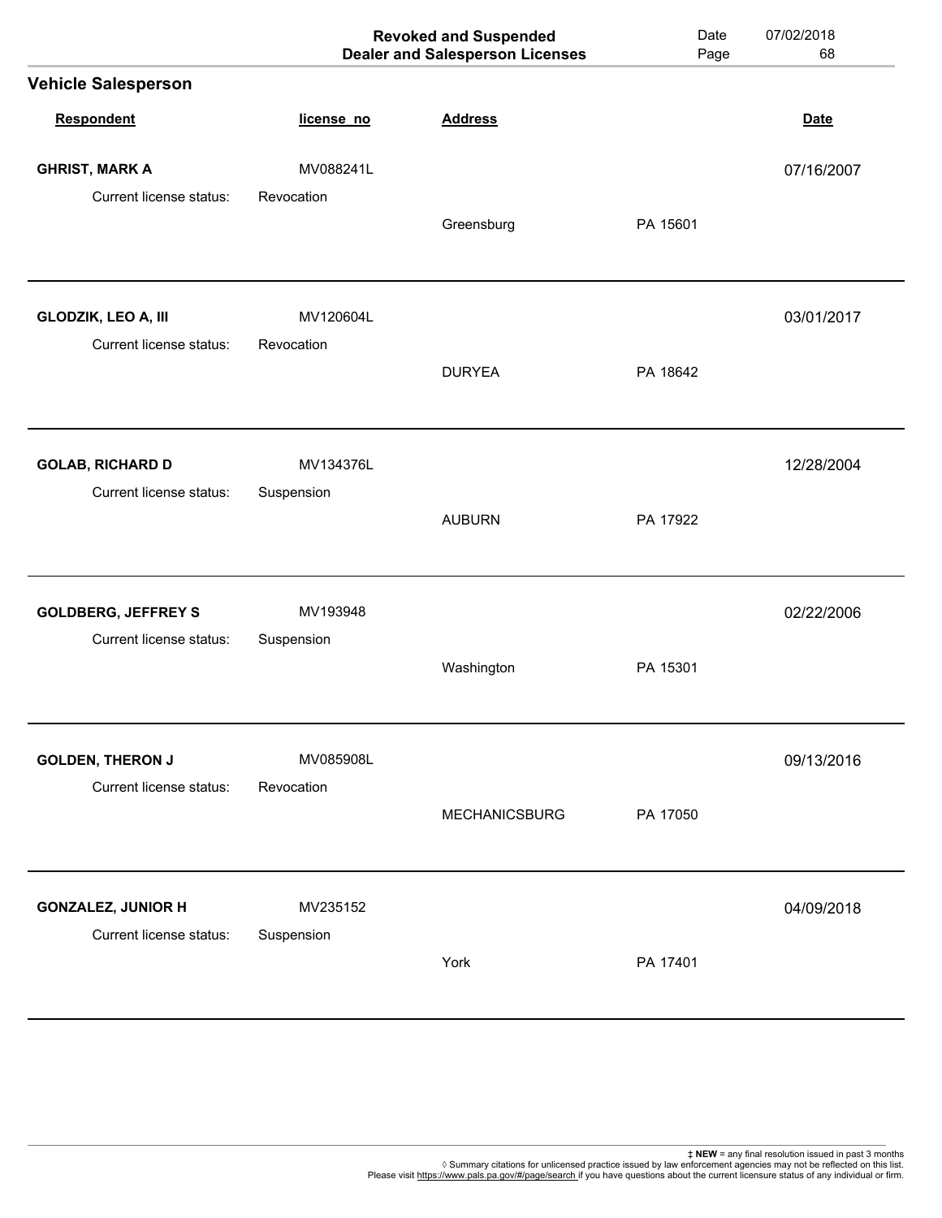## Vehicle Salesperson

| Respondent | license_no | Address | | Date |
|---|---|---|---|---|
| **GHRIST, MARK A** | MV088241L | | | 07/16/2007 |
| Current license status: | Revocation | Greensburg | PA 15601 | |
| **GLODZIK, LEO A, III** | MV120604L | | | 03/01/2017 |
| Current license status: | Revocation | DURYEA | PA 18642 | |
| **GOLAB, RICHARD D** | MV134376L | | | 12/28/2004 |
| Current license status: | Suspension | AUBURN | PA 17922 | |
| **GOLDBERG, JEFFREY S** | MV193948 | | | 02/22/2006 |
| Current license status: | Suspension | Washington | PA 15301 | |
| **GOLDEN, THERON J** | MV085908L | | | 09/13/2016 |
| Current license status: | Revocation | MECHANICSBURG | PA 17050 | |
| **GONZALEZ, JUNIOR H** | MV235152 | | | 04/09/2018 |
| Current license status: | Suspension | York | PA 17401 | |

‡ **NEW** = any final resolution issued in past 3 months
◊ Summary citations for unlicensed practice issued by law enforcement agencies may not be reflected on this list.
Please visit https://www.pals.pa.gov/#/page/search if you have questions about the current licensure status of any individual or firm.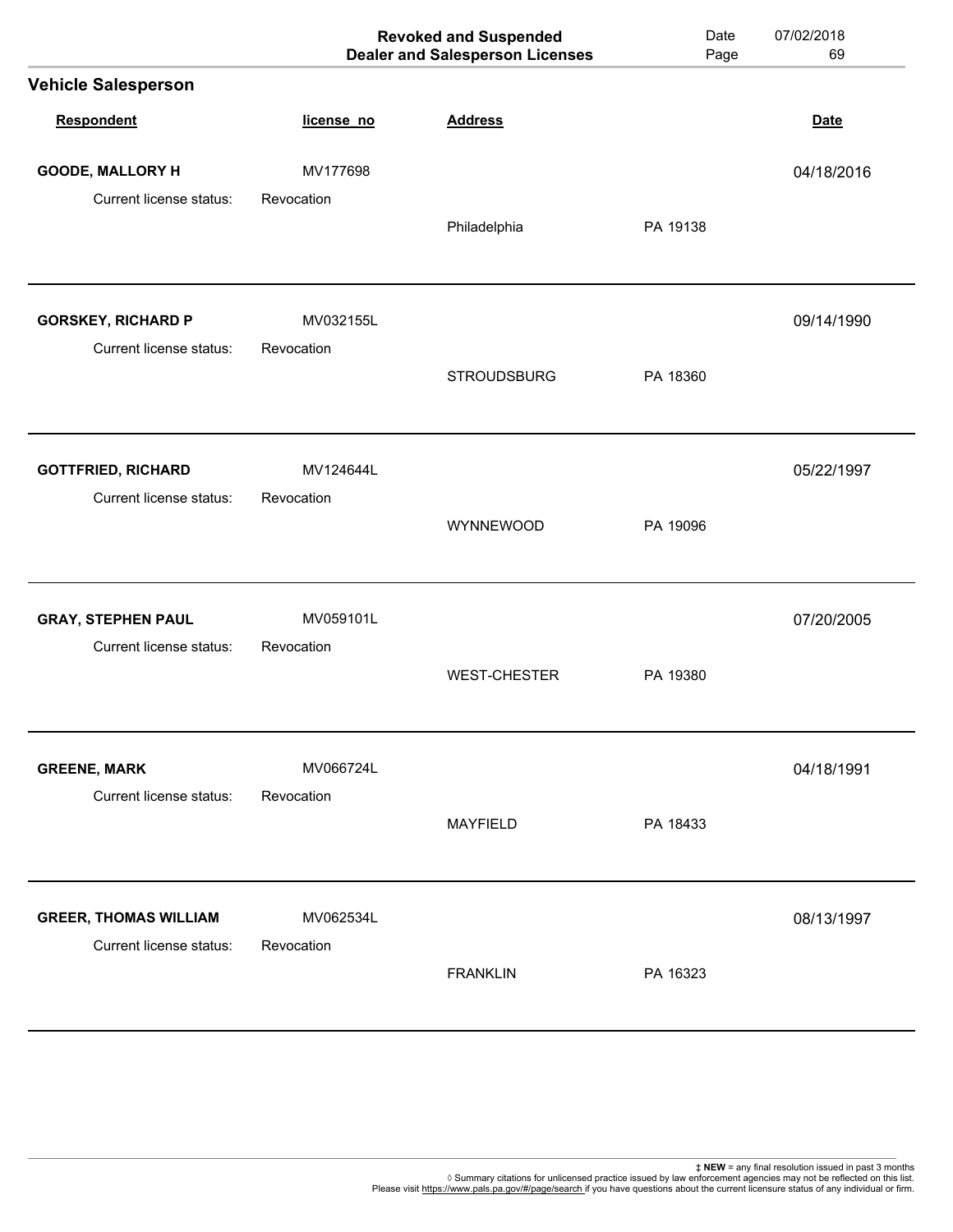## Vehicle Salesperson

| Respondent | license_no | Address | | Date |
|---|---|---|---|---|
| **GOODE, MALLORY H** | MV177698 | | | 04/18/2016 |
| Current license status: | Revocation | Philadelphia | PA 19138 | |
| **GORSKEY, RICHARD P** | MV032155L | | | 09/14/1990 |
| Current license status: | Revocation | STROUDSBURG | PA 18360 | |
| **GOTTFRIED, RICHARD** | MV124644L | | | 05/22/1997 |
| Current license status: | Revocation | WYNNEWOOD | PA 19096 | |
| **GRAY, STEPHEN PAUL** | MV059101L | | | 07/20/2005 |
| Current license status: | Revocation | WEST-CHESTER | PA 19380 | |
| **GREENE, MARK** | MV066724L | | | 04/18/1991 |
| Current license status: | Revocation | MAYFIELD | PA 18433 | |
| **GREER, THOMAS WILLIAM** | MV062534L | | | 08/13/1997 |
| Current license status: | Revocation | FRANKLIN | PA 16323 | |

‡ **NEW** = any final resolution issued in past 3 months
◊ Summary citations for unlicensed practice issued by law enforcement agencies may not be reflected on this list.
Please visit https://www.pals.pa.gov/#/page/search if you have questions about the current licensure status of any individual or firm.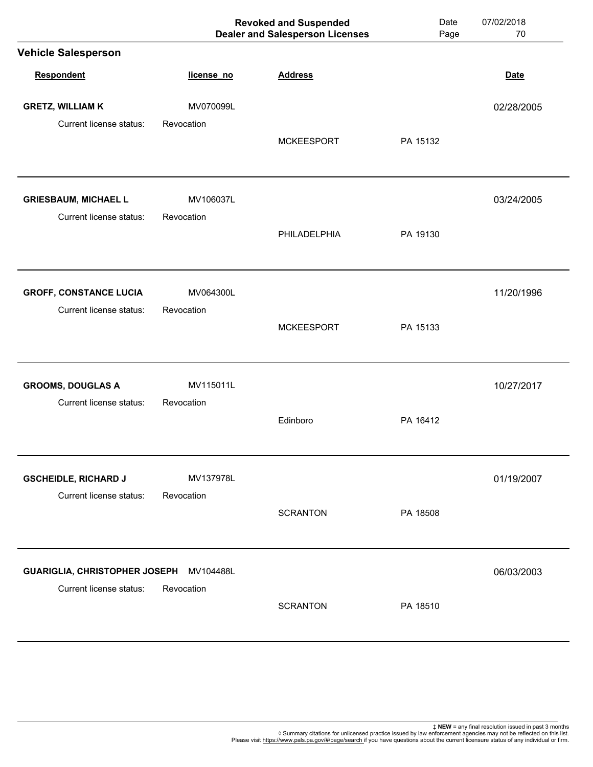## Vehicle Salesperson

| Respondent | license_no | Address | | Date |
|---|---|---|---|---|
| **GRETZ, WILLIAM K** | MV070099L | | | 02/28/2005 |
| Current license status: | Revocation | MCKEESPORT | PA 15132 | |
| **GRIESBAUM, MICHAEL L** | MV106037L | | | 03/24/2005 |
| Current license status: | Revocation | PHILADELPHIA | PA 19130 | |
| **GROFF, CONSTANCE LUCIA** | MV064300L | | | 11/20/1996 |
| Current license status: | Revocation | MCKEESPORT | PA 15133 | |
| **GROOMS, DOUGLAS A** | MV115011L | | | 10/27/2017 |
| Current license status: | Revocation | Edinboro | PA 16412 | |
| **GSCHEIDLE, RICHARD J** | MV137978L | | | 01/19/2007 |
| Current license status: | Revocation | SCRANTON | PA 18508 | |
| **GUARIGLIA, CHRISTOPHER JOSEPH** | MV104488L | | | 06/03/2003 |
| Current license status: | Revocation | SCRANTON | PA 18510 | |

‡ **NEW** = any final resolution issued in past 3 months
◊ Summary citations for unlicensed practice issued by law enforcement agencies may not be reflected on this list.
Please visit https://www.pals.pa.gov/#/page/search if you have questions about the current licensure status of any individual or firm.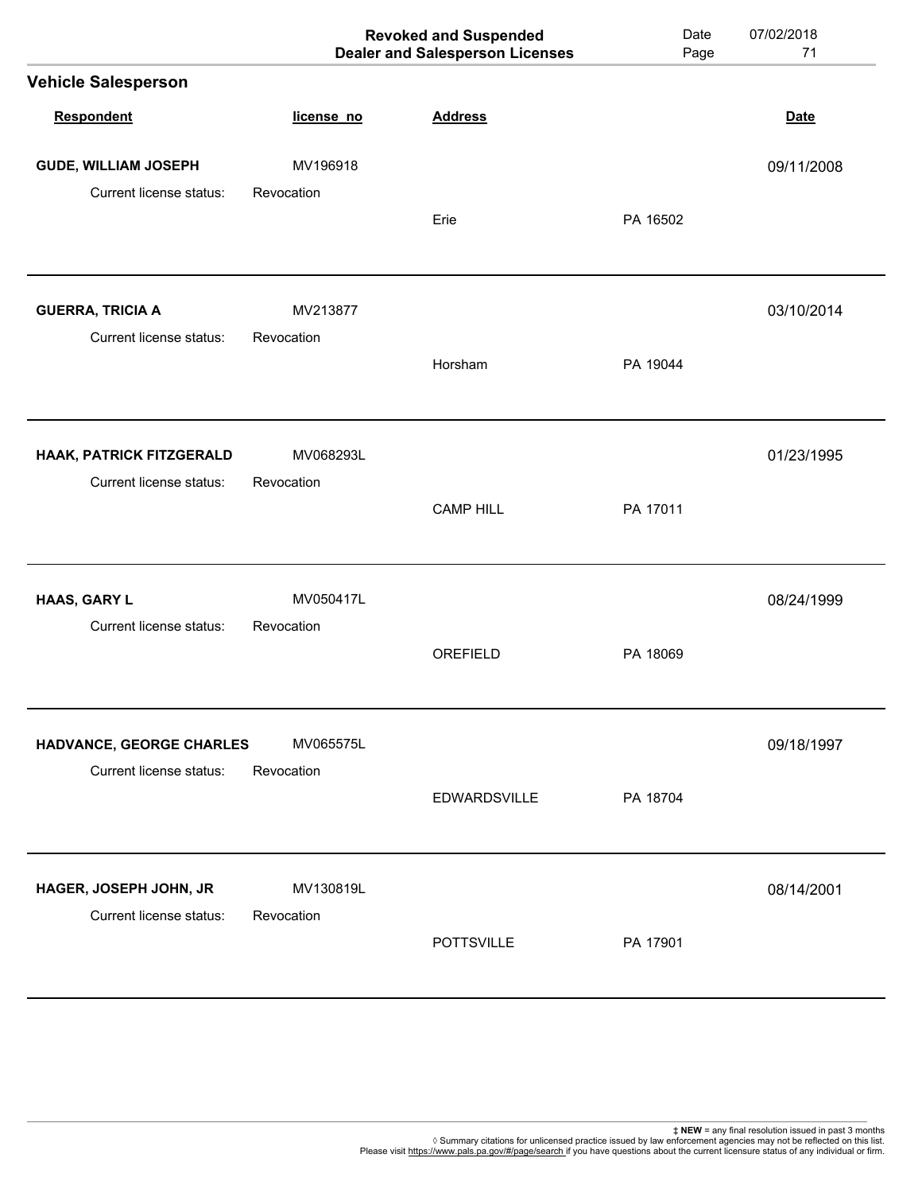## Vehicle Salesperson

| Respondent | license_no | Address | | Date |
|---|---|---|---|---|
| **GUDE, WILLIAM JOSEPH** | MV196918 | | | 09/11/2008 |
| Current license status: | Revocation | | | |
| | | Erie | PA 16502 | |
| **GUERRA, TRICIA A** | MV213877 | | | 03/10/2014 |
| Current license status: | Revocation | | | |
| | | Horsham | PA 19044 | |
| **HAAK, PATRICK FITZGERALD** | MV068293L | | | 01/23/1995 |
| Current license status: | Revocation | | | |
| | | CAMP HILL | PA 17011 | |
| **HAAS, GARY L** | MV050417L | | | 08/24/1999 |
| Current license status: | Revocation | | | |
| | | OREFIELD | PA 18069 | |
| **HADVANCE, GEORGE CHARLES** | MV065575L | | | 09/18/1997 |
| Current license status: | Revocation | | | |
| | | EDWARDSVILLE | PA 18704 | |
| **HAGER, JOSEPH JOHN, JR** | MV130819L | | | 08/14/2001 |
| Current license status: | Revocation | | | |
| | | POTTSVILLE | PA 17901 | |

‡ **NEW** = any final resolution issued in past 3 months
◊ Summary citations for unlicensed practice issued by law enforcement agencies may not be reflected on this list.
Please visit https://www.pals.pa.gov/#/page/search if you have questions about the current licensure status of any individual or firm.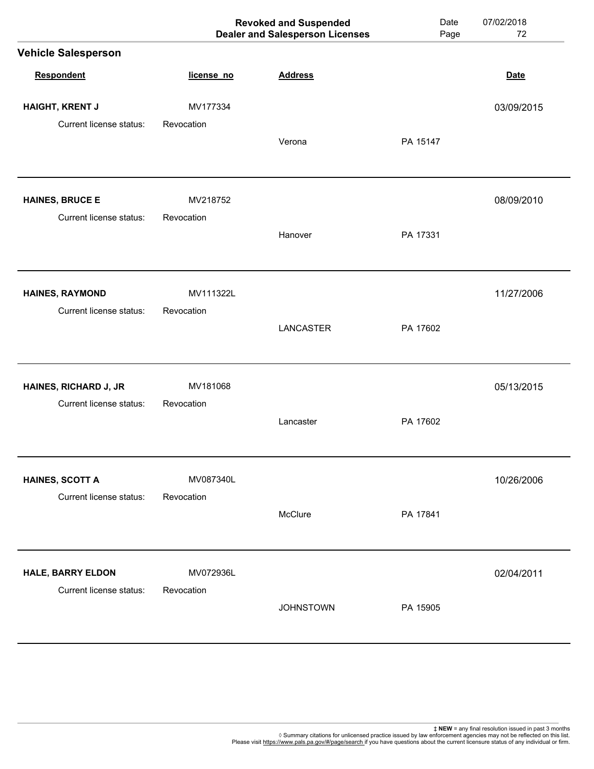## Vehicle Salesperson

| Respondent | license_no | Address | | Date |
|---|---|---|---|---|
| **HAIGHT, KRENT J** | MV177334 | | | 03/09/2015 |
| Current license status: | Revocation | | | |
| | | Verona | PA 15147 | |
| **HAINES, BRUCE E** | MV218752 | | | 08/09/2010 |
| Current license status: | Revocation | | | |
| | | Hanover | PA 17331 | |
| **HAINES, RAYMOND** | MV111322L | | | 11/27/2006 |
| Current license status: | Revocation | | | |
| | | LANCASTER | PA 17602 | |
| **HAINES, RICHARD J, JR** | MV181068 | | | 05/13/2015 |
| Current license status: | Revocation | | | |
| | | Lancaster | PA 17602 | |
| **HAINES, SCOTT A** | MV087340L | | | 10/26/2006 |
| Current license status: | Revocation | | | |
| | | McClure | PA 17841 | |
| **HALE, BARRY ELDON** | MV072936L | | | 02/04/2011 |
| Current license status: | Revocation | | | |
| | | JOHNSTOWN | PA 15905 | |

‡ **NEW** = any final resolution issued in past 3 months
◊ Summary citations for unlicensed practice issued by law enforcement agencies may not be reflected on this list.
Please visit https://www.pals.pa.gov/#/page/search if you have questions about the current licensure status of any individual or firm.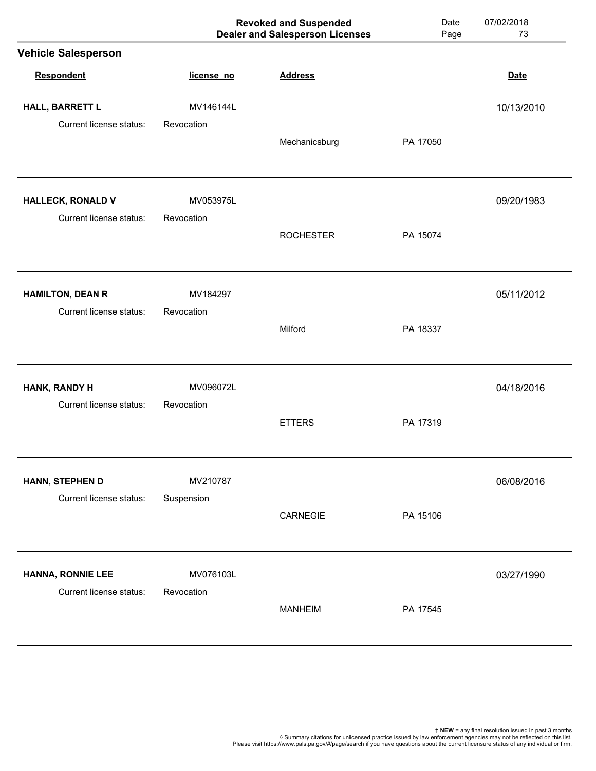## Vehicle Salesperson

| Respondent | license_no | Address | | Date |
|---|---|---|---|---|
| **HALL, BARRETT L** | MV146144L | | | 10/13/2010 |
| Current license status: | Revocation | Mechanicsburg | PA 17050 | |
| **HALLECK, RONALD V** | MV053975L | | | 09/20/1983 |
| Current license status: | Revocation | ROCHESTER | PA 15074 | |
| **HAMILTON, DEAN R** | MV184297 | | | 05/11/2012 |
| Current license status: | Revocation | Milford | PA 18337 | |
| **HANK, RANDY H** | MV096072L | | | 04/18/2016 |
| Current license status: | Revocation | ETTERS | PA 17319 | |
| **HANN, STEPHEN D** | MV210787 | | | 06/08/2016 |
| Current license status: | Suspension | CARNEGIE | PA 15106 | |
| **HANNA, RONNIE LEE** | MV076103L | | | 03/27/1990 |
| Current license status: | Revocation | MANHEIM | PA 17545 | |

‡ **NEW** = any final resolution issued in past 3 months
◊ Summary citations for unlicensed practice issued by law enforcement agencies may not be reflected on this list.
Please visit https://www.pals.pa.gov/#/page/search if you have questions about the current licensure status of any individual or firm.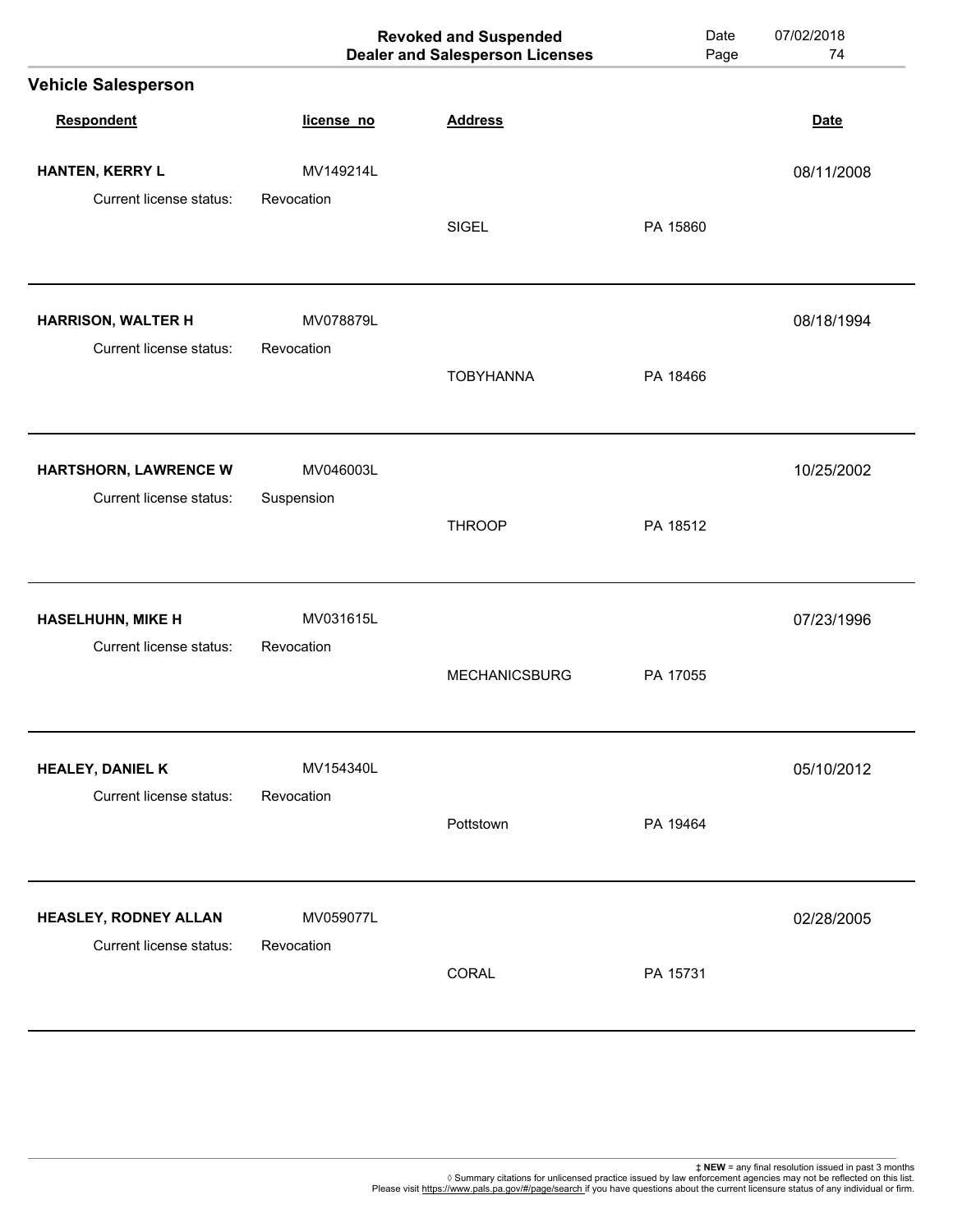## Vehicle Salesperson

| Respondent | license_no | Address | | Date |
|---|---|---|---|---|
| **HANTEN, KERRY L** | MV149214L | | | 08/11/2008 |
| Current license status: | Revocation | SIGEL | PA 15860 | |
| **HARRISON, WALTER H** | MV078879L | | | 08/18/1994 |
| Current license status: | Revocation | TOBYHANNA | PA 18466 | |
| **HARTSHORN, LAWRENCE W** | MV046003L | | | 10/25/2002 |
| Current license status: | Suspension | THROOP | PA 18512 | |
| **HASELHUHN, MIKE H** | MV031615L | | | 07/23/1996 |
| Current license status: | Revocation | MECHANICSBURG | PA 17055 | |
| **HEALEY, DANIEL K** | MV154340L | | | 05/10/2012 |
| Current license status: | Revocation | Pottstown | PA 19464 | |
| **HEASLEY, RODNEY ALLAN** | MV059077L | | | 02/28/2005 |
| Current license status: | Revocation | CORAL | PA 15731 | |

‡ **NEW** = any final resolution issued in past 3 months
◊ Summary citations for unlicensed practice issued by law enforcement agencies may not be reflected on this list.
Please visit https://www.pals.pa.gov/#/page/search if you have questions about the current licensure status of any individual or firm.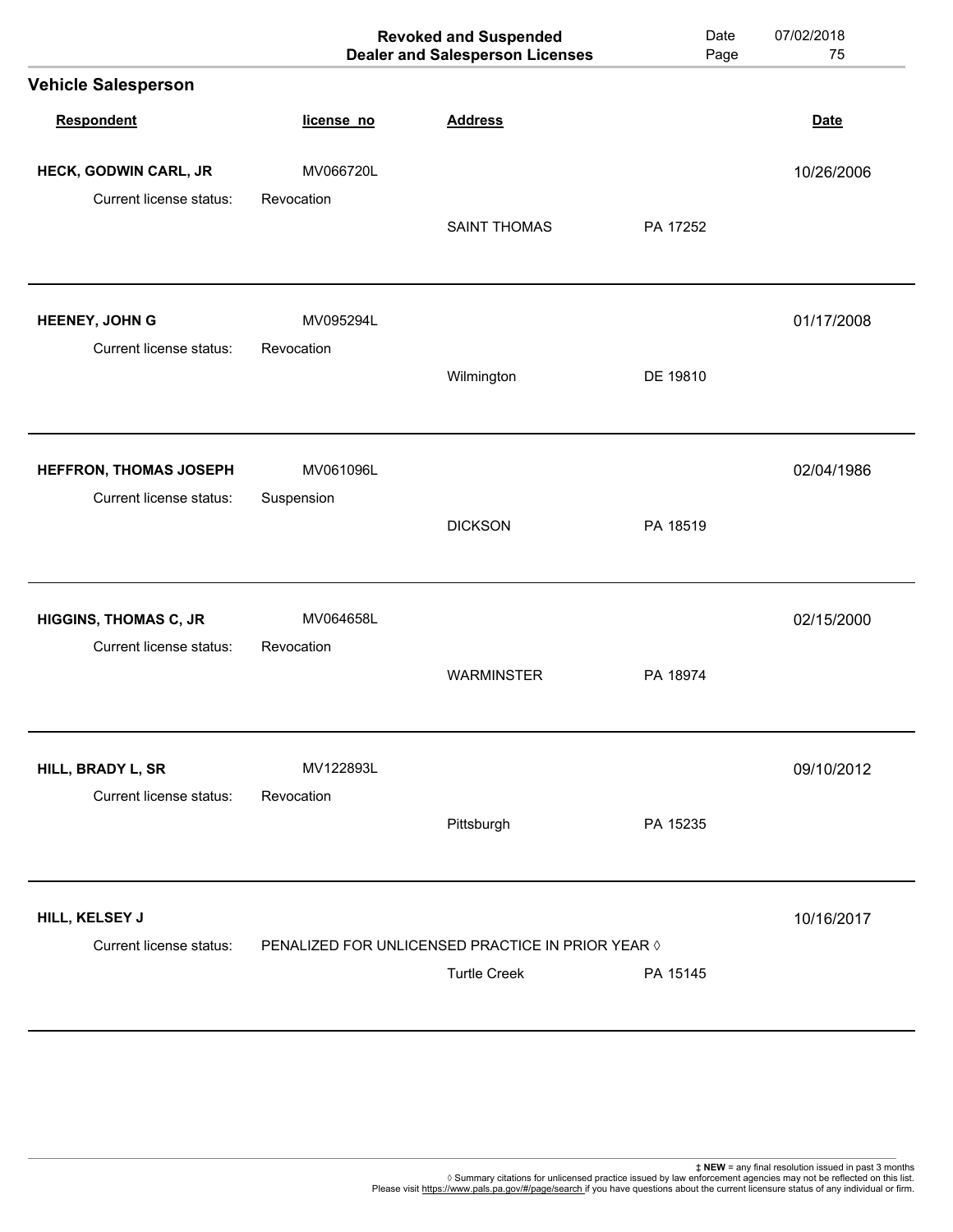## Vehicle Salesperson

| Respondent | license_no | Address | | Date |
|---|---|---|---|---|
| **HECK, GODWIN CARL, JR** | MV066720L | | | 10/26/2006 |
| Current license status: | Revocation | | | |
| | | SAINT THOMAS | PA 17252 | |
| **HEENEY, JOHN G** | MV095294L | | | 01/17/2008 |
| Current license status: | Revocation | | | |
| | | Wilmington | DE 19810 | |
| **HEFFRON, THOMAS JOSEPH** | MV061096L | | | 02/04/1986 |
| Current license status: | Suspension | | | |
| | | DICKSON | PA 18519 | |
| **HIGGINS, THOMAS C, JR** | MV064658L | | | 02/15/2000 |
| Current license status: | Revocation | | | |
| | | WARMINSTER | PA 18974 | |
| **HILL, BRADY L, SR** | MV122893L | | | 09/10/2012 |
| Current license status: | Revocation | | | |
| | | Pittsburgh | PA 15235 | |
| **HILL, KELSEY J** | | | | 10/16/2017 |
| Current license status: | PENALIZED FOR UNLICENSED PRACTICE IN PRIOR YEAR ◊ | | | |
| | | Turtle Creek | PA 15145 | |

‡ **NEW** = any final resolution issued in past 3 months
◊ Summary citations for unlicensed practice issued by law enforcement agencies may not be reflected on this list.
Please visit https://www.pals.pa.gov/#/page/search if you have questions about the current licensure status of any individual or firm.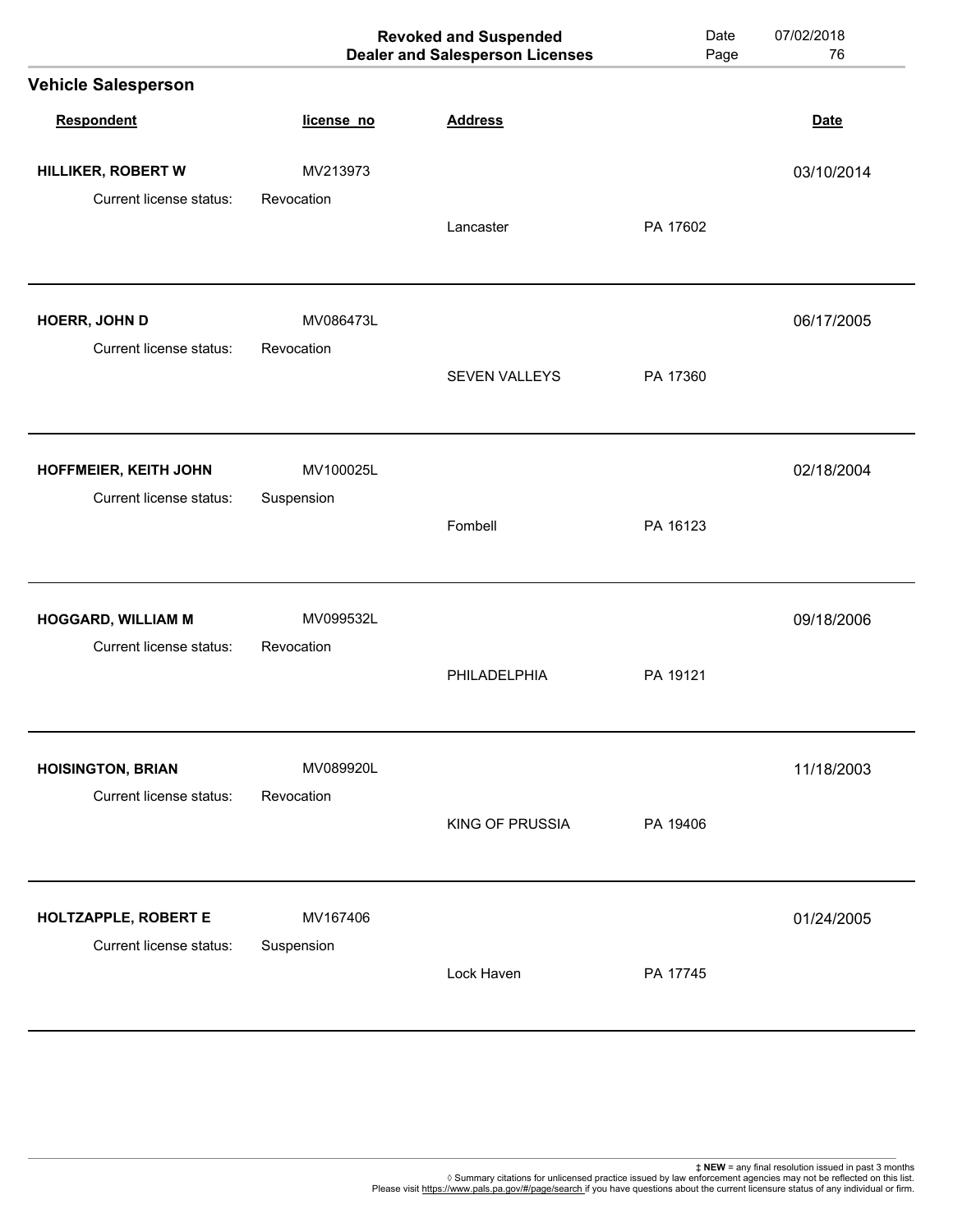## Vehicle Salesperson

| Respondent | license_no | Address | | Date |
|---|---|---|---|---|
| **HILLIKER, ROBERT W** | MV213973 | | | 03/10/2014 |
| Current license status: | Revocation | Lancaster | PA 17602 | |
| **HOERR, JOHN D** | MV086473L | | | 06/17/2005 |
| Current license status: | Revocation | SEVEN VALLEYS | PA 17360 | |
| **HOFFMEIER, KEITH JOHN** | MV100025L | | | 02/18/2004 |
| Current license status: | Suspension | Fombell | PA 16123 | |
| **HOGGARD, WILLIAM M** | MV099532L | | | 09/18/2006 |
| Current license status: | Revocation | PHILADELPHIA | PA 19121 | |
| **HOISINGTON, BRIAN** | MV089920L | | | 11/18/2003 |
| Current license status: | Revocation | KING OF PRUSSIA | PA 19406 | |
| **HOLTZAPPLE, ROBERT E** | MV167406 | | | 01/24/2005 |
| Current license status: | Suspension | Lock Haven | PA 17745 | |

‡ **NEW** = any final resolution issued in past 3 months
◊ Summary citations for unlicensed practice issued by law enforcement agencies may not be reflected on this list.
Please visit https://www.pals.pa.gov/#/page/search if you have questions about the current licensure status of any individual or firm.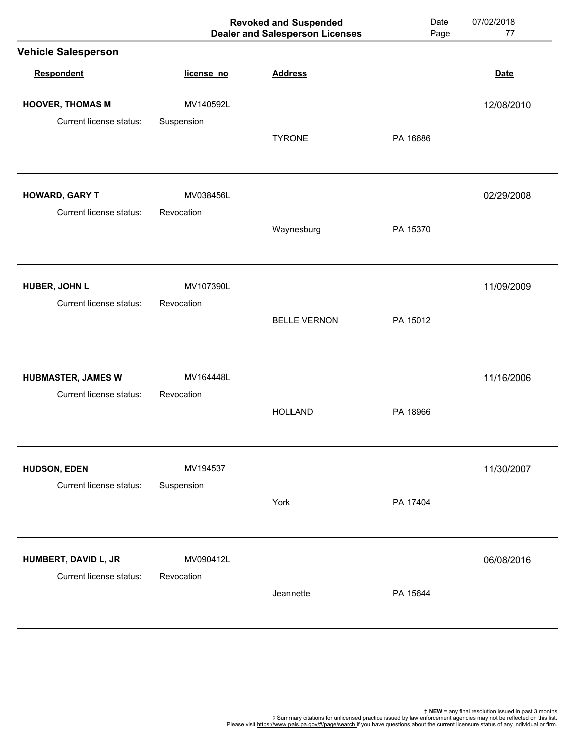## Vehicle Salesperson

| Respondent | license_no | Address | | Date |
|---|---|---|---|---|
| **HOOVER, THOMAS M** | MV140592L | | | 12/08/2010 |
| Current license status: | Suspension | TYRONE | PA 16686 | |
| **HOWARD, GARY T** | MV038456L | | | 02/29/2008 |
| Current license status: | Revocation | Waynesburg | PA 15370 | |
| **HUBER, JOHN L** | MV107390L | | | 11/09/2009 |
| Current license status: | Revocation | BELLE VERNON | PA 15012 | |
| **HUBMASTER, JAMES W** | MV164448L | | | 11/16/2006 |
| Current license status: | Revocation | HOLLAND | PA 18966 | |
| **HUDSON, EDEN** | MV194537 | | | 11/30/2007 |
| Current license status: | Suspension | York | PA 17404 | |
| **HUMBERT, DAVID L, JR** | MV090412L | | | 06/08/2016 |
| Current license status: | Revocation | Jeannette | PA 15644 | |

‡ **NEW** = any final resolution issued in past 3 months
◊ Summary citations for unlicensed practice issued by law enforcement agencies may not be reflected on this list.
Please visit https://www.pals.pa.gov/#/page/search if you have questions about the current licensure status of any individual or firm.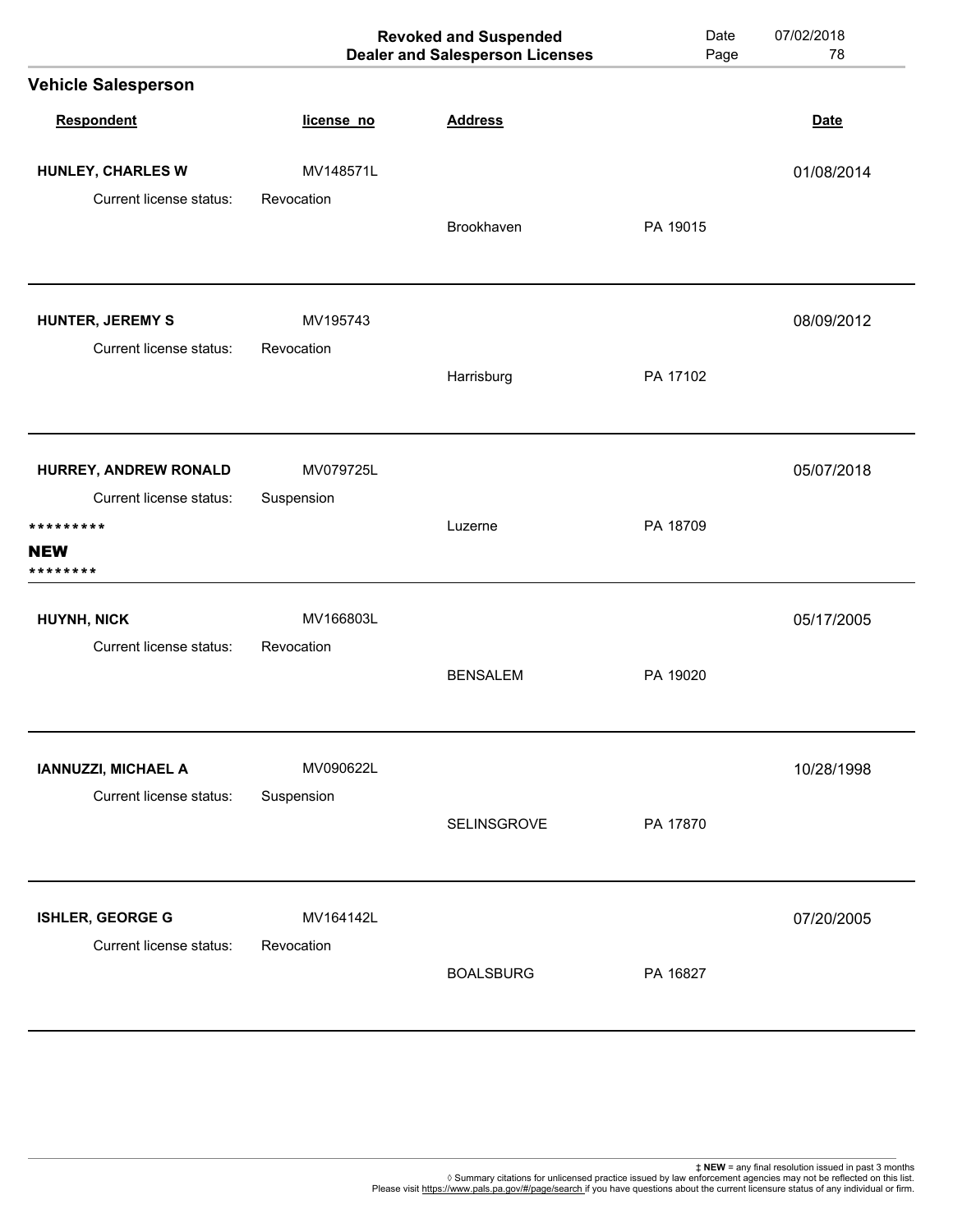## Vehicle Salesperson

| Respondent | license_no | Address | | Date |
|---|---|---|---|---|
| **HUNLEY, CHARLES W** | MV148571L | | | 01/08/2014 |
| Current license status: | Revocation | | | |
| | | Brookhaven | PA 19015 | |
| **HUNTER, JEREMY S** | MV195743 | | | 08/09/2012 |
| Current license status: | Revocation | | | |
| | | Harrisburg | PA 17102 | |
| **HURREY, ANDREW RONALD** | MV079725L | | | 05/07/2018 |
| Current license status: | Suspension | | | |
| ********* **NEW** ******** | | Luzerne | PA 18709 | |
| **HUYNH, NICK** | MV166803L | | | 05/17/2005 |
| Current license status: | Revocation | | | |
| | | BENSALEM | PA 19020 | |
| **IANNUZZI, MICHAEL A** | MV090622L | | | 10/28/1998 |
| Current license status: | Suspension | | | |
| | | SELINSGROVE | PA 17870 | |
| **ISHLER, GEORGE G** | MV164142L | | | 07/20/2005 |
| Current license status: | Revocation | | | |
| | | BOALSBURG | PA 16827 | |

‡ **NEW** = any final resolution issued in past 3 months
◊ Summary citations for unlicensed practice issued by law enforcement agencies may not be reflected on this list.
Please visit https://www.pals.pa.gov/#/page/search if you have questions about the current licensure status of any individual or firm.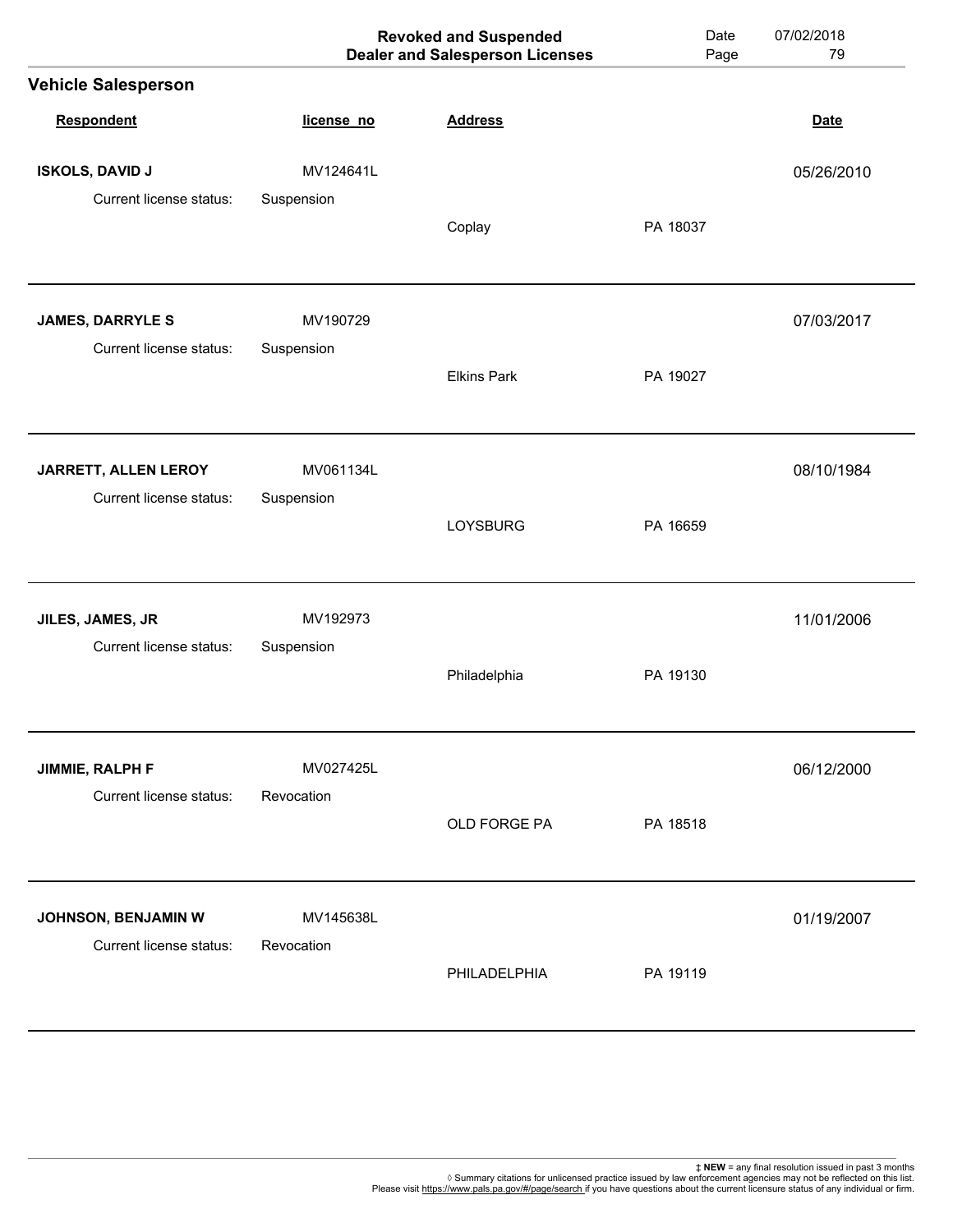## Vehicle Salesperson

| Respondent | license_no | Address | | Date |
|---|---|---|---|---|
| **ISKOLS, DAVID J** | MV124641L | | | 05/26/2010 |
| Current license status: | Suspension | Coplay | PA 18037 | |
| **JAMES, DARRYLE S** | MV190729 | | | 07/03/2017 |
| Current license status: | Suspension | Elkins Park | PA 19027 | |
| **JARRETT, ALLEN LEROY** | MV061134L | | | 08/10/1984 |
| Current license status: | Suspension | LOYSBURG | PA 16659 | |
| **JILES, JAMES, JR** | MV192973 | | | 11/01/2006 |
| Current license status: | Suspension | Philadelphia | PA 19130 | |
| **JIMMIE, RALPH F** | MV027425L | | | 06/12/2000 |
| Current license status: | Revocation | OLD FORGE PA | PA 18518 | |
| **JOHNSON, BENJAMIN W** | MV145638L | | | 01/19/2007 |
| Current license status: | Revocation | PHILADELPHIA | PA 19119 | |

‡ **NEW** = any final resolution issued in past 3 months
◊ Summary citations for unlicensed practice issued by law enforcement agencies may not be reflected on this list.
Please visit https://www.pals.pa.gov/#/page/search if you have questions about the current licensure status of any individual or firm.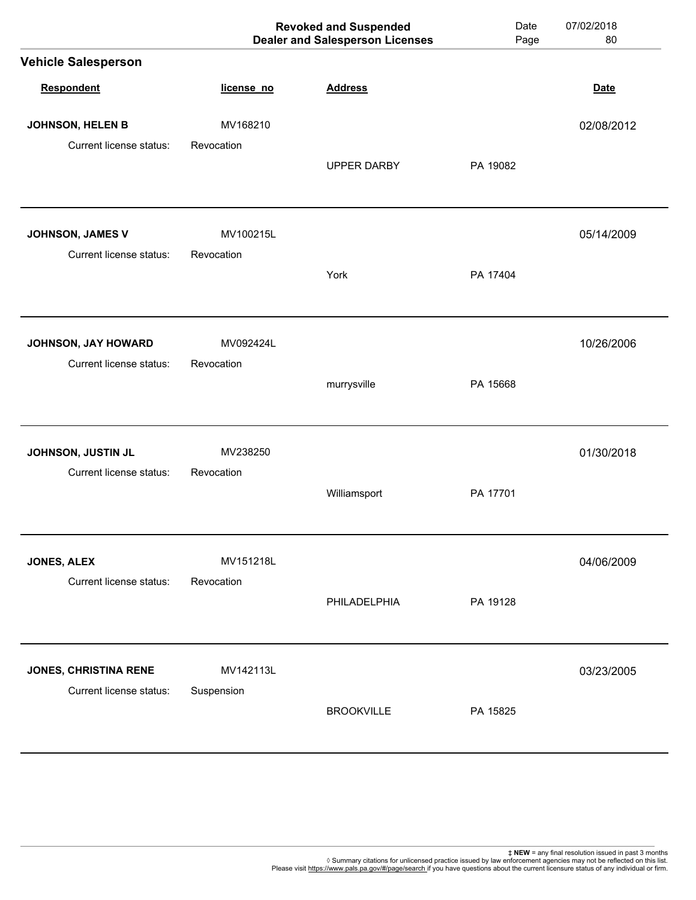## Vehicle Salesperson

| Respondent | license_no | Address | | Date |
|---|---|---|---|---|
| **JOHNSON, HELEN B** | MV168210 | | | 02/08/2012 |
| Current license status: | Revocation | | | |
| | | UPPER DARBY | PA 19082 | |
| **JOHNSON, JAMES V** | MV100215L | | | 05/14/2009 |
| Current license status: | Revocation | | | |
| | | York | PA 17404 | |
| **JOHNSON, JAY HOWARD** | MV092424L | | | 10/26/2006 |
| Current license status: | Revocation | | | |
| | | murrysville | PA 15668 | |
| **JOHNSON, JUSTIN JL** | MV238250 | | | 01/30/2018 |
| Current license status: | Revocation | | | |
| | | Williamsport | PA 17701 | |
| **JONES, ALEX** | MV151218L | | | 04/06/2009 |
| Current license status: | Revocation | | | |
| | | PHILADELPHIA | PA 19128 | |
| **JONES, CHRISTINA RENE** | MV142113L | | | 03/23/2005 |
| Current license status: | Suspension | | | |
| | | BROOKVILLE | PA 15825 | |

‡ **NEW** = any final resolution issued in past 3 months
◊ Summary citations for unlicensed practice issued by law enforcement agencies may not be reflected on this list.
Please visit https://www.pals.pa.gov/#/page/search if you have questions about the current licensure status of any individual or firm.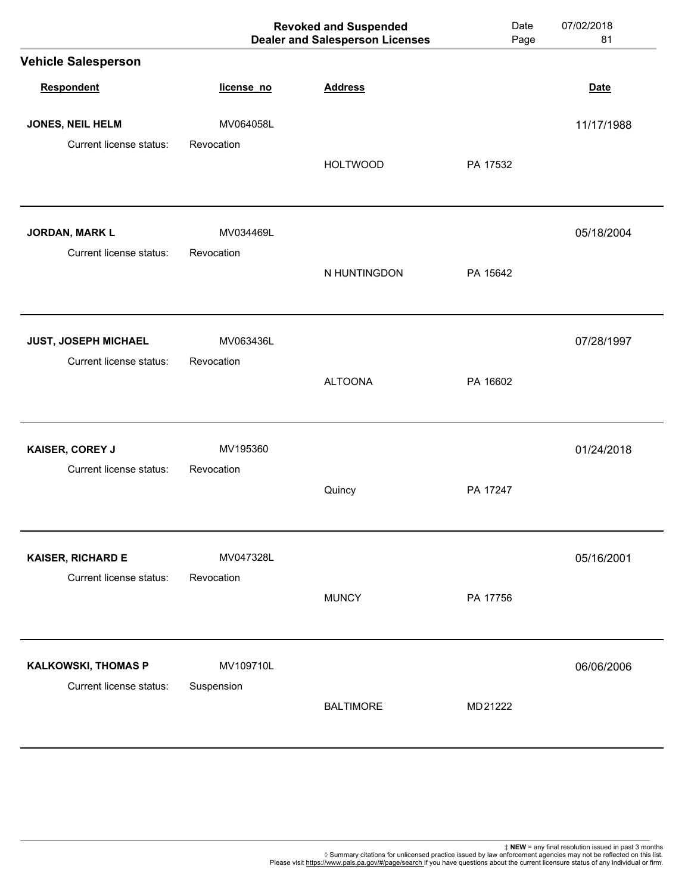## Vehicle Salesperson

| Respondent | license_no | Address | | Date |
|---|---|---|---|---|
| **JONES, NEIL HELM** | MV064058L | | | 11/17/1988 |
| Current license status: | Revocation | HOLTWOOD | PA 17532 | |
| **JORDAN, MARK L** | MV034469L | | | 05/18/2004 |
| Current license status: | Revocation | N HUNTINGDON | PA 15642 | |
| **JUST, JOSEPH MICHAEL** | MV063436L | | | 07/28/1997 |
| Current license status: | Revocation | ALTOONA | PA 16602 | |
| **KAISER, COREY J** | MV195360 | | | 01/24/2018 |
| Current license status: | Revocation | Quincy | PA 17247 | |
| **KAISER, RICHARD E** | MV047328L | | | 05/16/2001 |
| Current license status: | Revocation | MUNCY | PA 17756 | |
| **KALKOWSKI, THOMAS P** | MV109710L | | | 06/06/2006 |
| Current license status: | Suspension | BALTIMORE | MD21222 | |

‡ **NEW** = any final resolution issued in past 3 months
◊ Summary citations for unlicensed practice issued by law enforcement agencies may not be reflected on this list.
Please visit https://www.pals.pa.gov/#/page/search if you have questions about the current licensure status of any individual or firm.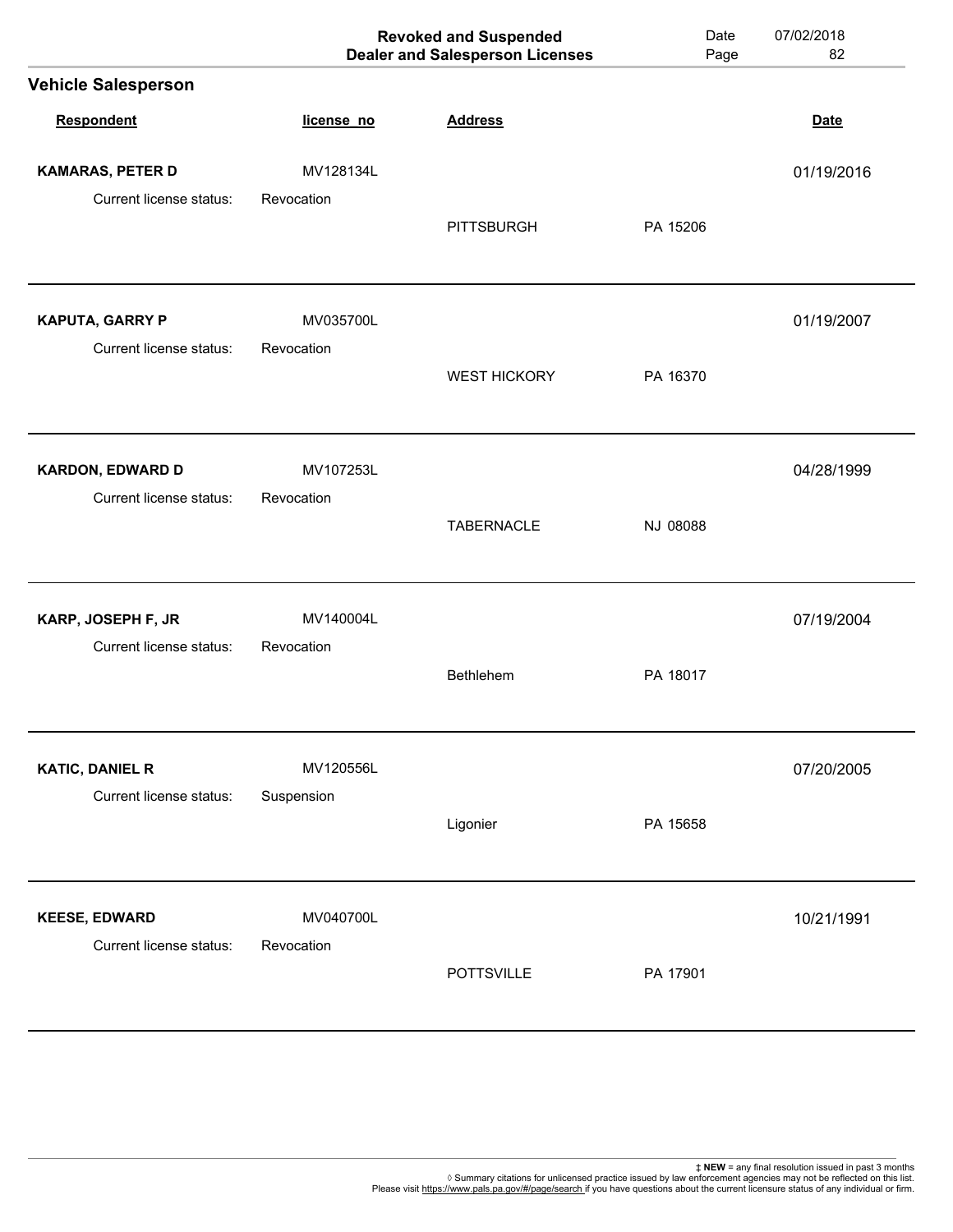## Vehicle Salesperson

| Respondent | license_no | Address | | Date |
|---|---|---|---|---|
| **KAMARAS, PETER D** | MV128134L | | | 01/19/2016 |
| Current license status: | Revocation | PITTSBURGH | PA 15206 | |
| **KAPUTA, GARRY P** | MV035700L | | | 01/19/2007 |
| Current license status: | Revocation | WEST HICKORY | PA 16370 | |
| **KARDON, EDWARD D** | MV107253L | | | 04/28/1999 |
| Current license status: | Revocation | TABERNACLE | NJ 08088 | |
| **KARP, JOSEPH F, JR** | MV140004L | | | 07/19/2004 |
| Current license status: | Revocation | Bethlehem | PA 18017 | |
| **KATIC, DANIEL R** | MV120556L | | | 07/20/2005 |
| Current license status: | Suspension | Ligonier | PA 15658 | |
| **KEESE, EDWARD** | MV040700L | | | 10/21/1991 |
| Current license status: | Revocation | POTTSVILLE | PA 17901 | |

‡ **NEW** = any final resolution issued in past 3 months
◊ Summary citations for unlicensed practice issued by law enforcement agencies may not be reflected on this list.
Please visit https://www.pals.pa.gov/#/page/search if you have questions about the current licensure status of any individual or firm.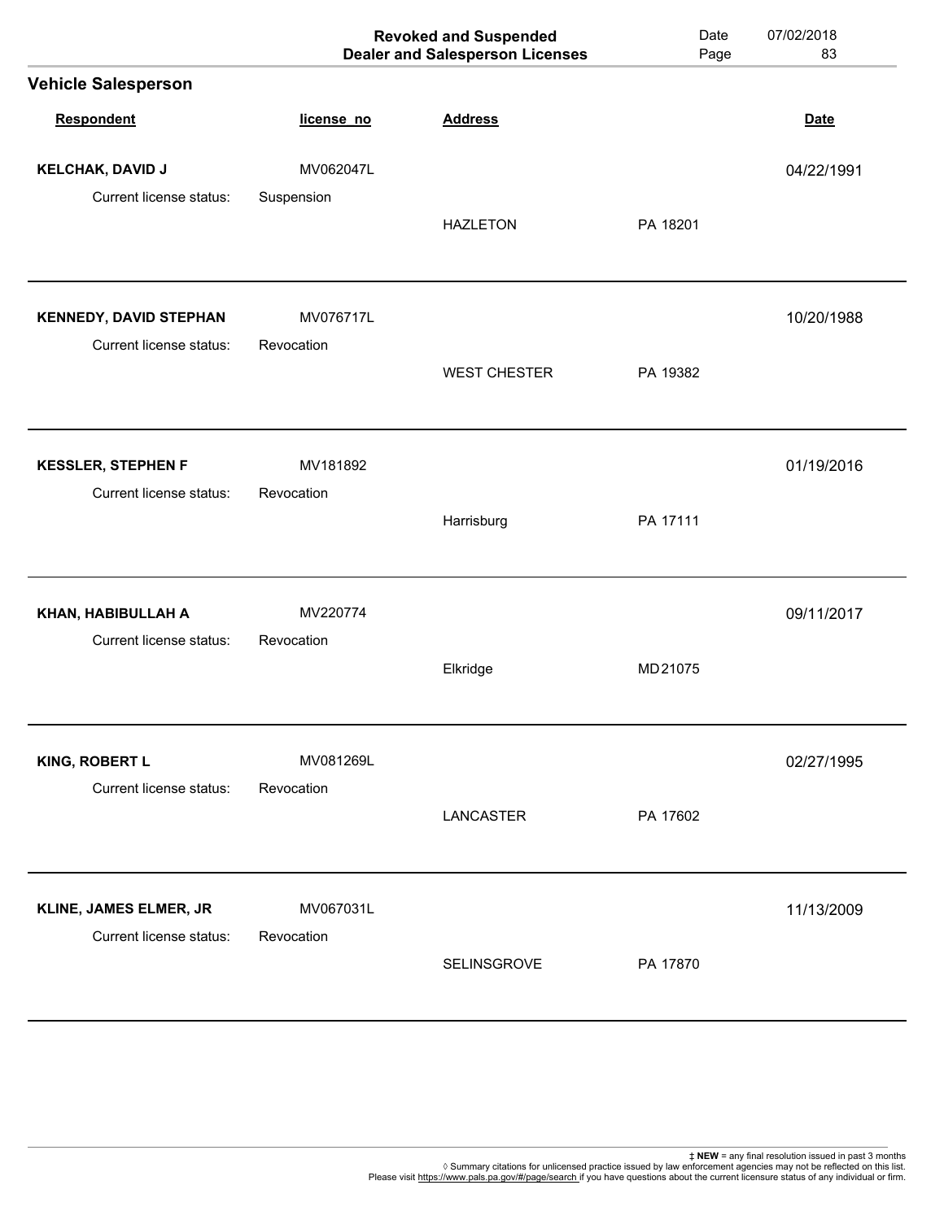## Vehicle Salesperson

| Respondent | license_no | Address | | Date |
|---|---|---|---|---|
| **KELCHAK, DAVID J** | MV062047L | | | 04/22/1991 |
| Current license status: | Suspension | HAZLETON | PA 18201 | |
| **KENNEDY, DAVID STEPHAN** | MV076717L | | | 10/20/1988 |
| Current license status: | Revocation | WEST CHESTER | PA 19382 | |
| **KESSLER, STEPHEN F** | MV181892 | | | 01/19/2016 |
| Current license status: | Revocation | Harrisburg | PA 17111 | |
| **KHAN, HABIBULLAH A** | MV220774 | | | 09/11/2017 |
| Current license status: | Revocation | Elkridge | MD 21075 | |
| **KING, ROBERT L** | MV081269L | | | 02/27/1995 |
| Current license status: | Revocation | LANCASTER | PA 17602 | |
| **KLINE, JAMES ELMER, JR** | MV067031L | | | 11/13/2009 |
| Current license status: | Revocation | SELINSGROVE | PA 17870 | |

‡ **NEW** = any final resolution issued in past 3 months
◊ Summary citations for unlicensed practice issued by law enforcement agencies may not be reflected on this list.
Please visit https://www.pals.pa.gov/#/page/search if you have questions about the current licensure status of any individual or firm.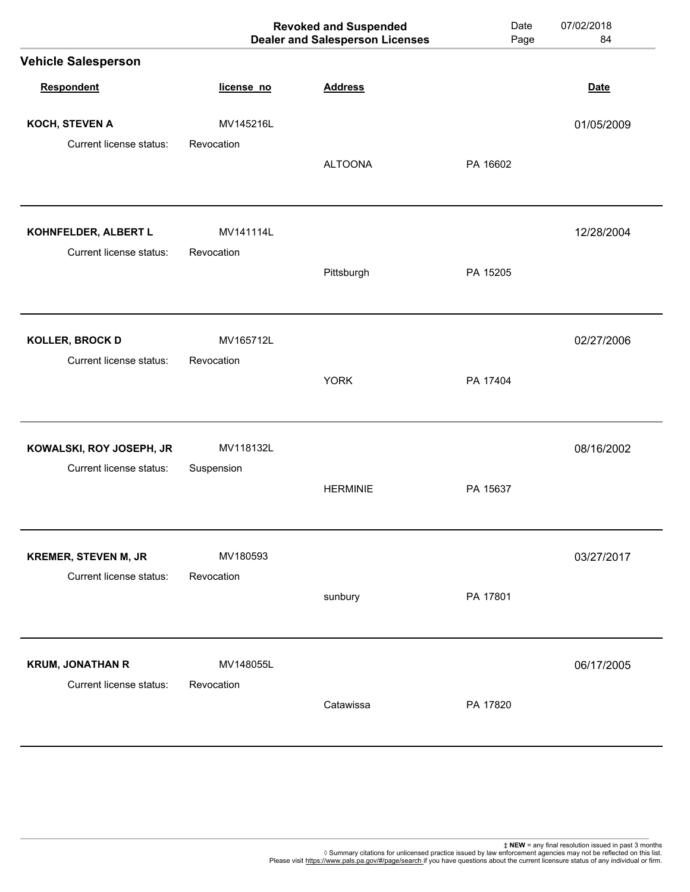## Vehicle Salesperson

| Respondent | license_no | Address | | Date |
|---|---|---|---|---|
| **KOCH, STEVEN A** | MV145216L | | | 01/05/2009 |
| Current license status: | Revocation | ALTOONA | PA 16602 | |
| **KOHNFELDER, ALBERT L** | MV141114L | | | 12/28/2004 |
| Current license status: | Revocation | Pittsburgh | PA 15205 | |
| **KOLLER, BROCK D** | MV165712L | | | 02/27/2006 |
| Current license status: | Revocation | YORK | PA 17404 | |
| **KOWALSKI, ROY JOSEPH, JR** | MV118132L | | | 08/16/2002 |
| Current license status: | Suspension | HERMINIE | PA 15637 | |
| **KREMER, STEVEN M, JR** | MV180593 | | | 03/27/2017 |
| Current license status: | Revocation | sunbury | PA 17801 | |
| **KRUM, JONATHAN R** | MV148055L | | | 06/17/2005 |
| Current license status: | Revocation | Catawissa | PA 17820 | |

‡ **NEW** = any final resolution issued in past 3 months
◊ Summary citations for unlicensed practice issued by law enforcement agencies may not be reflected on this list.
Please visit https://www.pals.pa.gov/#/page/search if you have questions about the current licensure status of any individual or firm.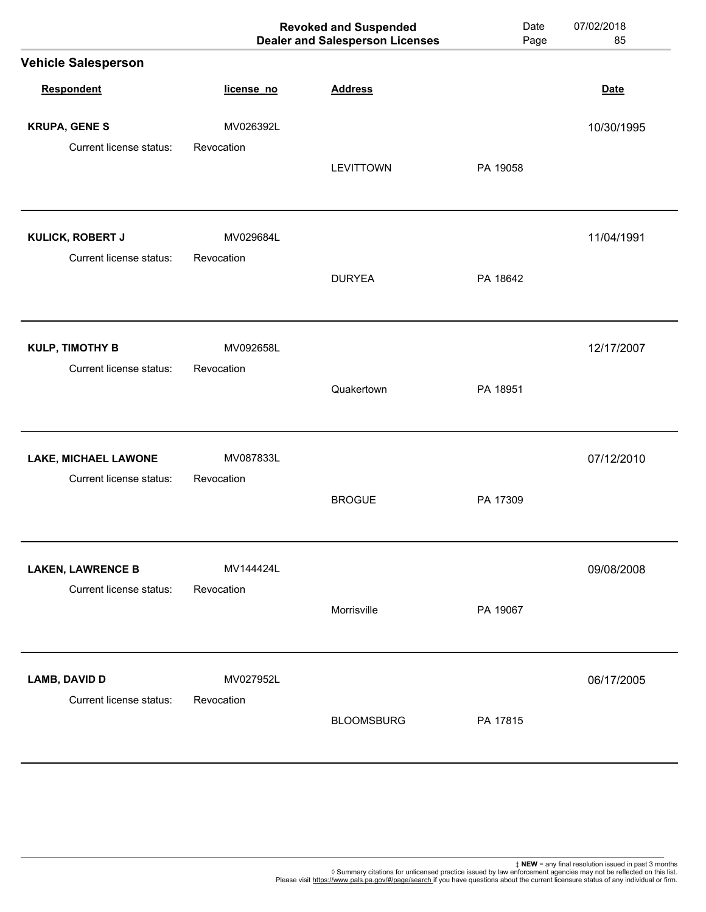## Vehicle Salesperson

| Respondent | license_no | Address | | Date |
|---|---|---|---|---|
| **KRUPA, GENE S** | MV026392L | | | 10/30/1995 |
| Current license status: | Revocation | | | |
| | | LEVITTOWN | PA 19058 | |
| **KULICK, ROBERT J** | MV029684L | | | 11/04/1991 |
| Current license status: | Revocation | | | |
| | | DURYEA | PA 18642 | |
| **KULP, TIMOTHY B** | MV092658L | | | 12/17/2007 |
| Current license status: | Revocation | | | |
| | | Quakertown | PA 18951 | |
| **LAKE, MICHAEL LAWONE** | MV087833L | | | 07/12/2010 |
| Current license status: | Revocation | | | |
| | | BROGUE | PA 17309 | |
| **LAKEN, LAWRENCE B** | MV144424L | | | 09/08/2008 |
| Current license status: | Revocation | | | |
| | | Morrisville | PA 19067 | |
| **LAMB, DAVID D** | MV027952L | | | 06/17/2005 |
| Current license status: | Revocation | | | |
| | | BLOOMSBURG | PA 17815 | |

‡ **NEW** = any final resolution issued in past 3 months
◊ Summary citations for unlicensed practice issued by law enforcement agencies may not be reflected on this list.
Please visit https://www.pals.pa.gov/#/page/search if you have questions about the current licensure status of any individual or firm.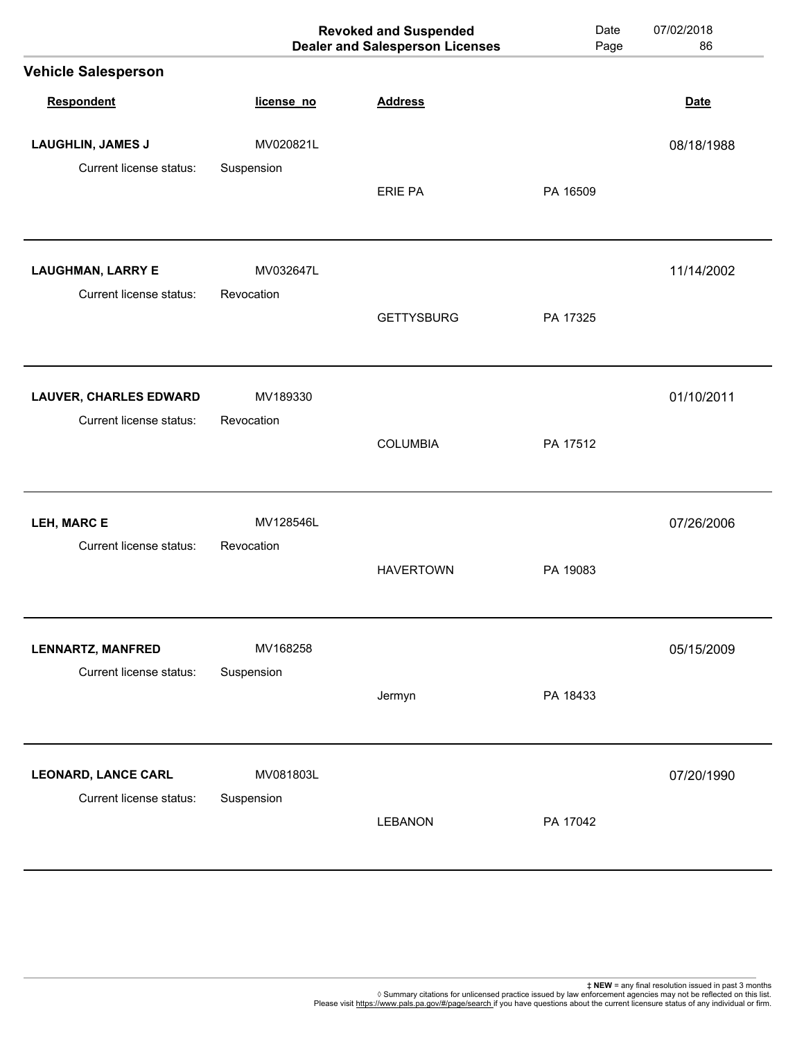## Vehicle Salesperson

| Respondent | license_no | Address | | Date |
|---|---|---|---|---|
| **LAUGHLIN, JAMES J** | MV020821L | | | 08/18/1988 |
| Current license status: | Suspension | ERIE PA | PA 16509 | |
| **LAUGHMAN, LARRY E** | MV032647L | | | 11/14/2002 |
| Current license status: | Revocation | GETTYSBURG | PA 17325 | |
| **LAUVER, CHARLES EDWARD** | MV189330 | | | 01/10/2011 |
| Current license status: | Revocation | COLUMBIA | PA 17512 | |
| **LEH, MARC E** | MV128546L | | | 07/26/2006 |
| Current license status: | Revocation | HAVERTOWN | PA 19083 | |
| **LENNARTZ, MANFRED** | MV168258 | | | 05/15/2009 |
| Current license status: | Suspension | Jermyn | PA 18433 | |
| **LEONARD, LANCE CARL** | MV081803L | | | 07/20/1990 |
| Current license status: | Suspension | LEBANON | PA 17042 | |

‡ **NEW** = any final resolution issued in past 3 months
◊ Summary citations for unlicensed practice issued by law enforcement agencies may not be reflected on this list.
Please visit https://www.pals.pa.gov/#/page/search if you have questions about the current licensure status of any individual or firm.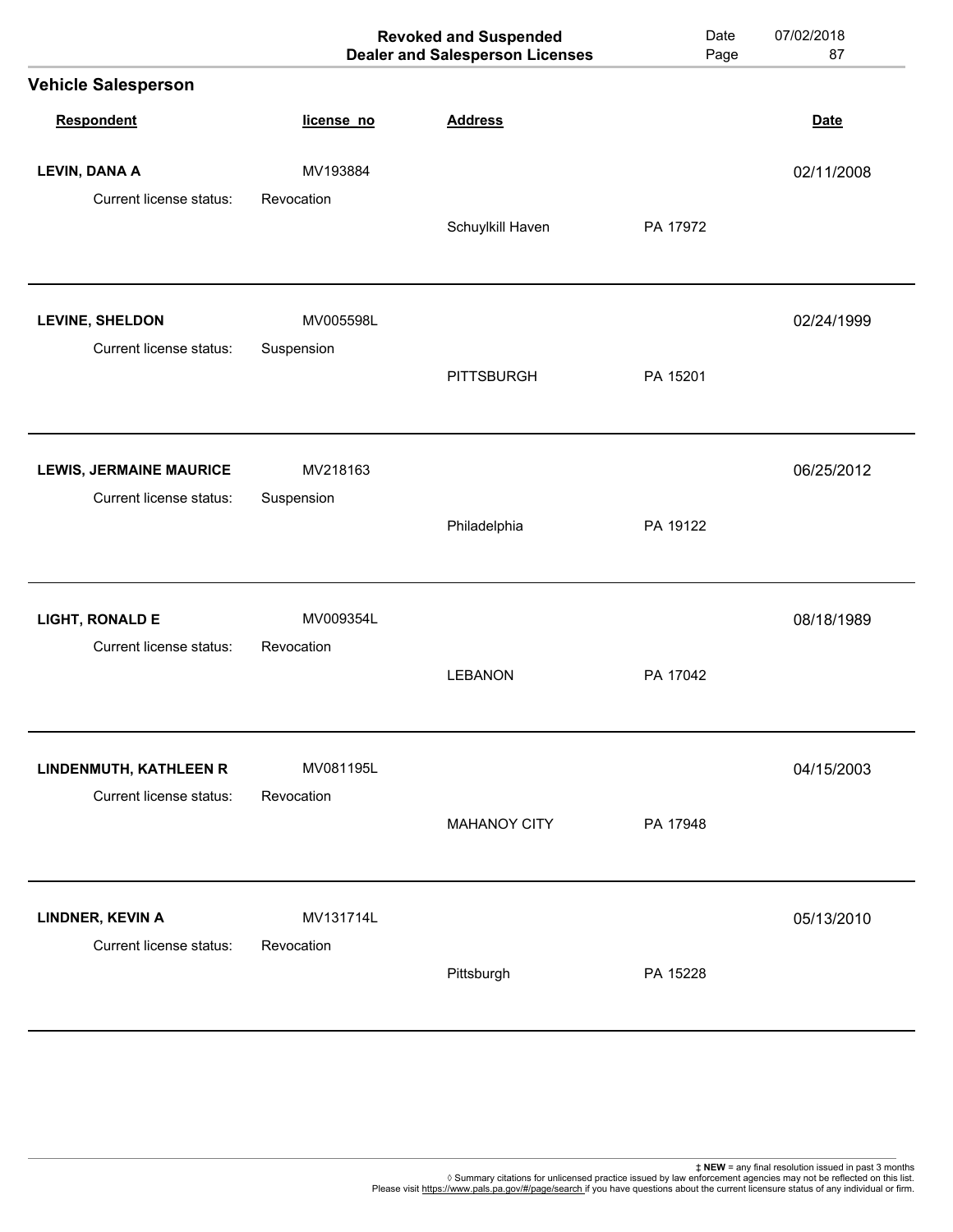## Vehicle Salesperson

| Respondent | license_no | Address | | Date |
|---|---|---|---|---|
| **LEVIN, DANA A** | MV193884 | | | 02/11/2008 |
| Current license status: | Revocation | | | |
| | | Schuylkill Haven | PA 17972 | |
| **LEVINE, SHELDON** | MV005598L | | | 02/24/1999 |
| Current license status: | Suspension | | | |
| | | PITTSBURGH | PA 15201 | |
| **LEWIS, JERMAINE MAURICE** | MV218163 | | | 06/25/2012 |
| Current license status: | Suspension | | | |
| | | Philadelphia | PA 19122 | |
| **LIGHT, RONALD E** | MV009354L | | | 08/18/1989 |
| Current license status: | Revocation | | | |
| | | LEBANON | PA 17042 | |
| **LINDENMUTH, KATHLEEN R** | MV081195L | | | 04/15/2003 |
| Current license status: | Revocation | | | |
| | | MAHANOY CITY | PA 17948 | |
| **LINDNER, KEVIN A** | MV131714L | | | 05/13/2010 |
| Current license status: | Revocation | | | |
| | | Pittsburgh | PA 15228 | |

‡ **NEW** = any final resolution issued in past 3 months
◊ Summary citations for unlicensed practice issued by law enforcement agencies may not be reflected on this list.
Please visit https://www.pals.pa.gov/#/page/search if you have questions about the current licensure status of any individual or firm.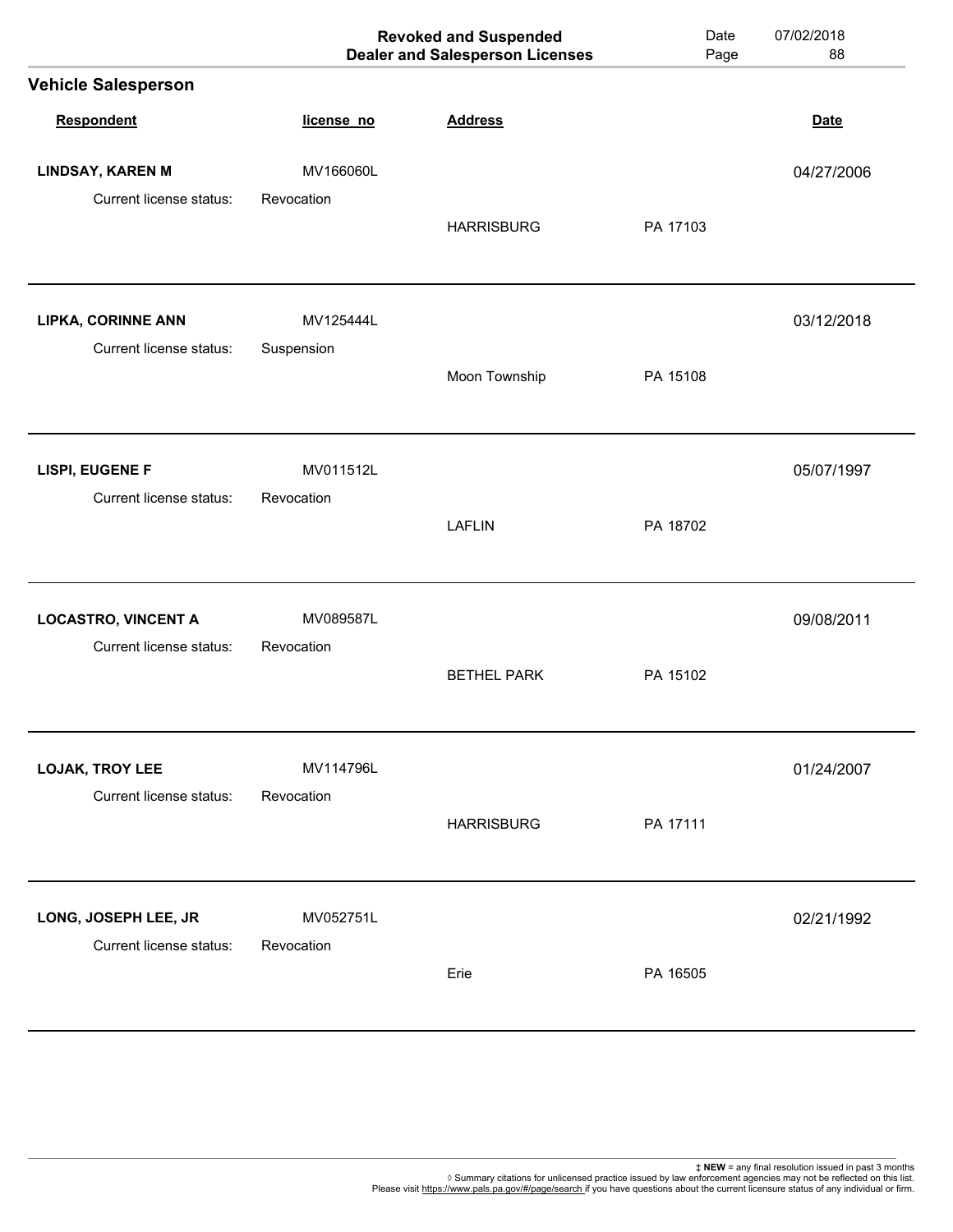## Vehicle Salesperson

| Respondent | license_no | Address | | Date |
|---|---|---|---|---|
| **LINDSAY, KAREN M** | MV166060L | | | 04/27/2006 |
| Current license status: | Revocation | HARRISBURG | PA 17103 | |
| **LIPKA, CORINNE ANN** | MV125444L | | | 03/12/2018 |
| Current license status: | Suspension | Moon Township | PA 15108 | |
| **LISPI, EUGENE F** | MV011512L | | | 05/07/1997 |
| Current license status: | Revocation | LAFLIN | PA 18702 | |
| **LOCASTRO, VINCENT A** | MV089587L | | | 09/08/2011 |
| Current license status: | Revocation | BETHEL PARK | PA 15102 | |
| **LOJAK, TROY LEE** | MV114796L | | | 01/24/2007 |
| Current license status: | Revocation | HARRISBURG | PA 17111 | |
| **LONG, JOSEPH LEE, JR** | MV052751L | | | 02/21/1992 |
| Current license status: | Revocation | Erie | PA 16505 | |

‡ **NEW** = any final resolution issued in past 3 months
◊ Summary citations for unlicensed practice issued by law enforcement agencies may not be reflected on this list.
Please visit https://www.pals.pa.gov/#/page/search if you have questions about the current licensure status of any individual or firm.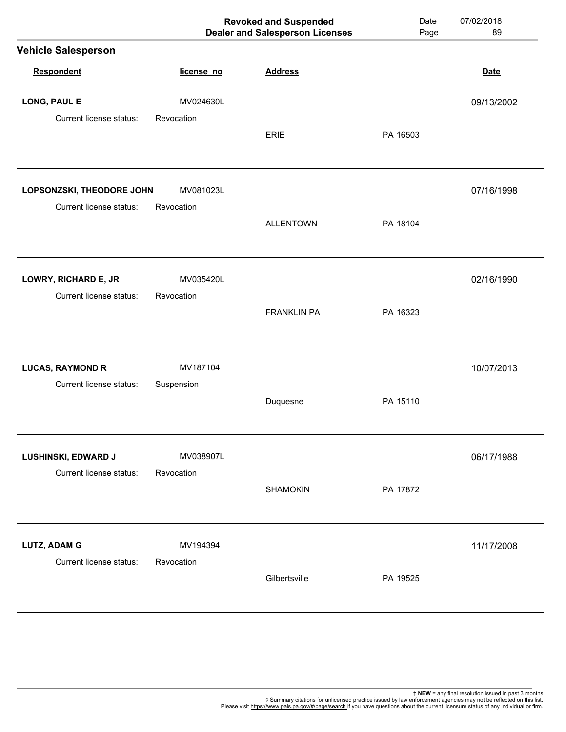## Vehicle Salesperson

| Respondent | license_no | Address | | Date |
|---|---|---|---|---|
| **LONG, PAUL E** | MV024630L | | | 09/13/2002 |
| Current license status: | Revocation | ERIE | PA 16503 | |
| **LOPSONZSKI, THEODORE JOHN** | MV081023L | | | 07/16/1998 |
| Current license status: | Revocation | ALLENTOWN | PA 18104 | |
| **LOWRY, RICHARD E, JR** | MV035420L | | | 02/16/1990 |
| Current license status: | Revocation | FRANKLIN PA | PA 16323 | |
| **LUCAS, RAYMOND R** | MV187104 | | | 10/07/2013 |
| Current license status: | Suspension | Duquesne | PA 15110 | |
| **LUSHINSKI, EDWARD J** | MV038907L | | | 06/17/1988 |
| Current license status: | Revocation | SHAMOKIN | PA 17872 | |
| **LUTZ, ADAM G** | MV194394 | | | 11/17/2008 |
| Current license status: | Revocation | Gilbertsville | PA 19525 | |

‡ **NEW** = any final resolution issued in past 3 months
◊ Summary citations for unlicensed practice issued by law enforcement agencies may not be reflected on this list.
Please visit https://www.pals.pa.gov/#/page/search if you have questions about the current licensure status of any individual or firm.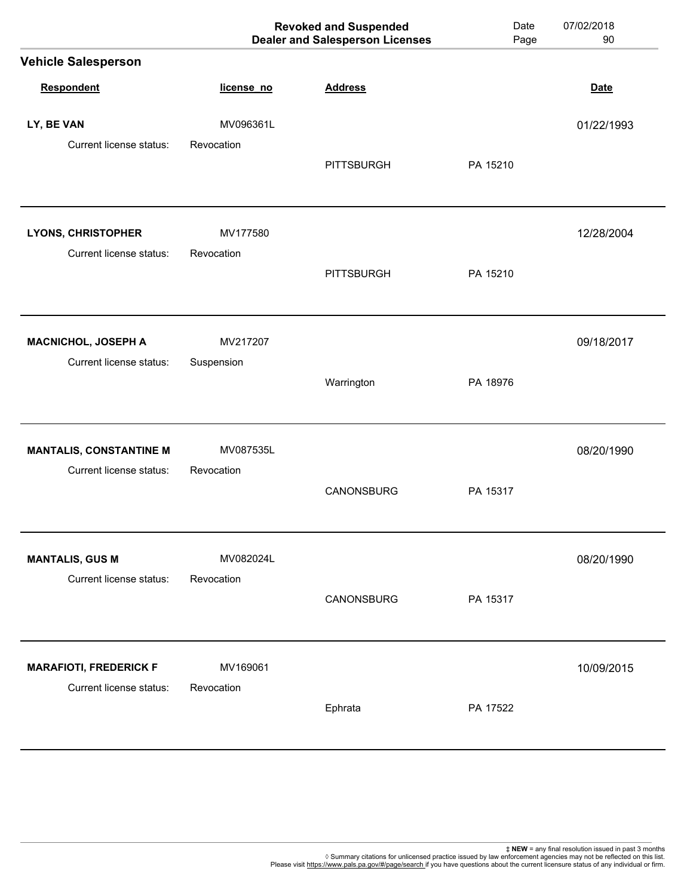## Vehicle Salesperson

| Respondent | license_no | Address | | Date |
|---|---|---|---|---|
| **LY, BE VAN** | MV096361L | | | 01/22/1993 |
| Current license status: | Revocation | PITTSBURGH | PA 15210 | |
| **LYONS, CHRISTOPHER** | MV177580 | | | 12/28/2004 |
| Current license status: | Revocation | PITTSBURGH | PA 15210 | |
| **MACNICHOL, JOSEPH A** | MV217207 | | | 09/18/2017 |
| Current license status: | Suspension | Warrington | PA 18976 | |
| **MANTALIS, CONSTANTINE M** | MV087535L | | | 08/20/1990 |
| Current license status: | Revocation | CANONSBURG | PA 15317 | |
| **MANTALIS, GUS M** | MV082024L | | | 08/20/1990 |
| Current license status: | Revocation | CANONSBURG | PA 15317 | |
| **MARAFIOTI, FREDERICK F** | MV169061 | | | 10/09/2015 |
| Current license status: | Revocation | Ephrata | PA 17522 | |

‡ **NEW** = any final resolution issued in past 3 months
◊ Summary citations for unlicensed practice issued by law enforcement agencies may not be reflected on this list.
Please visit https://www.pals.pa.gov/#/page/search if you have questions about the current licensure status of any individual or firm.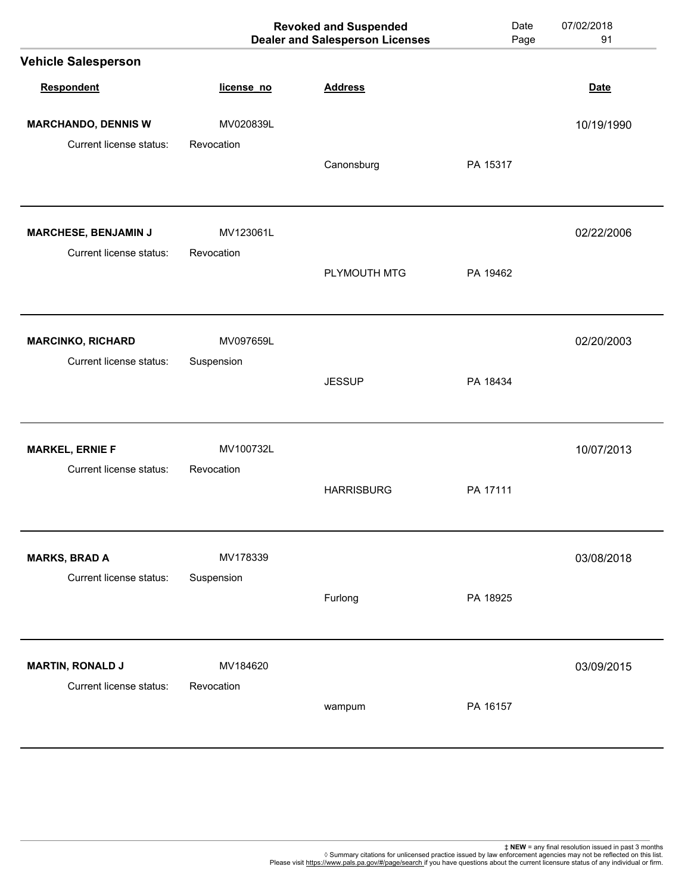## Vehicle Salesperson

| Respondent | license_no | Address | | Date |
|---|---|---|---|---|
| **MARCHANDO, DENNIS W** | MV020839L | | | 10/19/1990 |
| Current license status: | Revocation | Canonsburg | PA 15317 | |
| **MARCHESE, BENJAMIN J** | MV123061L | | | 02/22/2006 |
| Current license status: | Revocation | PLYMOUTH MTG | PA 19462 | |
| **MARCINKO, RICHARD** | MV097659L | | | 02/20/2003 |
| Current license status: | Suspension | JESSUP | PA 18434 | |
| **MARKEL, ERNIE F** | MV100732L | | | 10/07/2013 |
| Current license status: | Revocation | HARRISBURG | PA 17111 | |
| **MARKS, BRAD A** | MV178339 | | | 03/08/2018 |
| Current license status: | Suspension | Furlong | PA 18925 | |
| **MARTIN, RONALD J** | MV184620 | | | 03/09/2015 |
| Current license status: | Revocation | wampum | PA 16157 | |

‡ **NEW** = any final resolution issued in past 3 months
◊ Summary citations for unlicensed practice issued by law enforcement agencies may not be reflected on this list.
Please visit https://www.pals.pa.gov/#/page/search if you have questions about the current licensure status of any individual or firm.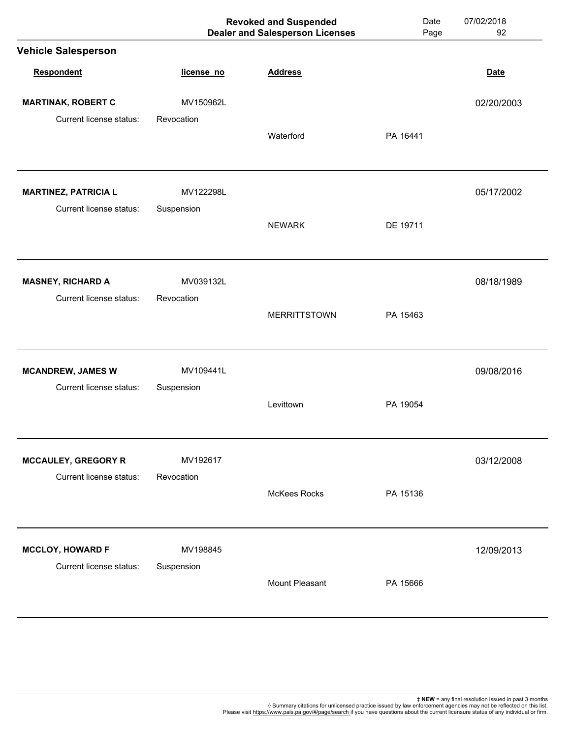## Vehicle Salesperson

| Respondent | license_no | Address | | Date |
|---|---|---|---|---|
| **MARTINAK, ROBERT C** | MV150962L | | | 02/20/2003 |
| Current license status: | Revocation | | | |
| | | Waterford | PA 16441 | |
| **MARTINEZ, PATRICIA L** | MV122298L | | | 05/17/2002 |
| Current license status: | Suspension | | | |
| | | NEWARK | DE 19711 | |
| **MASNEY, RICHARD A** | MV039132L | | | 08/18/1989 |
| Current license status: | Revocation | | | |
| | | MERRITTSTOWN | PA 15463 | |
| **MCANDREW, JAMES W** | MV109441L | | | 09/08/2016 |
| Current license status: | Suspension | | | |
| | | Levittown | PA 19054 | |
| **MCCAULEY, GREGORY R** | MV192617 | | | 03/12/2008 |
| Current license status: | Revocation | | | |
| | | McKees Rocks | PA 15136 | |
| **MCCLOY, HOWARD F** | MV198845 | | | 12/09/2013 |
| Current license status: | Suspension | | | |
| | | Mount Pleasant | PA 15666 | |

‡ **NEW** = any final resolution issued in past 3 months
◊ Summary citations for unlicensed practice issued by law enforcement agencies may not be reflected on this list.
Please visit https://www.pals.pa.gov/#/page/search if you have questions about the current licensure status of any individual or firm.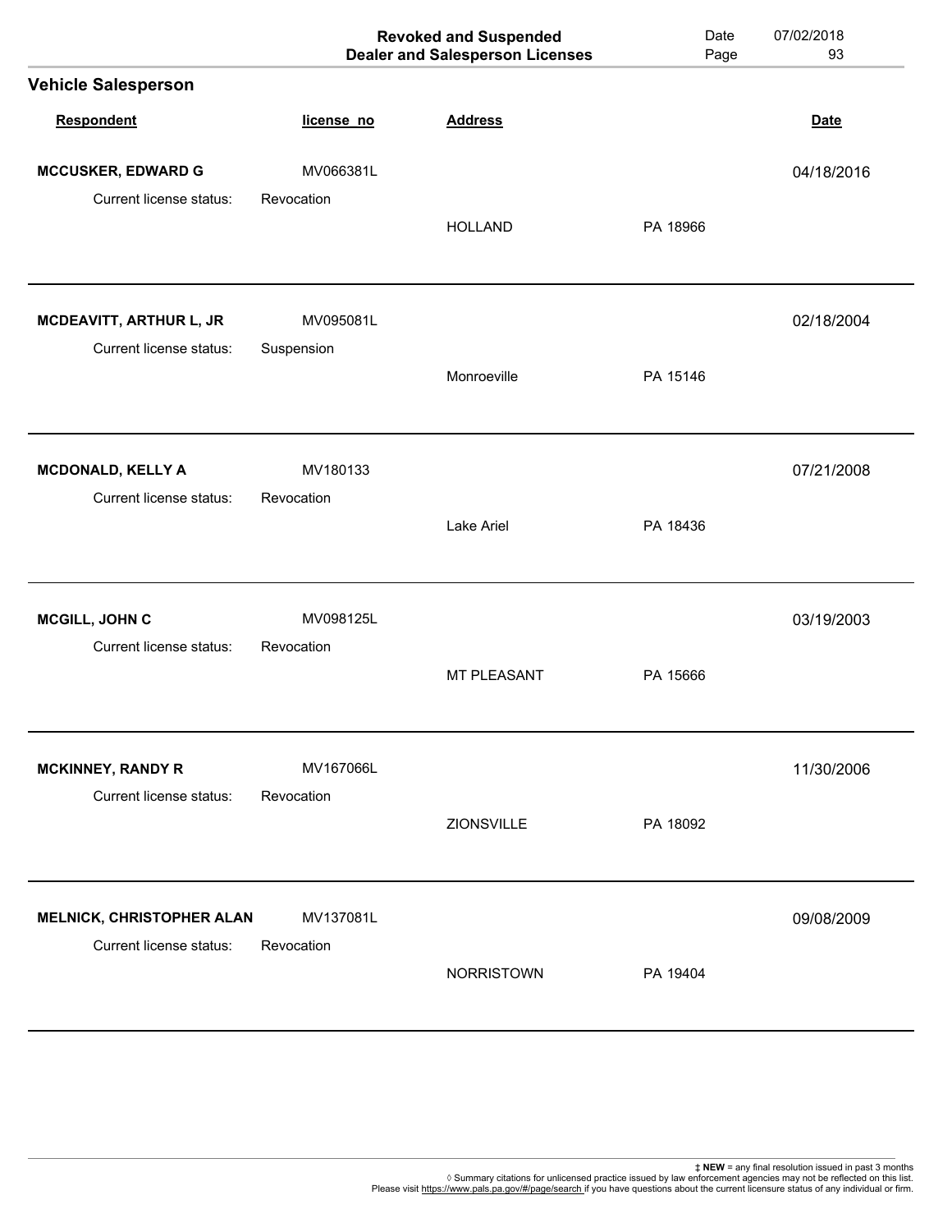## Vehicle Salesperson

| Respondent | license_no | Address | | Date |
|---|---|---|---|---|
| **MCCUSKER, EDWARD G** | MV066381L | | | 04/18/2016 |
| Current license status: | Revocation | | | |
| | | HOLLAND | PA 18966 | |
| **MCDEAVITT, ARTHUR L, JR** | MV095081L | | | 02/18/2004 |
| Current license status: | Suspension | | | |
| | | Monroeville | PA 15146 | |
| **MCDONALD, KELLY A** | MV180133 | | | 07/21/2008 |
| Current license status: | Revocation | | | |
| | | Lake Ariel | PA 18436 | |
| **MCGILL, JOHN C** | MV098125L | | | 03/19/2003 |
| Current license status: | Revocation | | | |
| | | MT PLEASANT | PA 15666 | |
| **MCKINNEY, RANDY R** | MV167066L | | | 11/30/2006 |
| Current license status: | Revocation | | | |
| | | ZIONSVILLE | PA 18092 | |
| **MELNICK, CHRISTOPHER ALAN** | MV137081L | | | 09/08/2009 |
| Current license status: | Revocation | | | |
| | | NORRISTOWN | PA 19404 | |

‡ **NEW** = any final resolution issued in past 3 months
◊ Summary citations for unlicensed practice issued by law enforcement agencies may not be reflected on this list.
Please visit https://www.pals.pa.gov/#/page/search if you have questions about the current licensure status of any individual or firm.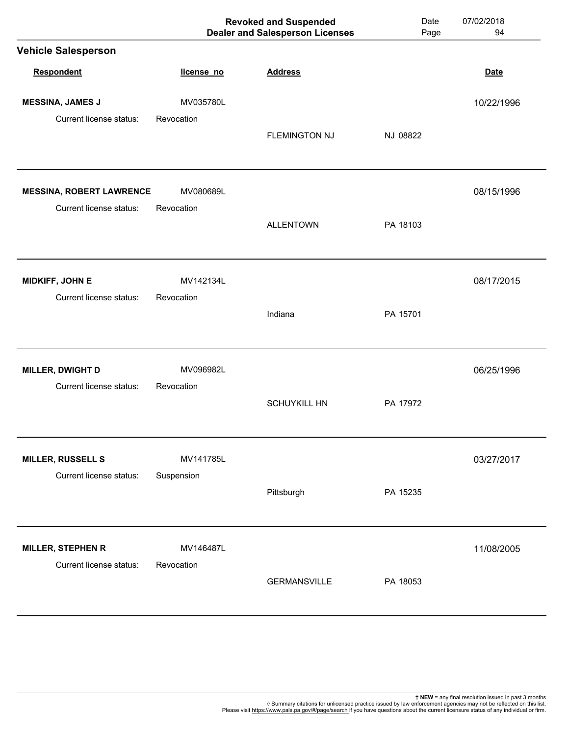## Vehicle Salesperson

| Respondent | license_no | Address | | Date |
|---|---|---|---|---|
| **MESSINA, JAMES J** | MV035780L | | | 10/22/1996 |
| Current license status: | Revocation | FLEMINGTON NJ | NJ 08822 | |
| **MESSINA, ROBERT LAWRENCE** | MV080689L | | | 08/15/1996 |
| Current license status: | Revocation | ALLENTOWN | PA 18103 | |
| **MIDKIFF, JOHN E** | MV142134L | | | 08/17/2015 |
| Current license status: | Revocation | Indiana | PA 15701 | |
| **MILLER, DWIGHT D** | MV096982L | | | 06/25/1996 |
| Current license status: | Revocation | SCHUYKILL HN | PA 17972 | |
| **MILLER, RUSSELL S** | MV141785L | | | 03/27/2017 |
| Current license status: | Suspension | Pittsburgh | PA 15235 | |
| **MILLER, STEPHEN R** | MV146487L | | | 11/08/2005 |
| Current license status: | Revocation | GERMANSVILLE | PA 18053 | |

‡ **NEW** = any final resolution issued in past 3 months
◊ Summary citations for unlicensed practice issued by law enforcement agencies may not be reflected on this list.
Please visit https://www.pals.pa.gov/#/page/search if you have questions about the current licensure status of any individual or firm.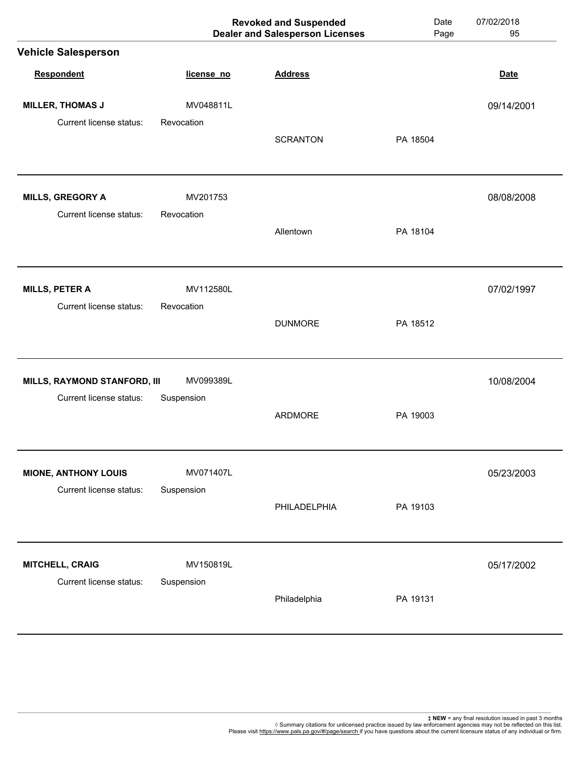## Vehicle Salesperson

| Respondent | license_no | Address | | Date |
|---|---|---|---|---|
| **MILLER, THOMAS J** | MV048811L | | | 09/14/2001 |
| Current license status: Revocation | | SCRANTON | PA 18504 | |
| **MILLS, GREGORY A** | MV201753 | | | 08/08/2008 |
| Current license status: Revocation | | Allentown | PA 18104 | |
| **MILLS, PETER A** | MV112580L | | | 07/02/1997 |
| Current license status: Revocation | | DUNMORE | PA 18512 | |
| **MILLS, RAYMOND STANFORD, III** | MV099389L | | | 10/08/2004 |
| Current license status: Suspension | | ARDMORE | PA 19003 | |
| **MIONE, ANTHONY LOUIS** | MV071407L | | | 05/23/2003 |
| Current license status: Suspension | | PHILADELPHIA | PA 19103 | |
| **MITCHELL, CRAIG** | MV150819L | | | 05/17/2002 |
| Current license status: Suspension | | Philadelphia | PA 19131 | |

‡ **NEW** = any final resolution issued in past 3 months
◊ Summary citations for unlicensed practice issued by law enforcement agencies may not be reflected on this list.
Please visit https://www.pals.pa.gov/#/page/search if you have questions about the current licensure status of any individual or firm.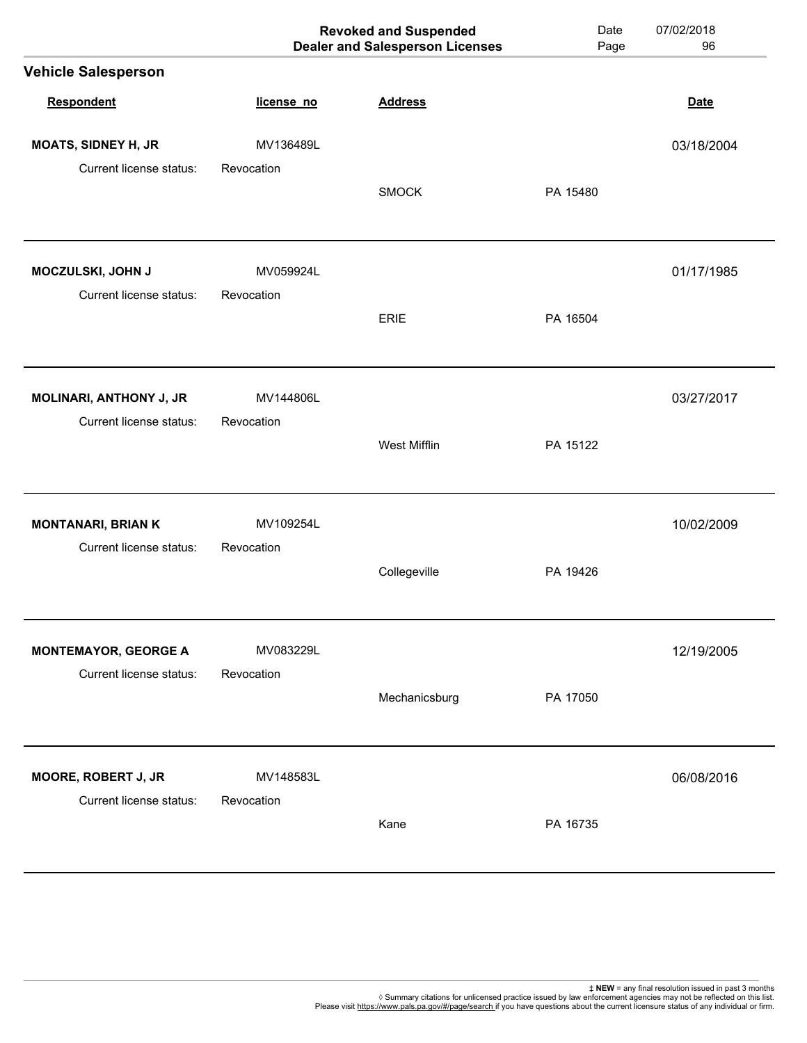## Vehicle Salesperson

| Respondent | license_no | Address | | Date |
|---|---|---|---|---|
| **MOATS, SIDNEY H, JR** | MV136489L | | | 03/18/2004 |
| Current license status: | Revocation | SMOCK | PA 15480 | |
| **MOCZULSKI, JOHN J** | MV059924L | | | 01/17/1985 |
| Current license status: | Revocation | ERIE | PA 16504 | |
| **MOLINARI, ANTHONY J, JR** | MV144806L | | | 03/27/2017 |
| Current license status: | Revocation | West Mifflin | PA 15122 | |
| **MONTANARI, BRIAN K** | MV109254L | | | 10/02/2009 |
| Current license status: | Revocation | Collegeville | PA 19426 | |
| **MONTEMAYOR, GEORGE A** | MV083229L | | | 12/19/2005 |
| Current license status: | Revocation | Mechanicsburg | PA 17050 | |
| **MOORE, ROBERT J, JR** | MV148583L | | | 06/08/2016 |
| Current license status: | Revocation | Kane | PA 16735 | |

‡ **NEW** = any final resolution issued in past 3 months
◊ Summary citations for unlicensed practice issued by law enforcement agencies may not be reflected on this list.
Please visit https://www.pals.pa.gov/#/page/search if you have questions about the current licensure status of any individual or firm.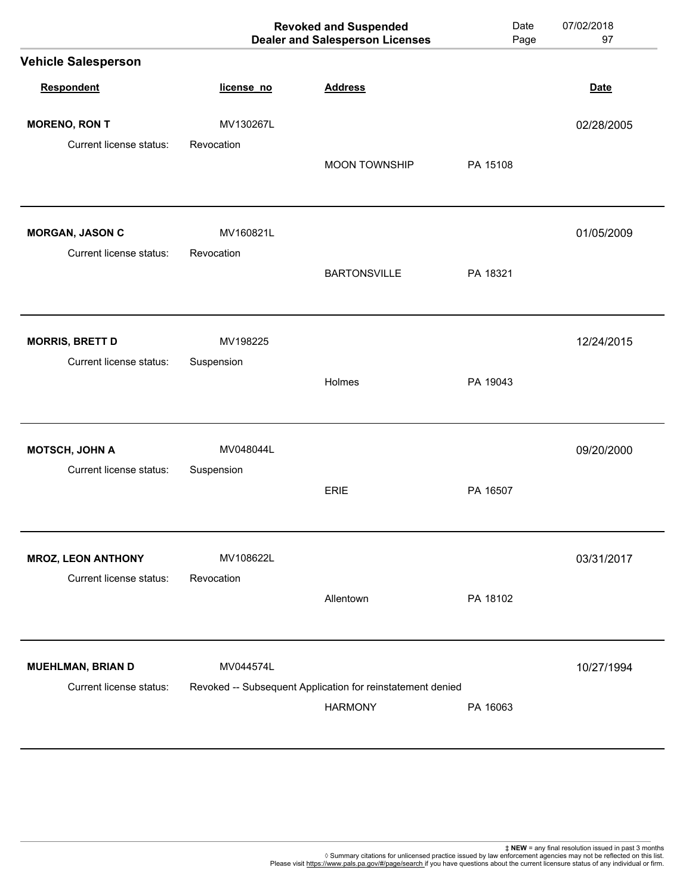## Vehicle Salesperson

| Respondent | license_no | Address | | Date |
|---|---|---|---|---|
| **MORENO, RON T** | MV130267L | | | 02/28/2005 |
| Current license status: | Revocation | MOON TOWNSHIP | PA 15108 | |
| **MORGAN, JASON C** | MV160821L | | | 01/05/2009 |
| Current license status: | Revocation | BARTONSVILLE | PA 18321 | |
| **MORRIS, BRETT D** | MV198225 | | | 12/24/2015 |
| Current license status: | Suspension | Holmes | PA 19043 | |
| **MOTSCH, JOHN A** | MV048044L | | | 09/20/2000 |
| Current license status: | Suspension | ERIE | PA 16507 | |
| **MROZ, LEON ANTHONY** | MV108622L | | | 03/31/2017 |
| Current license status: | Revocation | Allentown | PA 18102 | |
| **MUEHLMAN, BRIAN D** | MV044574L | | | 10/27/1994 |
| Current license status: | Revoked -- Subsequent Application for reinstatement denied | HARMONY | PA 16063 | |

‡ **NEW** = any final resolution issued in past 3 months
◊ Summary citations for unlicensed practice issued by law enforcement agencies may not be reflected on this list.
Please visit https://www.pals.pa.gov/#/page/search if you have questions about the current licensure status of any individual or firm.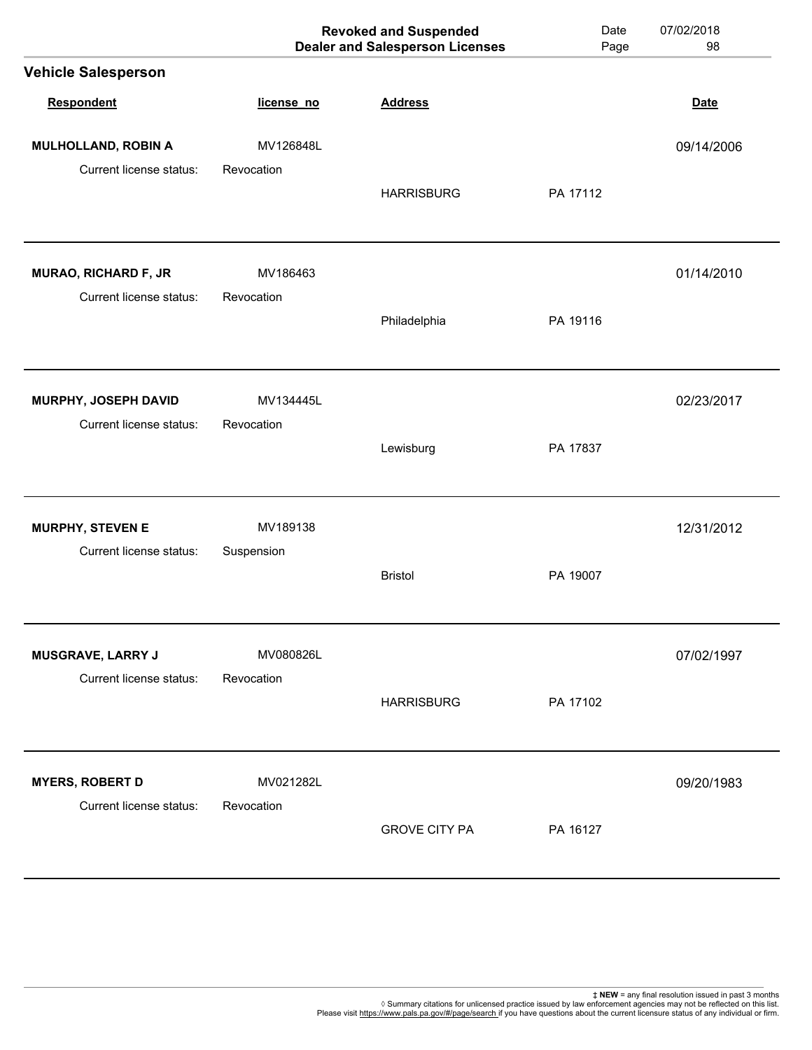## Vehicle Salesperson

| Respondent | license_no | Address | | Date |
|---|---|---|---|---|
| **MULHOLLAND, ROBIN A** | MV126848L | | | 09/14/2006 |
| Current license status: | Revocation | HARRISBURG | PA 17112 | |
| **MURAO, RICHARD F, JR** | MV186463 | | | 01/14/2010 |
| Current license status: | Revocation | Philadelphia | PA 19116 | |
| **MURPHY, JOSEPH DAVID** | MV134445L | | | 02/23/2017 |
| Current license status: | Revocation | Lewisburg | PA 17837 | |
| **MURPHY, STEVEN E** | MV189138 | | | 12/31/2012 |
| Current license status: | Suspension | Bristol | PA 19007 | |
| **MUSGRAVE, LARRY J** | MV080826L | | | 07/02/1997 |
| Current license status: | Revocation | HARRISBURG | PA 17102 | |
| **MYERS, ROBERT D** | MV021282L | | | 09/20/1983 |
| Current license status: | Revocation | GROVE CITY PA | PA 16127 | |

‡ **NEW** = any final resolution issued in past 3 months
◊ Summary citations for unlicensed practice issued by law enforcement agencies may not be reflected on this list.
Please visit https://www.pals.pa.gov/#/page/search if you have questions about the current licensure status of any individual or firm.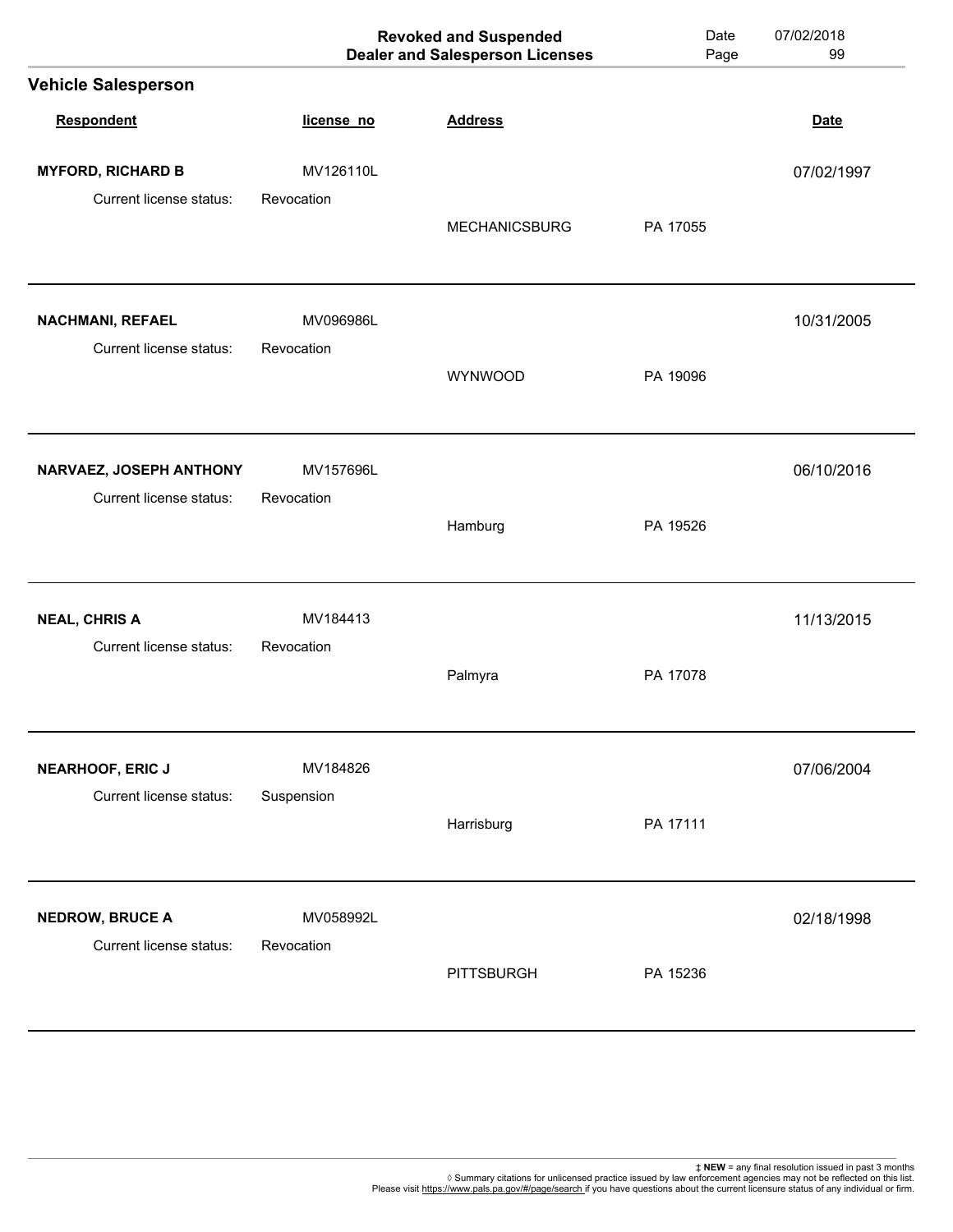## Vehicle Salesperson

| Respondent | license_no | Address | | Date |
|---|---|---|---|---|
| **MYFORD, RICHARD B** | MV126110L | | | 07/02/1997 |
| Current license status: | Revocation | MECHANICSBURG | PA 17055 | |
| **NACHMANI, REFAEL** | MV096986L | | | 10/31/2005 |
| Current license status: | Revocation | WYNWOOD | PA 19096 | |
| **NARVAEZ, JOSEPH ANTHONY** | MV157696L | | | 06/10/2016 |
| Current license status: | Revocation | Hamburg | PA 19526 | |
| **NEAL, CHRIS A** | MV184413 | | | 11/13/2015 |
| Current license status: | Revocation | Palmyra | PA 17078 | |
| **NEARHOOF, ERIC J** | MV184826 | | | 07/06/2004 |
| Current license status: | Suspension | Harrisburg | PA 17111 | |
| **NEDROW, BRUCE A** | MV058992L | | | 02/18/1998 |
| Current license status: | Revocation | PITTSBURGH | PA 15236 | |

‡ **NEW** = any final resolution issued in past 3 months
◊ Summary citations for unlicensed practice issued by law enforcement agencies may not be reflected on this list.
Please visit https://www.pals.pa.gov/#/page/search if you have questions about the current licensure status of any individual or firm.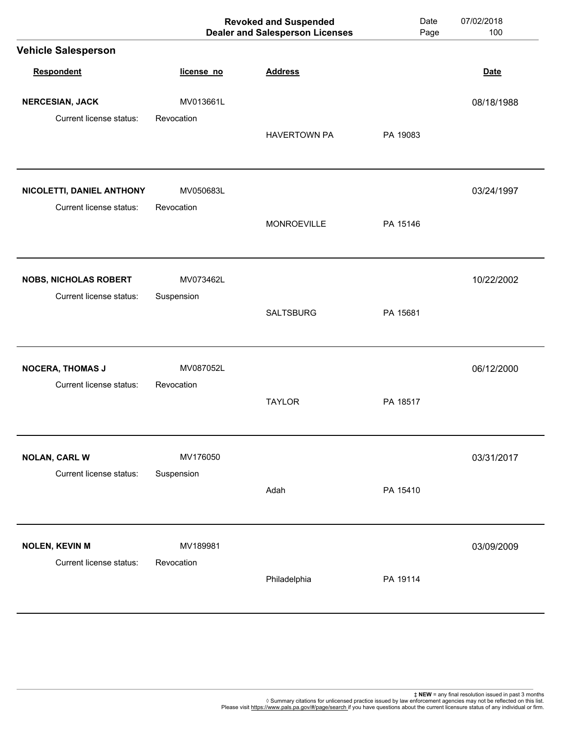## Vehicle Salesperson

| Respondent | license_no | Address | | Date |
|---|---|---|---|---|
| **NERCESIAN, JACK** | MV013661L | | | 08/18/1988 |
| Current license status: | Revocation | HAVERTOWN PA | PA 19083 | |
| **NICOLETTI, DANIEL ANTHONY** | MV050683L | | | 03/24/1997 |
| Current license status: | Revocation | MONROEVILLE | PA 15146 | |
| **NOBS, NICHOLAS ROBERT** | MV073462L | | | 10/22/2002 |
| Current license status: | Suspension | SALTSBURG | PA 15681 | |
| **NOCERA, THOMAS J** | MV087052L | | | 06/12/2000 |
| Current license status: | Revocation | TAYLOR | PA 18517 | |
| **NOLAN, CARL W** | MV176050 | | | 03/31/2017 |
| Current license status: | Suspension | Adah | PA 15410 | |
| **NOLEN, KEVIN M** | MV189981 | | | 03/09/2009 |
| Current license status: | Revocation | Philadelphia | PA 19114 | |

‡ **NEW** = any final resolution issued in past 3 months
◊ Summary citations for unlicensed practice issued by law enforcement agencies may not be reflected on this list.
Please visit https://www.pals.pa.gov/#/page/search if you have questions about the current licensure status of any individual or firm.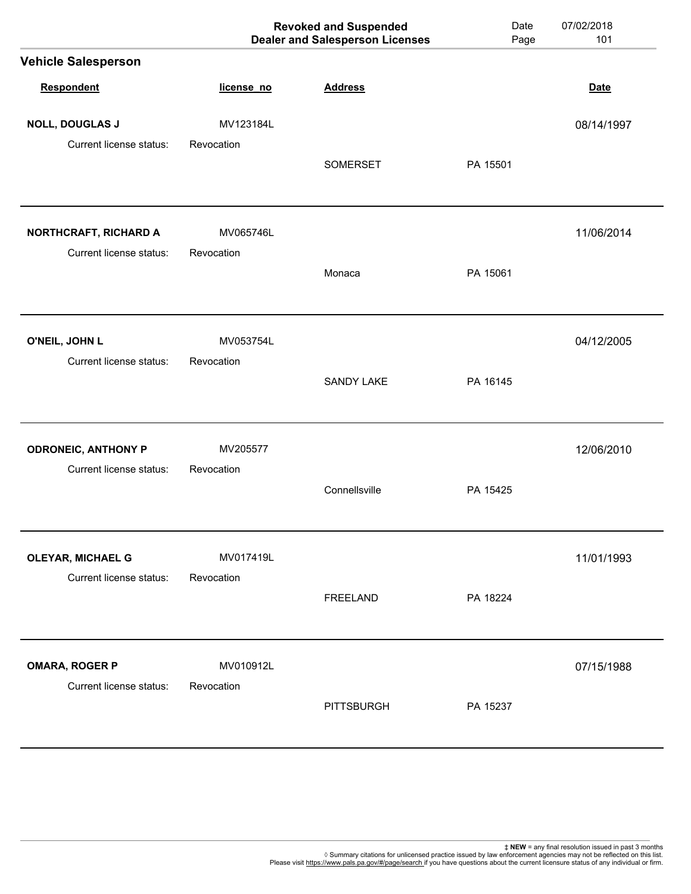## Vehicle Salesperson

| Respondent | license_no | Address | | Date |
|---|---|---|---|---|
| **NOLL, DOUGLAS J** | MV123184L | | | 08/14/1997 |
| Current license status: | Revocation | | | |
| | | SOMERSET | PA 15501 | |
| **NORTHCRAFT, RICHARD A** | MV065746L | | | 11/06/2014 |
| Current license status: | Revocation | | | |
| | | Monaca | PA 15061 | |
| **O'NEIL, JOHN L** | MV053754L | | | 04/12/2005 |
| Current license status: | Revocation | | | |
| | | SANDY LAKE | PA 16145 | |
| **ODRONEIC, ANTHONY P** | MV205577 | | | 12/06/2010 |
| Current license status: | Revocation | | | |
| | | Connellsville | PA 15425 | |
| **OLEYAR, MICHAEL G** | MV017419L | | | 11/01/1993 |
| Current license status: | Revocation | | | |
| | | FREELAND | PA 18224 | |
| **OMARA, ROGER P** | MV010912L | | | 07/15/1988 |
| Current license status: | Revocation | | | |
| | | PITTSBURGH | PA 15237 | |

‡ **NEW** = any final resolution issued in past 3 months
◊ Summary citations for unlicensed practice issued by law enforcement agencies may not be reflected on this list.
Please visit https://www.pals.pa.gov/#/page/search if you have questions about the current licensure status of any individual or firm.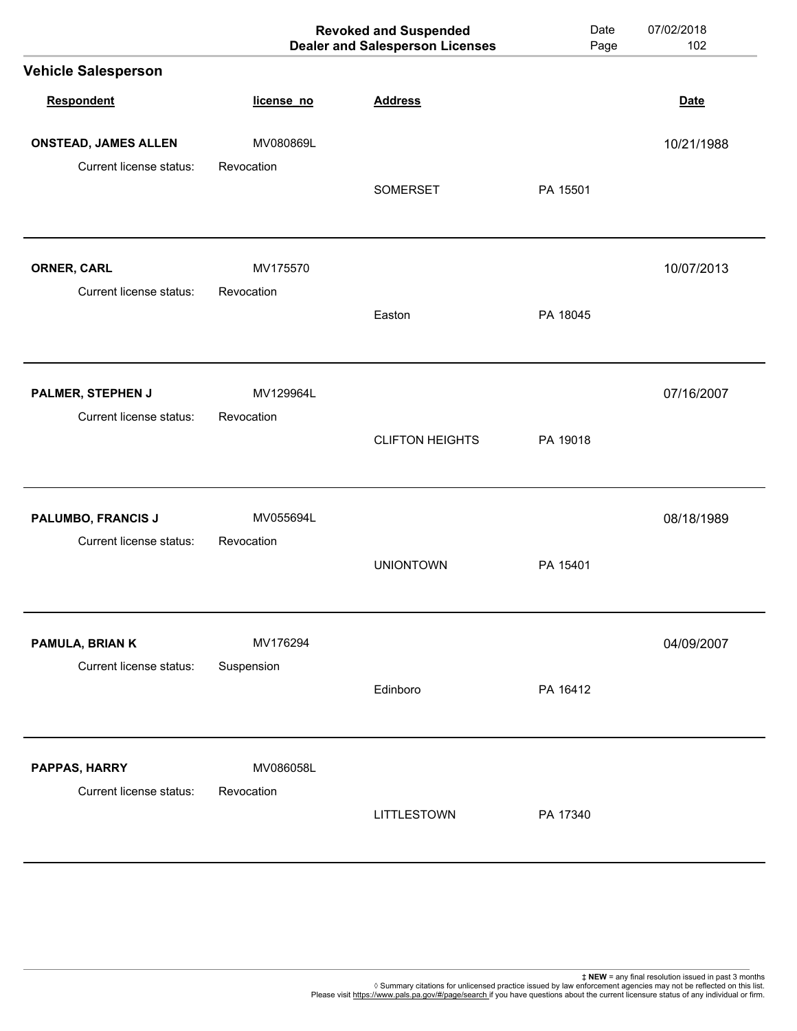## Vehicle Salesperson

| Respondent | license_no | Address | | Date |
|---|---|---|---|---|
| **ONSTEAD, JAMES ALLEN** | MV080869L | | | 10/21/1988 |
| Current license status: | Revocation | SOMERSET | PA 15501 | |
| **ORNER, CARL** | MV175570 | | | 10/07/2013 |
| Current license status: | Revocation | Easton | PA 18045 | |
| **PALMER, STEPHEN J** | MV129964L | | | 07/16/2007 |
| Current license status: | Revocation | CLIFTON HEIGHTS | PA 19018 | |
| **PALUMBO, FRANCIS J** | MV055694L | | | 08/18/1989 |
| Current license status: | Revocation | UNIONTOWN | PA 15401 | |
| **PAMULA, BRIAN K** | MV176294 | | | 04/09/2007 |
| Current license status: | Suspension | Edinboro | PA 16412 | |
| **PAPPAS, HARRY** | MV086058L | | | |
| Current license status: | Revocation | LITTLESTOWN | PA 17340 | |

‡ **NEW** = any final resolution issued in past 3 months
◊ Summary citations for unlicensed practice issued by law enforcement agencies may not be reflected on this list.
Please visit https://www.pals.pa.gov/#/page/search if you have questions about the current licensure status of any individual or firm.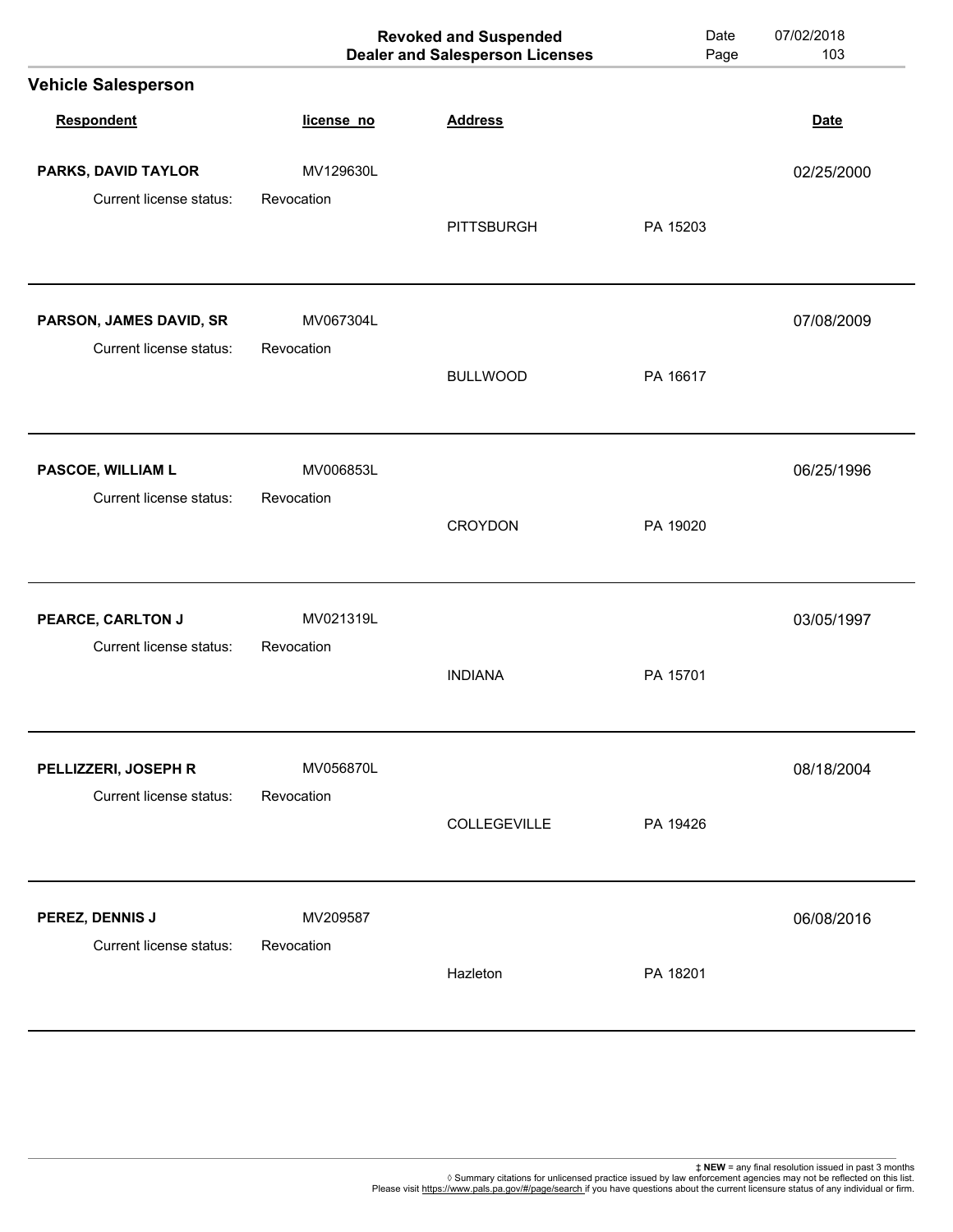## Vehicle Salesperson

| Respondent | license_no | Address | | Date |
|---|---|---|---|---|
| **PARKS, DAVID TAYLOR** | MV129630L | | | 02/25/2000 |
| Current license status: | Revocation | PITTSBURGH | PA 15203 | |
| **PARSON, JAMES DAVID, SR** | MV067304L | | | 07/08/2009 |
| Current license status: | Revocation | BULLWOOD | PA 16617 | |
| **PASCOE, WILLIAM L** | MV006853L | | | 06/25/1996 |
| Current license status: | Revocation | CROYDON | PA 19020 | |
| **PEARCE, CARLTON J** | MV021319L | | | 03/05/1997 |
| Current license status: | Revocation | INDIANA | PA 15701 | |
| **PELLIZZERI, JOSEPH R** | MV056870L | | | 08/18/2004 |
| Current license status: | Revocation | COLLEGEVILLE | PA 19426 | |
| **PEREZ, DENNIS J** | MV209587 | | | 06/08/2016 |
| Current license status: | Revocation | Hazleton | PA 18201 | |

‡ **NEW** = any final resolution issued in past 3 months
◊ Summary citations for unlicensed practice issued by law enforcement agencies may not be reflected on this list.
Please visit https://www.pals.pa.gov/#/page/search if you have questions about the current licensure status of any individual or firm.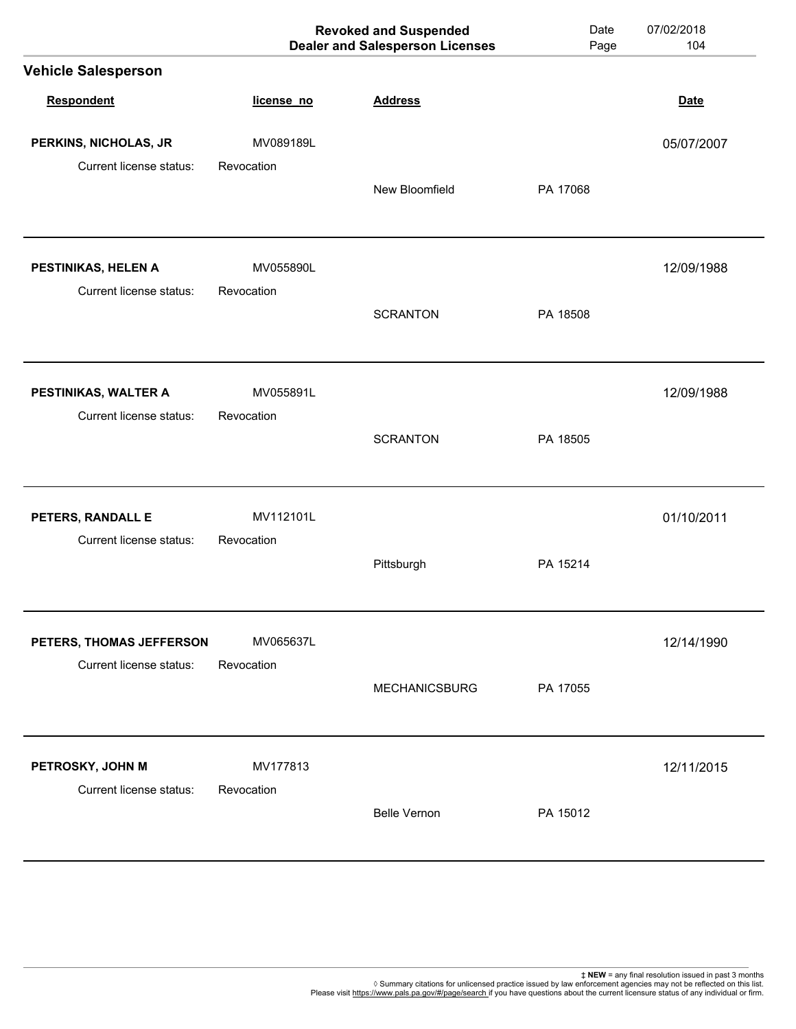## Vehicle Salesperson

| Respondent | license_no | Address | | Date |
|---|---|---|---|---|
| **PERKINS, NICHOLAS, JR** | MV089189L | | | 05/07/2007 |
| Current license status: | Revocation | | | |
| | | New Bloomfield | PA 17068 | |
| **PESTINIKAS, HELEN A** | MV055890L | | | 12/09/1988 |
| Current license status: | Revocation | | | |
| | | SCRANTON | PA 18508 | |
| **PESTINIKAS, WALTER A** | MV055891L | | | 12/09/1988 |
| Current license status: | Revocation | | | |
| | | SCRANTON | PA 18505 | |
| **PETERS, RANDALL E** | MV112101L | | | 01/10/2011 |
| Current license status: | Revocation | | | |
| | | Pittsburgh | PA 15214 | |
| **PETERS, THOMAS JEFFERSON** | MV065637L | | | 12/14/1990 |
| Current license status: | Revocation | | | |
| | | MECHANICSBURG | PA 17055 | |
| **PETROSKY, JOHN M** | MV177813 | | | 12/11/2015 |
| Current license status: | Revocation | | | |
| | | Belle Vernon | PA 15012 | |

‡ **NEW** = any final resolution issued in past 3 months
◊ Summary citations for unlicensed practice issued by law enforcement agencies may not be reflected on this list.
Please visit https://www.pals.pa.gov/#/page/search if you have questions about the current licensure status of any individual or firm.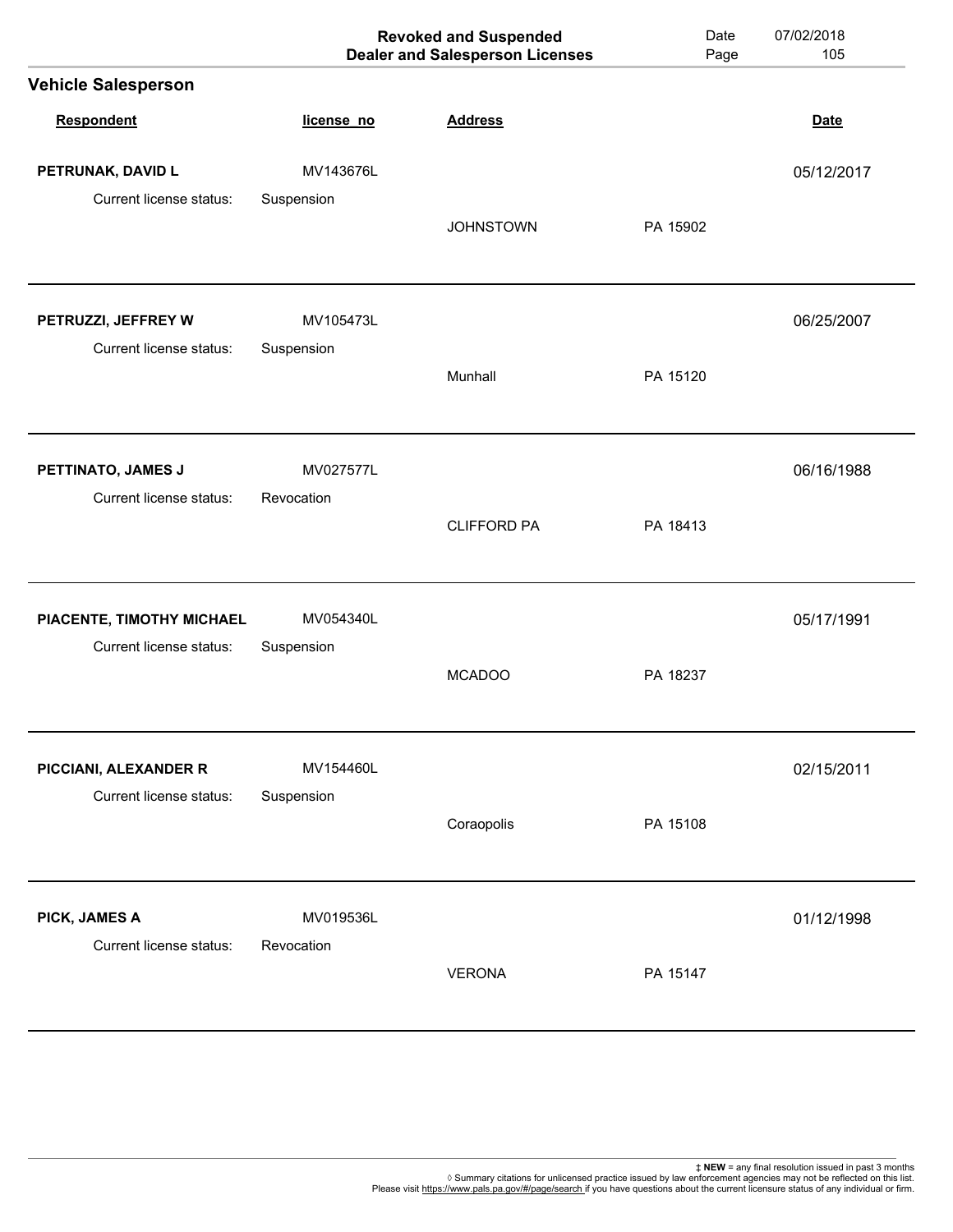## Vehicle Salesperson

| Respondent | license_no | Address | | Date |
|---|---|---|---|---|
| PETRUNAK, DAVID L | MV143676L | | | 05/12/2017 |
| Current license status: | Suspension | JOHNSTOWN | PA 15902 | |
| PETRUZZI, JEFFREY W | MV105473L | | | 06/25/2007 |
| Current license status: | Suspension | Munhall | PA 15120 | |
| PETTINATO, JAMES J | MV027577L | | | 06/16/1988 |
| Current license status: | Revocation | CLIFFORD PA | PA 18413 | |
| PIACENTE, TIMOTHY MICHAEL | MV054340L | | | 05/17/1991 |
| Current license status: | Suspension | MCADOO | PA 18237 | |
| PICCIANI, ALEXANDER R | MV154460L | | | 02/15/2011 |
| Current license status: | Suspension | Coraopolis | PA 15108 | |
| PICK, JAMES A | MV019536L | | | 01/12/1998 |
| Current license status: | Revocation | VERONA | PA 15147 | |

‡ **NEW** = any final resolution issued in past 3 months
◊ Summary citations for unlicensed practice issued by law enforcement agencies may not be reflected on this list.
Please visit https://www.pals.pa.gov/#/page/search if you have questions about the current licensure status of any individual or firm.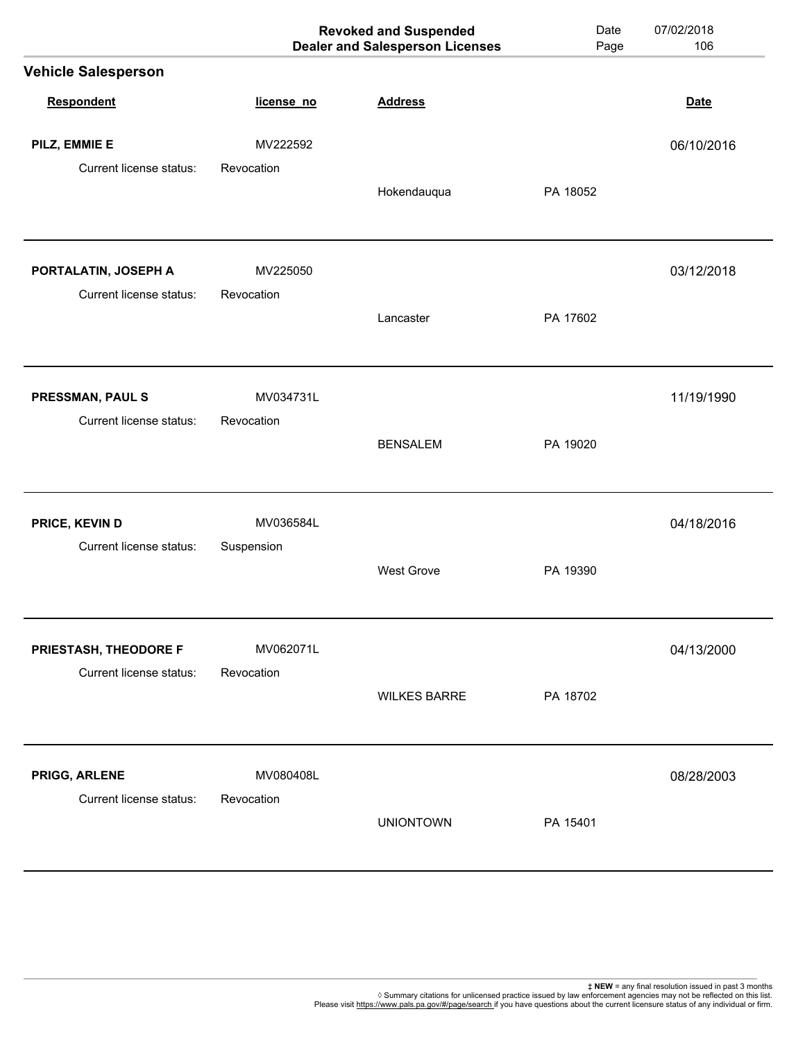## Vehicle Salesperson

| Respondent | license_no | Address | | Date |
|---|---|---|---|---|
| **PILZ, EMMIE E** | MV222592 | | | 06/10/2016 |
| Current license status: | Revocation | Hokendauqua | PA 18052 | |
| **PORTALATIN, JOSEPH A** | MV225050 | | | 03/12/2018 |
| Current license status: | Revocation | Lancaster | PA 17602 | |
| **PRESSMAN, PAUL S** | MV034731L | | | 11/19/1990 |
| Current license status: | Revocation | BENSALEM | PA 19020 | |
| **PRICE, KEVIN D** | MV036584L | | | 04/18/2016 |
| Current license status: | Suspension | West Grove | PA 19390 | |
| **PRIESTASH, THEODORE F** | MV062071L | | | 04/13/2000 |
| Current license status: | Revocation | WILKES BARRE | PA 18702 | |
| **PRIGG, ARLENE** | MV080408L | | | 08/28/2003 |
| Current license status: | Revocation | UNIONTOWN | PA 15401 | |

‡ **NEW** = any final resolution issued in past 3 months
◊ Summary citations for unlicensed practice issued by law enforcement agencies may not be reflected on this list.
Please visit https://www.pals.pa.gov/#/page/search if you have questions about the current licensure status of any individual or firm.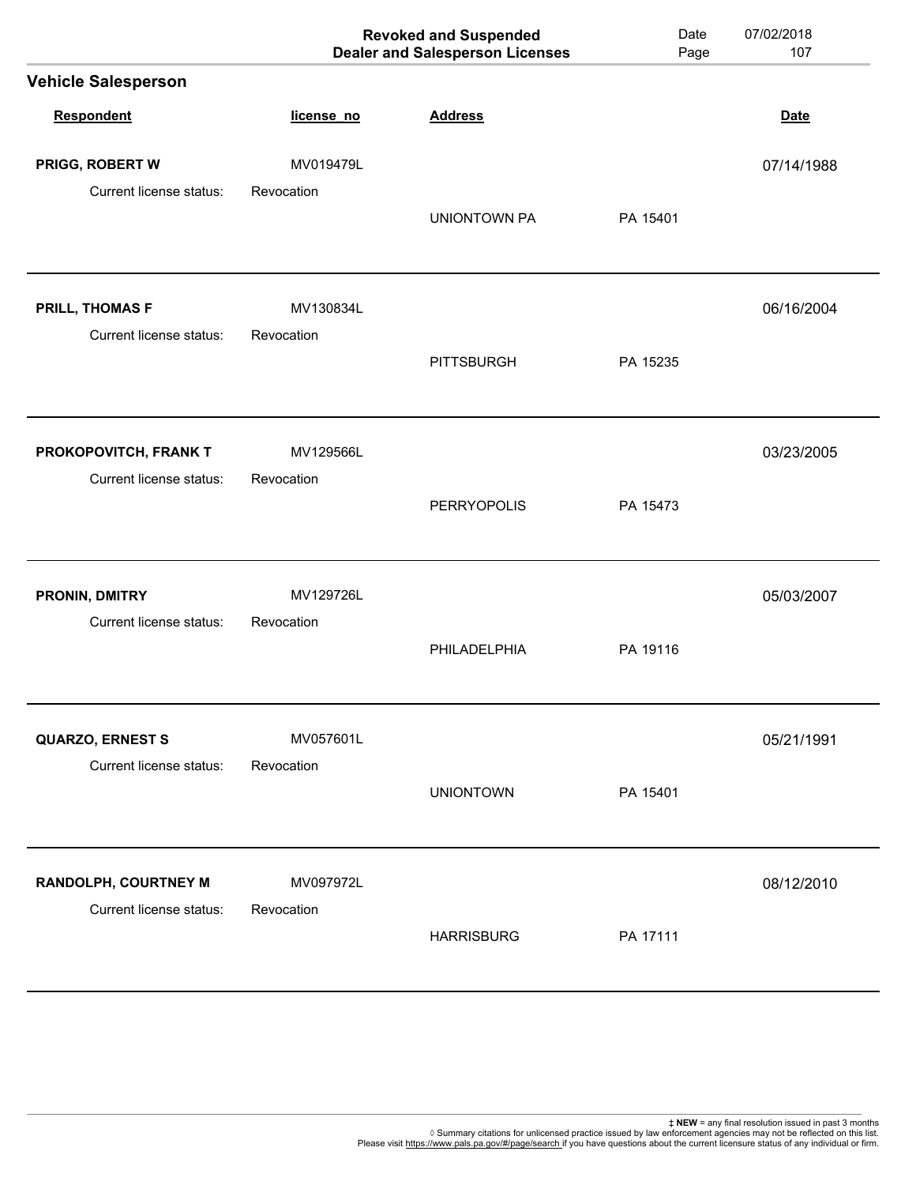## Vehicle Salesperson

| Respondent | license_no | Address | | Date |
| --- | --- | --- | --- | --- |
| **PRIGG, ROBERT W** | MV019479L | | | 07/14/1988 |
| Current license status: | Revocation | UNIONTOWN PA | PA 15401 | |
| **PRILL, THOMAS F** | MV130834L | | | 06/16/2004 |
| Current license status: | Revocation | PITTSBURGH | PA 15235 | |
| **PROKOPOVITCH, FRANK T** | MV129566L | | | 03/23/2005 |
| Current license status: | Revocation | PERRYOPOLIS | PA 15473 | |
| **PRONIN, DMITRY** | MV129726L | | | 05/03/2007 |
| Current license status: | Revocation | PHILADELPHIA | PA 19116 | |
| **QUARZO, ERNEST S** | MV057601L | | | 05/21/1991 |
| Current license status: | Revocation | UNIONTOWN | PA 15401 | |
| **RANDOLPH, COURTNEY M** | MV097972L | | | 08/12/2010 |
| Current license status: | Revocation | HARRISBURG | PA 17111 | |

‡ **NEW** = any final resolution issued in past 3 months
◊ Summary citations for unlicensed practice issued by law enforcement agencies may not be reflected on this list.
Please visit https://www.pals.pa.gov/#/page/search if you have questions about the current licensure status of any individual or firm.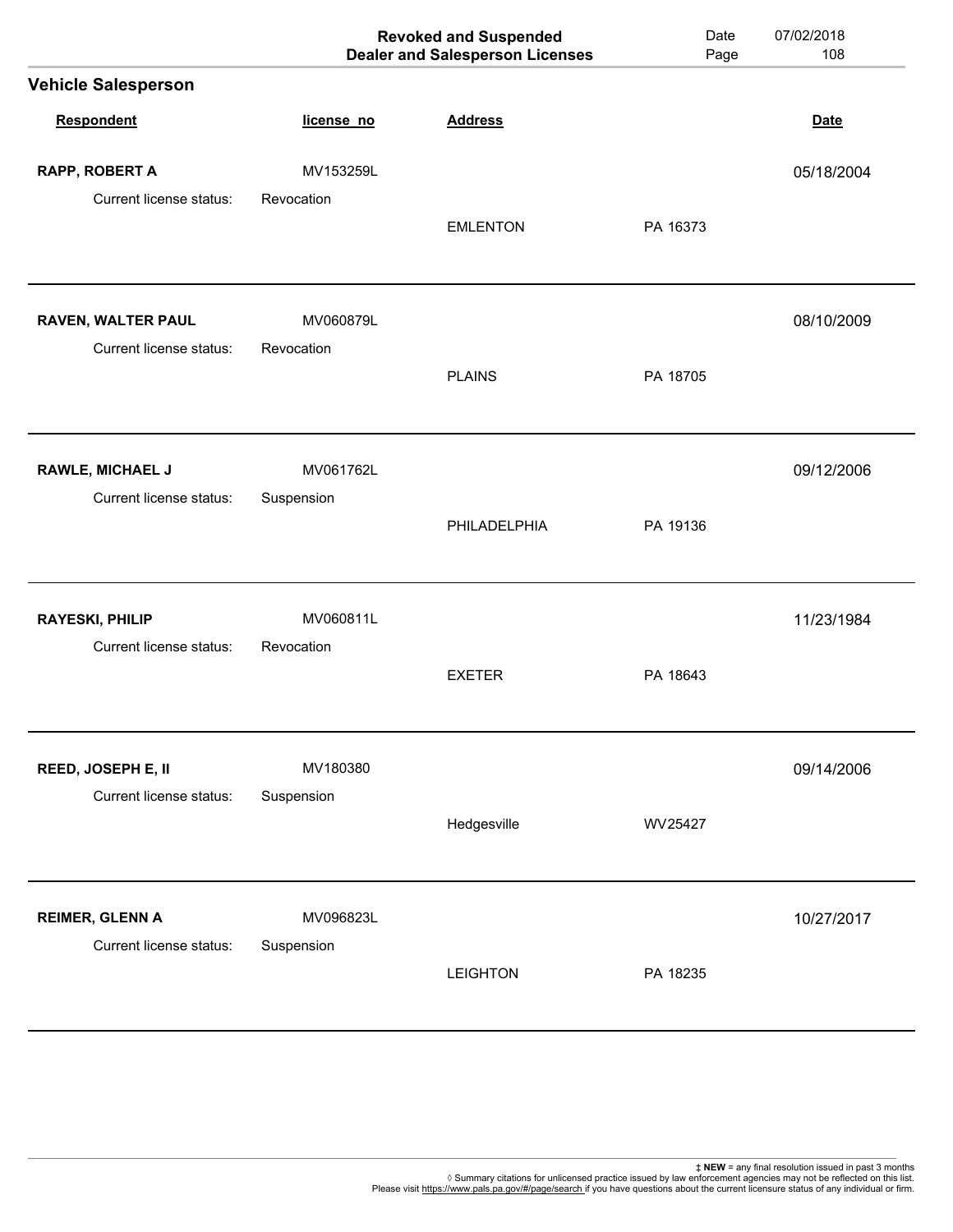## Vehicle Salesperson

| Respondent | license_no | Address | | Date |
|---|---|---|---|---|
| **RAPP, ROBERT A** | MV153259L | | | 05/18/2004 |
| Current license status: | Revocation | EMLENTON | PA 16373 | |
| **RAVEN, WALTER PAUL** | MV060879L | | | 08/10/2009 |
| Current license status: | Revocation | PLAINS | PA 18705 | |
| **RAWLE, MICHAEL J** | MV061762L | | | 09/12/2006 |
| Current license status: | Suspension | PHILADELPHIA | PA 19136 | |
| **RAYESKI, PHILIP** | MV060811L | | | 11/23/1984 |
| Current license status: | Revocation | EXETER | PA 18643 | |
| **REED, JOSEPH E, II** | MV180380 | | | 09/14/2006 |
| Current license status: | Suspension | Hedgesville | WV25427 | |
| **REIMER, GLENN A** | MV096823L | | | 10/27/2017 |
| Current license status: | Suspension | LEIGHTON | PA 18235 | |

‡ **NEW** = any final resolution issued in past 3 months
◊ Summary citations for unlicensed practice issued by law enforcement agencies may not be reflected on this list.
Please visit https://www.pals.pa.gov/#/page/search if you have questions about the current licensure status of any individual or firm.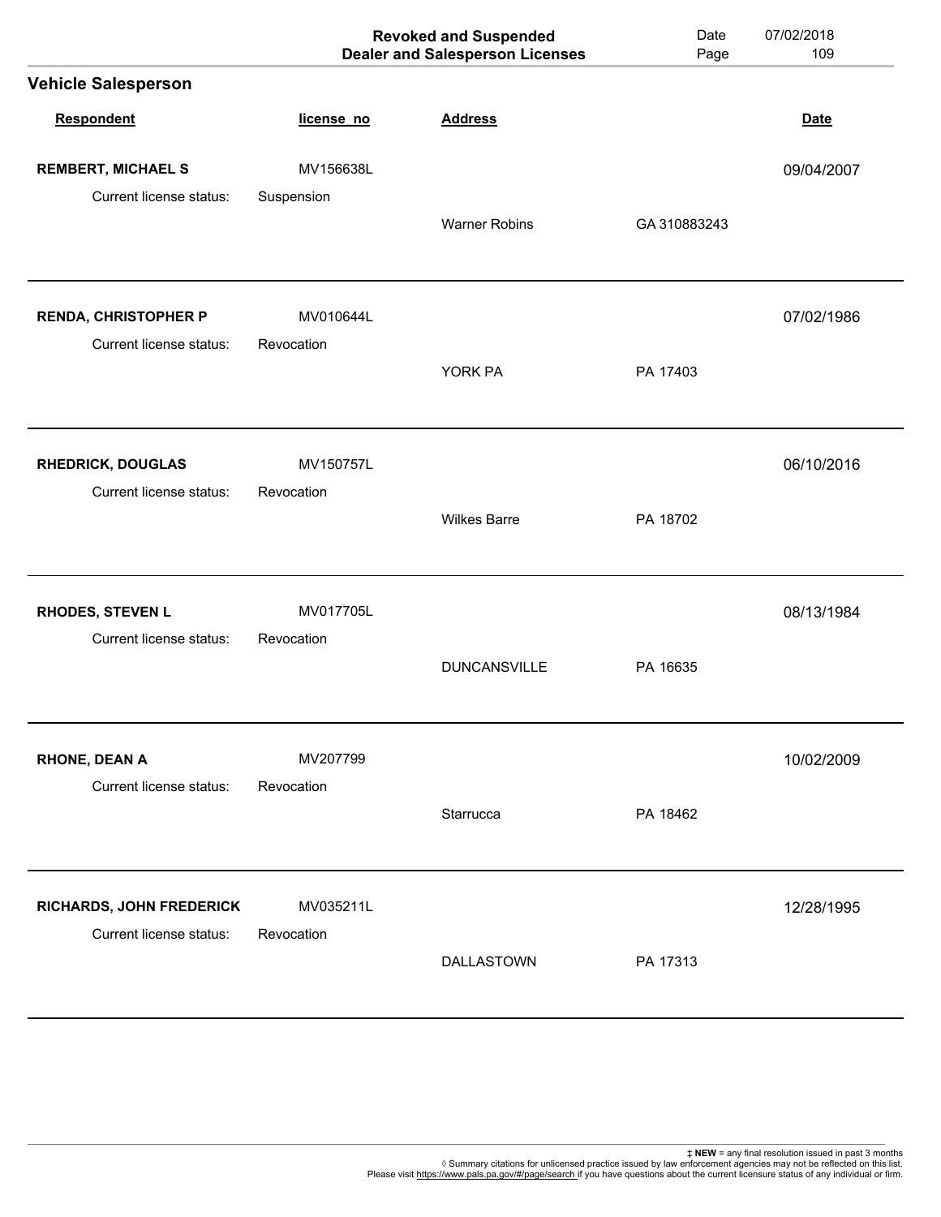## Vehicle Salesperson

| Respondent | license_no | Address | | Date |
|---|---|---|---|---|
| **REMBERT, MICHAEL S** | MV156638L | | | 09/04/2007 |
| Current license status: | Suspension | Warner Robins | GA 310883243 | |
| **RENDA, CHRISTOPHER P** | MV010644L | | | 07/02/1986 |
| Current license status: | Revocation | YORK PA | PA 17403 | |
| **RHEDRICK, DOUGLAS** | MV150757L | | | 06/10/2016 |
| Current license status: | Revocation | Wilkes Barre | PA 18702 | |
| **RHODES, STEVEN L** | MV017705L | | | 08/13/1984 |
| Current license status: | Revocation | DUNCANSVILLE | PA 16635 | |
| **RHONE, DEAN A** | MV207799 | | | 10/02/2009 |
| Current license status: | Revocation | Starrucca | PA 18462 | |
| **RICHARDS, JOHN FREDERICK** | MV035211L | | | 12/28/1995 |
| Current license status: | Revocation | DALLASTOWN | PA 17313 | |

‡ **NEW** = any final resolution issued in past 3 months
◊ Summary citations for unlicensed practice issued by law enforcement agencies may not be reflected on this list.
Please visit https://www.pals.pa.gov/#/page/search if you have questions about the current licensure status of any individual or firm.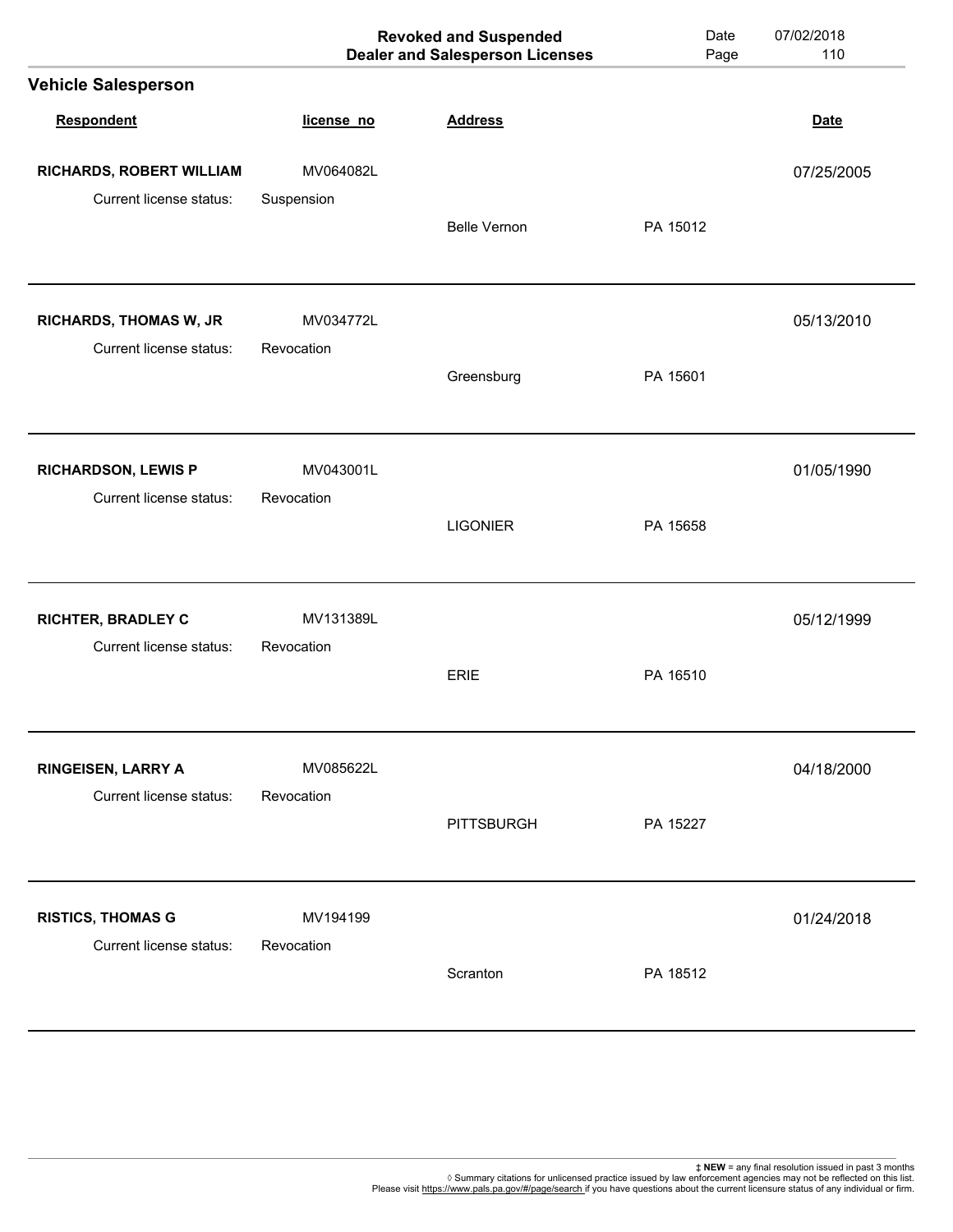## Vehicle Salesperson

| Respondent | license_no | Address | | Date |
|---|---|---|---|---|
| **RICHARDS, ROBERT WILLIAM** | MV064082L | | | 07/25/2005 |
| Current license status: | Suspension | Belle Vernon | PA 15012 | |
| **RICHARDS, THOMAS W, JR** | MV034772L | | | 05/13/2010 |
| Current license status: | Revocation | Greensburg | PA 15601 | |
| **RICHARDSON, LEWIS P** | MV043001L | | | 01/05/1990 |
| Current license status: | Revocation | LIGONIER | PA 15658 | |
| **RICHTER, BRADLEY C** | MV131389L | | | 05/12/1999 |
| Current license status: | Revocation | ERIE | PA 16510 | |
| **RINGEISEN, LARRY A** | MV085622L | | | 04/18/2000 |
| Current license status: | Revocation | PITTSBURGH | PA 15227 | |
| **RISTICS, THOMAS G** | MV194199 | | | 01/24/2018 |
| Current license status: | Revocation | Scranton | PA 18512 | |

‡ **NEW** = any final resolution issued in past 3 months
◊ Summary citations for unlicensed practice issued by law enforcement agencies may not be reflected on this list.
Please visit https://www.pals.pa.gov/#/page/search if you have questions about the current licensure status of any individual or firm.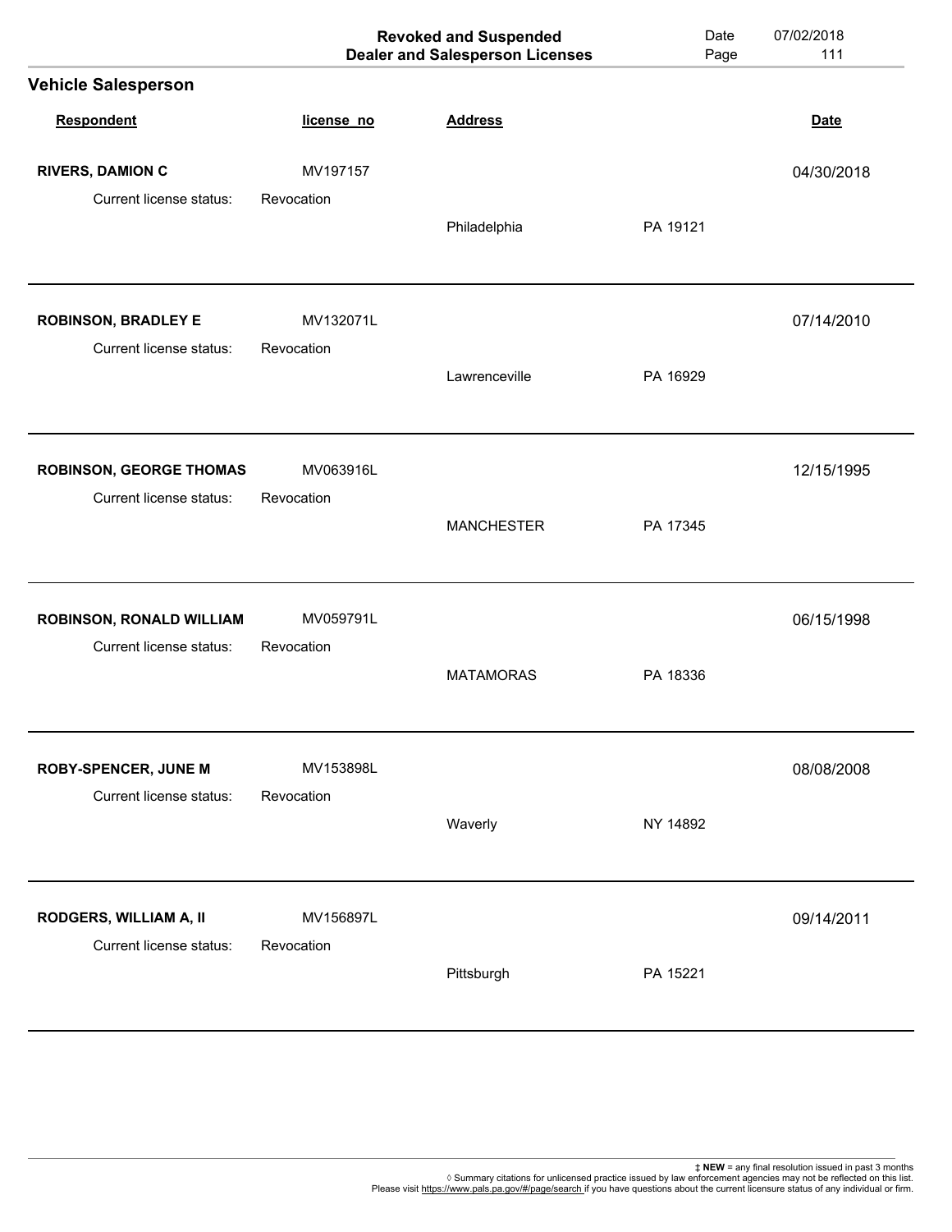## Vehicle Salesperson

| Respondent | license_no | Address | | Date |
|---|---|---|---|---|
| **RIVERS, DAMION C** | MV197157 | | | 04/30/2018 |
| Current license status: | Revocation | Philadelphia | PA 19121 | |
| **ROBINSON, BRADLEY E** | MV132071L | | | 07/14/2010 |
| Current license status: | Revocation | Lawrenceville | PA 16929 | |
| **ROBINSON, GEORGE THOMAS** | MV063916L | | | 12/15/1995 |
| Current license status: | Revocation | MANCHESTER | PA 17345 | |
| **ROBINSON, RONALD WILLIAM** | MV059791L | | | 06/15/1998 |
| Current license status: | Revocation | MATAMORAS | PA 18336 | |
| **ROBY-SPENCER, JUNE M** | MV153898L | | | 08/08/2008 |
| Current license status: | Revocation | Waverly | NY 14892 | |
| **RODGERS, WILLIAM A, II** | MV156897L | | | 09/14/2011 |
| Current license status: | Revocation | Pittsburgh | PA 15221 | |

‡ **NEW** = any final resolution issued in past 3 months
◊ Summary citations for unlicensed practice issued by law enforcement agencies may not be reflected on this list.
Please visit https://www.pals.pa.gov/#/page/search if you have questions about the current licensure status of any individual or firm.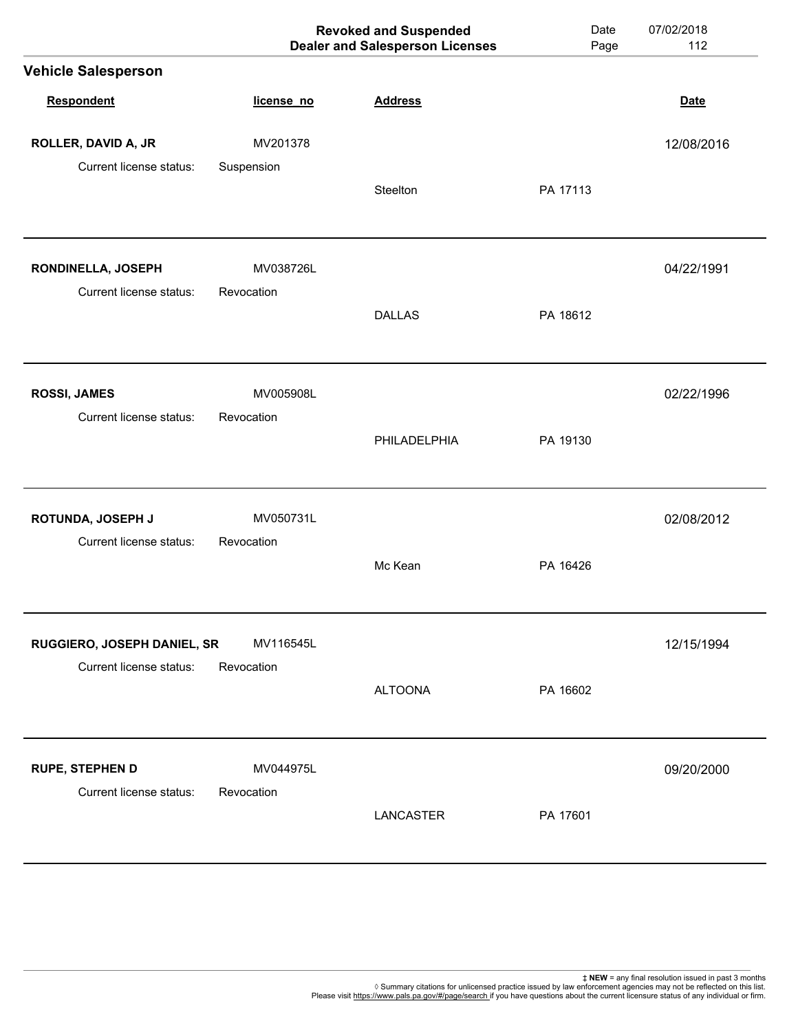## Vehicle Salesperson

| Respondent | license_no | Address | | Date |
|---|---|---|---|---|
| **ROLLER, DAVID A, JR** | MV201378 | | | 12/08/2016 |
| Current license status: | Suspension | Steelton | PA 17113 | |
| **RONDINELLA, JOSEPH** | MV038726L | | | 04/22/1991 |
| Current license status: | Revocation | DALLAS | PA 18612 | |
| **ROSSI, JAMES** | MV005908L | | | 02/22/1996 |
| Current license status: | Revocation | PHILADELPHIA | PA 19130 | |
| **ROTUNDA, JOSEPH J** | MV050731L | | | 02/08/2012 |
| Current license status: | Revocation | Mc Kean | PA 16426 | |
| **RUGGIERO, JOSEPH DANIEL, SR** | MV116545L | | | 12/15/1994 |
| Current license status: | Revocation | ALTOONA | PA 16602 | |
| **RUPE, STEPHEN D** | MV044975L | | | 09/20/2000 |
| Current license status: | Revocation | LANCASTER | PA 17601 | |

‡ **NEW** = any final resolution issued in past 3 months
◊ Summary citations for unlicensed practice issued by law enforcement agencies may not be reflected on this list.
Please visit https://www.pals.pa.gov/#/page/search if you have questions about the current licensure status of any individual or firm.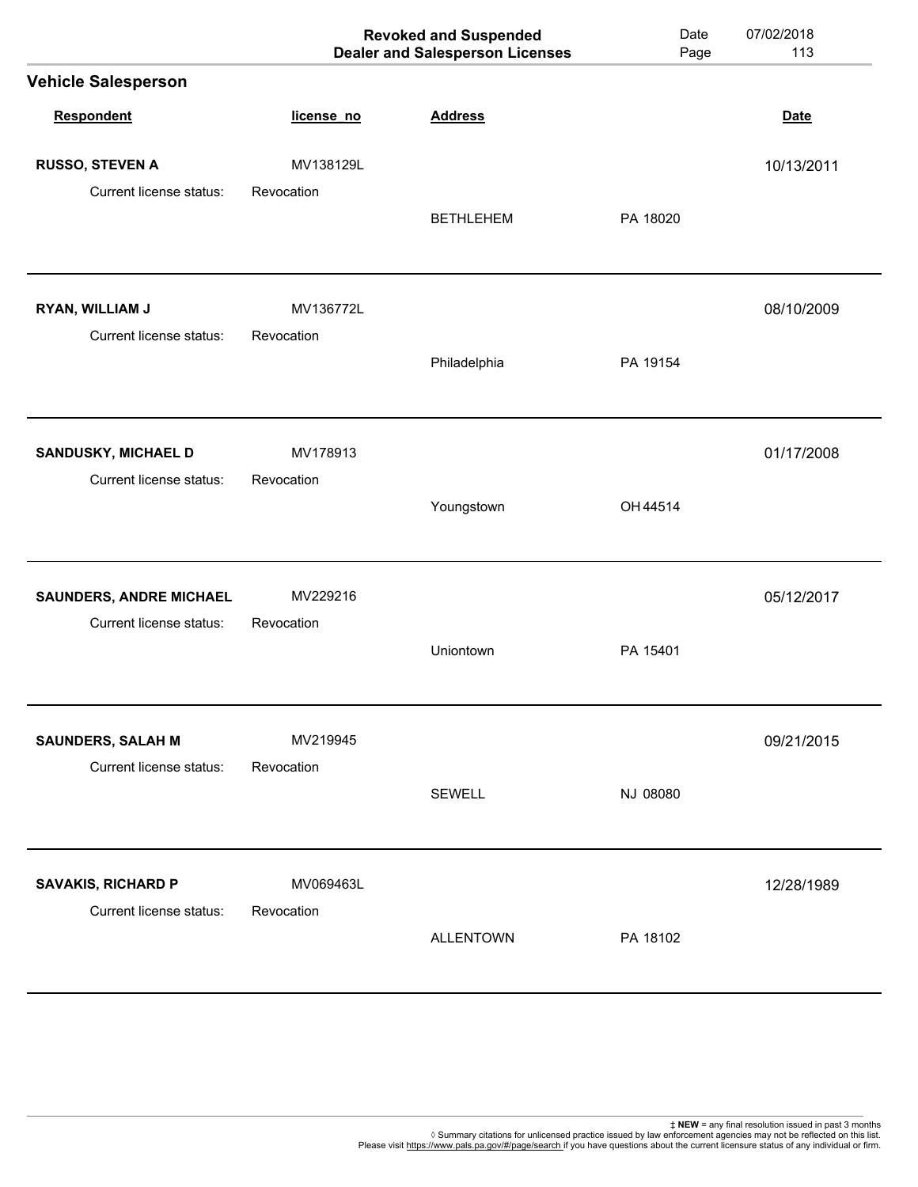## Vehicle Salesperson

| Respondent | license_no | Address | | Date |
|---|---|---|---|---|
| **RUSSO, STEVEN A** | MV138129L | | | 10/13/2011 |
| Current license status: | Revocation | | | |
| | | BETHLEHEM | PA 18020 | |
| **RYAN, WILLIAM J** | MV136772L | | | 08/10/2009 |
| Current license status: | Revocation | | | |
| | | Philadelphia | PA 19154 | |
| **SANDUSKY, MICHAEL D** | MV178913 | | | 01/17/2008 |
| Current license status: | Revocation | | | |
| | | Youngstown | OH 44514 | |
| **SAUNDERS, ANDRE MICHAEL** | MV229216 | | | 05/12/2017 |
| Current license status: | Revocation | | | |
| | | Uniontown | PA 15401 | |
| **SAUNDERS, SALAH M** | MV219945 | | | 09/21/2015 |
| Current license status: | Revocation | | | |
| | | SEWELL | NJ 08080 | |
| **SAVAKIS, RICHARD P** | MV069463L | | | 12/28/1989 |
| Current license status: | Revocation | | | |
| | | ALLENTOWN | PA 18102 | |

‡ **NEW** = any final resolution issued in past 3 months
◊ Summary citations for unlicensed practice issued by law enforcement agencies may not be reflected on this list.
Please visit https://www.pals.pa.gov/#/page/search if you have questions about the current licensure status of any individual or firm.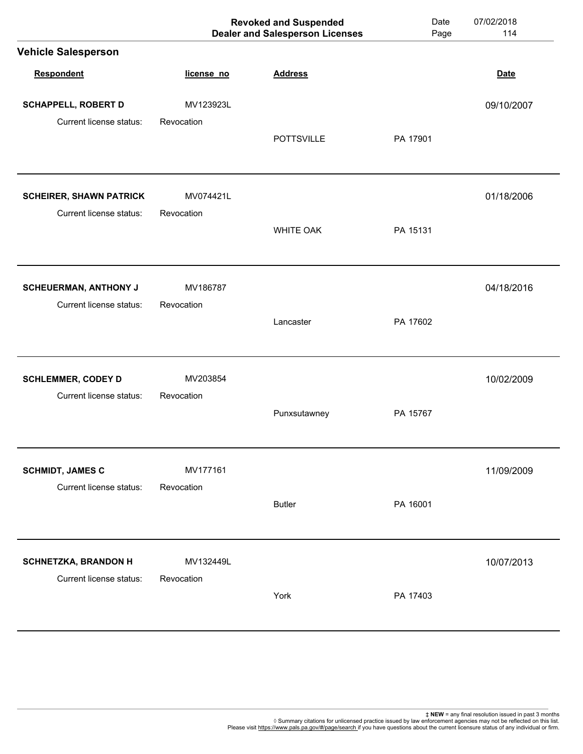## Vehicle Salesperson

| Respondent | license_no | Address | | Date |
|---|---|---|---|---|
| **SCHAPPELL, ROBERT D** | MV123923L | | | 09/10/2007 |
| Current license status: | Revocation | POTTSVILLE | PA 17901 | |
| **SCHEIRER, SHAWN PATRICK** | MV074421L | | | 01/18/2006 |
| Current license status: | Revocation | WHITE OAK | PA 15131 | |
| **SCHEUERMAN, ANTHONY J** | MV186787 | | | 04/18/2016 |
| Current license status: | Revocation | Lancaster | PA 17602 | |
| **SCHLEMMER, CODEY D** | MV203854 | | | 10/02/2009 |
| Current license status: | Revocation | Punxsutawney | PA 15767 | |
| **SCHMIDT, JAMES C** | MV177161 | | | 11/09/2009 |
| Current license status: | Revocation | Butler | PA 16001 | |
| **SCHNETZKA, BRANDON H** | MV132449L | | | 10/07/2013 |
| Current license status: | Revocation | York | PA 17403 | |

‡ **NEW** = any final resolution issued in past 3 months
◊ Summary citations for unlicensed practice issued by law enforcement agencies may not be reflected on this list.
Please visit https://www.pals.pa.gov/#/page/search if you have questions about the current licensure status of any individual or firm.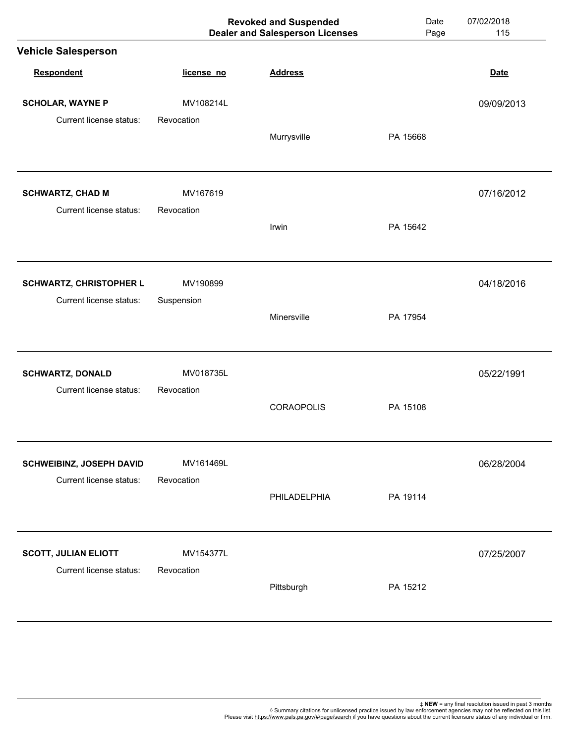## Vehicle Salesperson

| Respondent | license_no | Address | | Date |
|---|---|---|---|---|
| **SCHOLAR, WAYNE P** | MV108214L | | | 09/09/2013 |
| Current license status: | Revocation | | | |
| | | Murrysville | PA 15668 | |
| **SCHWARTZ, CHAD M** | MV167619 | | | 07/16/2012 |
| Current license status: | Revocation | | | |
| | | Irwin | PA 15642 | |
| **SCHWARTZ, CHRISTOPHER L** | MV190899 | | | 04/18/2016 |
| Current license status: | Suspension | | | |
| | | Minersville | PA 17954 | |
| **SCHWARTZ, DONALD** | MV018735L | | | 05/22/1991 |
| Current license status: | Revocation | | | |
| | | CORAOPOLIS | PA 15108 | |
| **SCHWEIBINZ, JOSEPH DAVID** | MV161469L | | | 06/28/2004 |
| Current license status: | Revocation | | | |
| | | PHILADELPHIA | PA 19114 | |
| **SCOTT, JULIAN ELIOTT** | MV154377L | | | 07/25/2007 |
| Current license status: | Revocation | | | |
| | | Pittsburgh | PA 15212 | |

‡ **NEW** = any final resolution issued in past 3 months
◊ Summary citations for unlicensed practice issued by law enforcement agencies may not be reflected on this list.
Please visit https://www.pals.pa.gov/#/page/search if you have questions about the current licensure status of any individual or firm.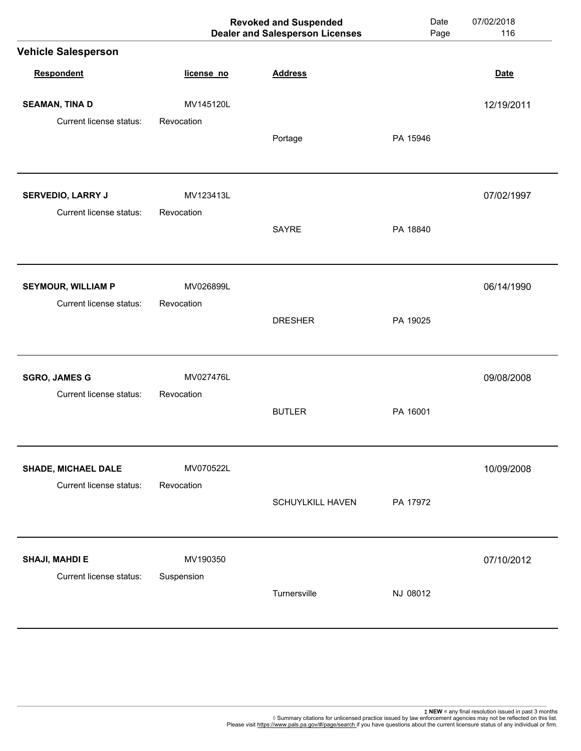## Vehicle Salesperson

| Respondent | license_no | Address | | Date |
|---|---|---|---|---|
| **SEAMAN, TINA D** | MV145120L | | | 12/19/2011 |
| Current license status: | Revocation | Portage | PA 15946 | |
| **SERVEDIO, LARRY J** | MV123413L | | | 07/02/1997 |
| Current license status: | Revocation | SAYRE | PA 18840 | |
| **SEYMOUR, WILLIAM P** | MV026899L | | | 06/14/1990 |
| Current license status: | Revocation | DRESHER | PA 19025 | |
| **SGRO, JAMES G** | MV027476L | | | 09/08/2008 |
| Current license status: | Revocation | BUTLER | PA 16001 | |
| **SHADE, MICHAEL DALE** | MV070522L | | | 10/09/2008 |
| Current license status: | Revocation | SCHUYLKILL HAVEN | PA 17972 | |
| **SHAJI, MAHDI E** | MV190350 | | | 07/10/2012 |
| Current license status: | Suspension | Turnersville | NJ 08012 | |

‡ **NEW** = any final resolution issued in past 3 months
◊ Summary citations for unlicensed practice issued by law enforcement agencies may not be reflected on this list.
Please visit https://www.pals.pa.gov/#/page/search if you have questions about the current licensure status of any individual or firm.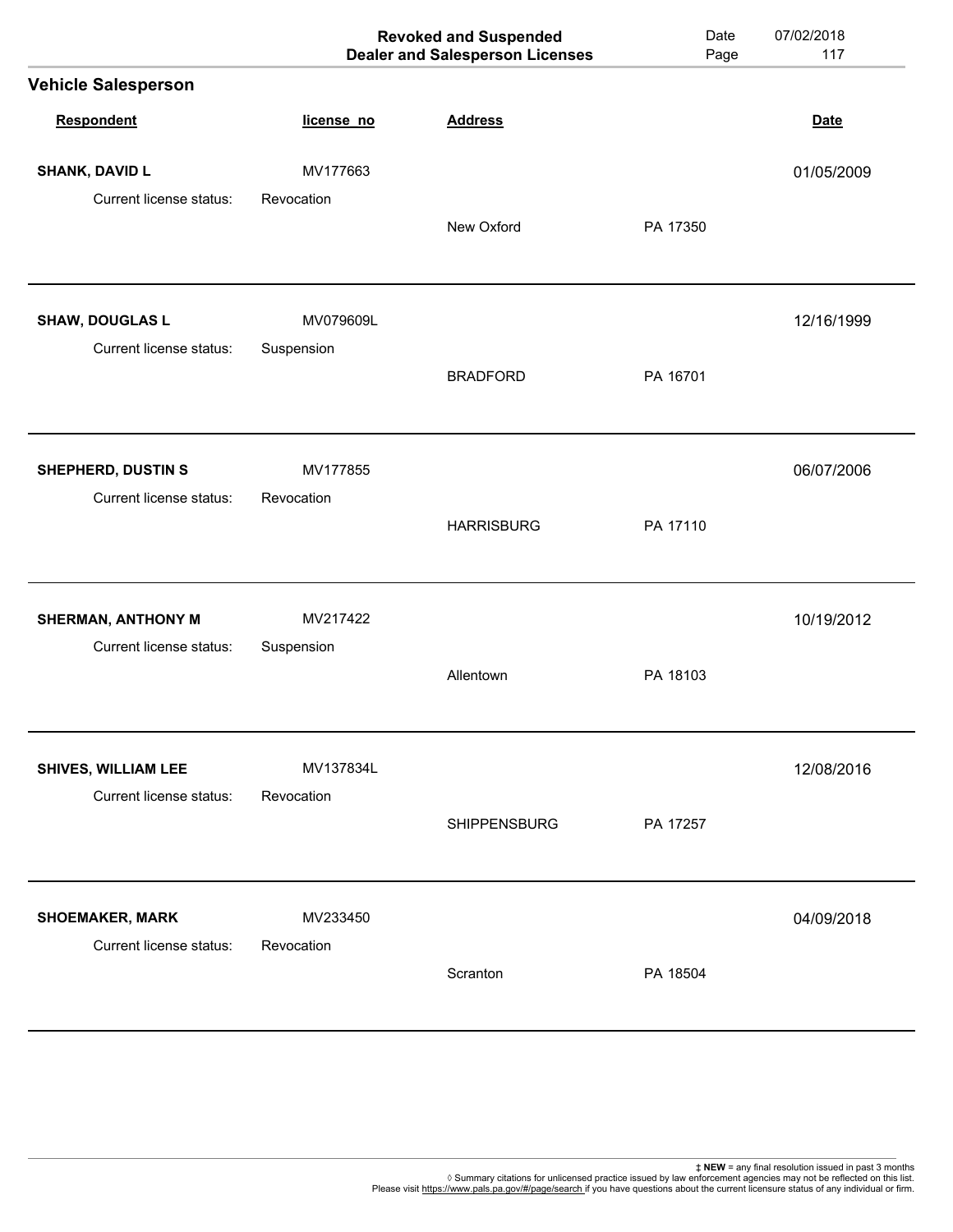## Vehicle Salesperson

| Respondent | license_no | Address | | Date |
|---|---|---|---|---|
| **SHANK, DAVID L** | MV177663 | | | 01/05/2009 |
| Current license status: | Revocation | New Oxford | PA 17350 | |
| **SHAW, DOUGLAS L** | MV079609L | | | 12/16/1999 |
| Current license status: | Suspension | BRADFORD | PA 16701 | |
| **SHEPHERD, DUSTIN S** | MV177855 | | | 06/07/2006 |
| Current license status: | Revocation | HARRISBURG | PA 17110 | |
| **SHERMAN, ANTHONY M** | MV217422 | | | 10/19/2012 |
| Current license status: | Suspension | Allentown | PA 18103 | |
| **SHIVES, WILLIAM LEE** | MV137834L | | | 12/08/2016 |
| Current license status: | Revocation | SHIPPENSBURG | PA 17257 | |
| **SHOEMAKER, MARK** | MV233450 | | | 04/09/2018 |
| Current license status: | Revocation | Scranton | PA 18504 | |

‡ **NEW** = any final resolution issued in past 3 months
◊ Summary citations for unlicensed practice issued by law enforcement agencies may not be reflected on this list.
Please visit https://www.pals.pa.gov/#/page/search if you have questions about the current licensure status of any individual or firm.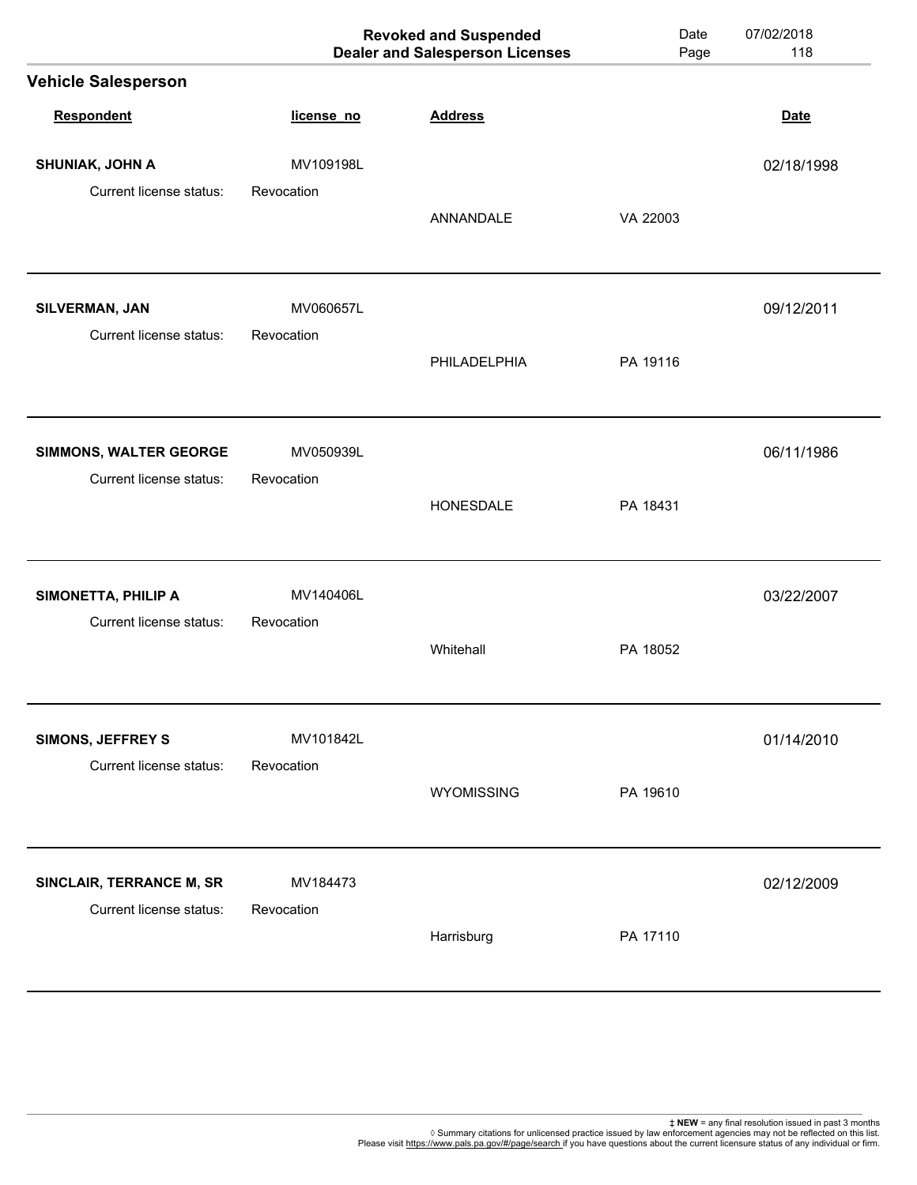## Vehicle Salesperson

| Respondent | license_no | Address | | Date |
|---|---|---|---|---|
| **SHUNIAK, JOHN A** | MV109198L | | | 02/18/1998 |
| Current license status: | Revocation | ANNANDALE | VA 22003 | |
| **SILVERMAN, JAN** | MV060657L | | | 09/12/2011 |
| Current license status: | Revocation | PHILADELPHIA | PA 19116 | |
| **SIMMONS, WALTER GEORGE** | MV050939L | | | 06/11/1986 |
| Current license status: | Revocation | HONESDALE | PA 18431 | |
| **SIMONETTA, PHILIP A** | MV140406L | | | 03/22/2007 |
| Current license status: | Revocation | Whitehall | PA 18052 | |
| **SIMONS, JEFFREY S** | MV101842L | | | 01/14/2010 |
| Current license status: | Revocation | WYOMISSING | PA 19610 | |
| **SINCLAIR, TERRANCE M, SR** | MV184473 | | | 02/12/2009 |
| Current license status: | Revocation | Harrisburg | PA 17110 | |

‡ **NEW** = any final resolution issued in past 3 months
◊ Summary citations for unlicensed practice issued by law enforcement agencies may not be reflected on this list.
Please visit https://www.pals.pa.gov/#/page/search if you have questions about the current licensure status of any individual or firm.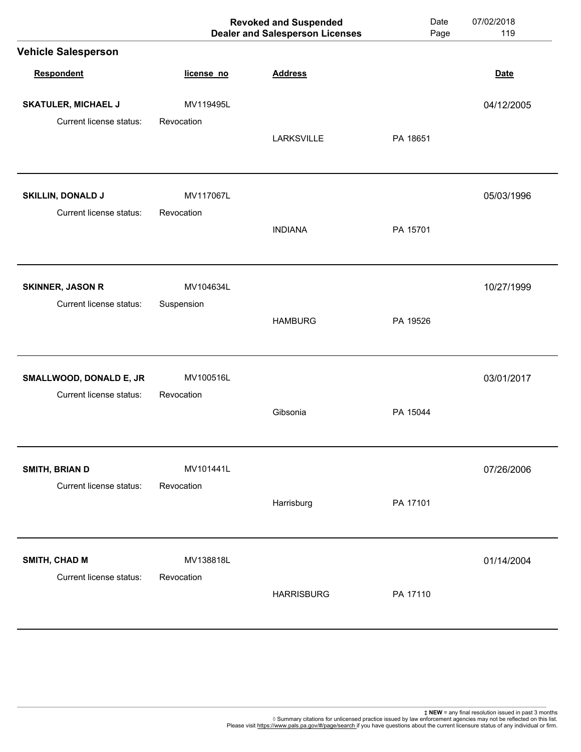## Vehicle Salesperson

| Respondent | license_no | Address | | Date |
|---|---|---|---|---|
| **SKATULER, MICHAEL J** | MV119495L | | | 04/12/2005 |
| Current license status: | Revocation | LARKSVILLE | PA 18651 | |
| **SKILLIN, DONALD J** | MV117067L | | | 05/03/1996 |
| Current license status: | Revocation | INDIANA | PA 15701 | |
| **SKINNER, JASON R** | MV104634L | | | 10/27/1999 |
| Current license status: | Suspension | HAMBURG | PA 19526 | |
| **SMALLWOOD, DONALD E, JR** | MV100516L | | | 03/01/2017 |
| Current license status: | Revocation | Gibsonia | PA 15044 | |
| **SMITH, BRIAN D** | MV101441L | | | 07/26/2006 |
| Current license status: | Revocation | Harrisburg | PA 17101 | |
| **SMITH, CHAD M** | MV138818L | | | 01/14/2004 |
| Current license status: | Revocation | HARRISBURG | PA 17110 | |

‡ **NEW** = any final resolution issued in past 3 months
◊ Summary citations for unlicensed practice issued by law enforcement agencies may not be reflected on this list.
Please visit https://www.pals.pa.gov/#/page/search if you have questions about the current licensure status of any individual or firm.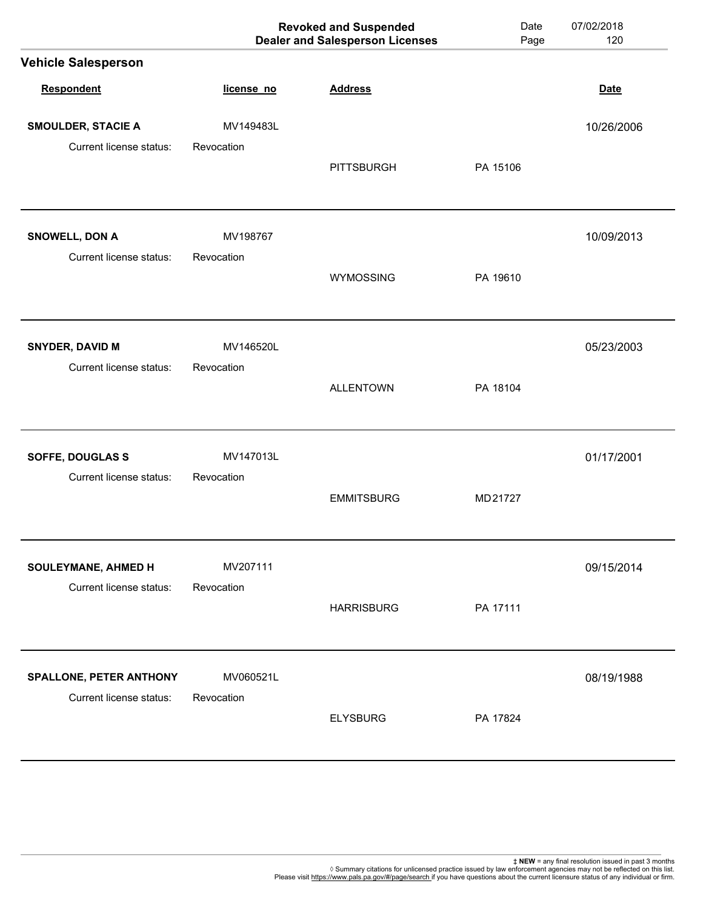## Vehicle Salesperson

| Respondent | license_no | Address | | Date |
|---|---|---|---|---|
| **SMOULDER, STACIE A** | MV149483L | | | 10/26/2006 |
| Current license status: | Revocation | PITTSBURGH | PA 15106 | |
| **SNOWELL, DON A** | MV198767 | | | 10/09/2013 |
| Current license status: | Revocation | WYMOSSING | PA 19610 | |
| **SNYDER, DAVID M** | MV146520L | | | 05/23/2003 |
| Current license status: | Revocation | ALLENTOWN | PA 18104 | |
| **SOFFE, DOUGLAS S** | MV147013L | | | 01/17/2001 |
| Current license status: | Revocation | EMMITSBURG | MD 21727 | |
| **SOULEYMANE, AHMED H** | MV207111 | | | 09/15/2014 |
| Current license status: | Revocation | HARRISBURG | PA 17111 | |
| **SPALLONE, PETER ANTHONY** | MV060521L | | | 08/19/1988 |
| Current license status: | Revocation | ELYSBURG | PA 17824 | |

‡ **NEW** = any final resolution issued in past 3 months
◊ Summary citations for unlicensed practice issued by law enforcement agencies may not be reflected on this list.
Please visit https://www.pals.pa.gov/#/page/search if you have questions about the current licensure status of any individual or firm.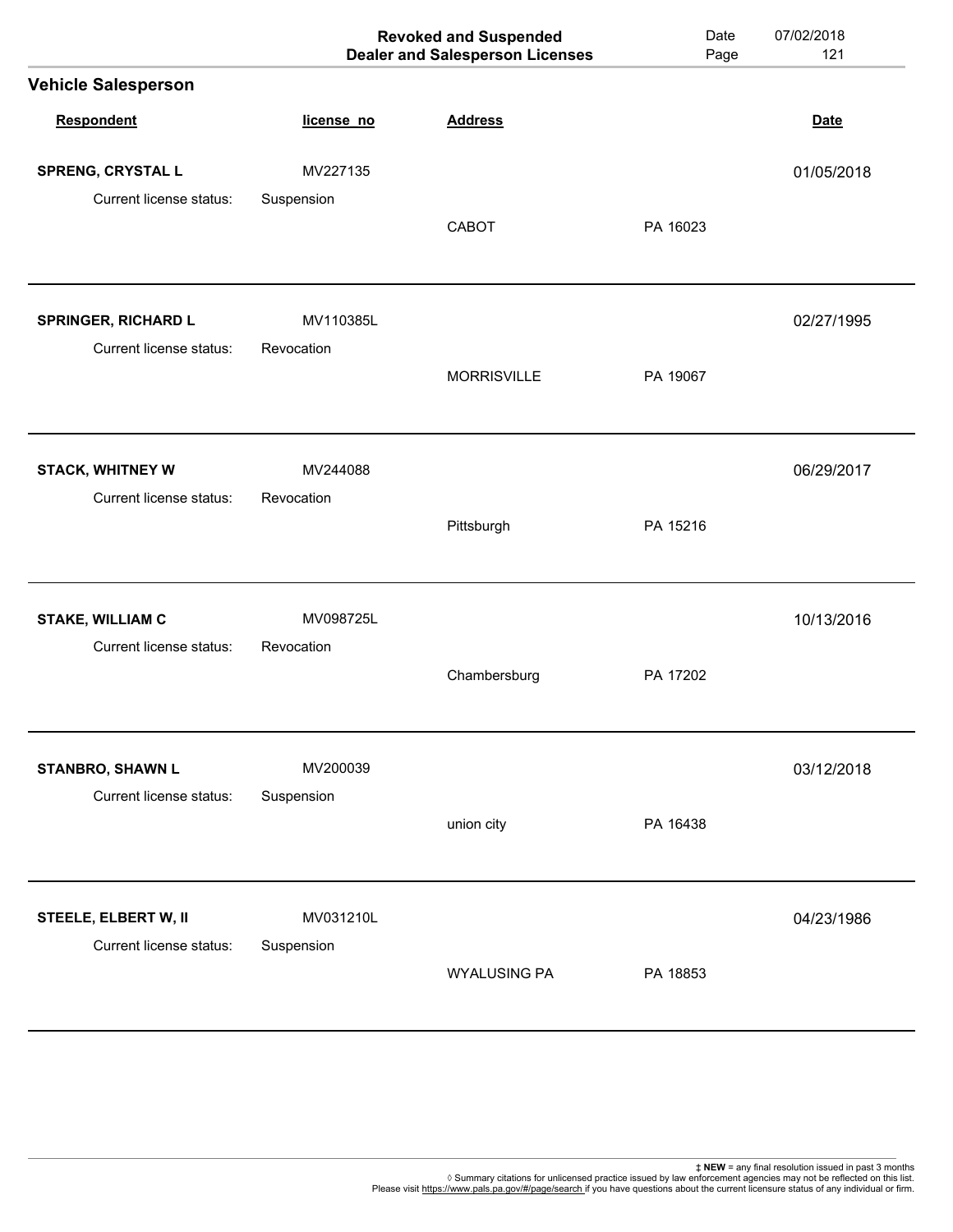## Vehicle Salesperson

| Respondent | license_no | Address | | Date |
|---|---|---|---|---|
| **SPRENG, CRYSTAL L** | MV227135 | | | 01/05/2018 |
| Current license status: | Suspension | CABOT | PA 16023 | |
| **SPRINGER, RICHARD L** | MV110385L | | | 02/27/1995 |
| Current license status: | Revocation | MORRISVILLE | PA 19067 | |
| **STACK, WHITNEY W** | MV244088 | | | 06/29/2017 |
| Current license status: | Revocation | Pittsburgh | PA 15216 | |
| **STAKE, WILLIAM C** | MV098725L | | | 10/13/2016 |
| Current license status: | Revocation | Chambersburg | PA 17202 | |
| **STANBRO, SHAWN L** | MV200039 | | | 03/12/2018 |
| Current license status: | Suspension | union city | PA 16438 | |
| **STEELE, ELBERT W, II** | MV031210L | | | 04/23/1986 |
| Current license status: | Suspension | WYALUSING PA | PA 18853 | |

‡ **NEW** = any final resolution issued in past 3 months
◊ Summary citations for unlicensed practice issued by law enforcement agencies may not be reflected on this list.
Please visit https://www.pals.pa.gov/#/page/search if you have questions about the current licensure status of any individual or firm.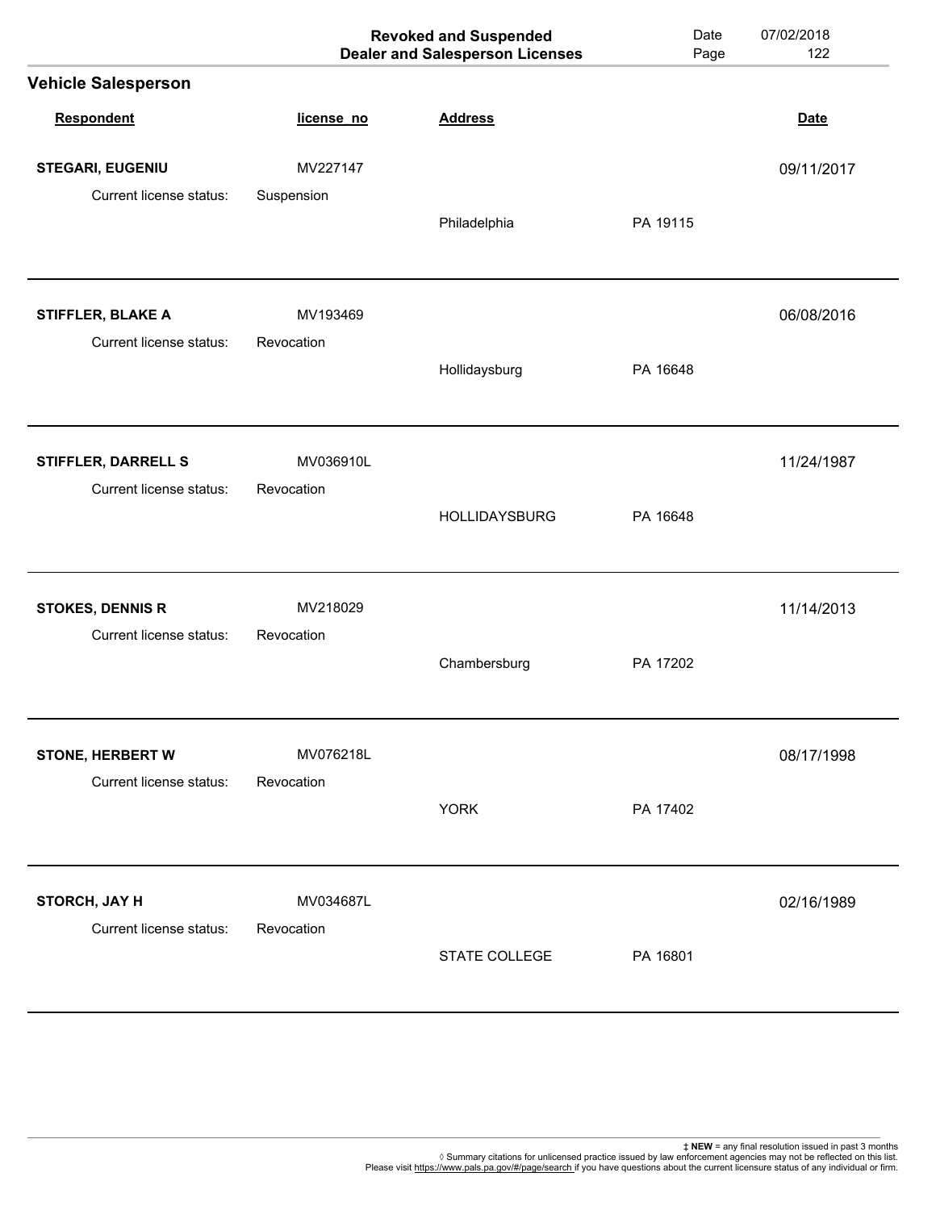## Vehicle Salesperson

| Respondent | license_no | Address | | Date |
|---|---|---|---|---|
| **STEGARI, EUGENIU** | MV227147 | | | 09/11/2017 |
| Current license status: | Suspension | Philadelphia | PA 19115 | |
| **STIFFLER, BLAKE A** | MV193469 | | | 06/08/2016 |
| Current license status: | Revocation | Hollidaysburg | PA 16648 | |
| **STIFFLER, DARRELL S** | MV036910L | | | 11/24/1987 |
| Current license status: | Revocation | HOLLIDAYSBURG | PA 16648 | |
| **STOKES, DENNIS R** | MV218029 | | | 11/14/2013 |
| Current license status: | Revocation | Chambersburg | PA 17202 | |
| **STONE, HERBERT W** | MV076218L | | | 08/17/1998 |
| Current license status: | Revocation | YORK | PA 17402 | |
| **STORCH, JAY H** | MV034687L | | | 02/16/1989 |
| Current license status: | Revocation | STATE COLLEGE | PA 16801 | |

‡ **NEW** = any final resolution issued in past 3 months
◊ Summary citations for unlicensed practice issued by law enforcement agencies may not be reflected on this list.
Please visit https://www.pals.pa.gov/#/page/search if you have questions about the current licensure status of any individual or firm.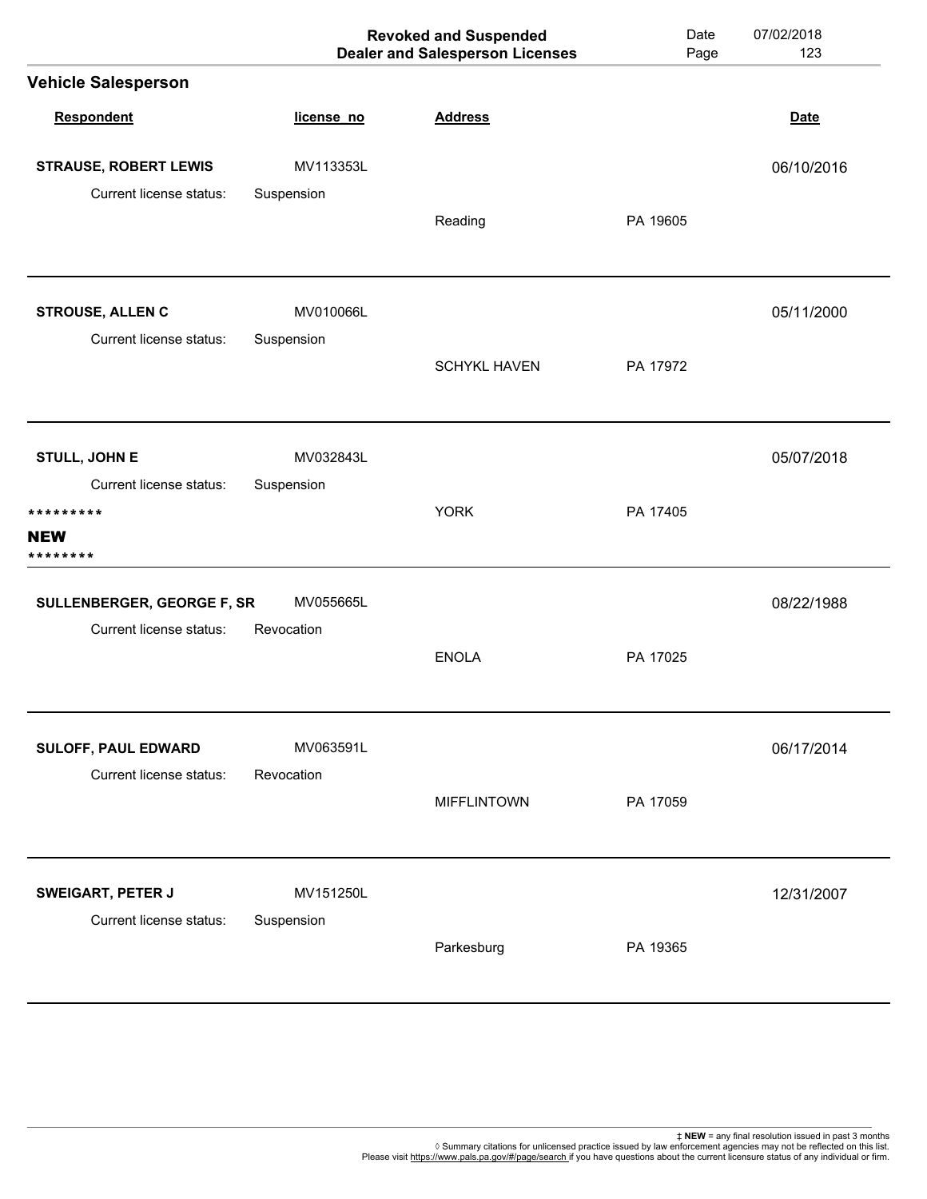## Vehicle Salesperson

| Respondent | license_no | Address | | Date |
| --- | --- | --- | --- | --- |
| **STRAUSE, ROBERT LEWIS** | MV113353L | | | 06/10/2016 |
| Current license status: | Suspension | Reading | PA 19605 | |
| **STROUSE, ALLEN C** | MV010066L | | | 05/11/2000 |
| Current license status: | Suspension | SCHYKL HAVEN | PA 17972 | |
| **STULL, JOHN E** | MV032843L | | | 05/07/2018 |
| Current license status: | Suspension | YORK | PA 17405 | |
| ********* **NEW** ******** | | | | |
| **SULLENBERGER, GEORGE F, SR** | MV055665L | | | 08/22/1988 |
| Current license status: | Revocation | ENOLA | PA 17025 | |
| **SULOFF, PAUL EDWARD** | MV063591L | | | 06/17/2014 |
| Current license status: | Revocation | MIFFLINTOWN | PA 17059 | |
| **SWEIGART, PETER J** | MV151250L | | | 12/31/2007 |
| Current license status: | Suspension | Parkesburg | PA 19365 | |

‡ **NEW** = any final resolution issued in past 3 months
◊ Summary citations for unlicensed practice issued by law enforcement agencies may not be reflected on this list.
Please visit https://www.pals.pa.gov/#/page/search if you have questions about the current licensure status of any individual or firm.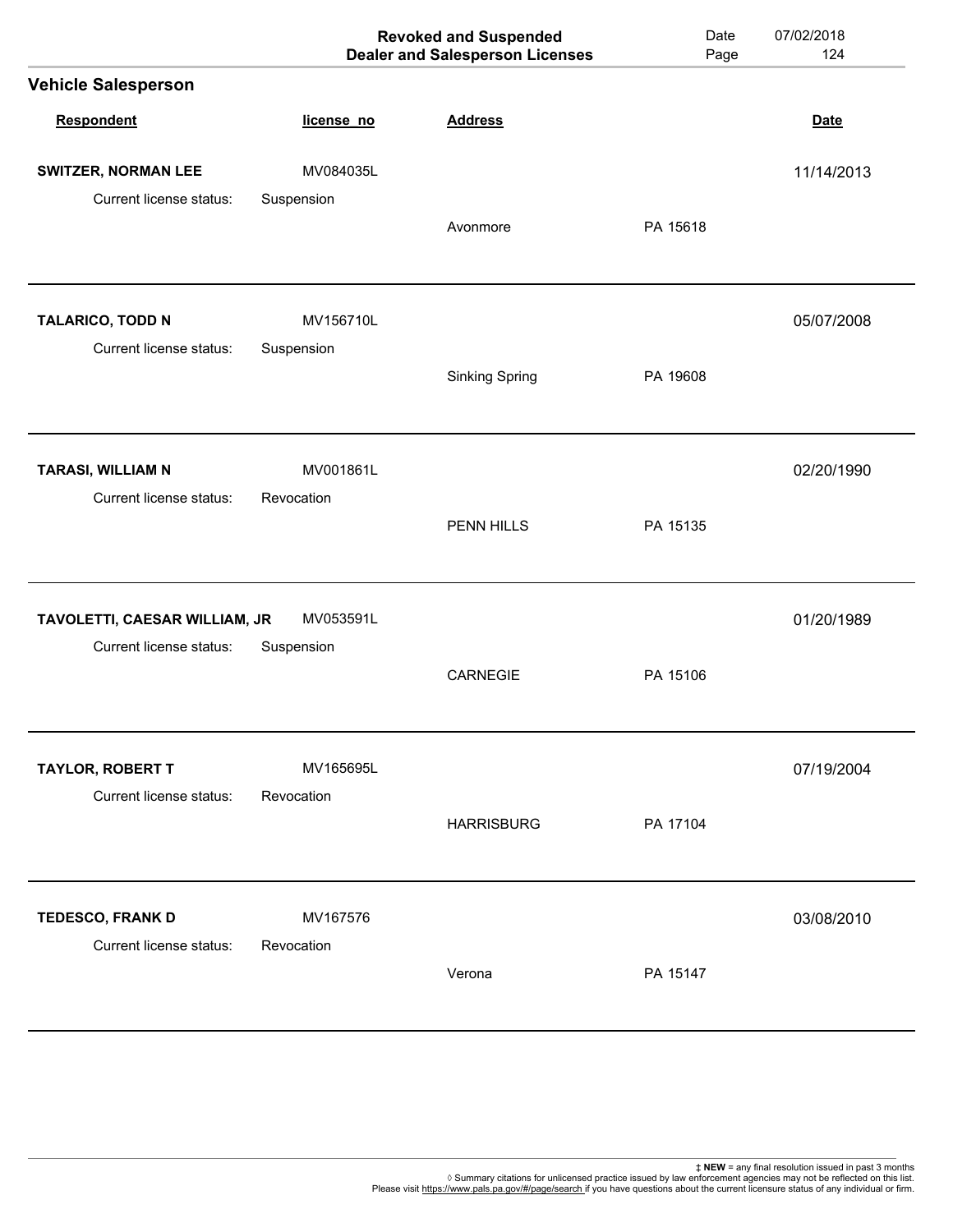## Vehicle Salesperson

| Respondent | license_no | Address | | Date |
|---|---|---|---|---|
| **SWITZER, NORMAN LEE** | MV084035L | | | 11/14/2013 |
| Current license status: | Suspension | Avonmore | PA 15618 | |
| **TALARICO, TODD N** | MV156710L | | | 05/07/2008 |
| Current license status: | Suspension | Sinking Spring | PA 19608 | |
| **TARASI, WILLIAM N** | MV001861L | | | 02/20/1990 |
| Current license status: | Revocation | PENN HILLS | PA 15135 | |
| **TAVOLETTI, CAESAR WILLIAM, JR** | MV053591L | | | 01/20/1989 |
| Current license status: | Suspension | CARNEGIE | PA 15106 | |
| **TAYLOR, ROBERT T** | MV165695L | | | 07/19/2004 |
| Current license status: | Revocation | HARRISBURG | PA 17104 | |
| **TEDESCO, FRANK D** | MV167576 | | | 03/08/2010 |
| Current license status: | Revocation | Verona | PA 15147 | |

‡ **NEW** = any final resolution issued in past 3 months
◊ Summary citations for unlicensed practice issued by law enforcement agencies may not be reflected on this list.
Please visit https://www.pals.pa.gov/#/page/search if you have questions about the current licensure status of any individual or firm.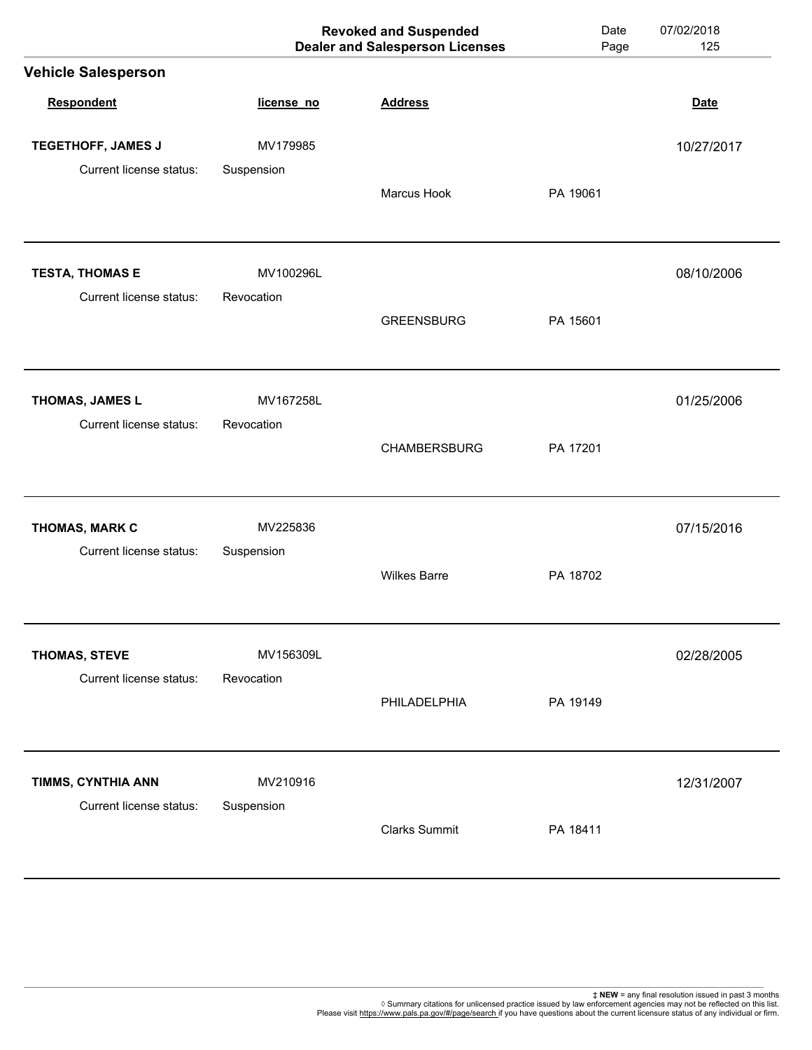## Vehicle Salesperson

| Respondent | license_no | Address | | Date |
|---|---|---|---|---|
| **TEGETHOFF, JAMES J** | MV179985 | | | 10/27/2017 |
| Current license status: | Suspension | Marcus Hook | PA 19061 | |
| **TESTA, THOMAS E** | MV100296L | | | 08/10/2006 |
| Current license status: | Revocation | GREENSBURG | PA 15601 | |
| **THOMAS, JAMES L** | MV167258L | | | 01/25/2006 |
| Current license status: | Revocation | CHAMBERSBURG | PA 17201 | |
| **THOMAS, MARK C** | MV225836 | | | 07/15/2016 |
| Current license status: | Suspension | Wilkes Barre | PA 18702 | |
| **THOMAS, STEVE** | MV156309L | | | 02/28/2005 |
| Current license status: | Revocation | PHILADELPHIA | PA 19149 | |
| **TIMMS, CYNTHIA ANN** | MV210916 | | | 12/31/2007 |
| Current license status: | Suspension | Clarks Summit | PA 18411 | |

‡ **NEW** = any final resolution issued in past 3 months
◊ Summary citations for unlicensed practice issued by law enforcement agencies may not be reflected on this list.
Please visit https://www.pals.pa.gov/#/page/search if you have questions about the current licensure status of any individual or firm.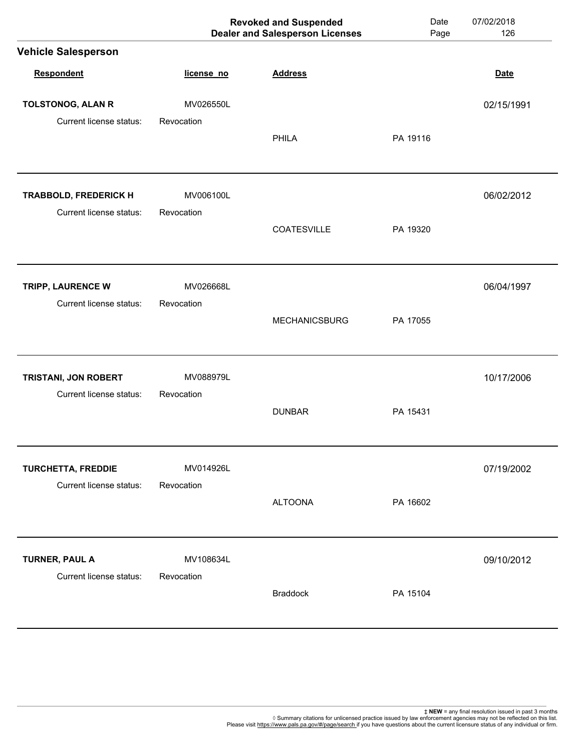## Vehicle Salesperson

| Respondent | license_no | Address | | Date |
| --- | --- | --- | --- | --- |
| **TOLSTONOG, ALAN R** | MV026550L | | | 02/15/1991 |
| Current license status: | Revocation | PHILA | PA 19116 | |
| **TRABBOLD, FREDERICK H** | MV006100L | | | 06/02/2012 |
| Current license status: | Revocation | COATESVILLE | PA 19320 | |
| **TRIPP, LAURENCE W** | MV026668L | | | 06/04/1997 |
| Current license status: | Revocation | MECHANICSBURG | PA 17055 | |
| **TRISTANI, JON ROBERT** | MV088979L | | | 10/17/2006 |
| Current license status: | Revocation | DUNBAR | PA 15431 | |
| **TURCHETTA, FREDDIE** | MV014926L | | | 07/19/2002 |
| Current license status: | Revocation | ALTOONA | PA 16602 | |
| **TURNER, PAUL A** | MV108634L | | | 09/10/2012 |
| Current license status: | Revocation | Braddock | PA 15104 | |

‡ **NEW** = any final resolution issued in past 3 months
◊ Summary citations for unlicensed practice issued by law enforcement agencies may not be reflected on this list.
Please visit https://www.pals.pa.gov/#/page/search if you have questions about the current licensure status of any individual or firm.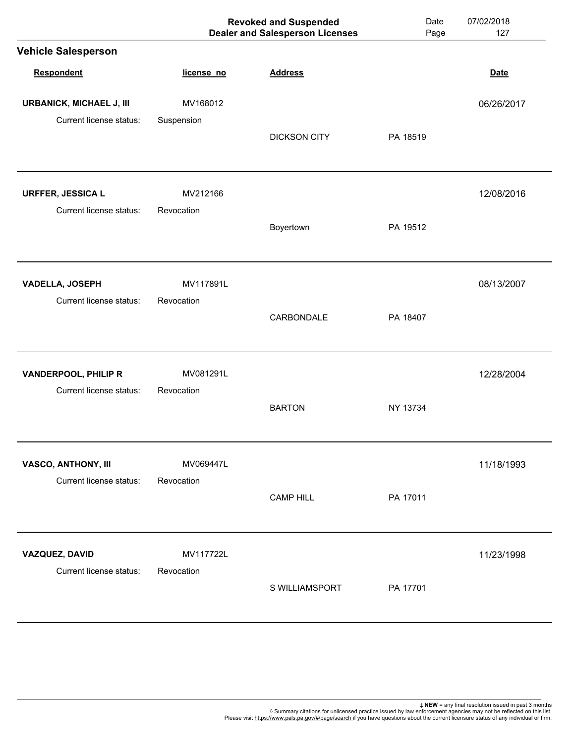## Vehicle Salesperson

| Respondent | license_no | Address | | Date |
|---|---|---|---|---|
| **URBANICK, MICHAEL J, III** | MV168012 | | | 06/26/2017 |
| Current license status: | Suspension | DICKSON CITY | PA 18519 | |
| **URFFER, JESSICA L** | MV212166 | | | 12/08/2016 |
| Current license status: | Revocation | Boyertown | PA 19512 | |
| **VADELLA, JOSEPH** | MV117891L | | | 08/13/2007 |
| Current license status: | Revocation | CARBONDALE | PA 18407 | |
| **VANDERPOOL, PHILIP R** | MV081291L | | | 12/28/2004 |
| Current license status: | Revocation | BARTON | NY 13734 | |
| **VASCO, ANTHONY, III** | MV069447L | | | 11/18/1993 |
| Current license status: | Revocation | CAMP HILL | PA 17011 | |
| **VAZQUEZ, DAVID** | MV117722L | | | 11/23/1998 |
| Current license status: | Revocation | S WILLIAMSPORT | PA 17701 | |

‡ **NEW** = any final resolution issued in past 3 months
◊ Summary citations for unlicensed practice issued by law enforcement agencies may not be reflected on this list.
Please visit https://www.pals.pa.gov/#/page/search if you have questions about the current licensure status of any individual or firm.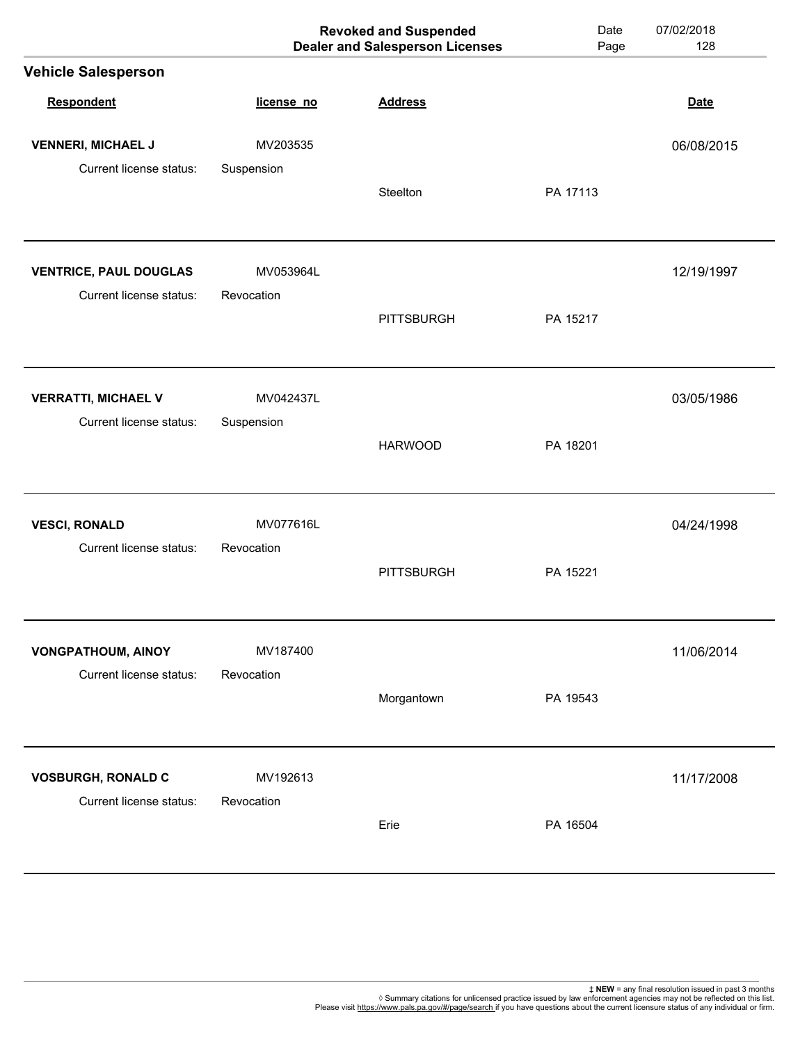## Vehicle Salesperson

| Respondent | license_no | Address | | Date |
|---|---|---|---|---|
| **VENNERI, MICHAEL J** | MV203535 | | | 06/08/2015 |
| Current license status: | Suspension | | | |
| | | Steelton | PA 17113 | |
| **VENTRICE, PAUL DOUGLAS** | MV053964L | | | 12/19/1997 |
| Current license status: | Revocation | | | |
| | | PITTSBURGH | PA 15217 | |
| **VERRATTI, MICHAEL V** | MV042437L | | | 03/05/1986 |
| Current license status: | Suspension | | | |
| | | HARWOOD | PA 18201 | |
| **VESCI, RONALD** | MV077616L | | | 04/24/1998 |
| Current license status: | Revocation | | | |
| | | PITTSBURGH | PA 15221 | |
| **VONGPATHOUM, AINOY** | MV187400 | | | 11/06/2014 |
| Current license status: | Revocation | | | |
| | | Morgantown | PA 19543 | |
| **VOSBURGH, RONALD C** | MV192613 | | | 11/17/2008 |
| Current license status: | Revocation | | | |
| | | Erie | PA 16504 | |

‡ **NEW** = any final resolution issued in past 3 months
◊ Summary citations for unlicensed practice issued by law enforcement agencies may not be reflected on this list.
Please visit https://www.pals.pa.gov/#/page/search if you have questions about the current licensure status of any individual or firm.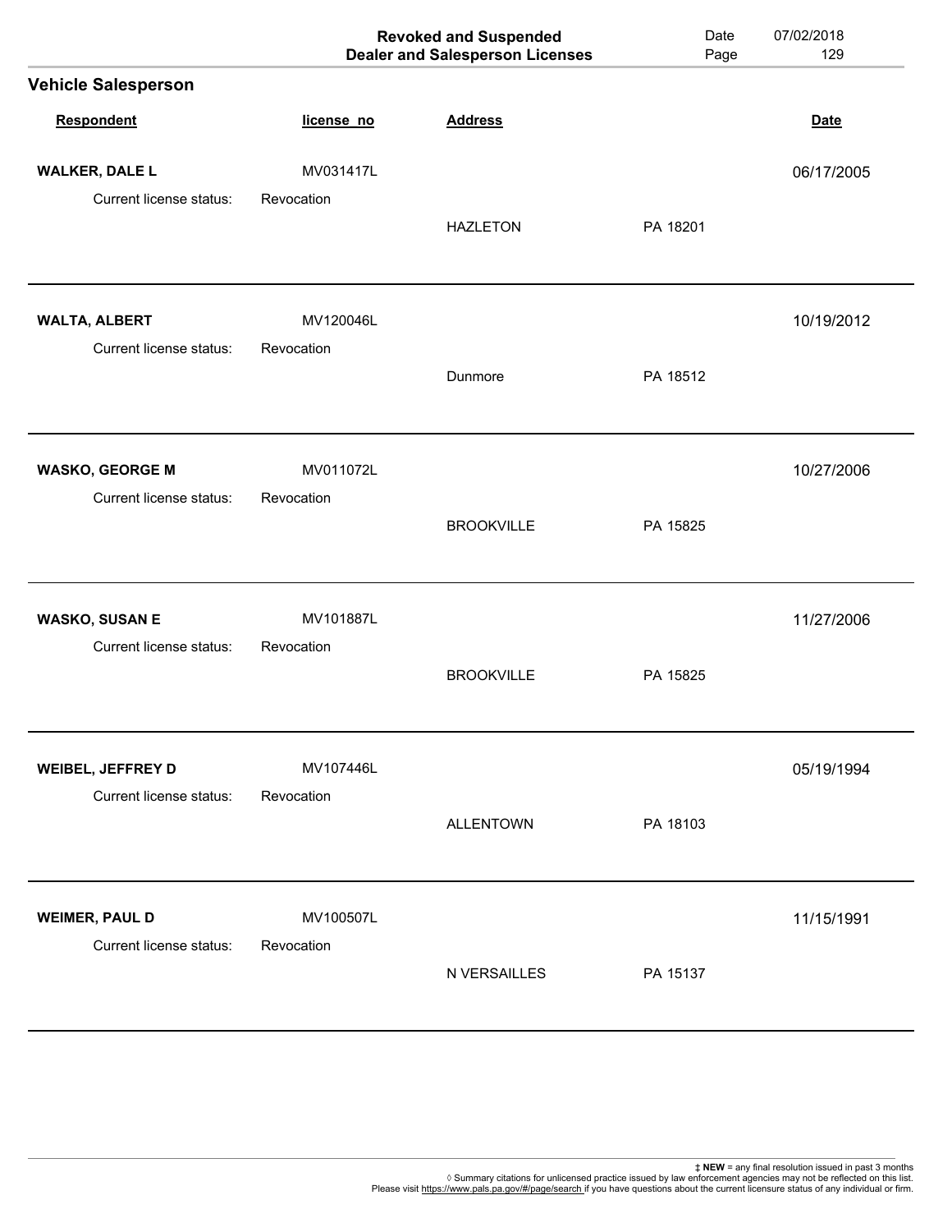## Vehicle Salesperson

| Respondent | license_no | Address | | Date |
|---|---|---|---|---|
| **WALKER, DALE L** | MV031417L | | | 06/17/2005 |
| Current license status: | Revocation | HAZLETON | PA 18201 | |
| **WALTA, ALBERT** | MV120046L | | | 10/19/2012 |
| Current license status: | Revocation | Dunmore | PA 18512 | |
| **WASKO, GEORGE M** | MV011072L | | | 10/27/2006 |
| Current license status: | Revocation | BROOKVILLE | PA 15825 | |
| **WASKO, SUSAN E** | MV101887L | | | 11/27/2006 |
| Current license status: | Revocation | BROOKVILLE | PA 15825 | |
| **WEIBEL, JEFFREY D** | MV107446L | | | 05/19/1994 |
| Current license status: | Revocation | ALLENTOWN | PA 18103 | |
| **WEIMER, PAUL D** | MV100507L | | | 11/15/1991 |
| Current license status: | Revocation | N VERSAILLES | PA 15137 | |

‡ **NEW** = any final resolution issued in past 3 months
◊ Summary citations for unlicensed practice issued by law enforcement agencies may not be reflected on this list.
Please visit https://www.pals.pa.gov/#/page/search if you have questions about the current licensure status of any individual or firm.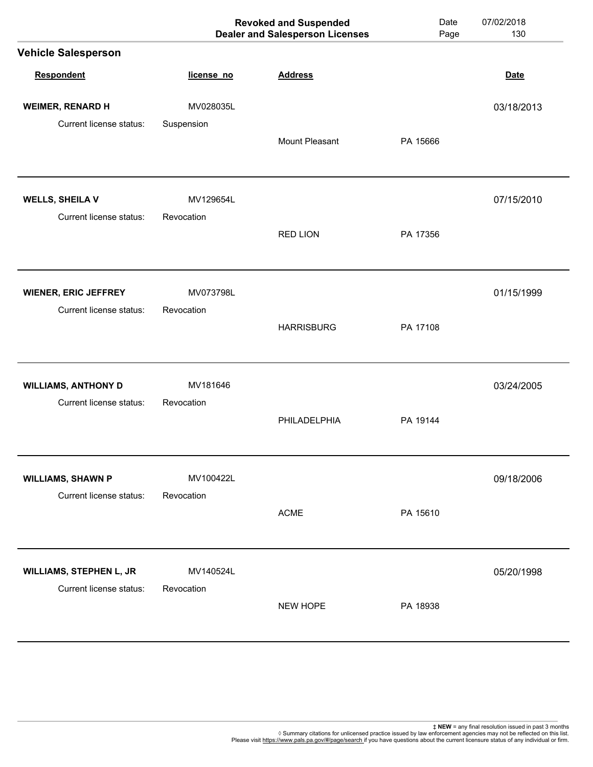## Vehicle Salesperson

| Respondent | license_no | Address | | Date |
|---|---|---|---|---|
| **WEIMER, RENARD H** | MV028035L | | | 03/18/2013 |
| Current license status: | Suspension | Mount Pleasant | PA 15666 | |
| **WELLS, SHEILA V** | MV129654L | | | 07/15/2010 |
| Current license status: | Revocation | RED LION | PA 17356 | |
| **WIENER, ERIC JEFFREY** | MV073798L | | | 01/15/1999 |
| Current license status: | Revocation | HARRISBURG | PA 17108 | |
| **WILLIAMS, ANTHONY D** | MV181646 | | | 03/24/2005 |
| Current license status: | Revocation | PHILADELPHIA | PA 19144 | |
| **WILLIAMS, SHAWN P** | MV100422L | | | 09/18/2006 |
| Current license status: | Revocation | ACME | PA 15610 | |
| **WILLIAMS, STEPHEN L, JR** | MV140524L | | | 05/20/1998 |
| Current license status: | Revocation | NEW HOPE | PA 18938 | |

‡ **NEW** = any final resolution issued in past 3 months
◊ Summary citations for unlicensed practice issued by law enforcement agencies may not be reflected on this list.
Please visit https://www.pals.pa.gov/#/page/search if you have questions about the current licensure status of any individual or firm.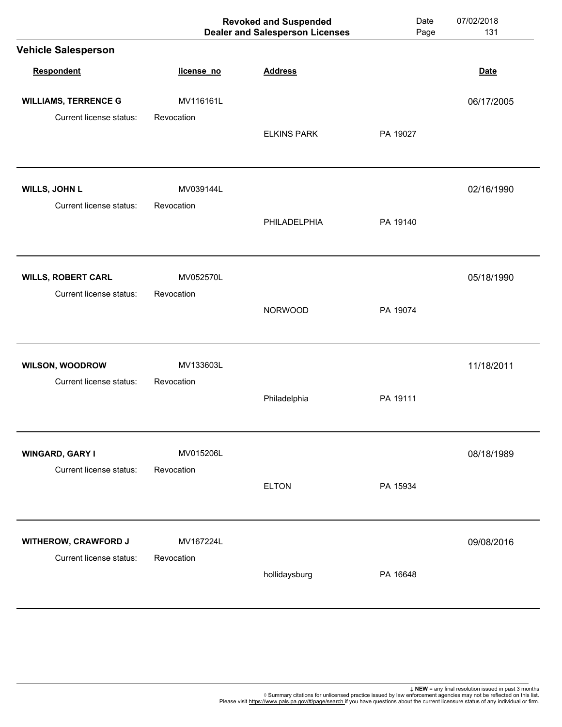## Vehicle Salesperson

| Respondent | license_no | Address | | Date |
|---|---|---|---|---|
| **WILLIAMS, TERRENCE G** | MV116161L | | | 06/17/2005 |
| Current license status: | Revocation | ELKINS PARK | PA 19027 | |
| **WILLS, JOHN L** | MV039144L | | | 02/16/1990 |
| Current license status: | Revocation | PHILADELPHIA | PA 19140 | |
| **WILLS, ROBERT CARL** | MV052570L | | | 05/18/1990 |
| Current license status: | Revocation | NORWOOD | PA 19074 | |
| **WILSON, WOODROW** | MV133603L | | | 11/18/2011 |
| Current license status: | Revocation | Philadelphia | PA 19111 | |
| **WINGARD, GARY I** | MV015206L | | | 08/18/1989 |
| Current license status: | Revocation | ELTON | PA 15934 | |
| **WITHEROW, CRAWFORD J** | MV167224L | | | 09/08/2016 |
| Current license status: | Revocation | hollidaysburg | PA 16648 | |

‡ **NEW** = any final resolution issued in past 3 months
◊ Summary citations for unlicensed practice issued by law enforcement agencies may not be reflected on this list.
Please visit https://www.pals.pa.gov/#/page/search if you have questions about the current licensure status of any individual or firm.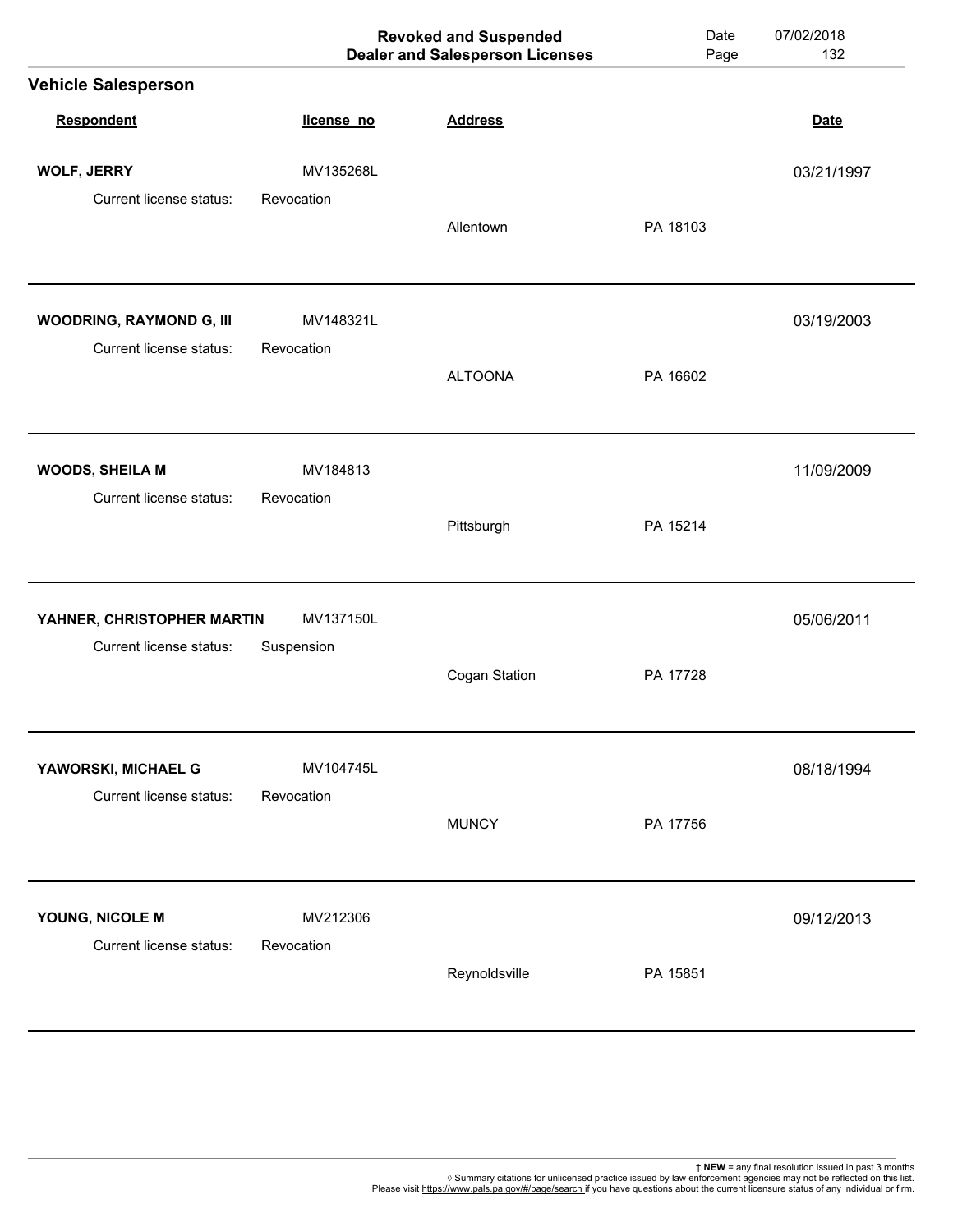## Vehicle Salesperson

| Respondent | license_no | Address | | Date |
| --- | --- | --- | --- | --- |
| **WOLF, JERRY** | MV135268L | | | 03/21/1997 |
| Current license status: | Revocation | Allentown | PA 18103 | |
| **WOODRING, RAYMOND G, III** | MV148321L | | | 03/19/2003 |
| Current license status: | Revocation | ALTOONA | PA 16602 | |
| **WOODS, SHEILA M** | MV184813 | | | 11/09/2009 |
| Current license status: | Revocation | Pittsburgh | PA 15214 | |
| **YAHNER, CHRISTOPHER MARTIN** | MV137150L | | | 05/06/2011 |
| Current license status: | Suspension | Cogan Station | PA 17728 | |
| **YAWORSKI, MICHAEL G** | MV104745L | | | 08/18/1994 |
| Current license status: | Revocation | MUNCY | PA 17756 | |
| **YOUNG, NICOLE M** | MV212306 | | | 09/12/2013 |
| Current license status: | Revocation | Reynoldsville | PA 15851 | |

‡ **NEW** = any final resolution issued in past 3 months
◊ Summary citations for unlicensed practice issued by law enforcement agencies may not be reflected on this list.
Please visit https://www.pals.pa.gov/#/page/search if you have questions about the current licensure status of any individual or firm.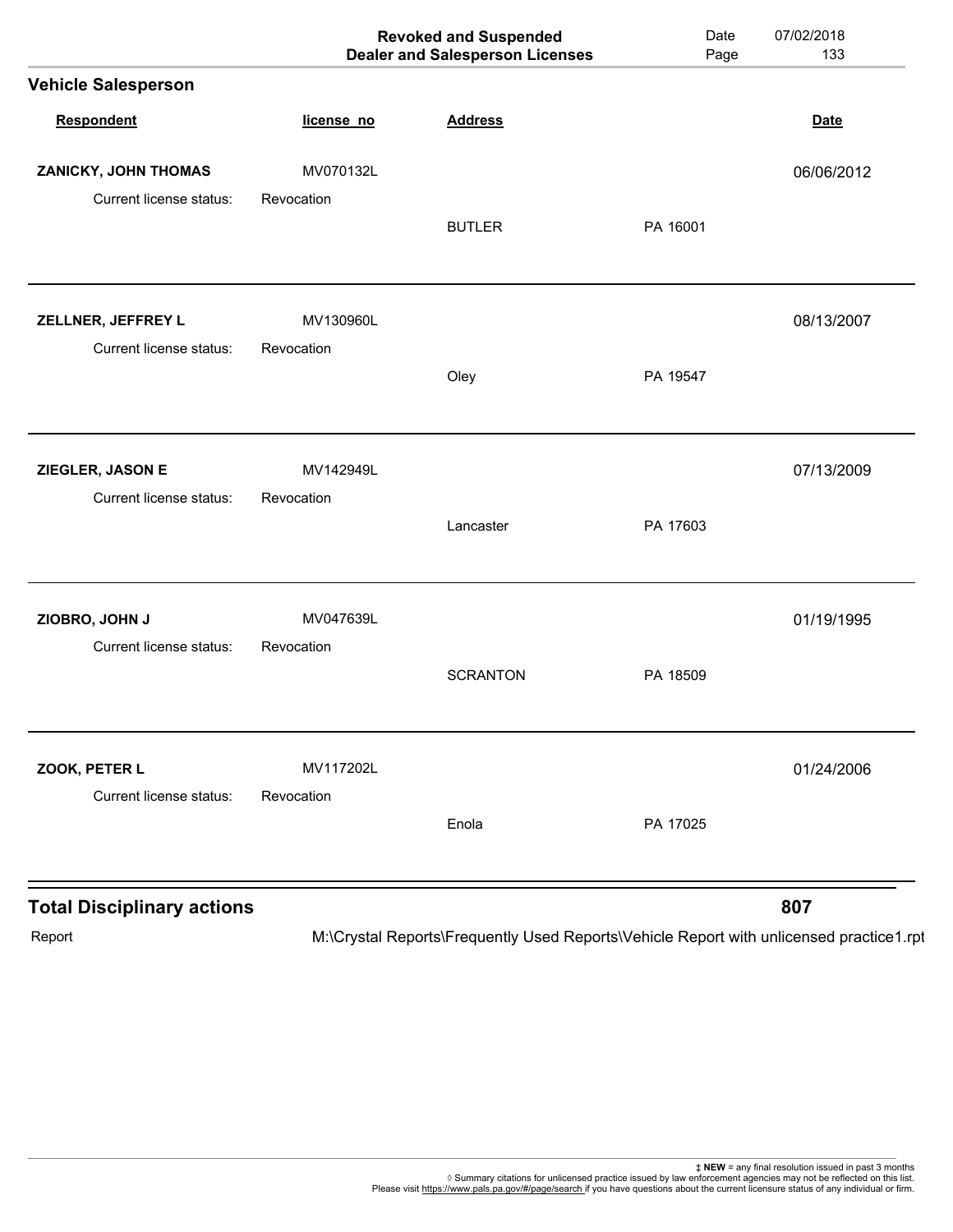## Vehicle Salesperson

| Respondent | license_no | Address | | Date |
|---|---|---|---|---|
| **ZANICKY, JOHN THOMAS** | MV070132L | | | 06/06/2012 |
| Current license status: | Revocation | | | |
| | | BUTLER | PA 16001 | |
| **ZELLNER, JEFFREY L** | MV130960L | | | 08/13/2007 |
| Current license status: | Revocation | | | |
| | | Oley | PA 19547 | |
| **ZIEGLER, JASON E** | MV142949L | | | 07/13/2009 |
| Current license status: | Revocation | | | |
| | | Lancaster | PA 17603 | |
| **ZIOBRO, JOHN J** | MV047639L | | | 01/19/1995 |
| Current license status: | Revocation | | | |
| | | SCRANTON | PA 18509 | |
| **ZOOK, PETER L** | MV117202L | | | 01/24/2006 |
| Current license status: | Revocation | | | |
| | | Enola | PA 17025 | |

## Total Disciplinary actions **807**

Report M:\Crystal Reports\Frequently Used Reports\Vehicle Report with unlicensed practice1.rpt

‡ **NEW** = any final resolution issued in past 3 months
◊ Summary citations for unlicensed practice issued by law enforcement agencies may not be reflected on this list.
Please visit https://www.pals.pa.gov/#/page/search if you have questions about the current licensure status of any individual or firm.